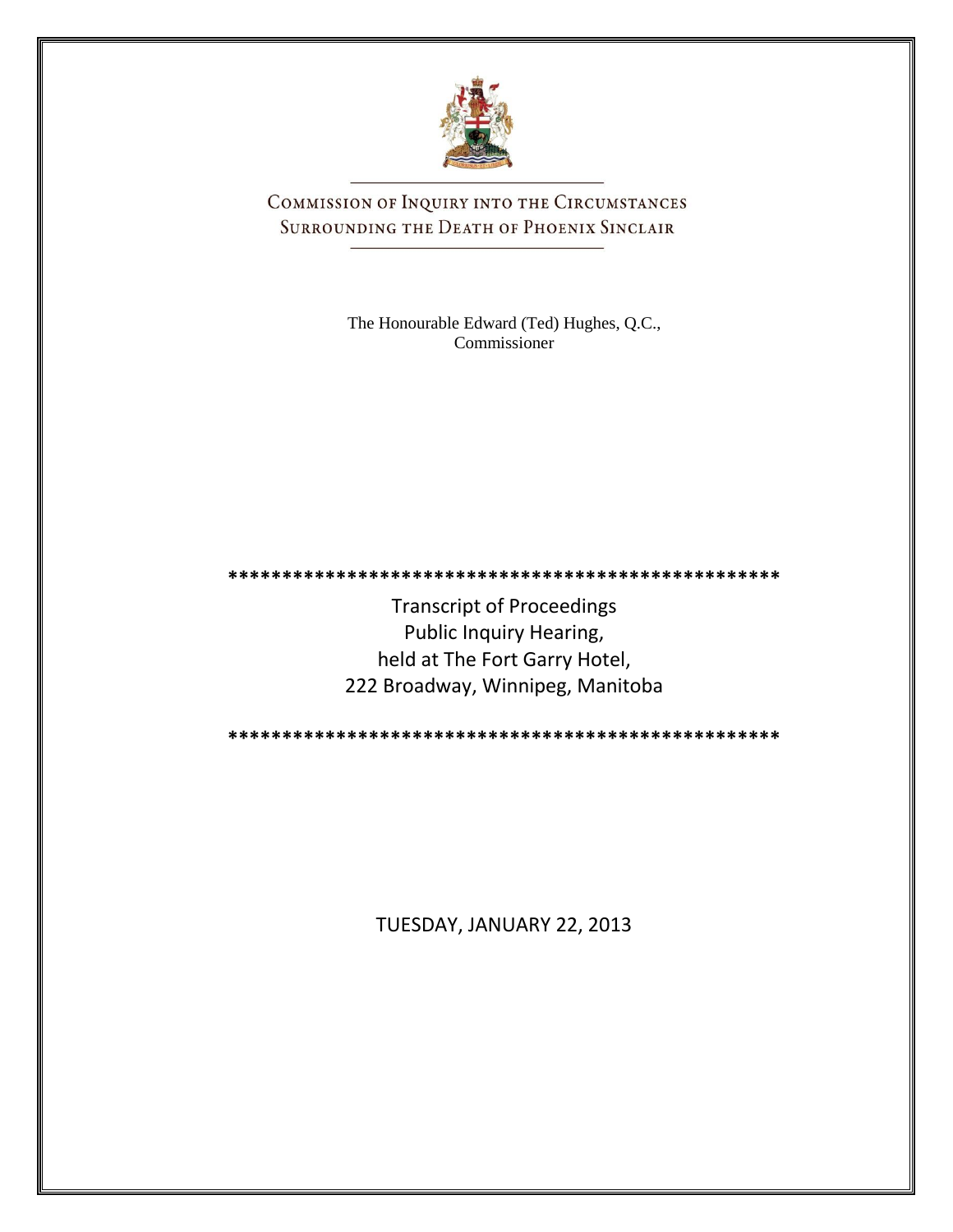# COMMISSION OF INQUIRY INTO THE CIRCUMSTANCES SURROUNDING THE DEATH OF PHOENIX SINCLAIR

The Honourable Edward (Ted) Hughes, Q.C.,
Commissioner

\*\*\*\*\*\*\*\*\*\*\*\*\*\*\*\*\*\*\*\*\*\*\*\*\*\*\*\*\*\*\*\*\*\*\*\*\*\*\*\*\*\*\*\*\*\*\*\*\*\*\*\*

Transcript of Proceedings
Public Inquiry Hearing,
held at The Fort Garry Hotel,
222 Broadway, Winnipeg, Manitoba

\*\*\*\*\*\*\*\*\*\*\*\*\*\*\*\*\*\*\*\*\*\*\*\*\*\*\*\*\*\*\*\*\*\*\*\*\*\*\*\*\*\*\*\*\*\*\*\*\*\*\*\*

TUESDAY, JANUARY 22, 2013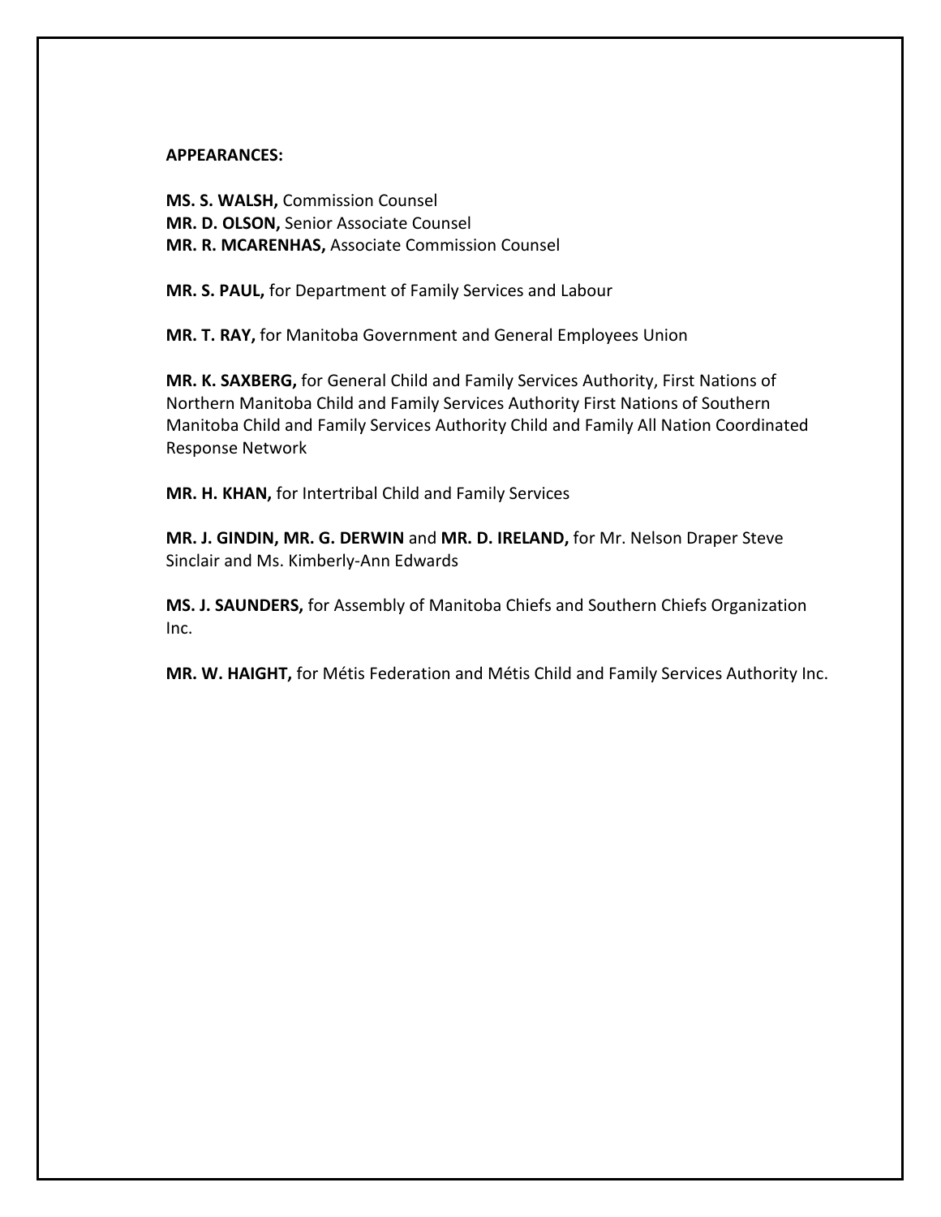**APPEARANCES:**

**MS. S. WALSH,** Commission Counsel
**MR. D. OLSON,** Senior Associate Counsel
**MR. R. MCARENHAS,** Associate Commission Counsel

**MR. S. PAUL,** for Department of Family Services and Labour

**MR. T. RAY,** for Manitoba Government and General Employees Union

**MR. K. SAXBERG,** for General Child and Family Services Authority, First Nations of Northern Manitoba Child and Family Services Authority First Nations of Southern Manitoba Child and Family Services Authority Child and Family All Nation Coordinated Response Network

**MR. H. KHAN,** for Intertribal Child and Family Services

**MR. J. GINDIN, MR. G. DERWIN** and **MR. D. IRELAND,** for Mr. Nelson Draper Steve Sinclair and Ms. Kimberly-Ann Edwards

**MS. J. SAUNDERS,** for Assembly of Manitoba Chiefs and Southern Chiefs Organization Inc.

**MR. W. HAIGHT,** for Métis Federation and Métis Child and Family Services Authority Inc.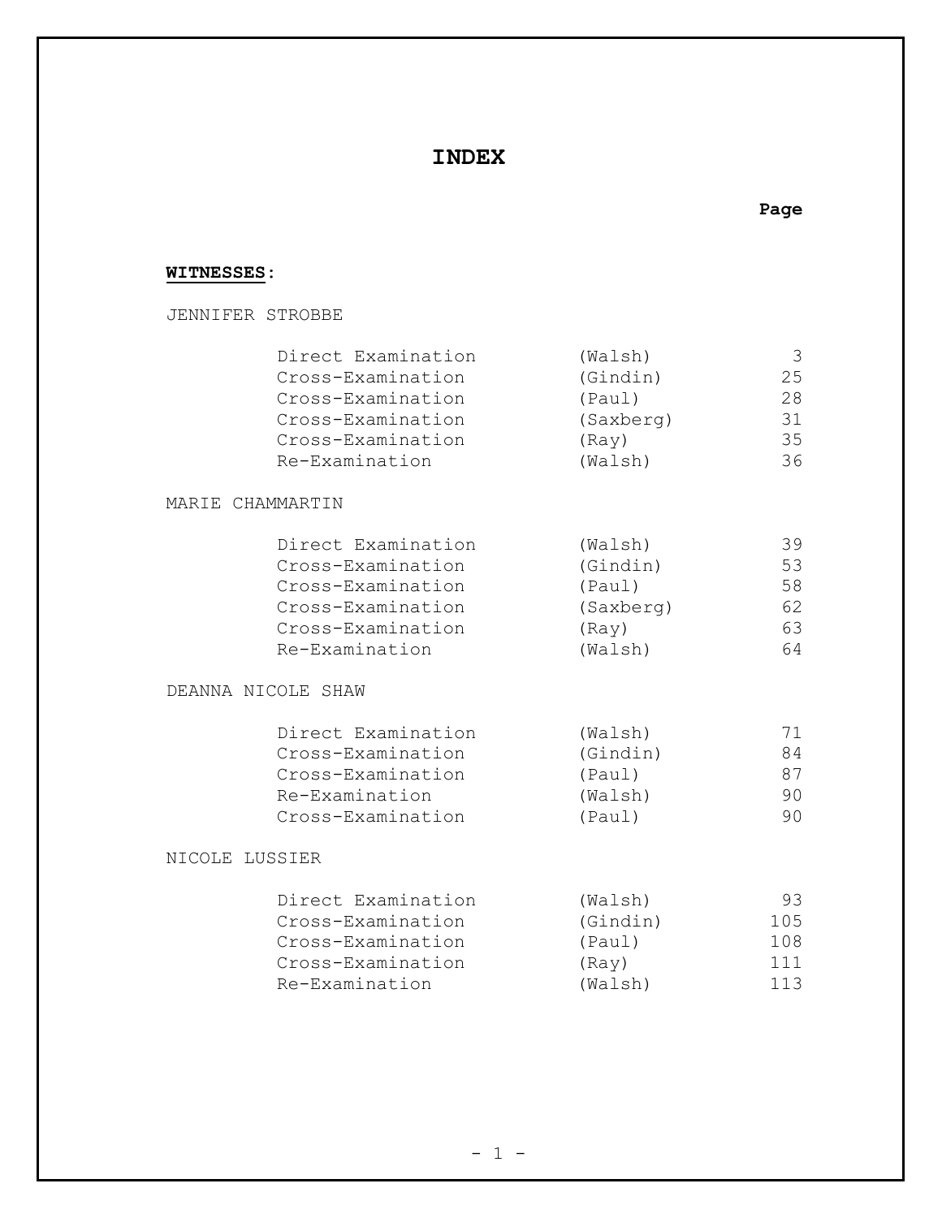# INDEX

**WITNESSES**:

| | | Page |
|---|---|---|
| **JENNIFER STROBBE** | | |
| Direct Examination | (Walsh) | 3 |
| Cross-Examination | (Gindin) | 25 |
| Cross-Examination | (Paul) | 28 |
| Cross-Examination | (Saxberg) | 31 |
| Cross-Examination | (Ray) | 35 |
| Re-Examination | (Walsh) | 36 |
| **MARIE CHAMMARTIN** | | |
| Direct Examination | (Walsh) | 39 |
| Cross-Examination | (Gindin) | 53 |
| Cross-Examination | (Paul) | 58 |
| Cross-Examination | (Saxberg) | 62 |
| Cross-Examination | (Ray) | 63 |
| Re-Examination | (Walsh) | 64 |
| **DEANNA NICOLE SHAW** | | |
| Direct Examination | (Walsh) | 71 |
| Cross-Examination | (Gindin) | 84 |
| Cross-Examination | (Paul) | 87 |
| Re-Examination | (Walsh) | 90 |
| Cross-Examination | (Paul) | 90 |
| **NICOLE LUSSIER** | | |
| Direct Examination | (Walsh) | 93 |
| Cross-Examination | (Gindin) | 105 |
| Cross-Examination | (Paul) | 108 |
| Cross-Examination | (Ray) | 111 |
| Re-Examination | (Walsh) | 113 |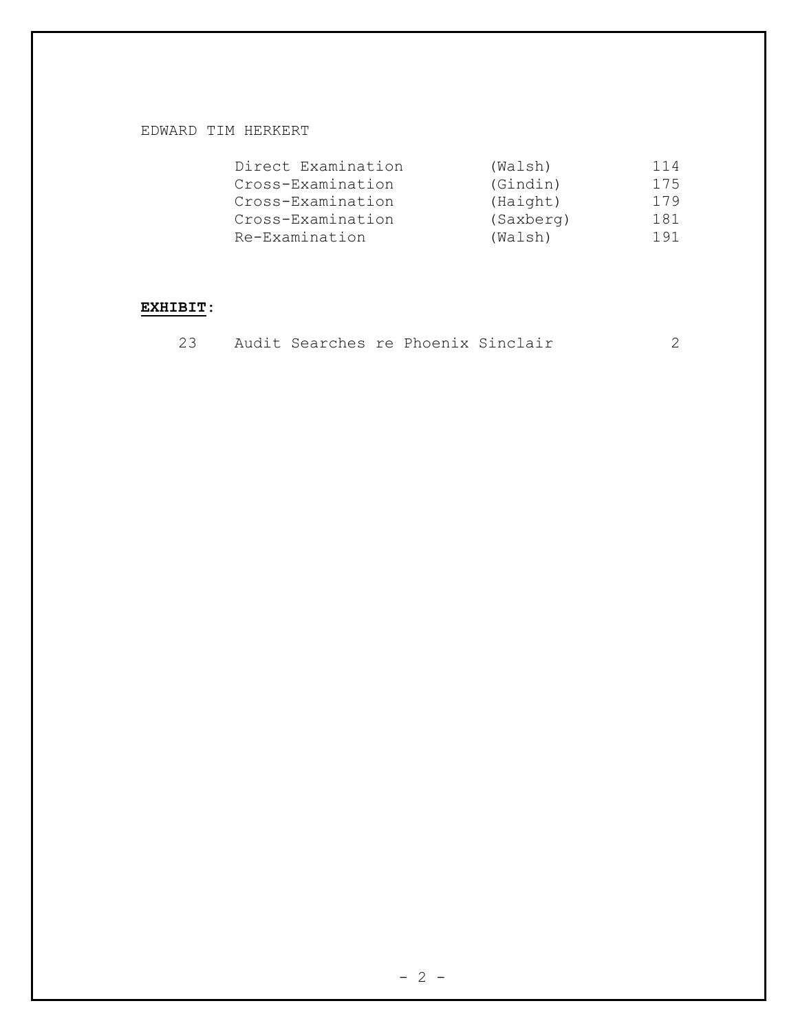EDWARD TIM HERKERT

| | | |
|---|---|---|
| Direct Examination | (Walsh) | 114 |
| Cross-Examination | (Gindin) | 175 |
| Cross-Examination | (Haight) | 179 |
| Cross-Examination | (Saxberg) | 181 |
| Re-Examination | (Walsh) | 191 |

**EXHIBIT**:

| | | |
|---|---|---|
| 23 | Audit Searches re Phoenix Sinclair | 2 |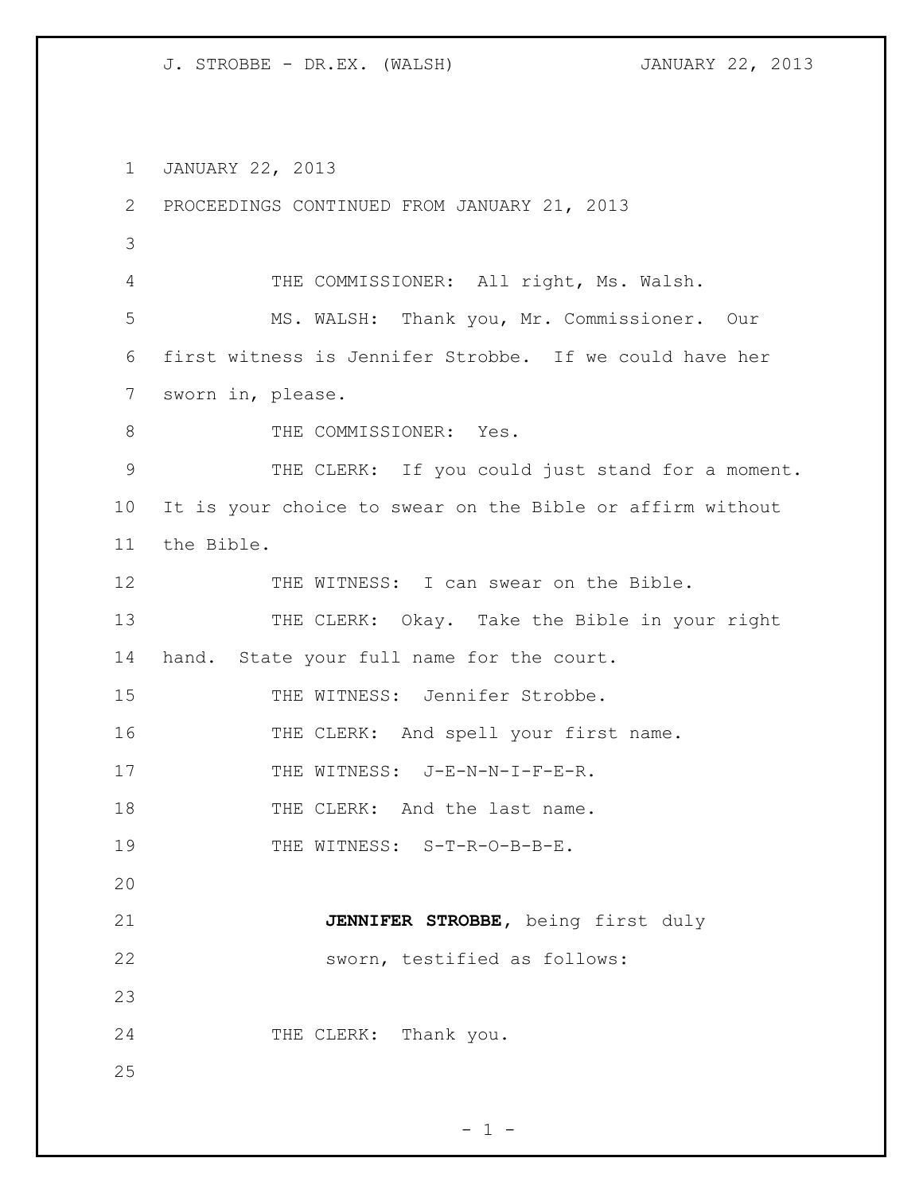JANUARY 22, 2013

PROCEEDINGS CONTINUED FROM JANUARY 21, 2013

THE COMMISSIONER: All right, Ms. Walsh.

MS. WALSH: Thank you, Mr. Commissioner. Our first witness is Jennifer Strobbe. If we could have her sworn in, please.

THE COMMISSIONER: Yes.

THE CLERK: If you could just stand for a moment. It is your choice to swear on the Bible or affirm without the Bible.

THE WITNESS: I can swear on the Bible.

THE CLERK: Okay. Take the Bible in your right hand. State your full name for the court.

THE WITNESS: Jennifer Strobbe.

THE CLERK: And spell your first name.

THE WITNESS: J-E-N-N-I-F-E-R.

THE CLERK: And the last name.

THE WITNESS: S-T-R-O-B-B-E.

**JENNIFER STROBBE**, being first duly sworn, testified as follows:

THE CLERK: Thank you.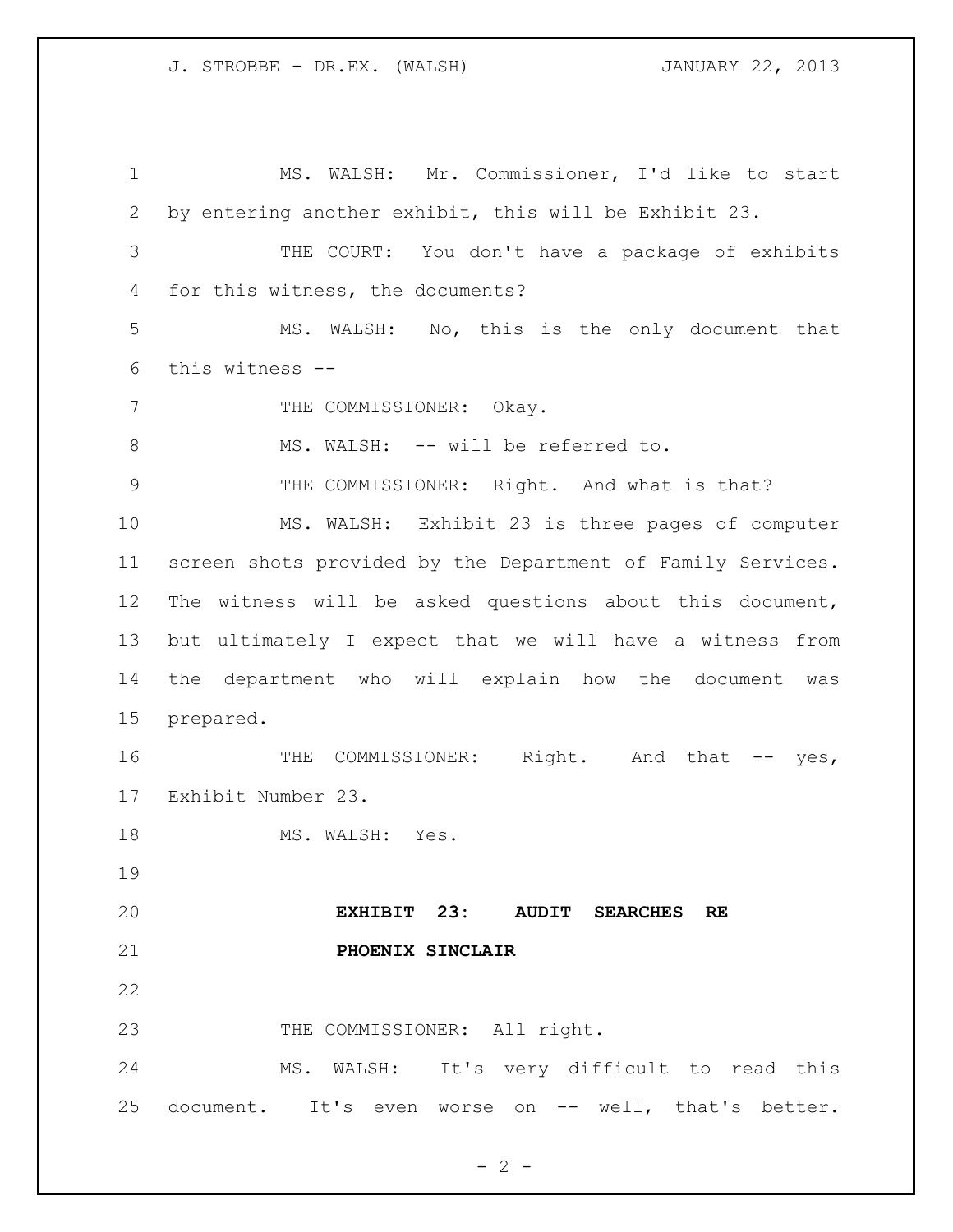MS. WALSH: Mr. Commissioner, I'd like to start by entering another exhibit, this will be Exhibit 23.

THE COURT: You don't have a package of exhibits for this witness, the documents?

MS. WALSH: No, this is the only document that this witness --

THE COMMISSIONER: Okay.

MS. WALSH: -- will be referred to.

THE COMMISSIONER: Right. And what is that?

MS. WALSH: Exhibit 23 is three pages of computer screen shots provided by the Department of Family Services. The witness will be asked questions about this document, but ultimately I expect that we will have a witness from the department who will explain how the document was prepared.

THE COMMISSIONER: Right. And that -- yes, Exhibit Number 23.

MS. WALSH: Yes.

**EXHIBIT 23: AUDIT SEARCHES RE PHOENIX SINCLAIR**

THE COMMISSIONER: All right.

MS. WALSH: It's very difficult to read this document. It's even worse on -- well, that's better.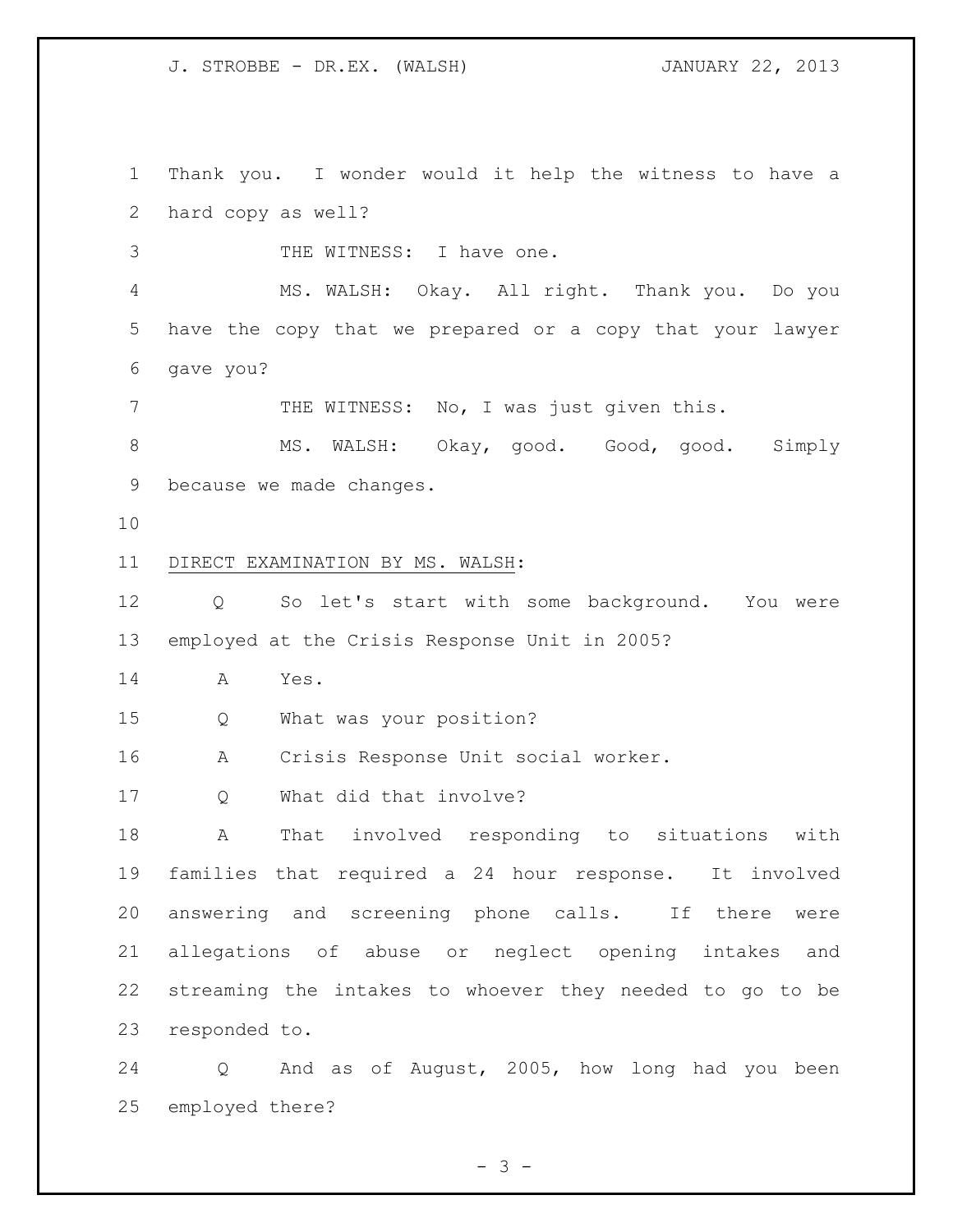Thank you. I wonder would it help the witness to have a hard copy as well?

THE WITNESS: I have one.

MS. WALSH: Okay. All right. Thank you. Do you have the copy that we prepared or a copy that your lawyer gave you?

THE WITNESS: No, I was just given this.

MS. WALSH: Okay, good. Good, good. Simply because we made changes.

DIRECT EXAMINATION BY MS. WALSH:

Q So let's start with some background. You were employed at the Crisis Response Unit in 2005?

A Yes.

Q What was your position?

A Crisis Response Unit social worker.

Q What did that involve?

A That involved responding to situations with families that required a 24 hour response. It involved answering and screening phone calls. If there were allegations of abuse or neglect opening intakes and streaming the intakes to whoever they needed to go to be responded to.

Q And as of August, 2005, how long had you been employed there?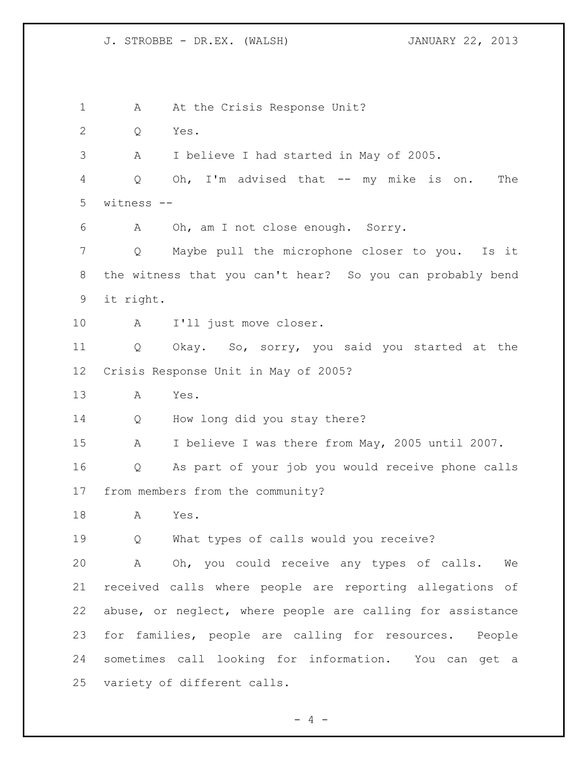A At the Crisis Response Unit?

Q Yes.

A I believe I had started in May of 2005.

Q Oh, I'm advised that -- my mike is on. The witness --

A Oh, am I not close enough. Sorry.

Q Maybe pull the microphone closer to you. Is it the witness that you can't hear? So you can probably bend it right.

A I'll just move closer.

Q Okay. So, sorry, you said you started at the Crisis Response Unit in May of 2005?

A Yes.

Q How long did you stay there?

A I believe I was there from May, 2005 until 2007.

Q As part of your job you would receive phone calls from members from the community?

A Yes.

Q What types of calls would you receive?

A Oh, you could receive any types of calls. We received calls where people are reporting allegations of abuse, or neglect, where people are calling for assistance for families, people are calling for resources. People sometimes call looking for information. You can get a variety of different calls.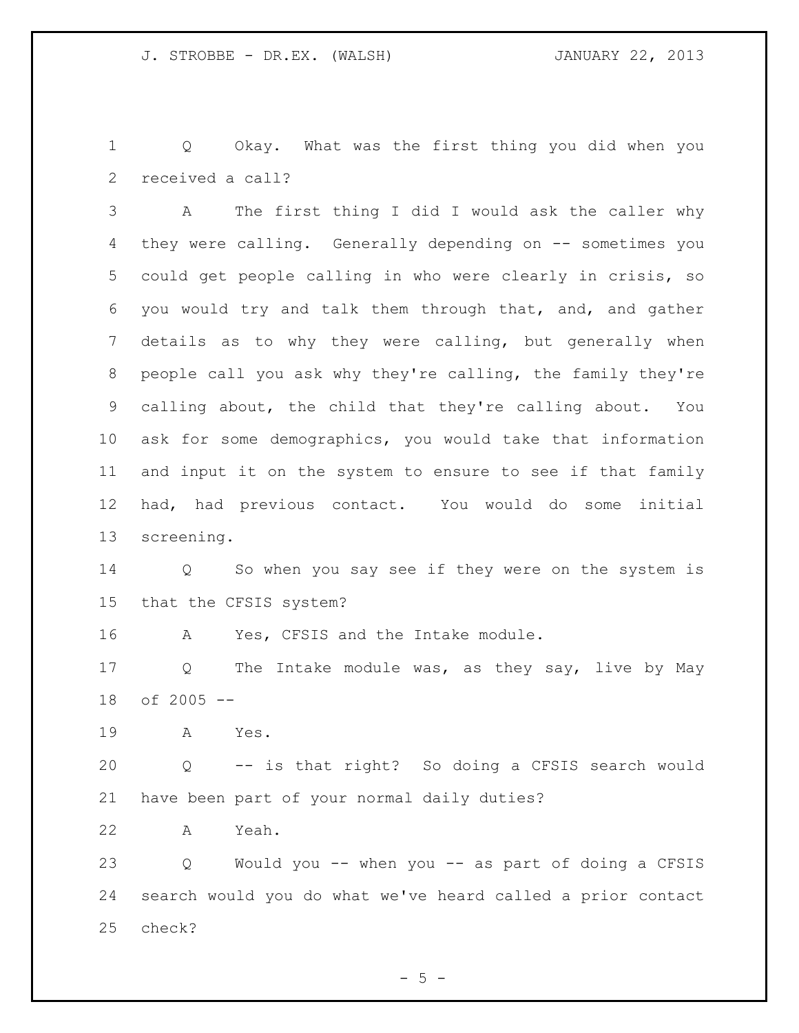Q Okay. What was the first thing you did when you received a call?

A The first thing I did I would ask the caller why they were calling. Generally depending on -- sometimes you could get people calling in who were clearly in crisis, so you would try and talk them through that, and, and gather details as to why they were calling, but generally when people call you ask why they're calling, the family they're calling about, the child that they're calling about. You ask for some demographics, you would take that information and input it on the system to ensure to see if that family had, had previous contact. You would do some initial screening.

Q So when you say see if they were on the system is that the CFSIS system?

A Yes, CFSIS and the Intake module.

Q The Intake module was, as they say, live by May of 2005 --

A Yes.

Q -- is that right? So doing a CFSIS search would have been part of your normal daily duties?

A Yeah.

Q Would you -- when you -- as part of doing a CFSIS search would you do what we've heard called a prior contact check?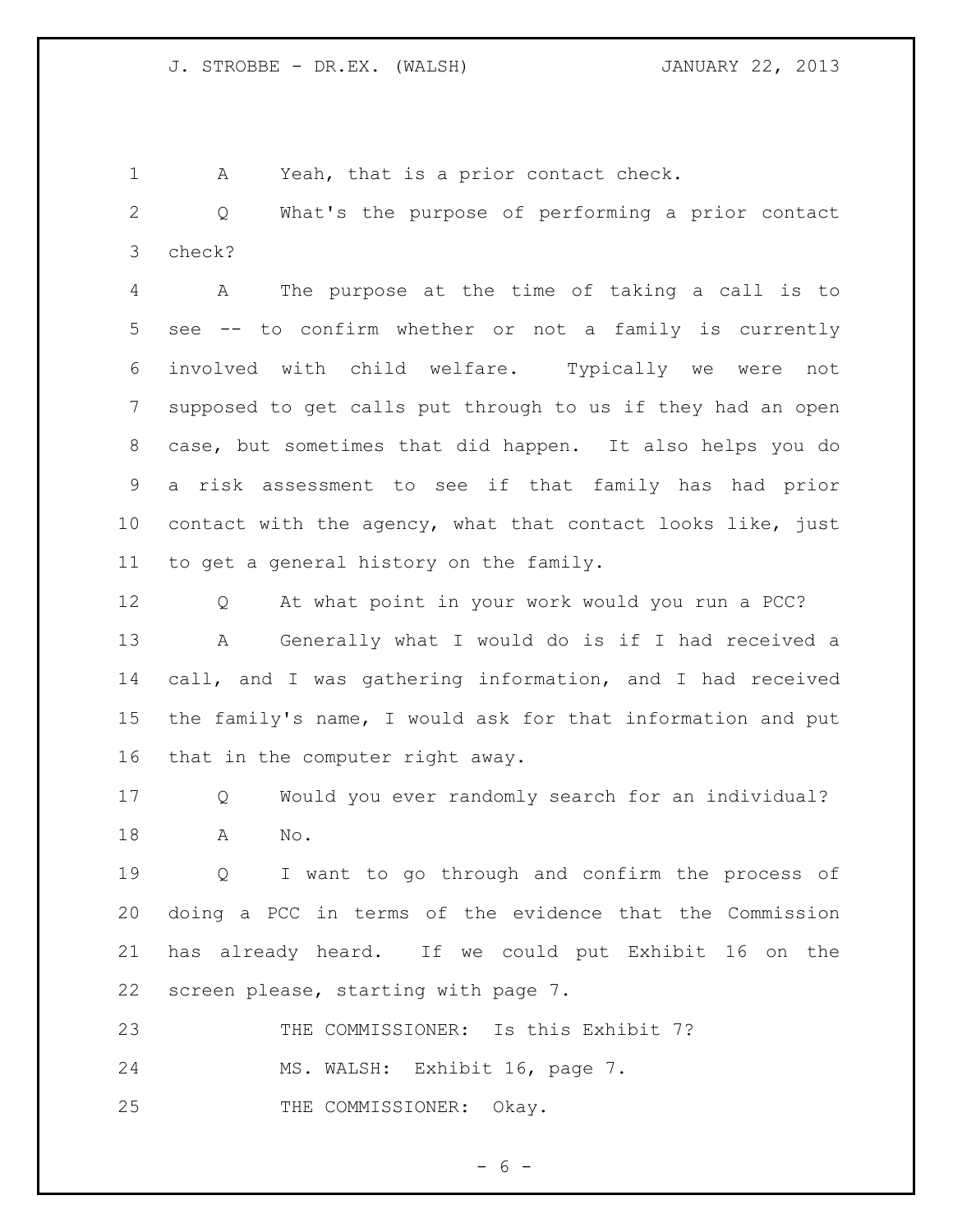A Yeah, that is a prior contact check.

Q What's the purpose of performing a prior contact check?

A The purpose at the time of taking a call is to see -- to confirm whether or not a family is currently involved with child welfare. Typically we were not supposed to get calls put through to us if they had an open case, but sometimes that did happen. It also helps you do a risk assessment to see if that family has had prior contact with the agency, what that contact looks like, just to get a general history on the family.

Q At what point in your work would you run a PCC?

A Generally what I would do is if I had received a call, and I was gathering information, and I had received the family's name, I would ask for that information and put that in the computer right away.

Q Would you ever randomly search for an individual?

A No.

Q I want to go through and confirm the process of doing a PCC in terms of the evidence that the Commission has already heard. If we could put Exhibit 16 on the screen please, starting with page 7.

THE COMMISSIONER: Is this Exhibit 7?

MS. WALSH: Exhibit 16, page 7.

THE COMMISSIONER: Okay.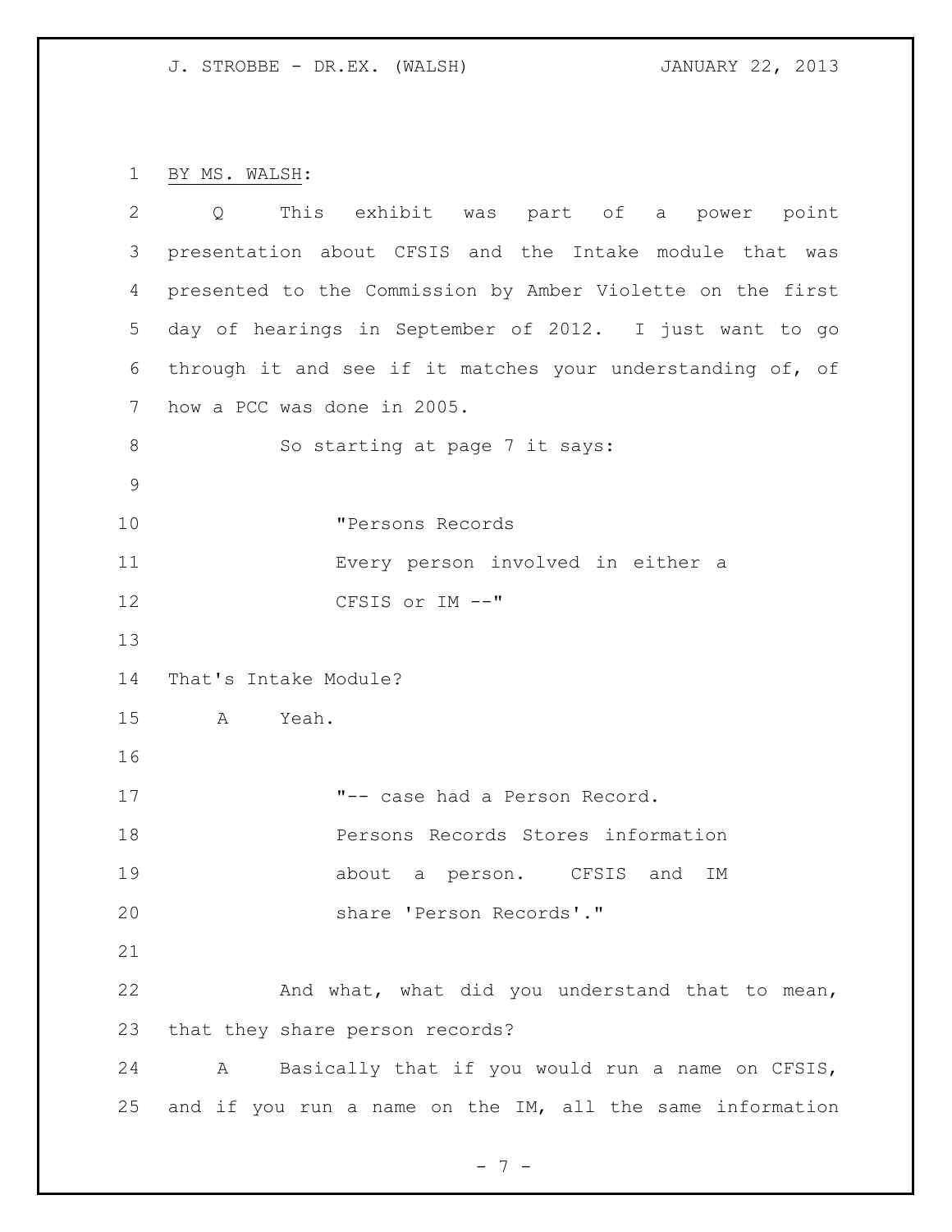BY MS. WALSH:

Q This exhibit was part of a power point presentation about CFSIS and the Intake module that was presented to the Commission by Amber Violette on the first day of hearings in September of 2012. I just want to go through it and see if it matches your understanding of, of how a PCC was done in 2005.

So starting at page 7 it says:

> "Persons Records
> Every person involved in either a CFSIS or IM --"

That's Intake Module?

A Yeah.

> "-- case had a Person Record.
> Persons Records Stores information about a person. CFSIS and IM share 'Person Records'."

And what, what did you understand that to mean, that they share person records?

A Basically that if you would run a name on CFSIS, and if you run a name on the IM, all the same information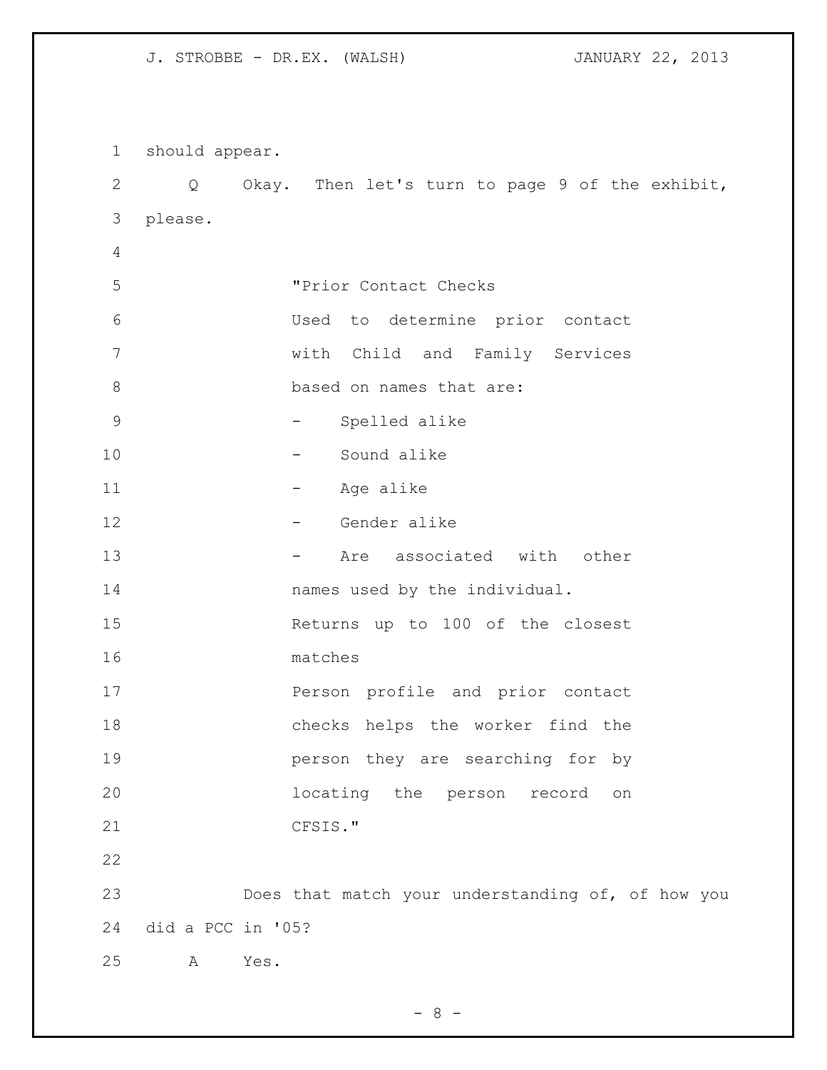should appear.

Q Okay. Then let's turn to page 9 of the exhibit, please.

> "Prior Contact Checks
> Used to determine prior contact with Child and Family Services based on names that are:
> - Spelled alike
> - Sound alike
> - Age alike
> - Gender alike
> - Are associated with other names used by the individual.
>
> Returns up to 100 of the closest matches
> Person profile and prior contact checks helps the worker find the person they are searching for by locating the person record on CFSIS."

Does that match your understanding of, of how you did a PCC in '05?

A Yes.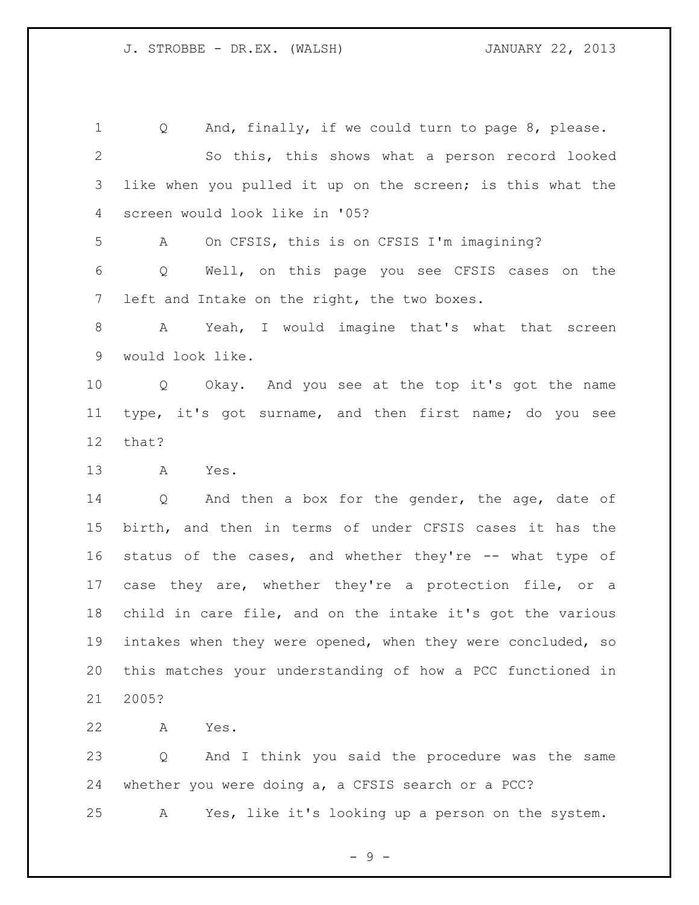Q And, finally, if we could turn to page 8, please. So this, this shows what a person record looked like when you pulled it up on the screen; is this what the screen would look like in '05?

A On CFSIS, this is on CFSIS I'm imagining?

Q Well, on this page you see CFSIS cases on the left and Intake on the right, the two boxes.

A Yeah, I would imagine that's what that screen would look like.

Q Okay. And you see at the top it's got the name type, it's got surname, and then first name; do you see that?

A Yes.

Q And then a box for the gender, the age, date of birth, and then in terms of under CFSIS cases it has the status of the cases, and whether they're -- what type of case they are, whether they're a protection file, or a child in care file, and on the intake it's got the various intakes when they were opened, when they were concluded, so this matches your understanding of how a PCC functioned in 2005?

A Yes.

Q And I think you said the procedure was the same whether you were doing a, a CFSIS search or a PCC?

A Yes, like it's looking up a person on the system.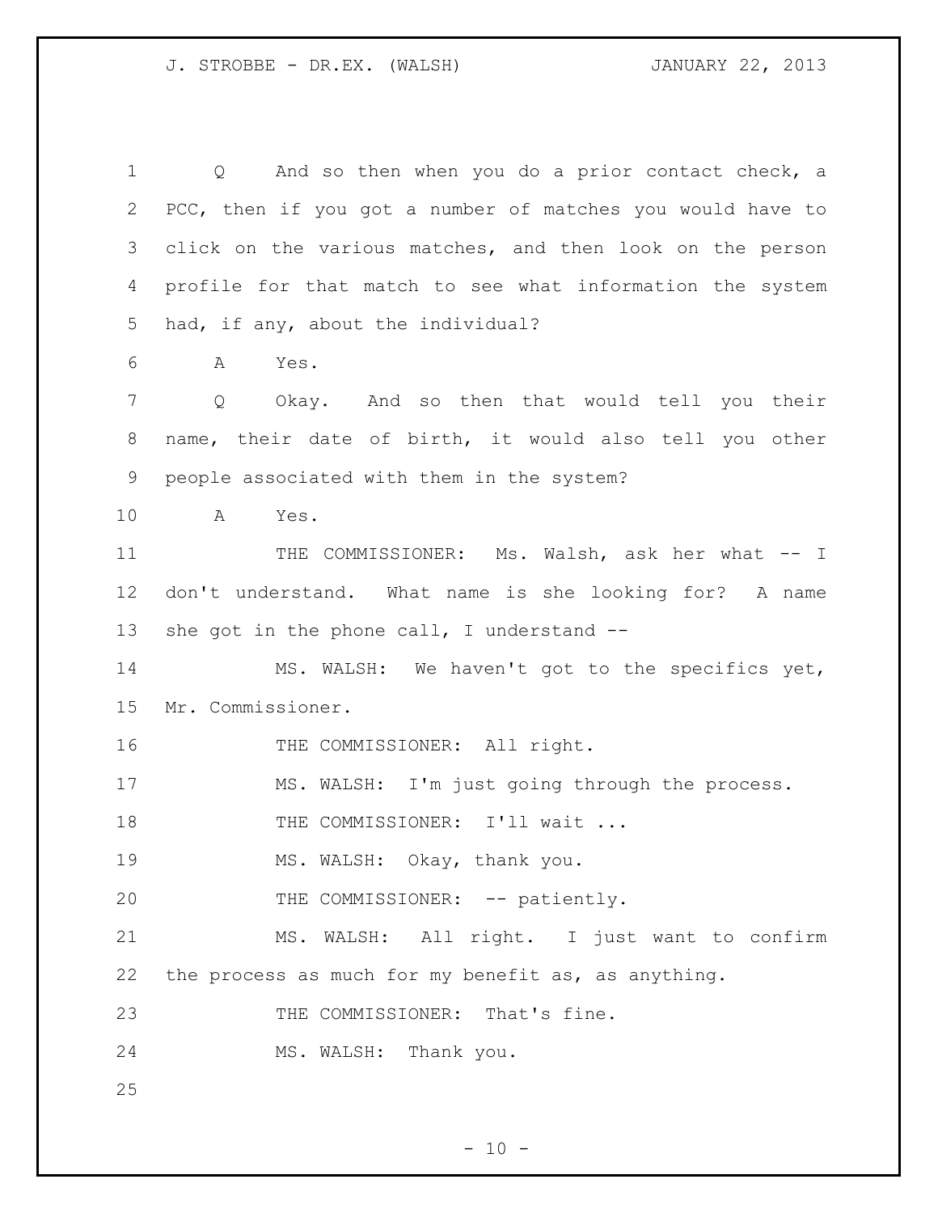Q And so then when you do a prior contact check, a PCC, then if you got a number of matches you would have to click on the various matches, and then look on the person profile for that match to see what information the system had, if any, about the individual?

A Yes.

Q Okay. And so then that would tell you their name, their date of birth, it would also tell you other people associated with them in the system?

A Yes.

THE COMMISSIONER: Ms. Walsh, ask her what -- I don't understand. What name is she looking for? A name she got in the phone call, I understand --

MS. WALSH: We haven't got to the specifics yet, Mr. Commissioner.

THE COMMISSIONER: All right.

MS. WALSH: I'm just going through the process.

THE COMMISSIONER: I'll wait ...

MS. WALSH: Okay, thank you.

THE COMMISSIONER: -- patiently.

MS. WALSH: All right. I just want to confirm the process as much for my benefit as, as anything.

THE COMMISSIONER: That's fine.

MS. WALSH: Thank you.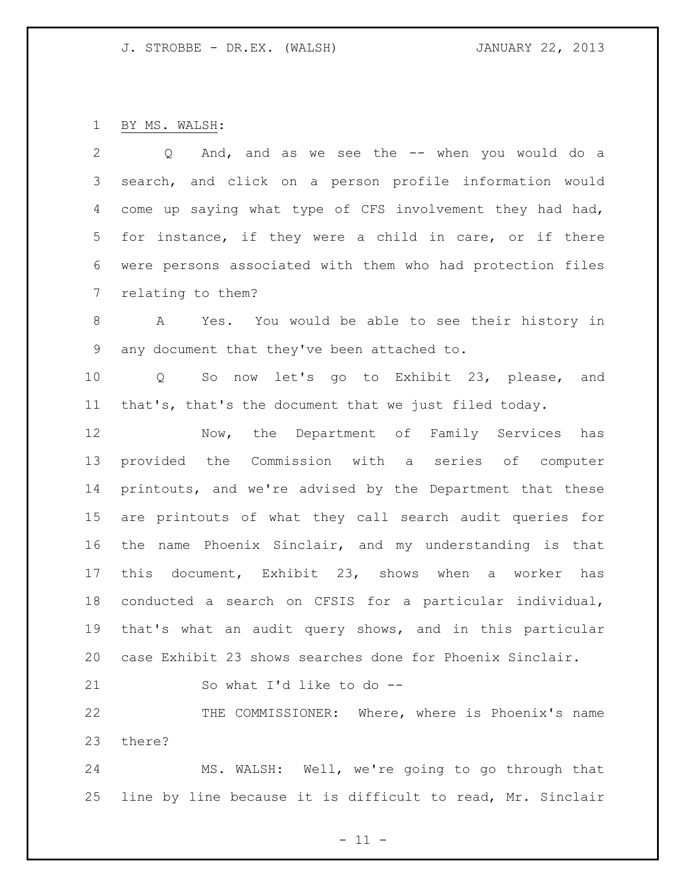BY MS. WALSH:

Q And, and as we see the -- when you would do a search, and click on a person profile information would come up saying what type of CFS involvement they had had, for instance, if they were a child in care, or if there were persons associated with them who had protection files relating to them?

A Yes. You would be able to see their history in any document that they've been attached to.

Q So now let's go to Exhibit 23, please, and that's, that's the document that we just filed today.

Now, the Department of Family Services has provided the Commission with a series of computer printouts, and we're advised by the Department that these are printouts of what they call search audit queries for the name Phoenix Sinclair, and my understanding is that this document, Exhibit 23, shows when a worker has conducted a search on CFSIS for a particular individual, that's what an audit query shows, and in this particular case Exhibit 23 shows searches done for Phoenix Sinclair.

So what I'd like to do --

THE COMMISSIONER: Where, where is Phoenix's name there?

MS. WALSH: Well, we're going to go through that line by line because it is difficult to read, Mr. Sinclair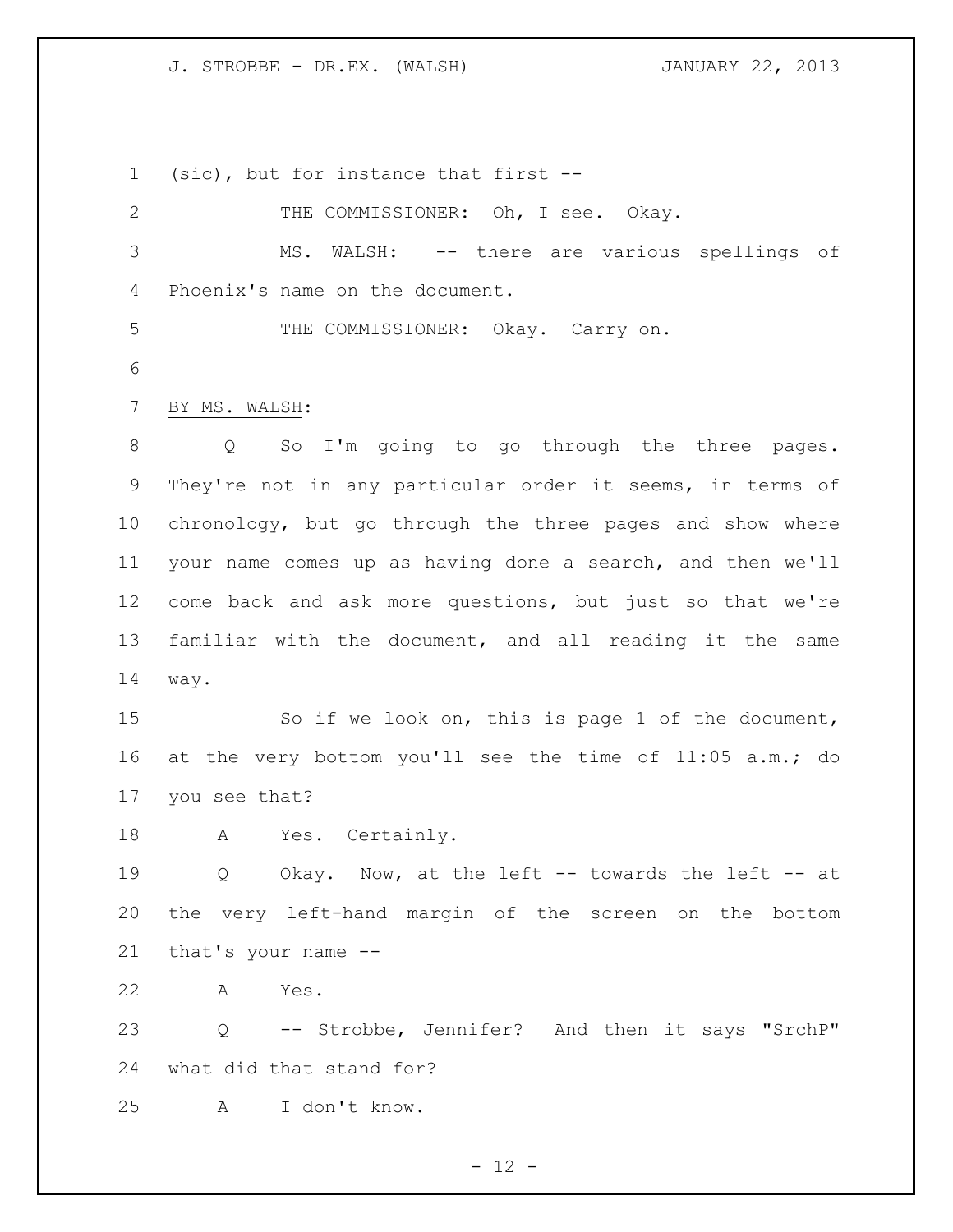(sic), but for instance that first --

THE COMMISSIONER: Oh, I see. Okay.

MS. WALSH: -- there are various spellings of Phoenix's name on the document.

THE COMMISSIONER: Okay. Carry on.

BY MS. WALSH:

Q So I'm going to go through the three pages. They're not in any particular order it seems, in terms of chronology, but go through the three pages and show where your name comes up as having done a search, and then we'll come back and ask more questions, but just so that we're familiar with the document, and all reading it the same way.

So if we look on, this is page 1 of the document, at the very bottom you'll see the time of 11:05 a.m.; do you see that?

A Yes. Certainly.

Q Okay. Now, at the left -- towards the left -- at the very left-hand margin of the screen on the bottom that's your name --

A Yes.

Q -- Strobbe, Jennifer? And then it says "SrchP" what did that stand for?

A I don't know.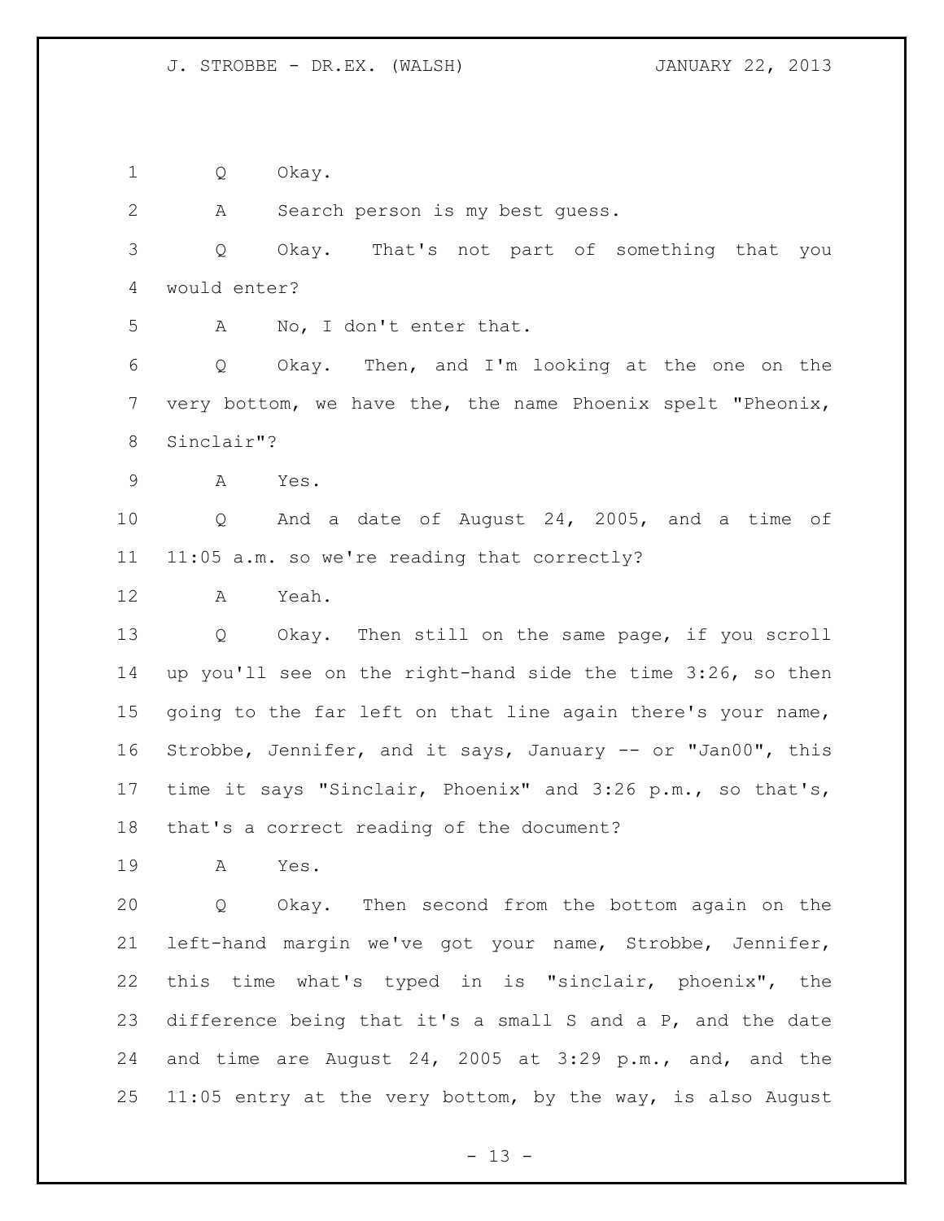1 Q Okay.

2 A Search person is my best guess.

3 Q Okay. That's not part of something that you

4 would enter?

5 A No, I don't enter that.

6 Q Okay. Then, and I'm looking at the one on the

7 very bottom, we have the, the name Phoenix spelt "Pheonix,

8 Sinclair"?

9 A Yes.

10 Q And a date of August 24, 2005, and a time of

11 11:05 a.m. so we're reading that correctly?

12 A Yeah.

13 Q Okay. Then still on the same page, if you scroll

14 up you'll see on the right-hand side the time 3:26, so then

15 going to the far left on that line again there's your name,

16 Strobbe, Jennifer, and it says, January -- or "Jan00", this

17 time it says "Sinclair, Phoenix" and 3:26 p.m., so that's,

18 that's a correct reading of the document?

19 A Yes.

20 Q Okay. Then second from the bottom again on the

21 left-hand margin we've got your name, Strobbe, Jennifer,

22 this time what's typed in is "sinclair, phoenix", the

23 difference being that it's a small S and a P, and the date

24 and time are August 24, 2005 at 3:29 p.m., and, and the

25 11:05 entry at the very bottom, by the way, is also August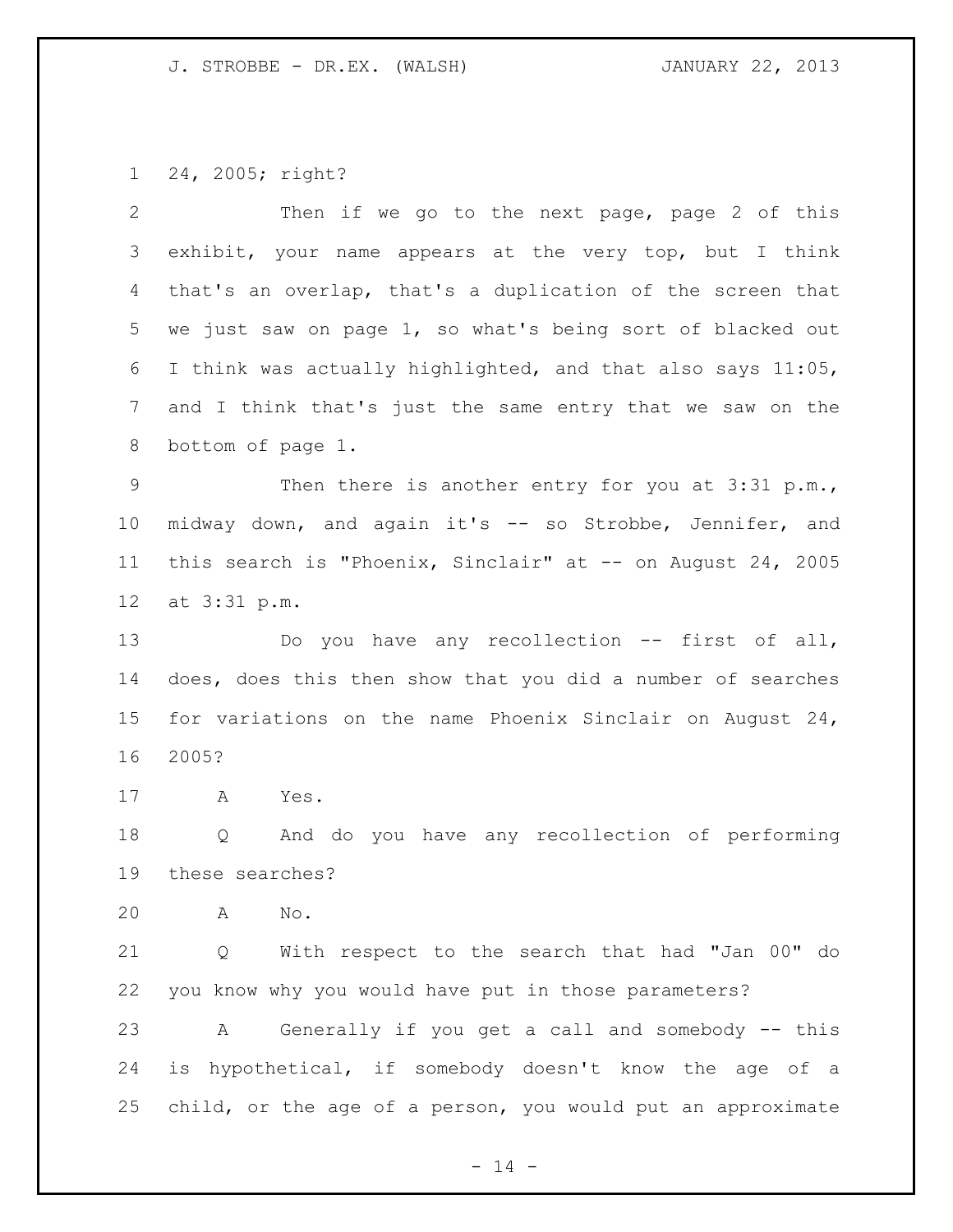24, 2005; right?

Then if we go to the next page, page 2 of this exhibit, your name appears at the very top, but I think that's an overlap, that's a duplication of the screen that we just saw on page 1, so what's being sort of blacked out I think was actually highlighted, and that also says 11:05, and I think that's just the same entry that we saw on the bottom of page 1.

Then there is another entry for you at 3:31 p.m., midway down, and again it's -- so Strobbe, Jennifer, and this search is "Phoenix, Sinclair" at -- on August 24, 2005 at 3:31 p.m.

Do you have any recollection -- first of all, does, does this then show that you did a number of searches for variations on the name Phoenix Sinclair on August 24, 2005?

A Yes.

Q And do you have any recollection of performing these searches?

A No.

Q With respect to the search that had "Jan 00" do you know why you would have put in those parameters?

A Generally if you get a call and somebody -- this is hypothetical, if somebody doesn't know the age of a child, or the age of a person, you would put an approximate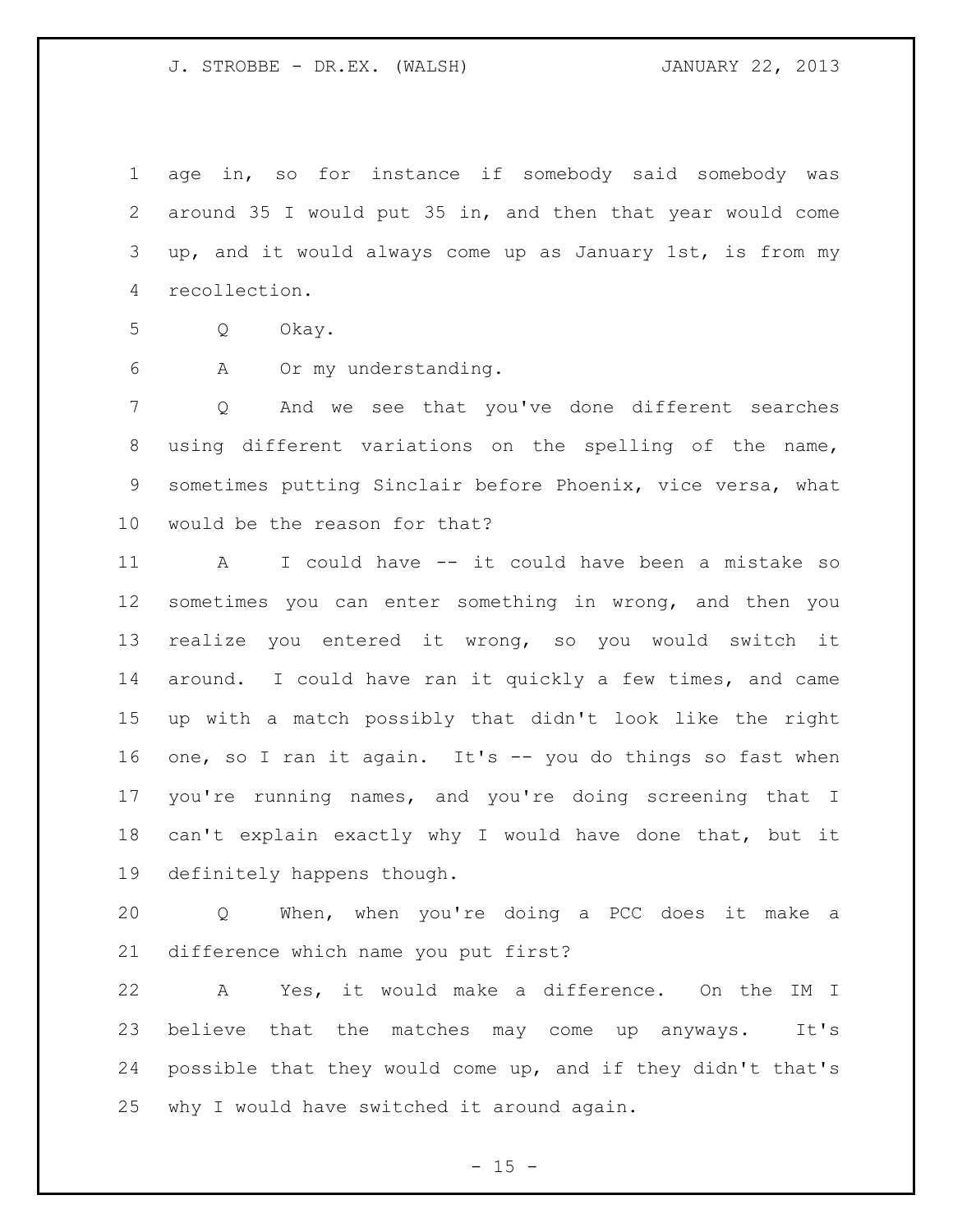age in, so for instance if somebody said somebody was around 35 I would put 35 in, and then that year would come up, and it would always come up as January 1st, is from my recollection.

Q Okay.

A Or my understanding.

Q And we see that you've done different searches using different variations on the spelling of the name, sometimes putting Sinclair before Phoenix, vice versa, what would be the reason for that?

A I could have -- it could have been a mistake so sometimes you can enter something in wrong, and then you realize you entered it wrong, so you would switch it around. I could have ran it quickly a few times, and came up with a match possibly that didn't look like the right one, so I ran it again. It's -- you do things so fast when you're running names, and you're doing screening that I can't explain exactly why I would have done that, but it definitely happens though.

Q When, when you're doing a PCC does it make a difference which name you put first?

A Yes, it would make a difference. On the IM I believe that the matches may come up anyways. It's possible that they would come up, and if they didn't that's why I would have switched it around again.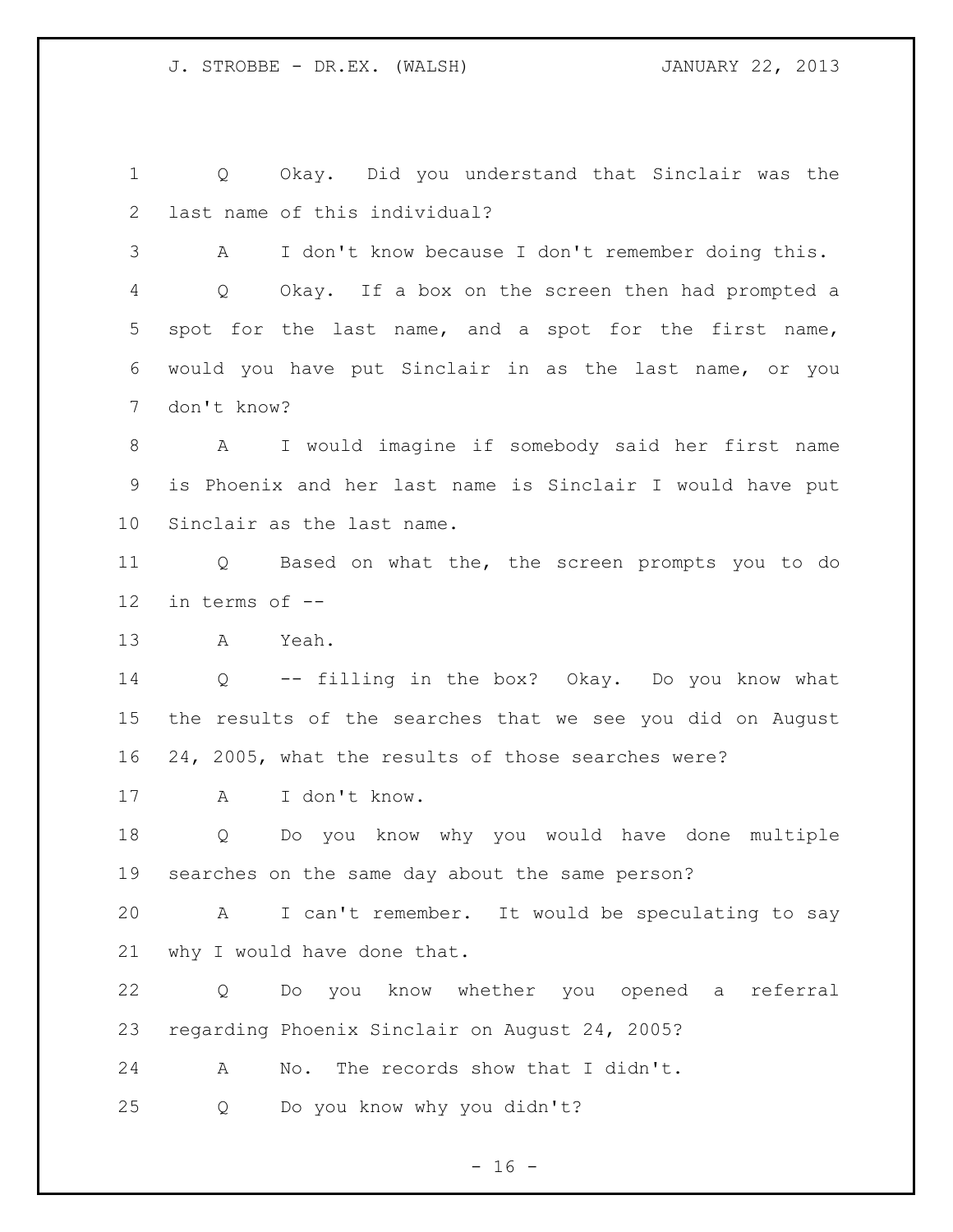Q Okay. Did you understand that Sinclair was the last name of this individual?

A I don't know because I don't remember doing this.

Q Okay. If a box on the screen then had prompted a spot for the last name, and a spot for the first name, would you have put Sinclair in as the last name, or you don't know?

A I would imagine if somebody said her first name is Phoenix and her last name is Sinclair I would have put Sinclair as the last name.

Q Based on what the, the screen prompts you to do in terms of --

A Yeah.

Q -- filling in the box? Okay. Do you know what the results of the searches that we see you did on August 24, 2005, what the results of those searches were?

A I don't know.

Q Do you know why you would have done multiple searches on the same day about the same person?

A I can't remember. It would be speculating to say why I would have done that.

Q Do you know whether you opened a referral regarding Phoenix Sinclair on August 24, 2005?

A No. The records show that I didn't.

Q Do you know why you didn't?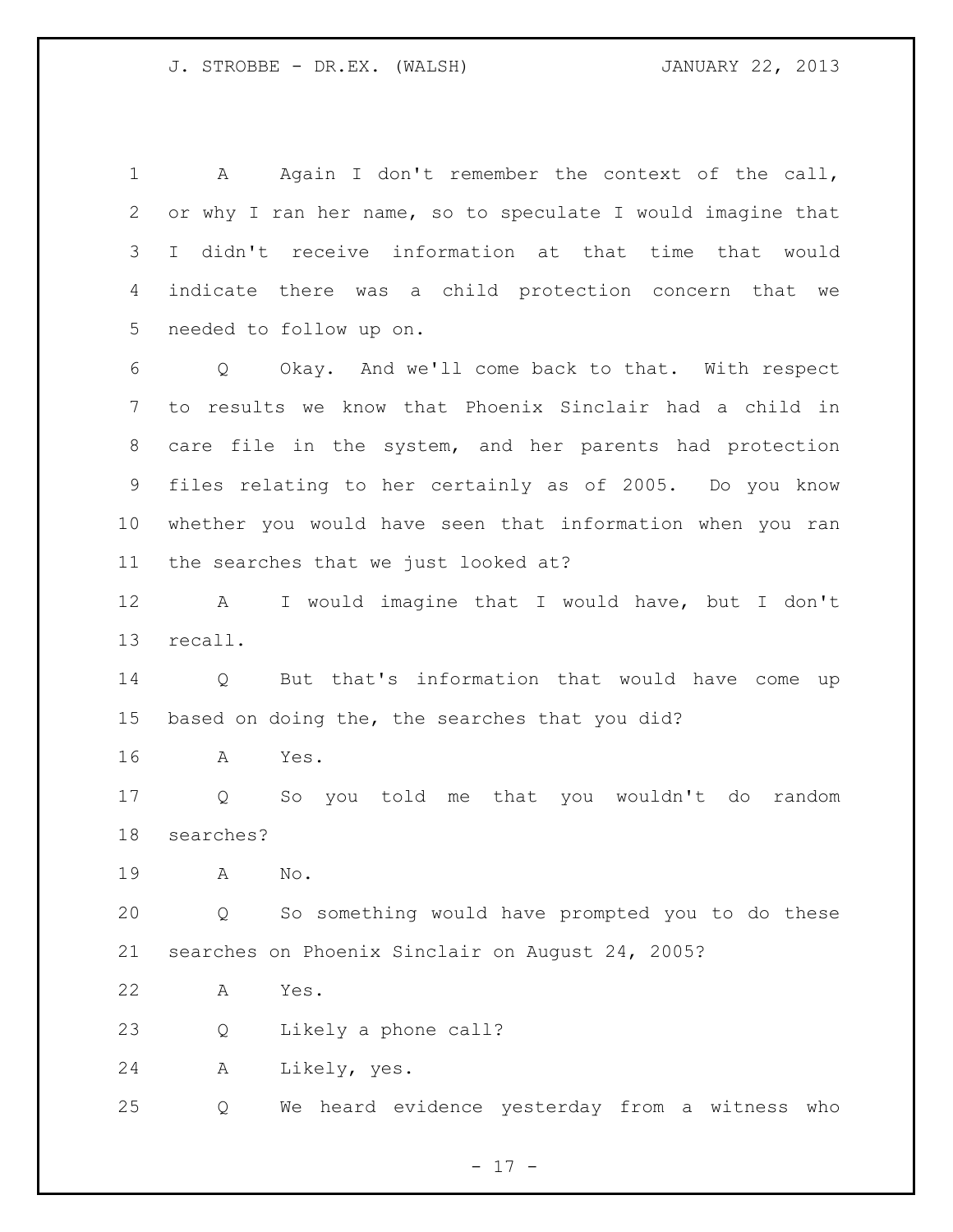A Again I don't remember the context of the call, or why I ran her name, so to speculate I would imagine that I didn't receive information at that time that would indicate there was a child protection concern that we needed to follow up on.

Q Okay. And we'll come back to that. With respect to results we know that Phoenix Sinclair had a child in care file in the system, and her parents had protection files relating to her certainly as of 2005. Do you know whether you would have seen that information when you ran the searches that we just looked at?

A I would imagine that I would have, but I don't recall.

Q But that's information that would have come up based on doing the, the searches that you did?

A Yes.

Q So you told me that you wouldn't do random searches?

A No.

Q So something would have prompted you to do these searches on Phoenix Sinclair on August 24, 2005?

A Yes.

Q Likely a phone call?

A Likely, yes.

Q We heard evidence yesterday from a witness who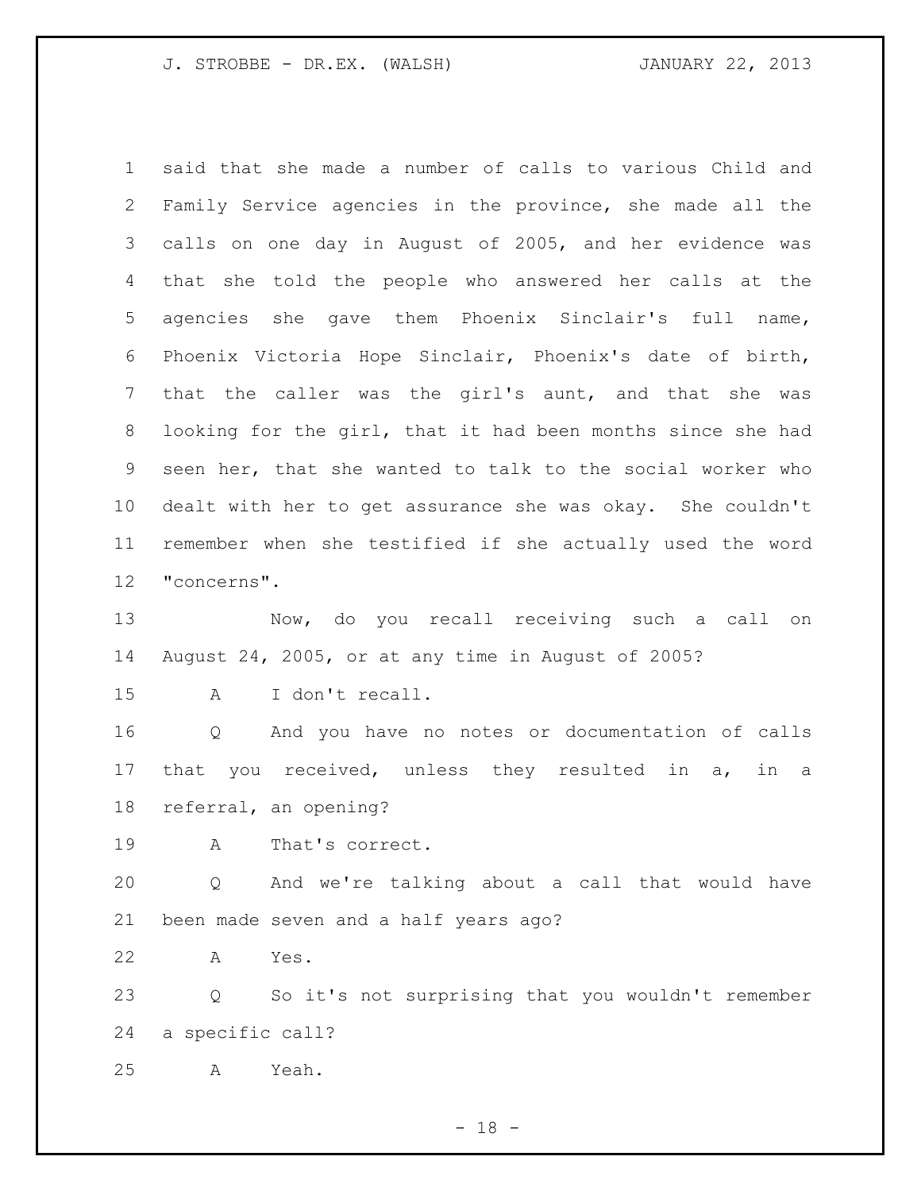said that she made a number of calls to various Child and Family Service agencies in the province, she made all the calls on one day in August of 2005, and her evidence was that she told the people who answered her calls at the agencies she gave them Phoenix Sinclair's full name, Phoenix Victoria Hope Sinclair, Phoenix's date of birth, that the caller was the girl's aunt, and that she was looking for the girl, that it had been months since she had seen her, that she wanted to talk to the social worker who dealt with her to get assurance she was okay. She couldn't remember when she testified if she actually used the word "concerns".

Now, do you recall receiving such a call on August 24, 2005, or at any time in August of 2005?

A I don't recall.

Q And you have no notes or documentation of calls that you received, unless they resulted in a, in a referral, an opening?

A That's correct.

Q And we're talking about a call that would have been made seven and a half years ago?

A Yes.

Q So it's not surprising that you wouldn't remember a specific call?

A Yeah.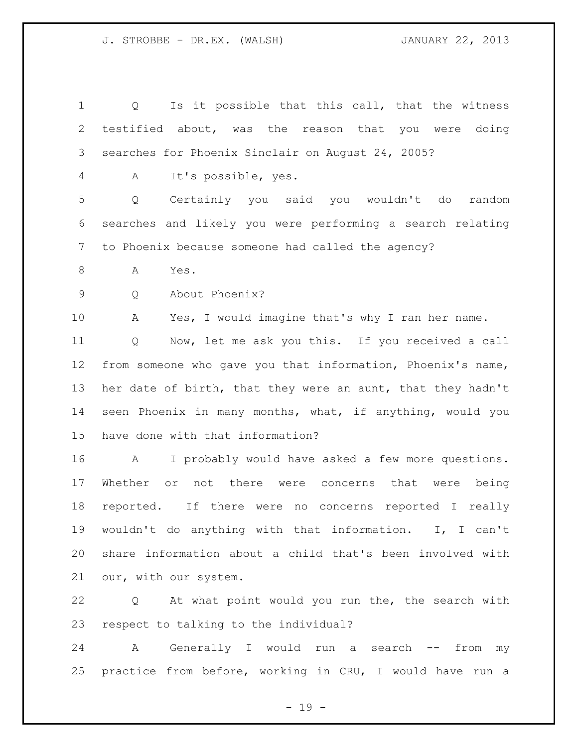Q Is it possible that this call, that the witness testified about, was the reason that you were doing searches for Phoenix Sinclair on August 24, 2005?

A It's possible, yes.

Q Certainly you said you wouldn't do random searches and likely you were performing a search relating to Phoenix because someone had called the agency?

A Yes.

Q About Phoenix?

A Yes, I would imagine that's why I ran her name.

Q Now, let me ask you this. If you received a call from someone who gave you that information, Phoenix's name, her date of birth, that they were an aunt, that they hadn't seen Phoenix in many months, what, if anything, would you have done with that information?

A I probably would have asked a few more questions. Whether or not there were concerns that were being reported. If there were no concerns reported I really wouldn't do anything with that information. I, I can't share information about a child that's been involved with our, with our system.

Q At what point would you run the, the search with respect to talking to the individual?

A Generally I would run a search -- from my practice from before, working in CRU, I would have run a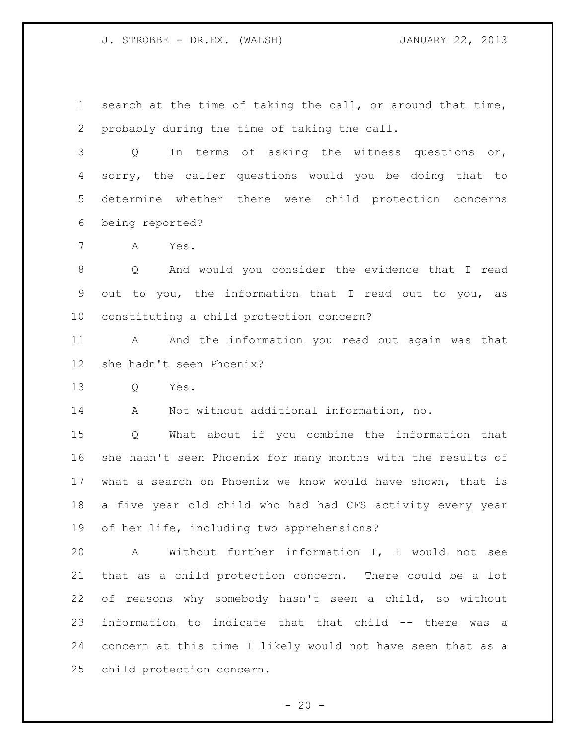search at the time of taking the call, or around that time, probably during the time of taking the call.

Q In terms of asking the witness questions or, sorry, the caller questions would you be doing that to determine whether there were child protection concerns being reported?

A Yes.

Q And would you consider the evidence that I read out to you, the information that I read out to you, as constituting a child protection concern?

A And the information you read out again was that she hadn't seen Phoenix?

Q Yes.

A Not without additional information, no.

Q What about if you combine the information that she hadn't seen Phoenix for many months with the results of what a search on Phoenix we know would have shown, that is a five year old child who had had CFS activity every year of her life, including two apprehensions?

A Without further information I, I would not see that as a child protection concern. There could be a lot of reasons why somebody hasn't seen a child, so without information to indicate that that child -- there was a concern at this time I likely would not have seen that as a child protection concern.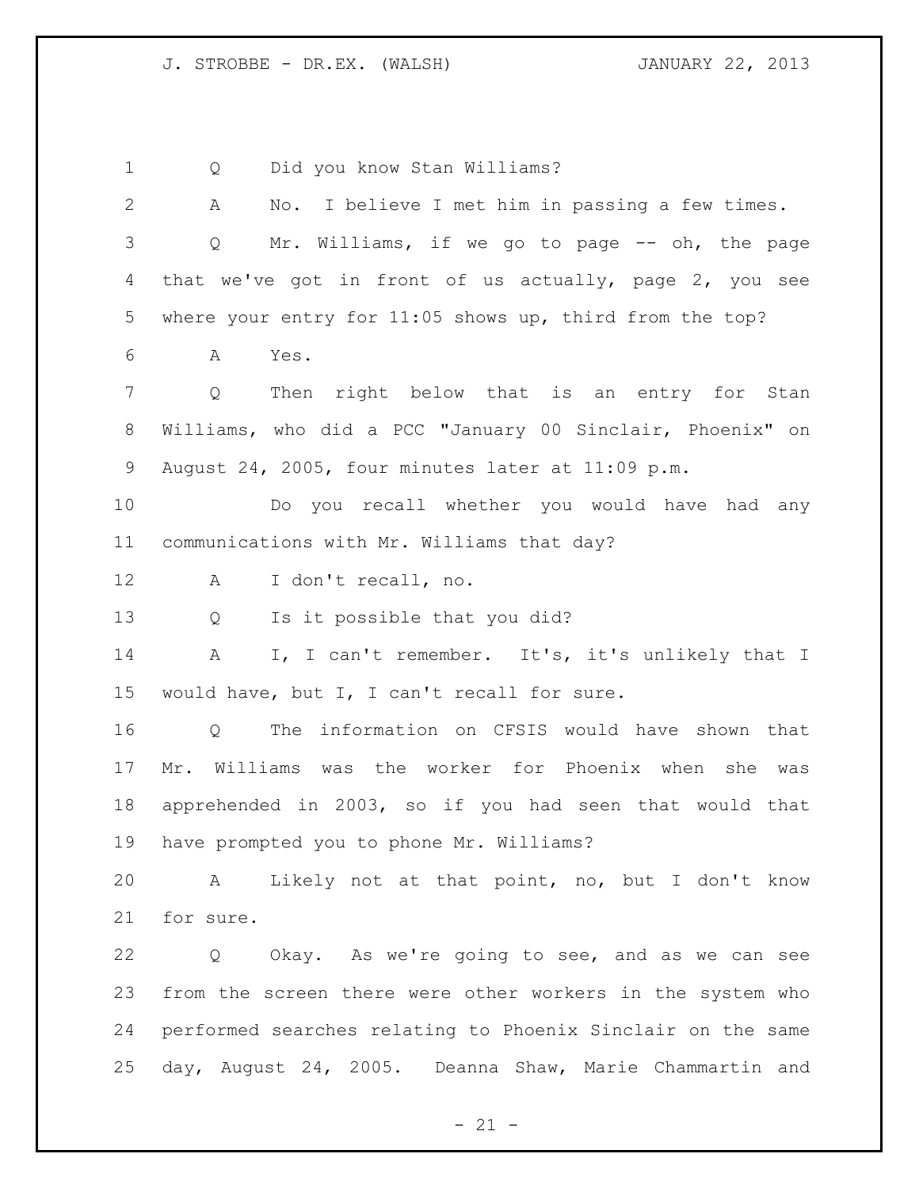1 Q Did you know Stan Williams?

2 A No. I believe I met him in passing a few times.

3 Q Mr. Williams, if we go to page -- oh, the page

4 that we've got in front of us actually, page 2, you see

5 where your entry for 11:05 shows up, third from the top?

6 A Yes.

7 Q Then right below that is an entry for Stan

8 Williams, who did a PCC "January 00 Sinclair, Phoenix" on

9 August 24, 2005, four minutes later at 11:09 p.m.

10 Do you recall whether you would have had any

11 communications with Mr. Williams that day?

12 A I don't recall, no.

13 Q Is it possible that you did?

14 A I, I can't remember. It's, it's unlikely that I

15 would have, but I, I can't recall for sure.

16 Q The information on CFSIS would have shown that

17 Mr. Williams was the worker for Phoenix when she was

18 apprehended in 2003, so if you had seen that would that

19 have prompted you to phone Mr. Williams?

20 A Likely not at that point, no, but I don't know

21 for sure.

22 Q Okay. As we're going to see, and as we can see

23 from the screen there were other workers in the system who

24 performed searches relating to Phoenix Sinclair on the same

25 day, August 24, 2005. Deanna Shaw, Marie Chammartin and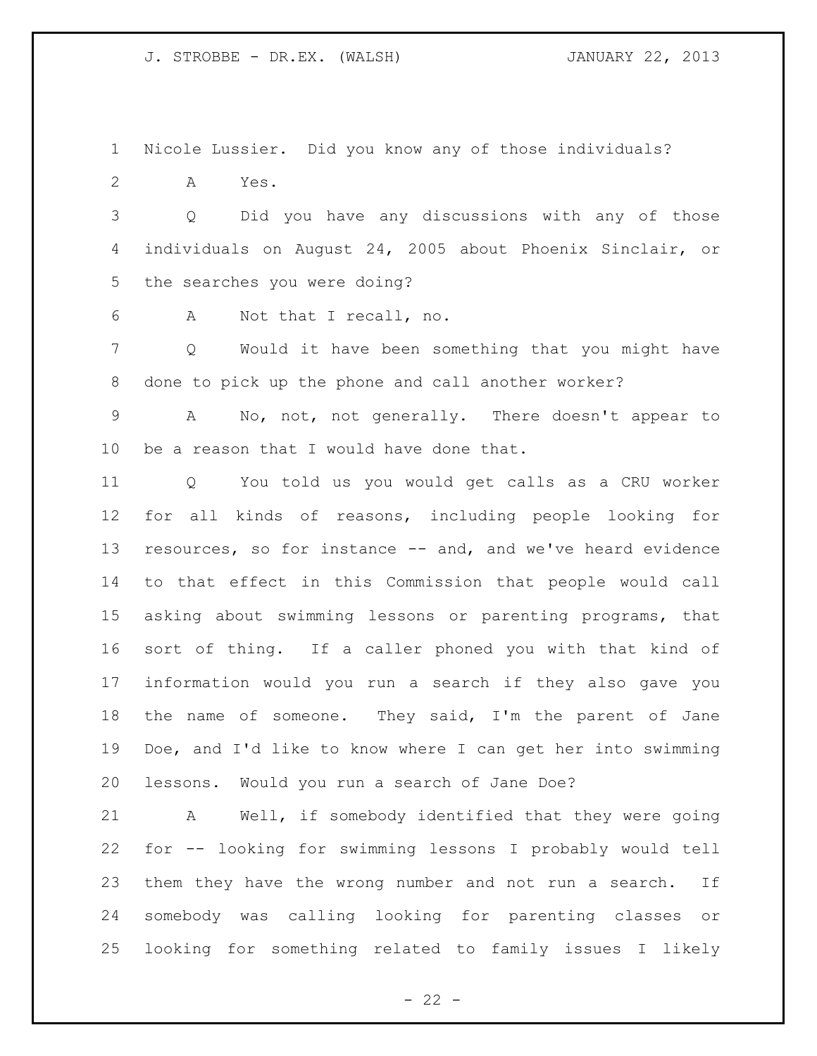Nicole Lussier. Did you know any of those individuals?

A Yes.

Q Did you have any discussions with any of those individuals on August 24, 2005 about Phoenix Sinclair, or the searches you were doing?

A Not that I recall, no.

Q Would it have been something that you might have done to pick up the phone and call another worker?

A No, not, not generally. There doesn't appear to be a reason that I would have done that.

Q You told us you would get calls as a CRU worker for all kinds of reasons, including people looking for resources, so for instance -- and, and we've heard evidence to that effect in this Commission that people would call asking about swimming lessons or parenting programs, that sort of thing. If a caller phoned you with that kind of information would you run a search if they also gave you the name of someone. They said, I'm the parent of Jane Doe, and I'd like to know where I can get her into swimming lessons. Would you run a search of Jane Doe?

A Well, if somebody identified that they were going for -- looking for swimming lessons I probably would tell them they have the wrong number and not run a search. If somebody was calling looking for parenting classes or looking for something related to family issues I likely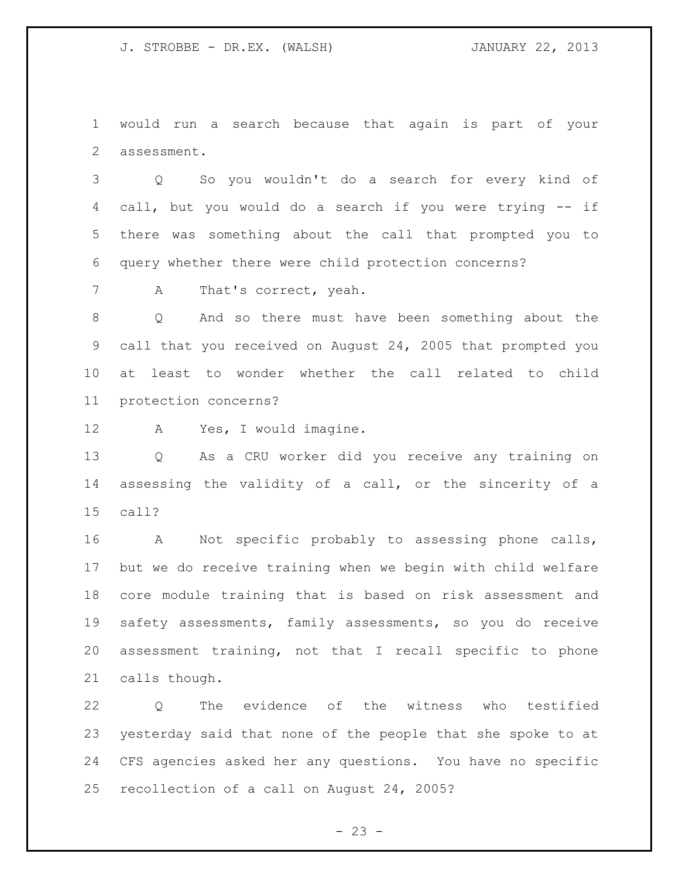would run a search because that again is part of your assessment.

Q So you wouldn't do a search for every kind of call, but you would do a search if you were trying -- if there was something about the call that prompted you to query whether there were child protection concerns?

A That's correct, yeah.

Q And so there must have been something about the call that you received on August 24, 2005 that prompted you at least to wonder whether the call related to child protection concerns?

A Yes, I would imagine.

Q As a CRU worker did you receive any training on assessing the validity of a call, or the sincerity of a call?

A Not specific probably to assessing phone calls, but we do receive training when we begin with child welfare core module training that is based on risk assessment and safety assessments, family assessments, so you do receive assessment training, not that I recall specific to phone calls though.

Q The evidence of the witness who testified yesterday said that none of the people that she spoke to at CFS agencies asked her any questions. You have no specific recollection of a call on August 24, 2005?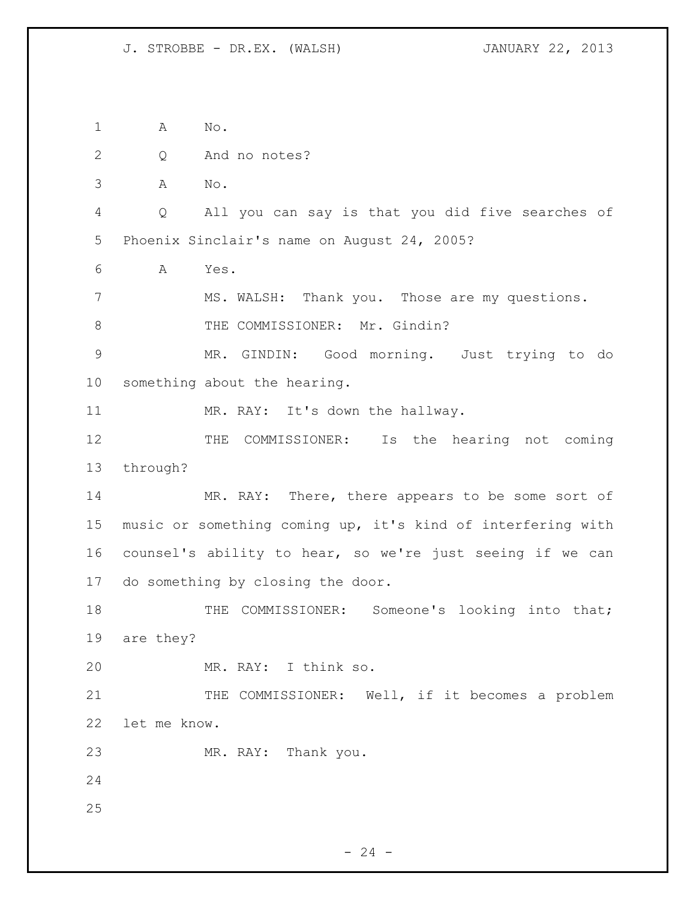A No.

Q And no notes?

A No.

Q All you can say is that you did five searches of Phoenix Sinclair's name on August 24, 2005?

A Yes.

MS. WALSH: Thank you. Those are my questions.

THE COMMISSIONER: Mr. Gindin?

MR. GINDIN: Good morning. Just trying to do something about the hearing.

MR. RAY: It's down the hallway.

THE COMMISSIONER: Is the hearing not coming through?

MR. RAY: There, there appears to be some sort of music or something coming up, it's kind of interfering with counsel's ability to hear, so we're just seeing if we can do something by closing the door.

THE COMMISSIONER: Someone's looking into that; are they?

MR. RAY: I think so.

THE COMMISSIONER: Well, if it becomes a problem let me know.

MR. RAY: Thank you.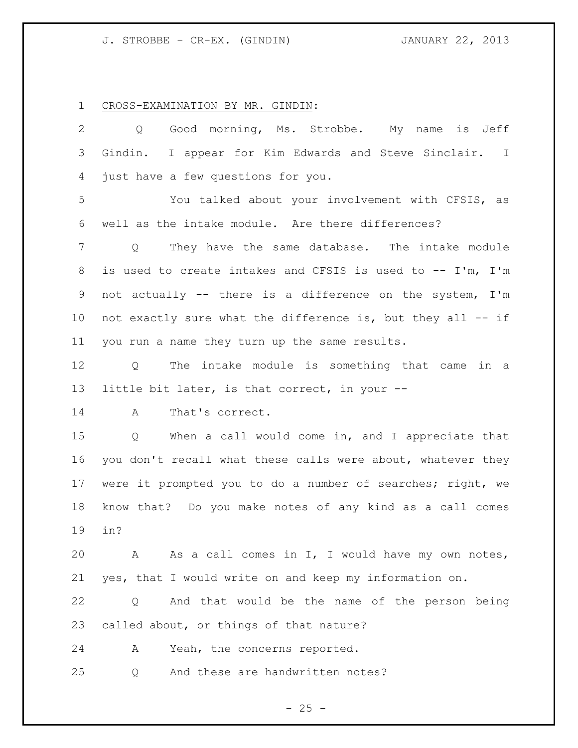CROSS-EXAMINATION BY MR. GINDIN:

Q Good morning, Ms. Strobbe. My name is Jeff Gindin. I appear for Kim Edwards and Steve Sinclair. I just have a few questions for you.

You talked about your involvement with CFSIS, as well as the intake module. Are there differences?

Q They have the same database. The intake module is used to create intakes and CFSIS is used to -- I'm, I'm not actually -- there is a difference on the system, I'm not exactly sure what the difference is, but they all -- if you run a name they turn up the same results.

Q The intake module is something that came in a little bit later, is that correct, in your --

A That's correct.

Q When a call would come in, and I appreciate that you don't recall what these calls were about, whatever they were it prompted you to do a number of searches; right, we know that? Do you make notes of any kind as a call comes in?

A As a call comes in I, I would have my own notes, yes, that I would write on and keep my information on.

Q And that would be the name of the person being called about, or things of that nature?

A Yeah, the concerns reported.

Q And these are handwritten notes?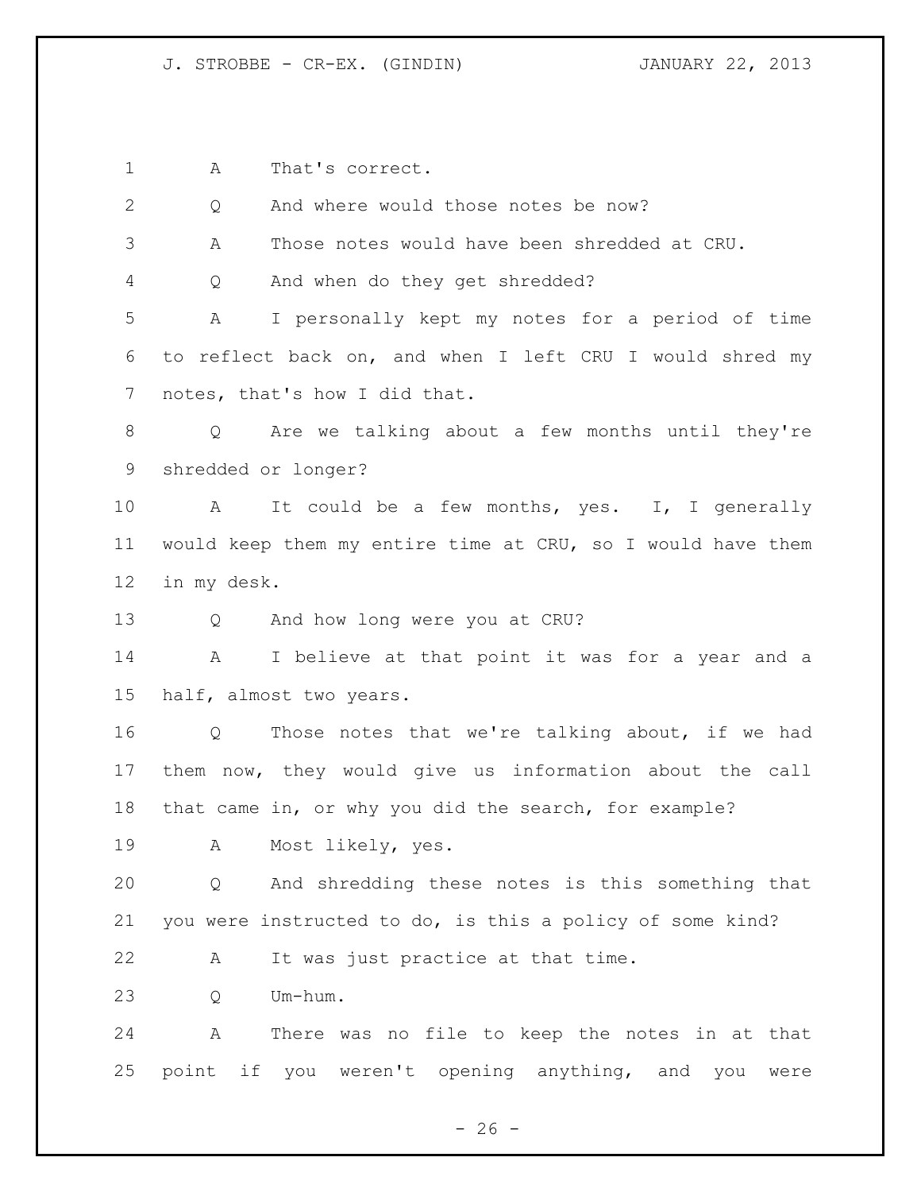A That's correct.

Q And where would those notes be now?

A Those notes would have been shredded at CRU.

Q And when do they get shredded?

A I personally kept my notes for a period of time to reflect back on, and when I left CRU I would shred my notes, that's how I did that.

Q Are we talking about a few months until they're shredded or longer?

A It could be a few months, yes. I, I generally would keep them my entire time at CRU, so I would have them in my desk.

Q And how long were you at CRU?

A I believe at that point it was for a year and a half, almost two years.

Q Those notes that we're talking about, if we had them now, they would give us information about the call that came in, or why you did the search, for example?

A Most likely, yes.

Q And shredding these notes is this something that you were instructed to do, is this a policy of some kind?

A It was just practice at that time.

Q Um-hum.

A There was no file to keep the notes in at that point if you weren't opening anything, and you were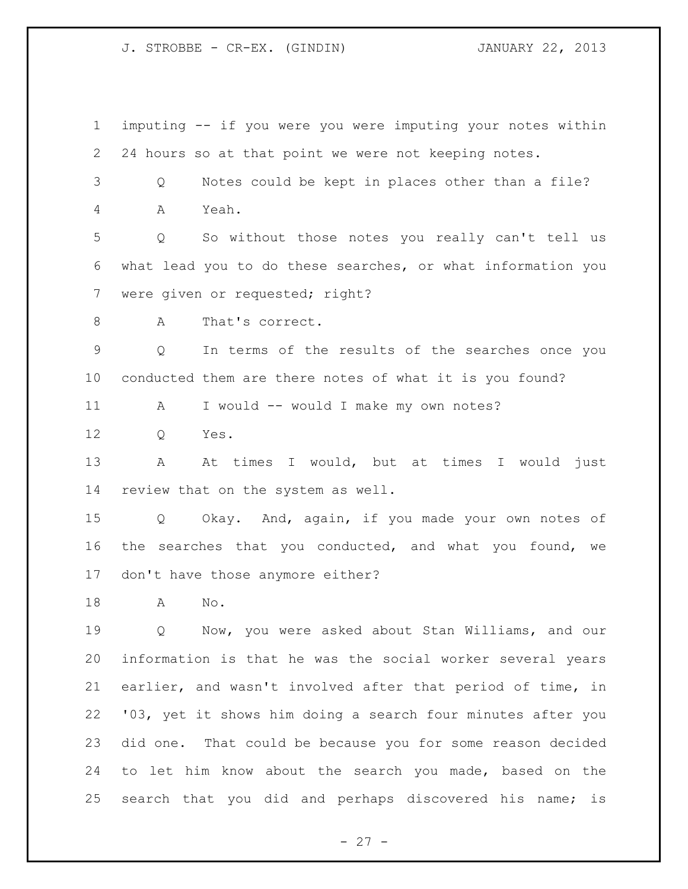imputing -- if you were you were imputing your notes within 24 hours so at that point we were not keeping notes.

Q Notes could be kept in places other than a file?

A Yeah.

Q So without those notes you really can't tell us what lead you to do these searches, or what information you were given or requested; right?

A That's correct.

Q In terms of the results of the searches once you conducted them are there notes of what it is you found?

A I would -- would I make my own notes?

Q Yes.

A At times I would, but at times I would just review that on the system as well.

Q Okay. And, again, if you made your own notes of the searches that you conducted, and what you found, we don't have those anymore either?

A No.

Q Now, you were asked about Stan Williams, and our information is that he was the social worker several years earlier, and wasn't involved after that period of time, in '03, yet it shows him doing a search four minutes after you did one. That could be because you for some reason decided to let him know about the search you made, based on the search that you did and perhaps discovered his name; is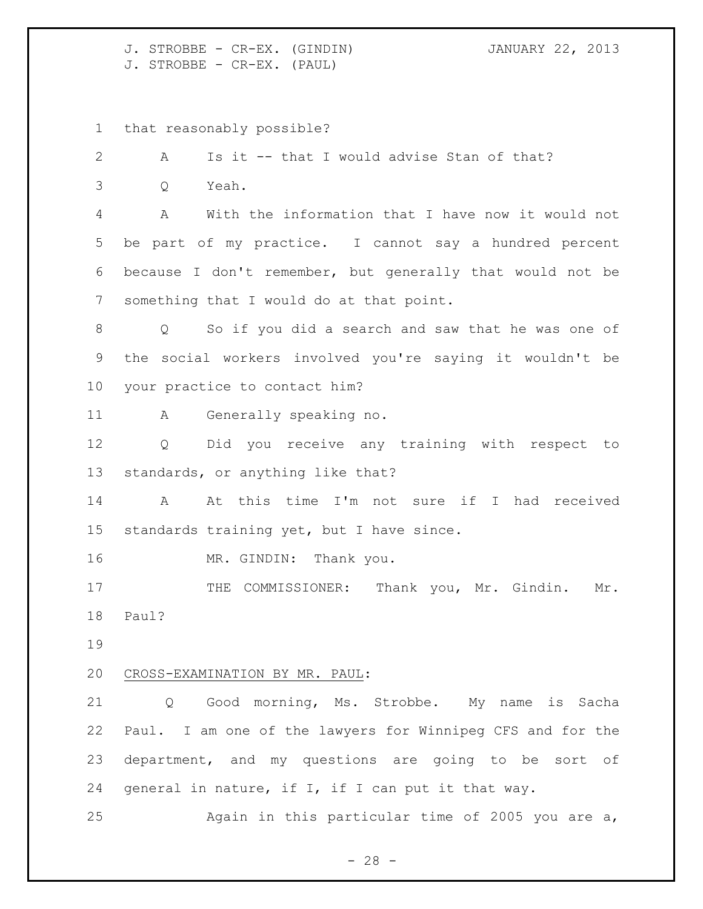that reasonably possible?

A Is it -- that I would advise Stan of that?

Q Yeah.

A With the information that I have now it would not be part of my practice. I cannot say a hundred percent because I don't remember, but generally that would not be something that I would do at that point.

Q So if you did a search and saw that he was one of the social workers involved you're saying it wouldn't be your practice to contact him?

A Generally speaking no.

Q Did you receive any training with respect to standards, or anything like that?

A At this time I'm not sure if I had received standards training yet, but I have since.

MR. GINDIN: Thank you.

THE COMMISSIONER: Thank you, Mr. Gindin. Mr. Paul?

CROSS-EXAMINATION BY MR. PAUL:

Q Good morning, Ms. Strobbe. My name is Sacha Paul. I am one of the lawyers for Winnipeg CFS and for the department, and my questions are going to be sort of general in nature, if I, if I can put it that way.

Again in this particular time of 2005 you are a,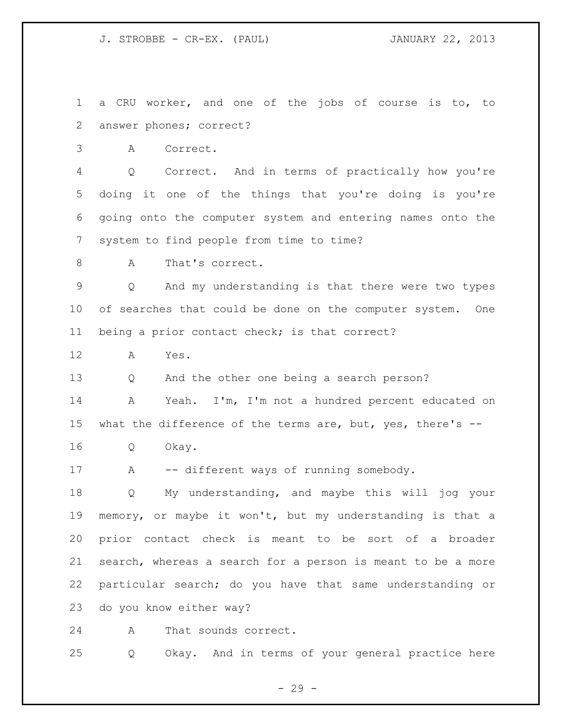a CRU worker, and one of the jobs of course is to, to answer phones; correct?

A Correct.

Q Correct. And in terms of practically how you're doing it one of the things that you're doing is you're going onto the computer system and entering names onto the system to find people from time to time?

A That's correct.

Q And my understanding is that there were two types of searches that could be done on the computer system. One being a prior contact check; is that correct?

A Yes.

Q And the other one being a search person?

A Yeah. I'm, I'm not a hundred percent educated on what the difference of the terms are, but, yes, there's --

Q Okay.

A -- different ways of running somebody.

Q My understanding, and maybe this will jog your memory, or maybe it won't, but my understanding is that a prior contact check is meant to be sort of a broader search, whereas a search for a person is meant to be a more particular search; do you have that same understanding or do you know either way?

A That sounds correct.

Q Okay. And in terms of your general practice here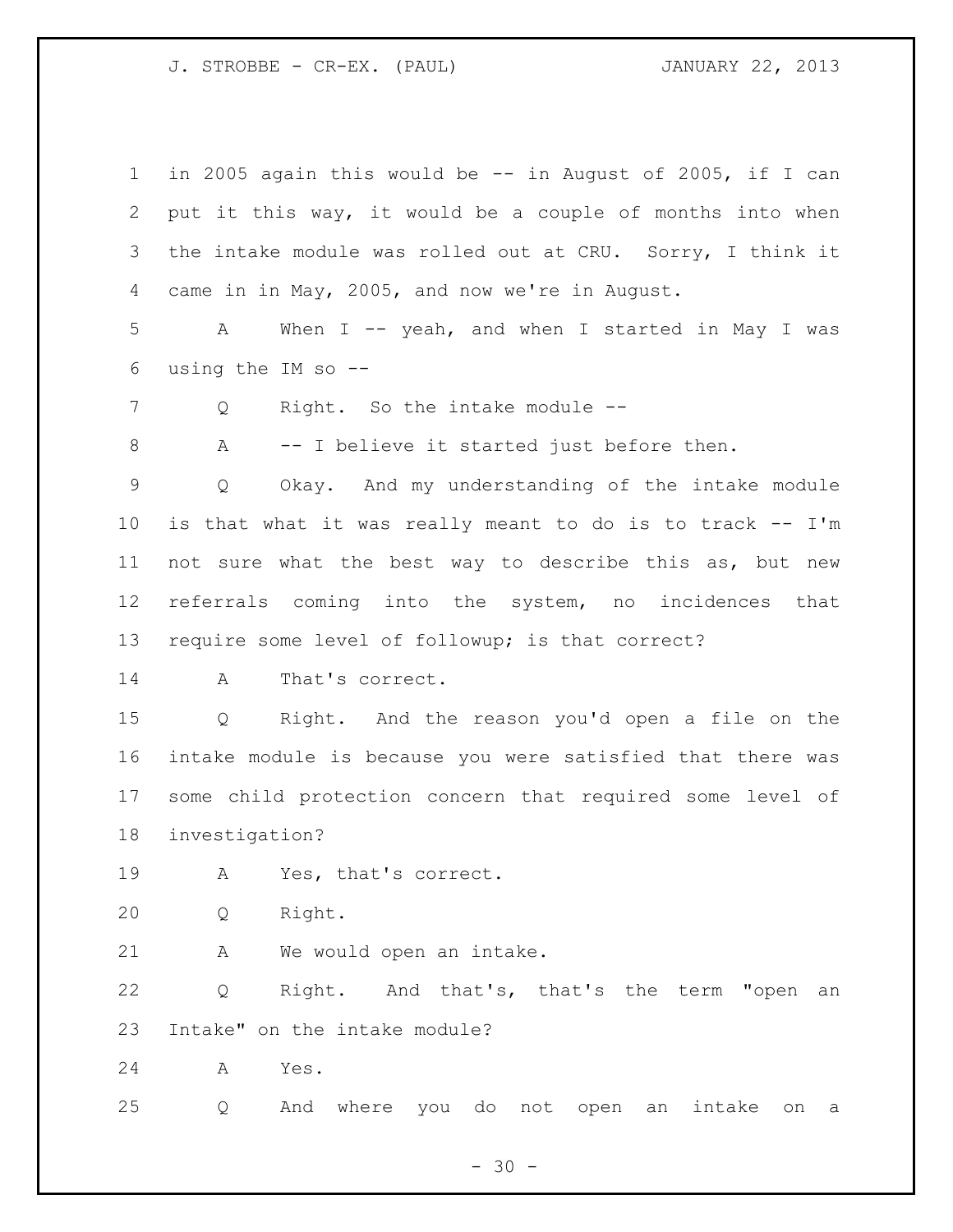in 2005 again this would be -- in August of 2005, if I can put it this way, it would be a couple of months into when the intake module was rolled out at CRU. Sorry, I think it came in in May, 2005, and now we're in August.

A When I -- yeah, and when I started in May I was using the IM so --

Q Right. So the intake module --

A -- I believe it started just before then.

Q Okay. And my understanding of the intake module is that what it was really meant to do is to track -- I'm not sure what the best way to describe this as, but new referrals coming into the system, no incidences that require some level of followup; is that correct?

A That's correct.

Q Right. And the reason you'd open a file on the intake module is because you were satisfied that there was some child protection concern that required some level of investigation?

A Yes, that's correct.

Q Right.

A We would open an intake.

Q Right. And that's, that's the term "open an Intake" on the intake module?

A Yes.

Q And where you do not open an intake on a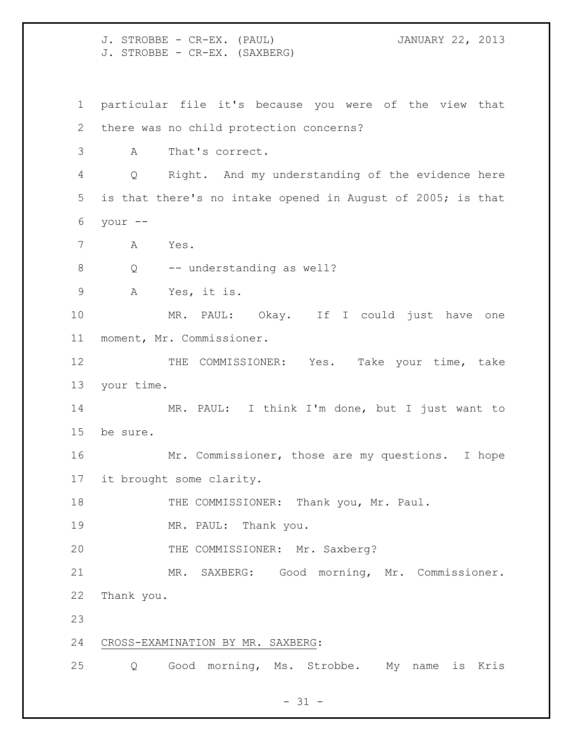particular file it's because you were of the view that there was no child protection concerns?

A That's correct.

Q Right. And my understanding of the evidence here is that there's no intake opened in August of 2005; is that your --

A Yes.

Q -- understanding as well?

A Yes, it is.

MR. PAUL: Okay. If I could just have one moment, Mr. Commissioner.

THE COMMISSIONER: Yes. Take your time, take your time.

MR. PAUL: I think I'm done, but I just want to be sure.

Mr. Commissioner, those are my questions. I hope it brought some clarity.

THE COMMISSIONER: Thank you, Mr. Paul.

MR. PAUL: Thank you.

THE COMMISSIONER: Mr. Saxberg?

MR. SAXBERG: Good morning, Mr. Commissioner. Thank you.

CROSS-EXAMINATION BY MR. SAXBERG:

Q Good morning, Ms. Strobbe. My name is Kris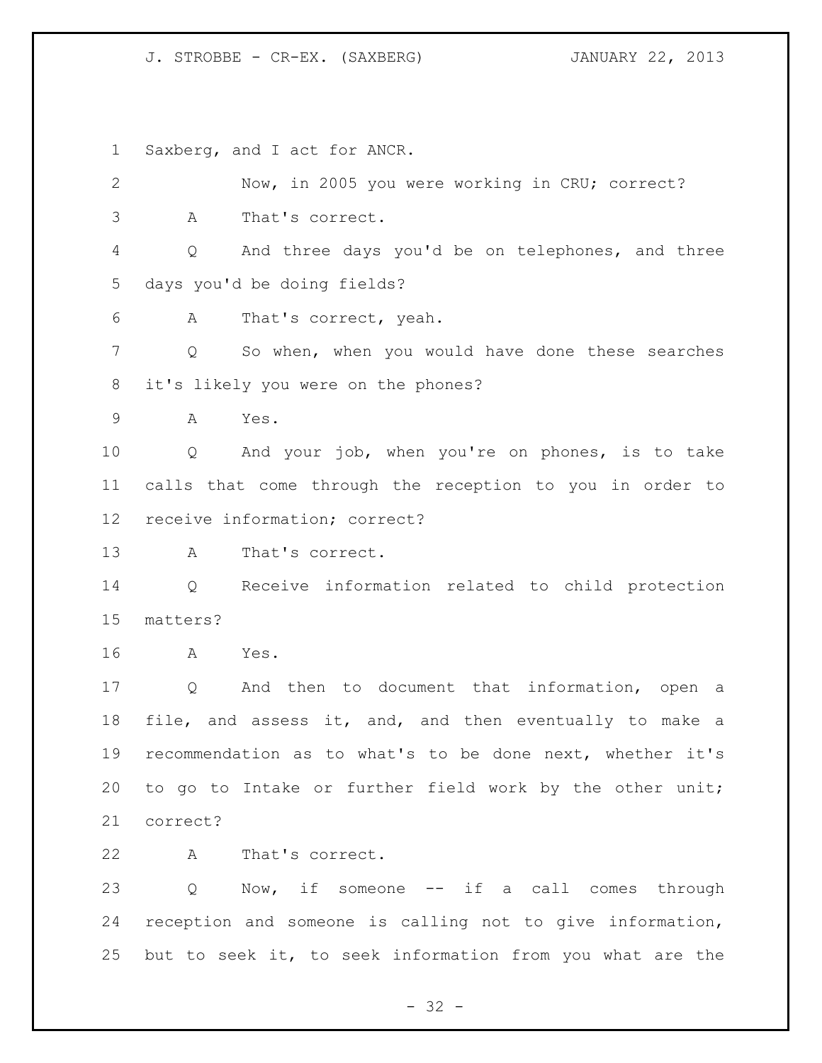Saxberg, and I act for ANCR.

Now, in 2005 you were working in CRU; correct?

A That's correct.

Q And three days you'd be on telephones, and three days you'd be doing fields?

A That's correct, yeah.

Q So when, when you would have done these searches it's likely you were on the phones?

A Yes.

Q And your job, when you're on phones, is to take calls that come through the reception to you in order to receive information; correct?

A That's correct.

Q Receive information related to child protection matters?

A Yes.

Q And then to document that information, open a file, and assess it, and, and then eventually to make a recommendation as to what's to be done next, whether it's to go to Intake or further field work by the other unit; correct?

A That's correct.

Q Now, if someone -- if a call comes through reception and someone is calling not to give information, but to seek it, to seek information from you what are the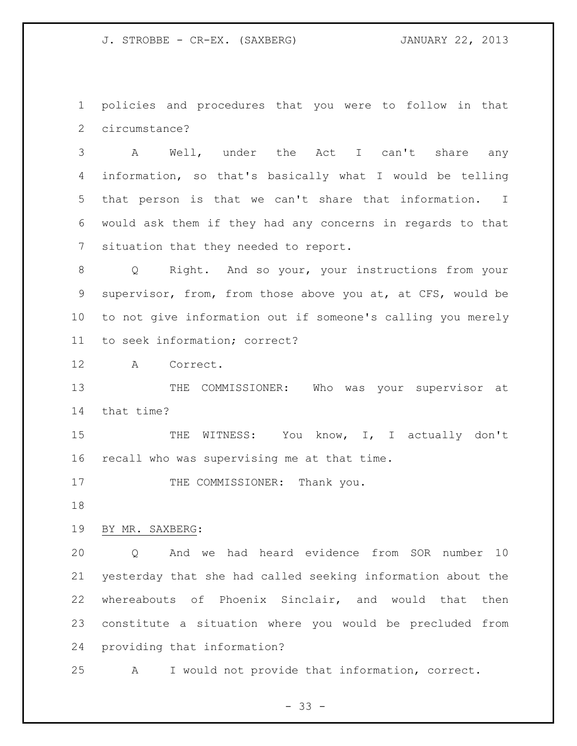policies and procedures that you were to follow in that circumstance?

A Well, under the Act I can't share any information, so that's basically what I would be telling that person is that we can't share that information. I would ask them if they had any concerns in regards to that situation that they needed to report.

Q Right. And so your, your instructions from your supervisor, from, from those above you at, at CFS, would be to not give information out if someone's calling you merely to seek information; correct?

A Correct.

THE COMMISSIONER: Who was your supervisor at that time?

THE WITNESS: You know, I, I actually don't recall who was supervising me at that time.

THE COMMISSIONER: Thank you.

BY MR. SAXBERG:

Q And we had heard evidence from SOR number 10 yesterday that she had called seeking information about the whereabouts of Phoenix Sinclair, and would that then constitute a situation where you would be precluded from providing that information?

A I would not provide that information, correct.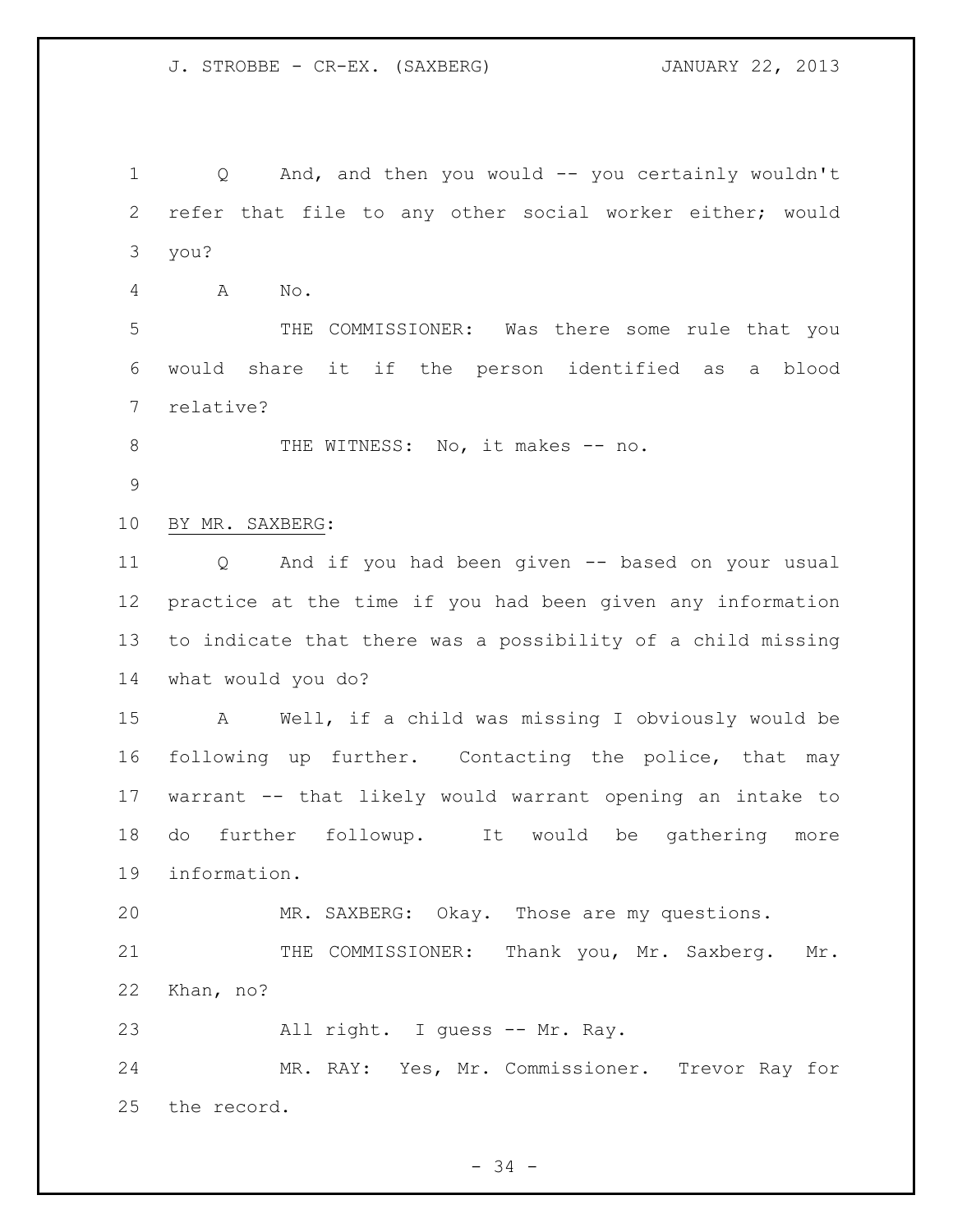Q And, and then you would -- you certainly wouldn't refer that file to any other social worker either; would you?

A No.

THE COMMISSIONER: Was there some rule that you would share it if the person identified as a blood relative?

THE WITNESS: No, it makes -- no.

BY MR. SAXBERG:

Q And if you had been given -- based on your usual practice at the time if you had been given any information to indicate that there was a possibility of a child missing what would you do?

A Well, if a child was missing I obviously would be following up further. Contacting the police, that may warrant -- that likely would warrant opening an intake to do further followup. It would be gathering more information.

MR. SAXBERG: Okay. Those are my questions.

THE COMMISSIONER: Thank you, Mr. Saxberg. Mr. Khan, no?

All right. I guess -- Mr. Ray.

MR. RAY: Yes, Mr. Commissioner. Trevor Ray for the record.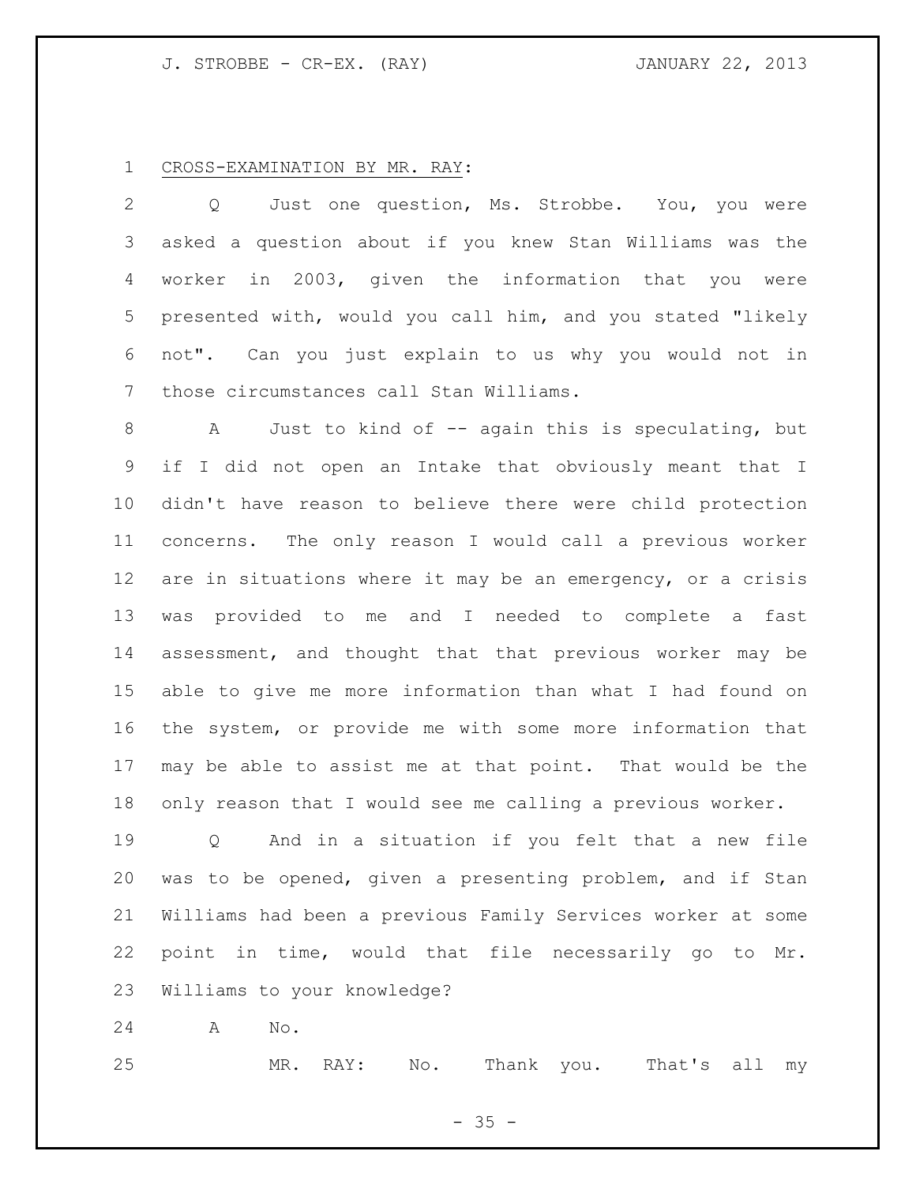CROSS-EXAMINATION BY MR. RAY:

Q Just one question, Ms. Strobbe. You, you were asked a question about if you knew Stan Williams was the worker in 2003, given the information that you were presented with, would you call him, and you stated "likely not". Can you just explain to us why you would not in those circumstances call Stan Williams.

A Just to kind of -- again this is speculating, but if I did not open an Intake that obviously meant that I didn't have reason to believe there were child protection concerns. The only reason I would call a previous worker are in situations where it may be an emergency, or a crisis was provided to me and I needed to complete a fast assessment, and thought that that previous worker may be able to give me more information than what I had found on the system, or provide me with some more information that may be able to assist me at that point. That would be the only reason that I would see me calling a previous worker.

Q And in a situation if you felt that a new file was to be opened, given a presenting problem, and if Stan Williams had been a previous Family Services worker at some point in time, would that file necessarily go to Mr. Williams to your knowledge?

A No.

MR. RAY: No. Thank you. That's all my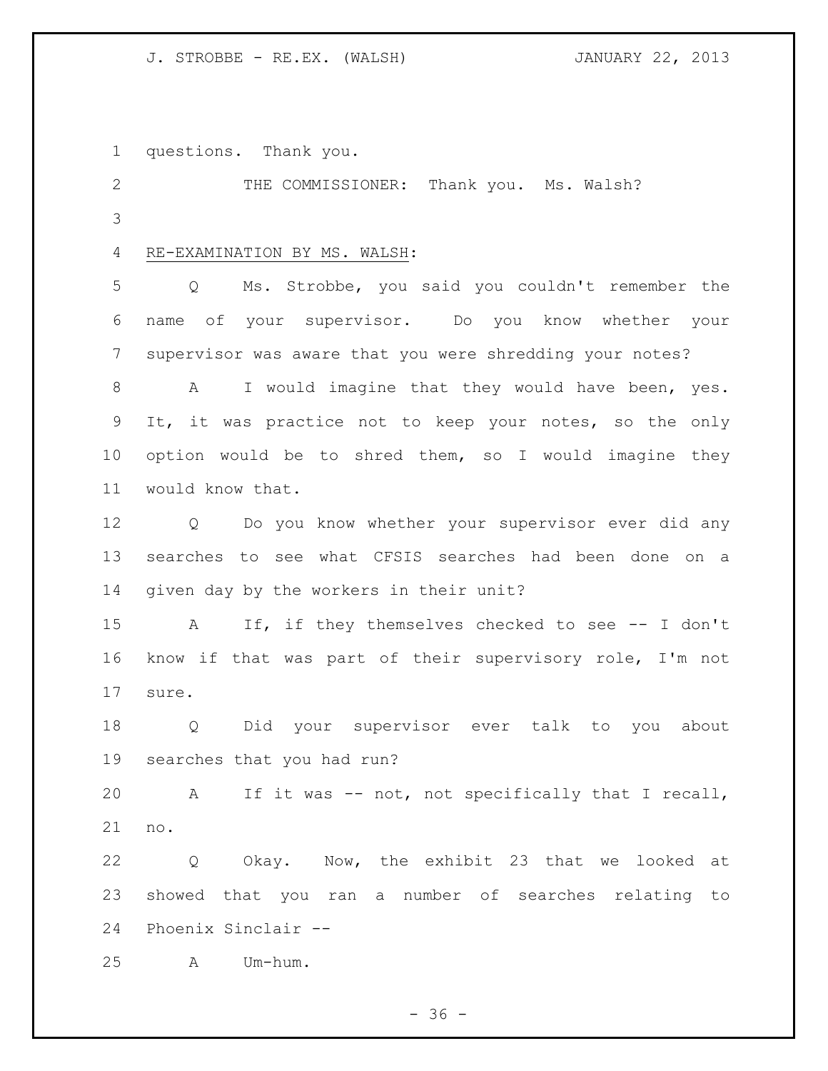questions. Thank you.

THE COMMISSIONER: Thank you. Ms. Walsh?

RE-EXAMINATION BY MS. WALSH:

Q Ms. Strobbe, you said you couldn't remember the name of your supervisor. Do you know whether your supervisor was aware that you were shredding your notes?

A I would imagine that they would have been, yes. It, it was practice not to keep your notes, so the only option would be to shred them, so I would imagine they would know that.

Q Do you know whether your supervisor ever did any searches to see what CFSIS searches had been done on a given day by the workers in their unit?

A If, if they themselves checked to see -- I don't know if that was part of their supervisory role, I'm not sure.

Q Did your supervisor ever talk to you about searches that you had run?

A If it was -- not, not specifically that I recall, no.

Q Okay. Now, the exhibit 23 that we looked at showed that you ran a number of searches relating to Phoenix Sinclair --

A Um-hum.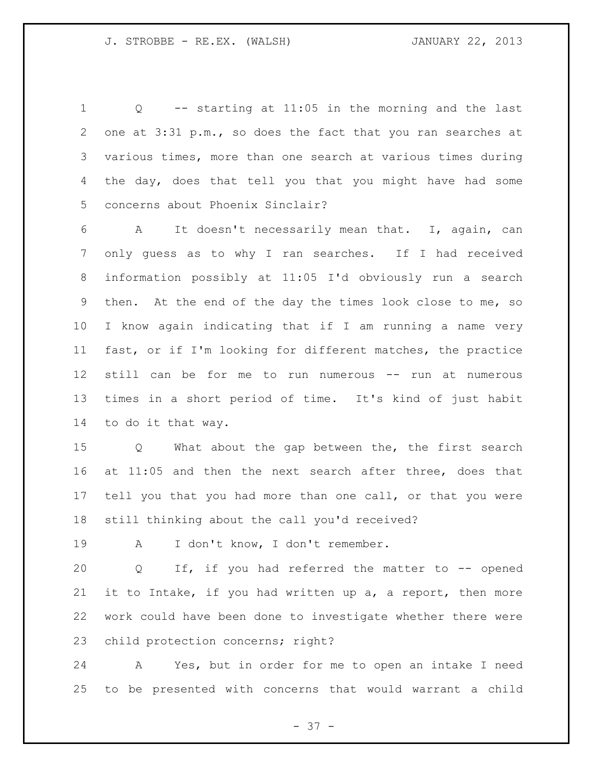Q -- starting at 11:05 in the morning and the last one at 3:31 p.m., so does the fact that you ran searches at various times, more than one search at various times during the day, does that tell you that you might have had some concerns about Phoenix Sinclair?

A It doesn't necessarily mean that. I, again, can only guess as to why I ran searches. If I had received information possibly at 11:05 I'd obviously run a search then. At the end of the day the times look close to me, so I know again indicating that if I am running a name very fast, or if I'm looking for different matches, the practice still can be for me to run numerous -- run at numerous times in a short period of time. It's kind of just habit to do it that way.

Q What about the gap between the, the first search at 11:05 and then the next search after three, does that tell you that you had more than one call, or that you were still thinking about the call you'd received?

A I don't know, I don't remember.

Q If, if you had referred the matter to -- opened it to Intake, if you had written up a, a report, then more work could have been done to investigate whether there were child protection concerns; right?

A Yes, but in order for me to open an intake I need to be presented with concerns that would warrant a child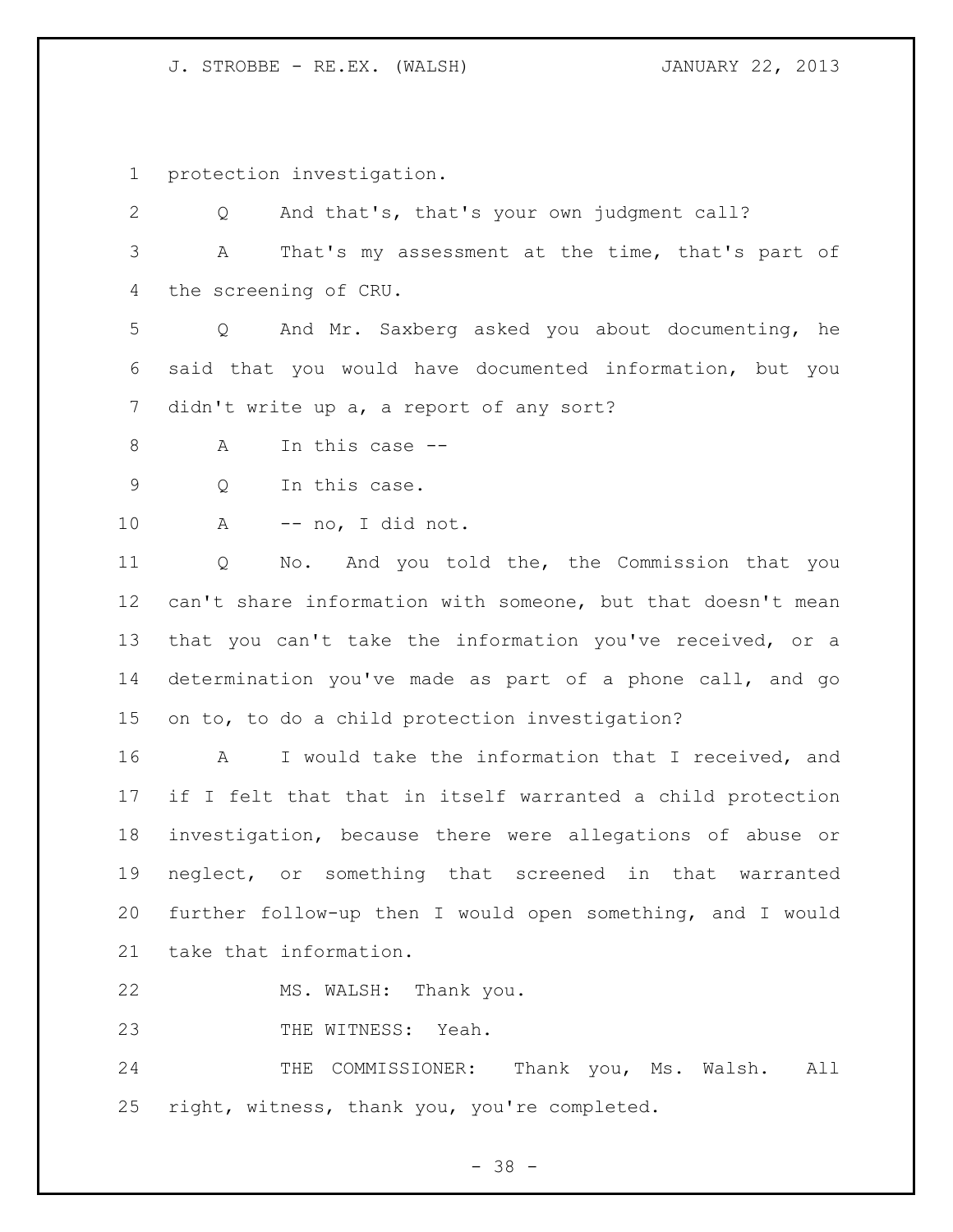protection investigation.

Q And that's, that's your own judgment call?

A That's my assessment at the time, that's part of the screening of CRU.

Q And Mr. Saxberg asked you about documenting, he said that you would have documented information, but you didn't write up a, a report of any sort?

A In this case --

Q In this case.

A -- no, I did not.

Q No. And you told the, the Commission that you can't share information with someone, but that doesn't mean that you can't take the information you've received, or a determination you've made as part of a phone call, and go on to, to do a child protection investigation?

A I would take the information that I received, and if I felt that that in itself warranted a child protection investigation, because there were allegations of abuse or neglect, or something that screened in that warranted further follow-up then I would open something, and I would take that information.

MS. WALSH: Thank you.

THE WITNESS: Yeah.

THE COMMISSIONER: Thank you, Ms. Walsh. All right, witness, thank you, you're completed.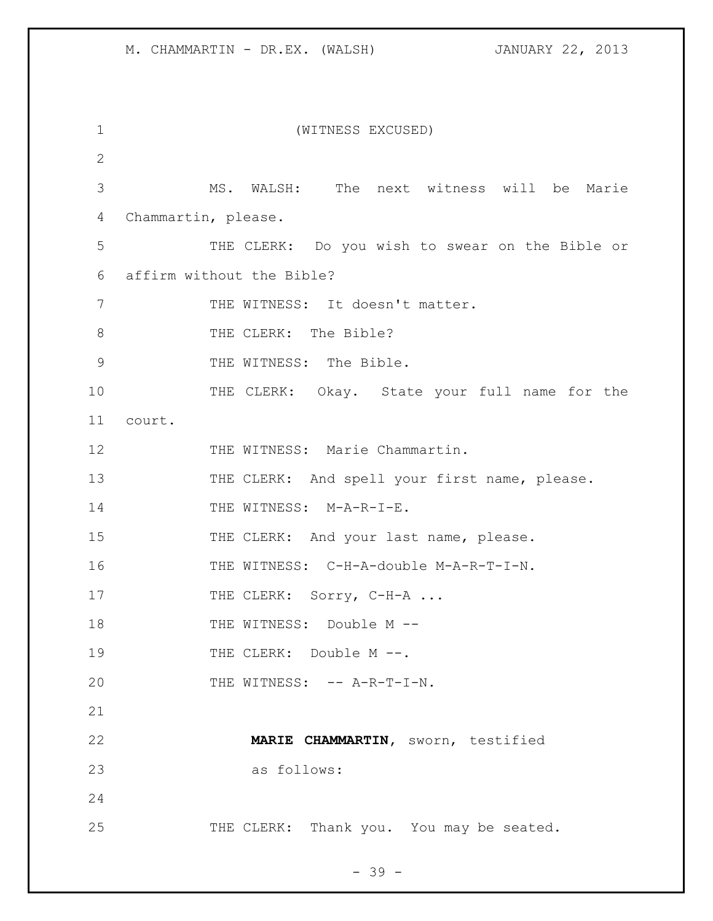(WITNESS EXCUSED)

MS. WALSH: The next witness will be Marie Chammartin, please.

THE CLERK: Do you wish to swear on the Bible or affirm without the Bible?

THE WITNESS: It doesn't matter.

THE CLERK: The Bible?

THE WITNESS: The Bible.

THE CLERK: Okay. State your full name for the court.

THE WITNESS: Marie Chammartin.

THE CLERK: And spell your first name, please.

THE WITNESS: M-A-R-I-E.

THE CLERK: And your last name, please.

THE WITNESS: C-H-A-double M-A-R-T-I-N.

THE CLERK: Sorry, C-H-A ...

THE WITNESS: Double M --

THE CLERK: Double M --.

THE WITNESS: -- A-R-T-I-N.

**MARIE CHAMMARTIN**, sworn, testified as follows:

THE CLERK: Thank you. You may be seated.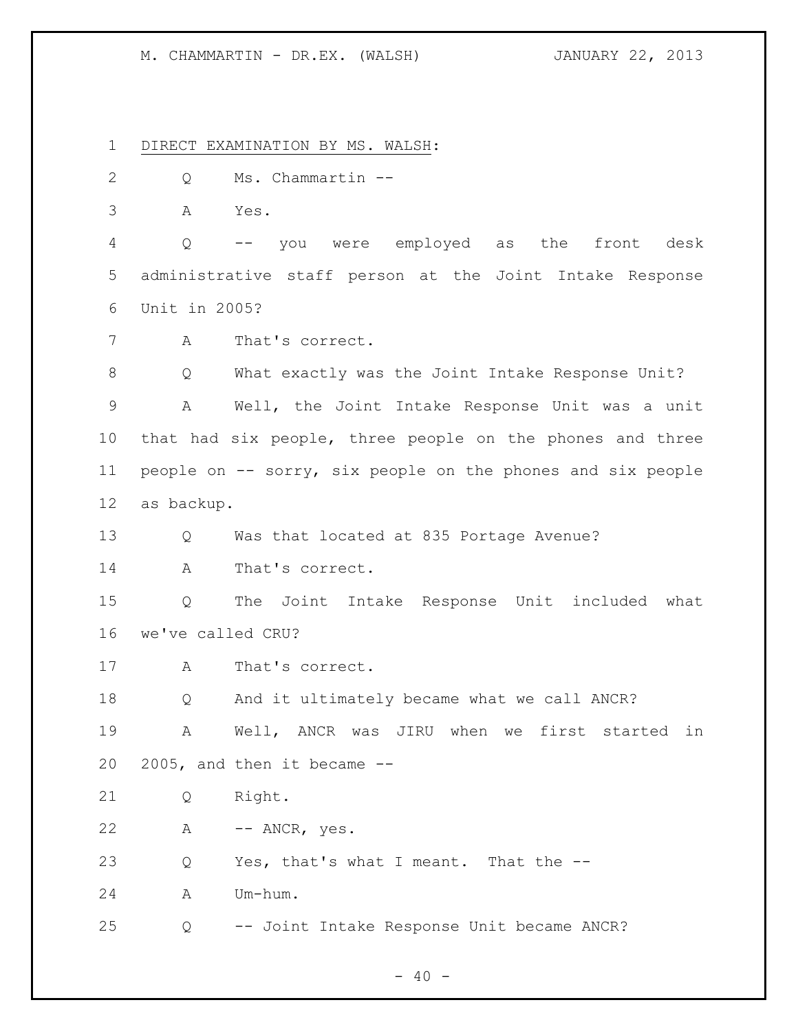DIRECT EXAMINATION BY MS. WALSH:

Q Ms. Chammartin --

A Yes.

Q -- you were employed as the front desk administrative staff person at the Joint Intake Response Unit in 2005?

A That's correct.

Q What exactly was the Joint Intake Response Unit?

A Well, the Joint Intake Response Unit was a unit that had six people, three people on the phones and three people on -- sorry, six people on the phones and six people as backup.

Q Was that located at 835 Portage Avenue?

A That's correct.

Q The Joint Intake Response Unit included what we've called CRU?

A That's correct.

Q And it ultimately became what we call ANCR?

A Well, ANCR was JIRU when we first started in 2005, and then it became --

Q Right.

A -- ANCR, yes.

Q Yes, that's what I meant. That the --

A Um-hum.

Q -- Joint Intake Response Unit became ANCR?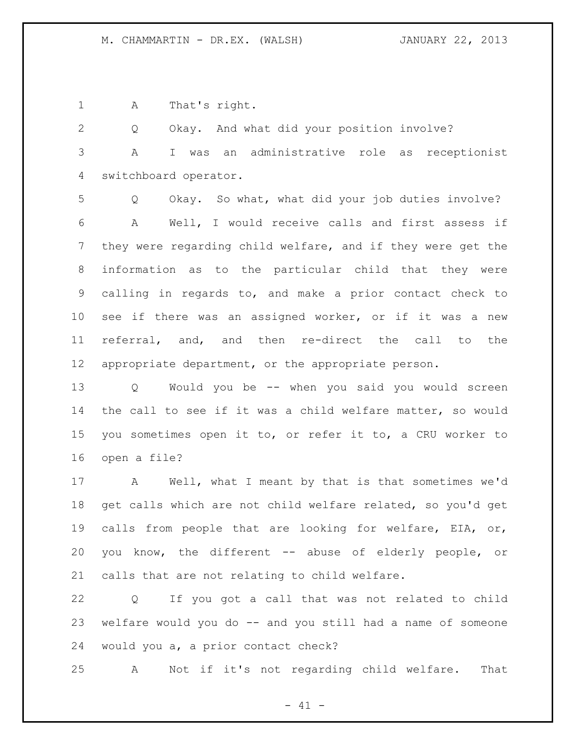A That's right.

Q Okay. And what did your position involve?

A I was an administrative role as receptionist switchboard operator.

Q Okay. So what, what did your job duties involve?

A Well, I would receive calls and first assess if they were regarding child welfare, and if they were get the information as to the particular child that they were calling in regards to, and make a prior contact check to see if there was an assigned worker, or if it was a new referral, and, and then re-direct the call to the appropriate department, or the appropriate person.

Q Would you be -- when you said you would screen the call to see if it was a child welfare matter, so would you sometimes open it to, or refer it to, a CRU worker to open a file?

A Well, what I meant by that is that sometimes we'd get calls which are not child welfare related, so you'd get calls from people that are looking for welfare, EIA, or, you know, the different -- abuse of elderly people, or calls that are not relating to child welfare.

Q If you got a call that was not related to child welfare would you do -- and you still had a name of someone would you a, a prior contact check?

A Not if it's not regarding child welfare. That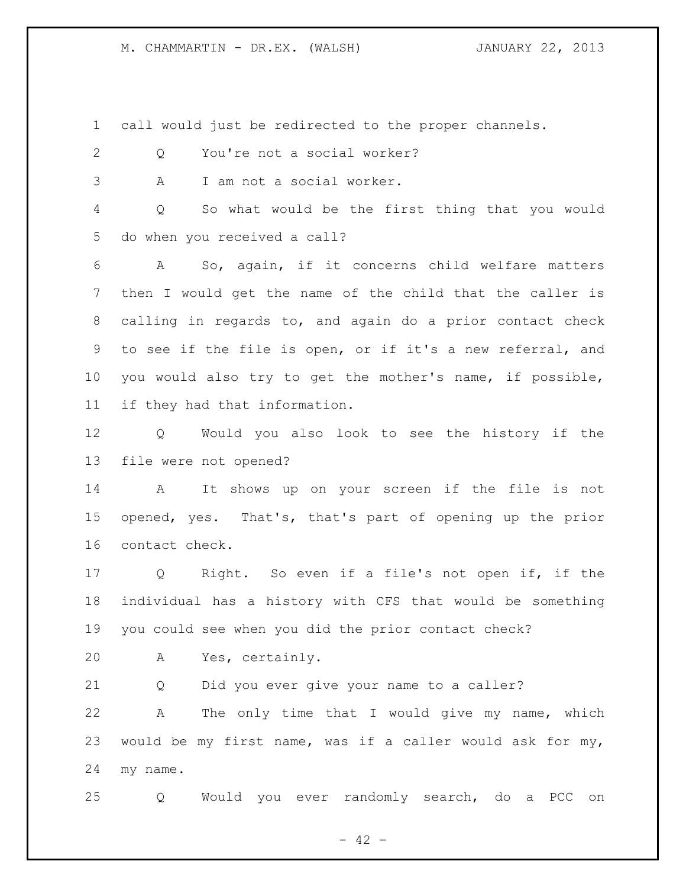call would just be redirected to the proper channels.

Q You're not a social worker?

A I am not a social worker.

Q So what would be the first thing that you would do when you received a call?

A So, again, if it concerns child welfare matters then I would get the name of the child that the caller is calling in regards to, and again do a prior contact check to see if the file is open, or if it's a new referral, and you would also try to get the mother's name, if possible, if they had that information.

Q Would you also look to see the history if the file were not opened?

A It shows up on your screen if the file is not opened, yes. That's, that's part of opening up the prior contact check.

Q Right. So even if a file's not open if, if the individual has a history with CFS that would be something you could see when you did the prior contact check?

A Yes, certainly.

Q Did you ever give your name to a caller?

A The only time that I would give my name, which would be my first name, was if a caller would ask for my, my name.

Q Would you ever randomly search, do a PCC on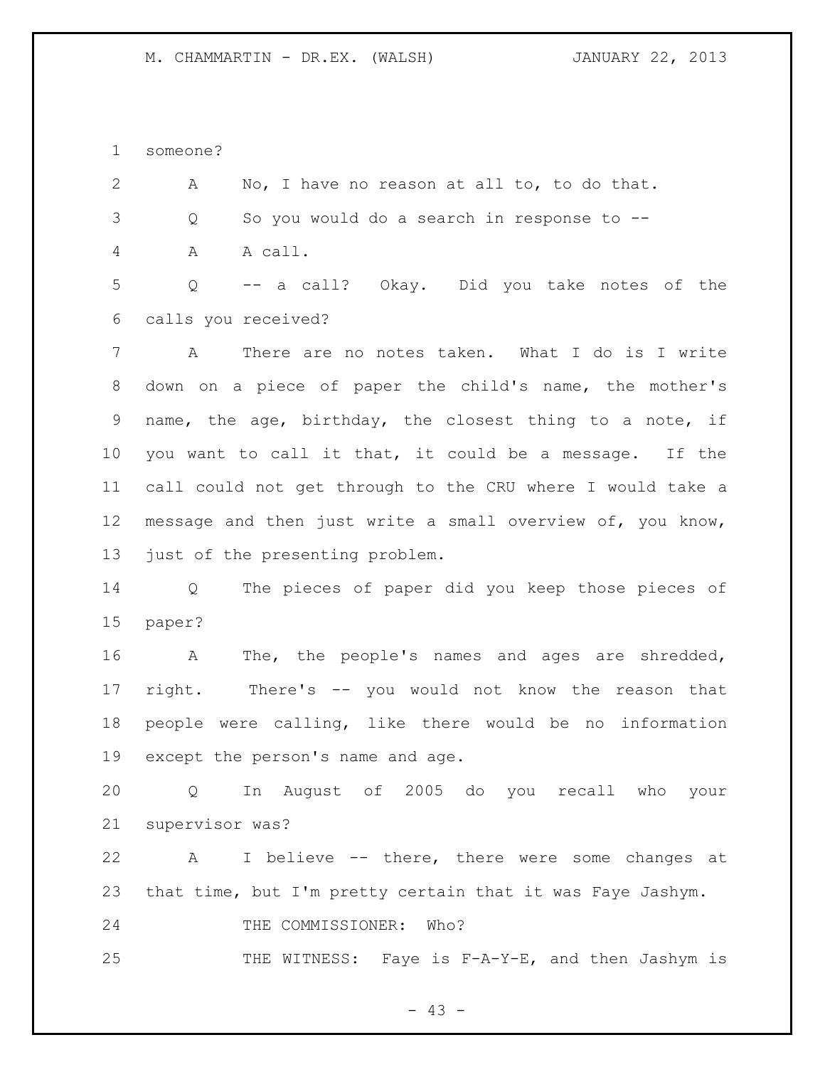someone?

A No, I have no reason at all to, to do that.

Q So you would do a search in response to --

A A call.

Q -- a call? Okay. Did you take notes of the calls you received?

A There are no notes taken. What I do is I write down on a piece of paper the child's name, the mother's name, the age, birthday, the closest thing to a note, if you want to call it that, it could be a message. If the call could not get through to the CRU where I would take a message and then just write a small overview of, you know, just of the presenting problem.

Q The pieces of paper did you keep those pieces of paper?

A The, the people's names and ages are shredded, right. There's -- you would not know the reason that people were calling, like there would be no information except the person's name and age.

Q In August of 2005 do you recall who your supervisor was?

A I believe -- there, there were some changes at that time, but I'm pretty certain that it was Faye Jashym.

THE COMMISSIONER: Who?

THE WITNESS: Faye is F-A-Y-E, and then Jashym is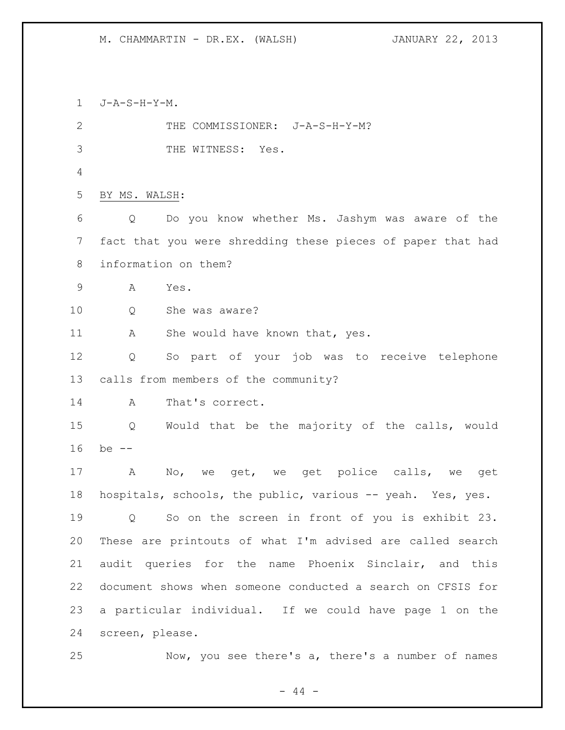J-A-S-H-Y-M.

THE COMMISSIONER: J-A-S-H-Y-M?

THE WITNESS: Yes.

BY MS. WALSH:

Q Do you know whether Ms. Jashym was aware of the fact that you were shredding these pieces of paper that had information on them?

A Yes.

Q She was aware?

A She would have known that, yes.

Q So part of your job was to receive telephone calls from members of the community?

A That's correct.

Q Would that be the majority of the calls, would be --

A No, we get, we get police calls, we get hospitals, schools, the public, various -- yeah. Yes, yes.

Q So on the screen in front of you is exhibit 23. These are printouts of what I'm advised are called search audit queries for the name Phoenix Sinclair, and this document shows when someone conducted a search on CFSIS for a particular individual. If we could have page 1 on the screen, please.

Now, you see there's a, there's a number of names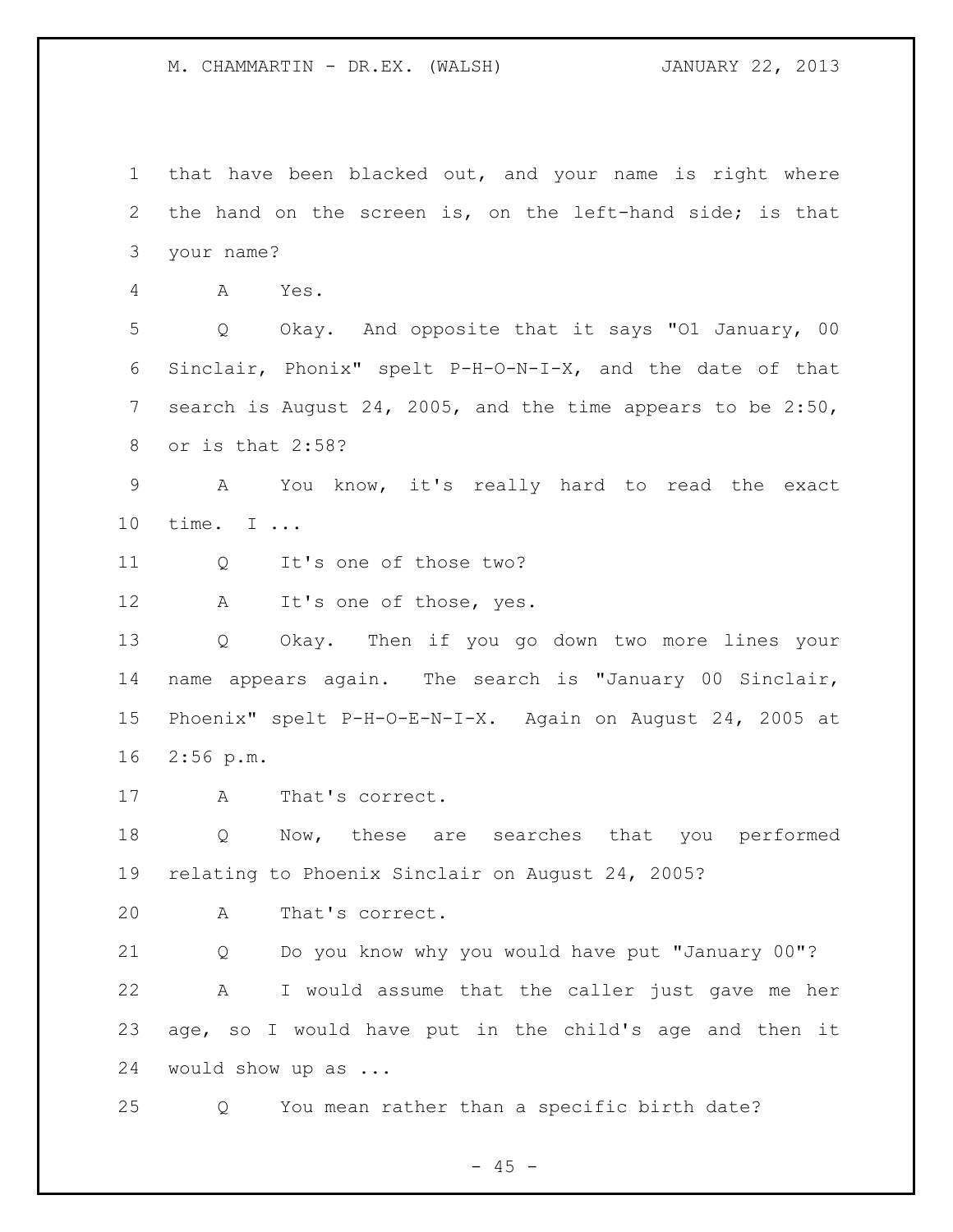that have been blacked out, and your name is right where the hand on the screen is, on the left-hand side; is that your name?

A Yes.

Q Okay. And opposite that it says "01 January, 00 Sinclair, Phonix" spelt P-H-O-N-I-X, and the date of that search is August 24, 2005, and the time appears to be 2:50, or is that 2:58?

A You know, it's really hard to read the exact time. I ...

Q It's one of those two?

A It's one of those, yes.

Q Okay. Then if you go down two more lines your name appears again. The search is "January 00 Sinclair, Phoenix" spelt P-H-O-E-N-I-X. Again on August 24, 2005 at 2:56 p.m.

A That's correct.

Q Now, these are searches that you performed relating to Phoenix Sinclair on August 24, 2005?

A That's correct.

Q Do you know why you would have put "January 00"?

A I would assume that the caller just gave me her age, so I would have put in the child's age and then it would show up as ...

Q You mean rather than a specific birth date?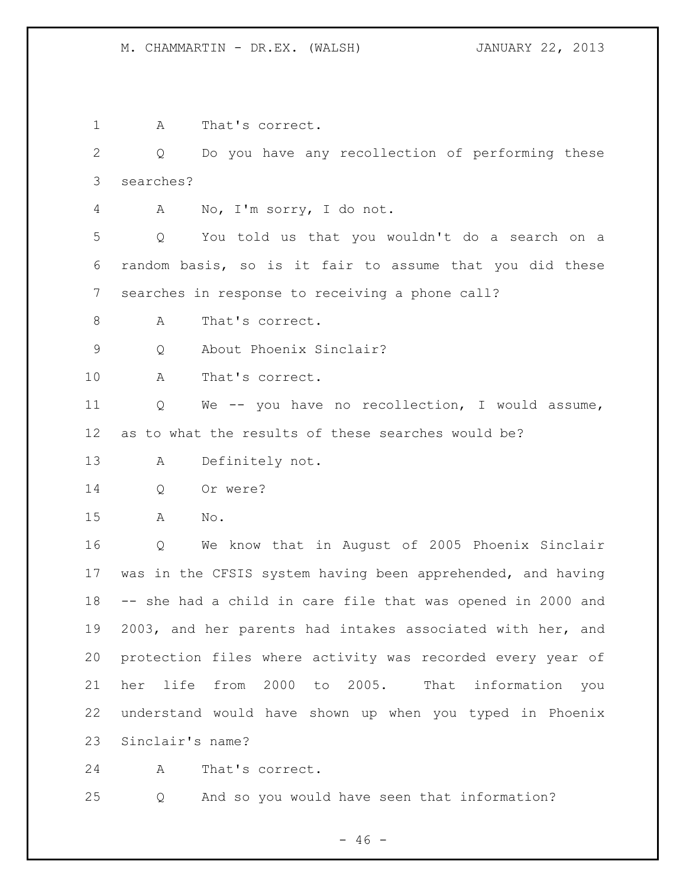A That's correct.

Q Do you have any recollection of performing these searches?

A No, I'm sorry, I do not.

Q You told us that you wouldn't do a search on a random basis, so is it fair to assume that you did these searches in response to receiving a phone call?

A That's correct.

Q About Phoenix Sinclair?

A That's correct.

Q We -- you have no recollection, I would assume, as to what the results of these searches would be?

A Definitely not.

Q Or were?

A No.

Q We know that in August of 2005 Phoenix Sinclair was in the CFSIS system having been apprehended, and having -- she had a child in care file that was opened in 2000 and 2003, and her parents had intakes associated with her, and protection files where activity was recorded every year of her life from 2000 to 2005. That information you understand would have shown up when you typed in Phoenix Sinclair's name?

A That's correct.

Q And so you would have seen that information?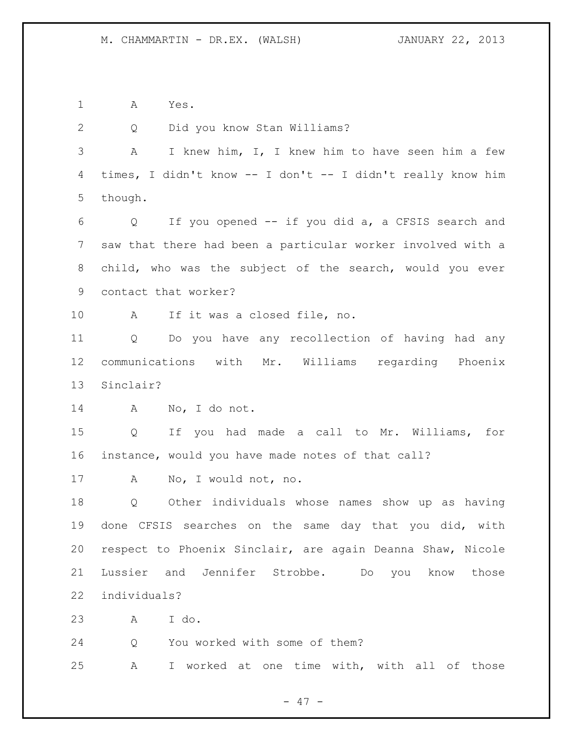1 A Yes.

2 Q Did you know Stan Williams?

3 A I knew him, I, I knew him to have seen him a few
4 times, I didn't know -- I don't -- I didn't really know him
5 though.

6 Q If you opened -- if you did a, a CFSIS search and
7 saw that there had been a particular worker involved with a
8 child, who was the subject of the search, would you ever
9 contact that worker?

10 A If it was a closed file, no.

11 Q Do you have any recollection of having had any
12 communications with Mr. Williams regarding Phoenix
13 Sinclair?

14 A No, I do not.

15 Q If you had made a call to Mr. Williams, for
16 instance, would you have made notes of that call?

17 A No, I would not, no.

18 Q Other individuals whose names show up as having
19 done CFSIS searches on the same day that you did, with
20 respect to Phoenix Sinclair, are again Deanna Shaw, Nicole
21 Lussier and Jennifer Strobbe. Do you know those
22 individuals?

23 A I do.

24 Q You worked with some of them?

25 A I worked at one time with, with all of those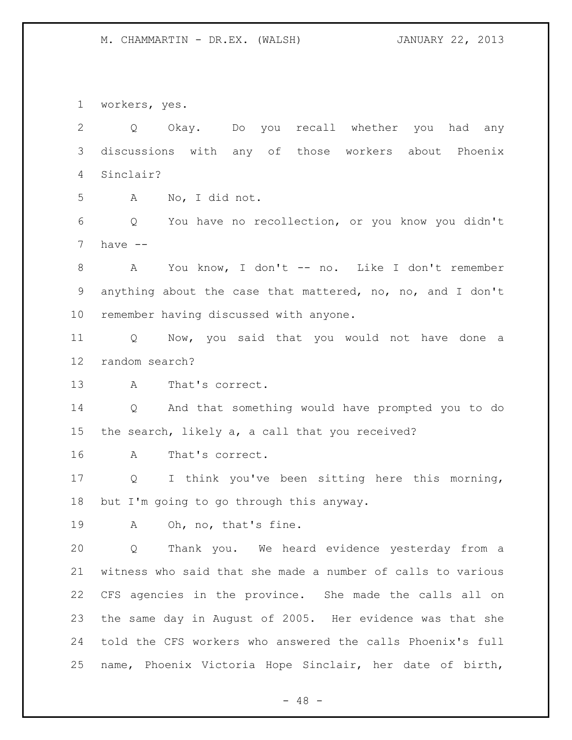workers, yes.

Q Okay. Do you recall whether you had any discussions with any of those workers about Phoenix Sinclair?

A No, I did not.

Q You have no recollection, or you know you didn't have --

A You know, I don't -- no. Like I don't remember anything about the case that mattered, no, no, and I don't remember having discussed with anyone.

Q Now, you said that you would not have done a random search?

A That's correct.

Q And that something would have prompted you to do the search, likely a, a call that you received?

A That's correct.

Q I think you've been sitting here this morning, but I'm going to go through this anyway.

A Oh, no, that's fine.

Q Thank you. We heard evidence yesterday from a witness who said that she made a number of calls to various CFS agencies in the province. She made the calls all on the same day in August of 2005. Her evidence was that she told the CFS workers who answered the calls Phoenix's full name, Phoenix Victoria Hope Sinclair, her date of birth,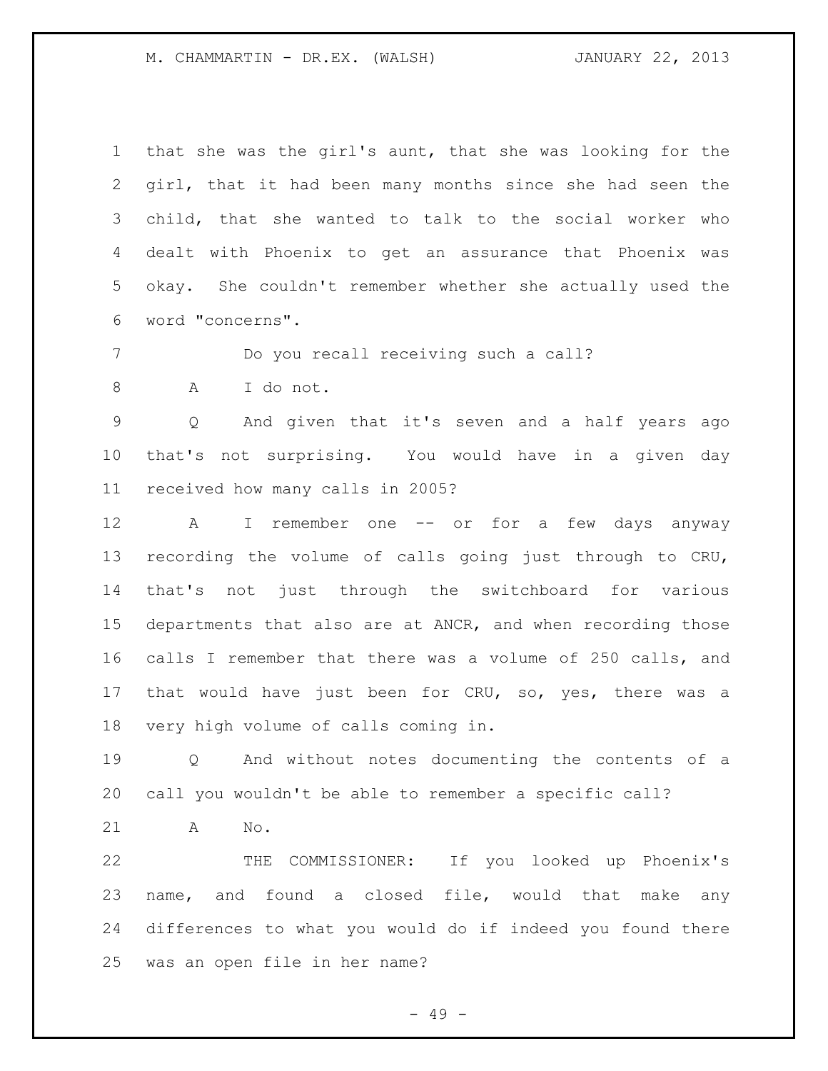that she was the girl's aunt, that she was looking for the girl, that it had been many months since she had seen the child, that she wanted to talk to the social worker who dealt with Phoenix to get an assurance that Phoenix was okay. She couldn't remember whether she actually used the word "concerns".

Do you recall receiving such a call?

A I do not.

Q And given that it's seven and a half years ago that's not surprising. You would have in a given day received how many calls in 2005?

A I remember one -- or for a few days anyway recording the volume of calls going just through to CRU, that's not just through the switchboard for various departments that also are at ANCR, and when recording those calls I remember that there was a volume of 250 calls, and that would have just been for CRU, so, yes, there was a very high volume of calls coming in.

Q And without notes documenting the contents of a call you wouldn't be able to remember a specific call?

A No.

THE COMMISSIONER: If you looked up Phoenix's name, and found a closed file, would that make any differences to what you would do if indeed you found there was an open file in her name?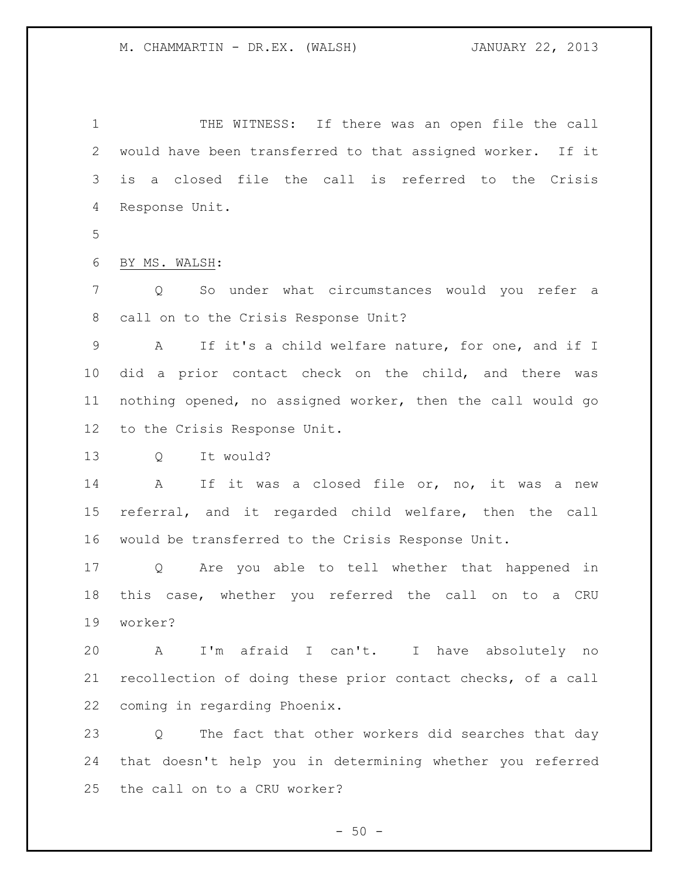THE WITNESS: If there was an open file the call would have been transferred to that assigned worker. If it is a closed file the call is referred to the Crisis Response Unit.

BY MS. WALSH:

Q So under what circumstances would you refer a call on to the Crisis Response Unit?

A If it's a child welfare nature, for one, and if I did a prior contact check on the child, and there was nothing opened, no assigned worker, then the call would go to the Crisis Response Unit.

Q It would?

A If it was a closed file or, no, it was a new referral, and it regarded child welfare, then the call would be transferred to the Crisis Response Unit.

Q Are you able to tell whether that happened in this case, whether you referred the call on to a CRU worker?

A I'm afraid I can't. I have absolutely no recollection of doing these prior contact checks, of a call coming in regarding Phoenix.

Q The fact that other workers did searches that day that doesn't help you in determining whether you referred the call on to a CRU worker?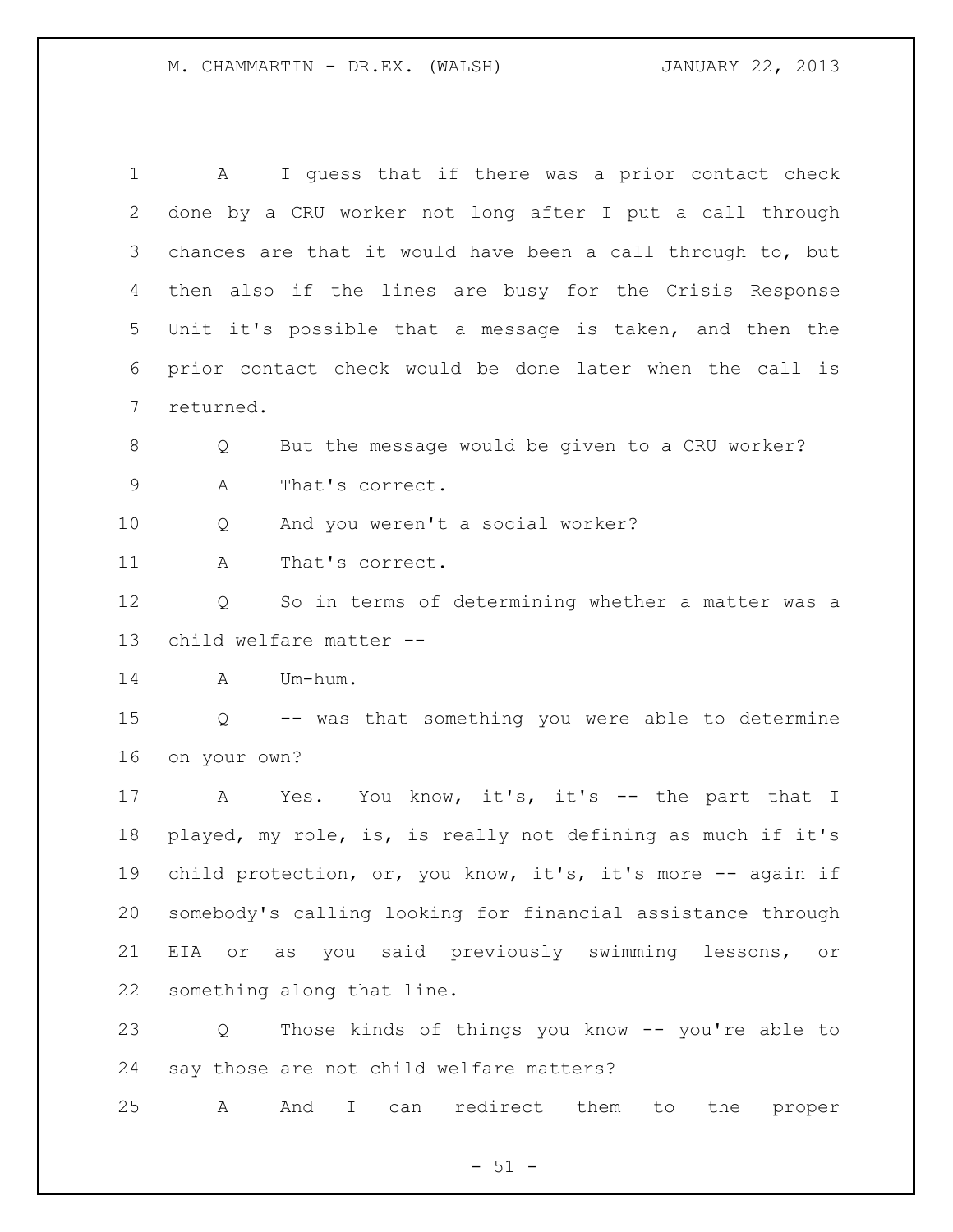A I guess that if there was a prior contact check done by a CRU worker not long after I put a call through chances are that it would have been a call through to, but then also if the lines are busy for the Crisis Response Unit it's possible that a message is taken, and then the prior contact check would be done later when the call is returned.

Q But the message would be given to a CRU worker?

A That's correct.

Q And you weren't a social worker?

A That's correct.

Q So in terms of determining whether a matter was a child welfare matter --

A Um-hum.

Q -- was that something you were able to determine on your own?

A Yes. You know, it's, it's -- the part that I played, my role, is, is really not defining as much if it's child protection, or, you know, it's, it's more -- again if somebody's calling looking for financial assistance through EIA or as you said previously swimming lessons, or something along that line.

Q Those kinds of things you know -- you're able to say those are not child welfare matters?

A And I can redirect them to the proper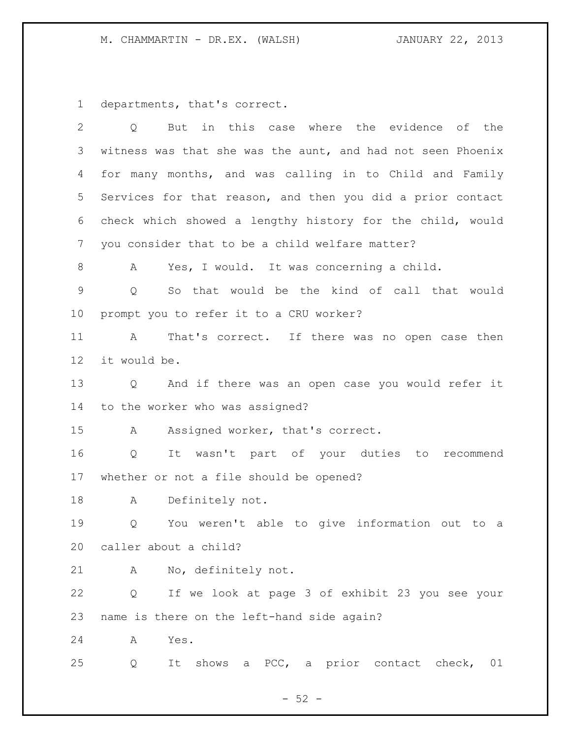departments, that's correct.

Q But in this case where the evidence of the witness was that she was the aunt, and had not seen Phoenix for many months, and was calling in to Child and Family Services for that reason, and then you did a prior contact check which showed a lengthy history for the child, would you consider that to be a child welfare matter?

A Yes, I would. It was concerning a child.

Q So that would be the kind of call that would prompt you to refer it to a CRU worker?

A That's correct. If there was no open case then it would be.

Q And if there was an open case you would refer it to the worker who was assigned?

A Assigned worker, that's correct.

Q It wasn't part of your duties to recommend whether or not a file should be opened?

A Definitely not.

Q You weren't able to give information out to a caller about a child?

A No, definitely not.

Q If we look at page 3 of exhibit 23 you see your name is there on the left-hand side again?

A Yes.

Q It shows a PCC, a prior contact check, 01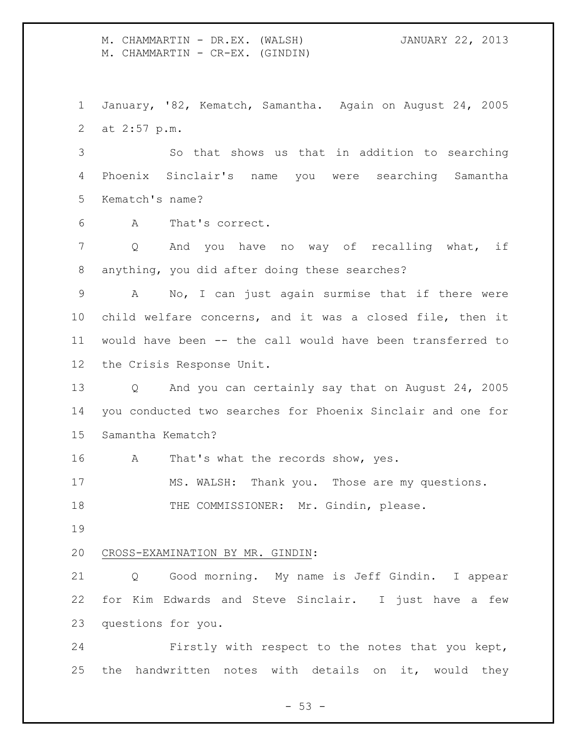January, '82, Kematch, Samantha. Again on August 24, 2005 at 2:57 p.m.

So that shows us that in addition to searching Phoenix Sinclair's name you were searching Samantha Kematch's name?

A That's correct.

Q And you have no way of recalling what, if anything, you did after doing these searches?

A No, I can just again surmise that if there were child welfare concerns, and it was a closed file, then it would have been -- the call would have been transferred to the Crisis Response Unit.

Q And you can certainly say that on August 24, 2005 you conducted two searches for Phoenix Sinclair and one for Samantha Kematch?

A That's what the records show, yes.

MS. WALSH: Thank you. Those are my questions.

THE COMMISSIONER: Mr. Gindin, please.

<u>CROSS-EXAMINATION BY MR. GINDIN</u>:

Q Good morning. My name is Jeff Gindin. I appear for Kim Edwards and Steve Sinclair. I just have a few questions for you.

Firstly with respect to the notes that you kept, the handwritten notes with details on it, would they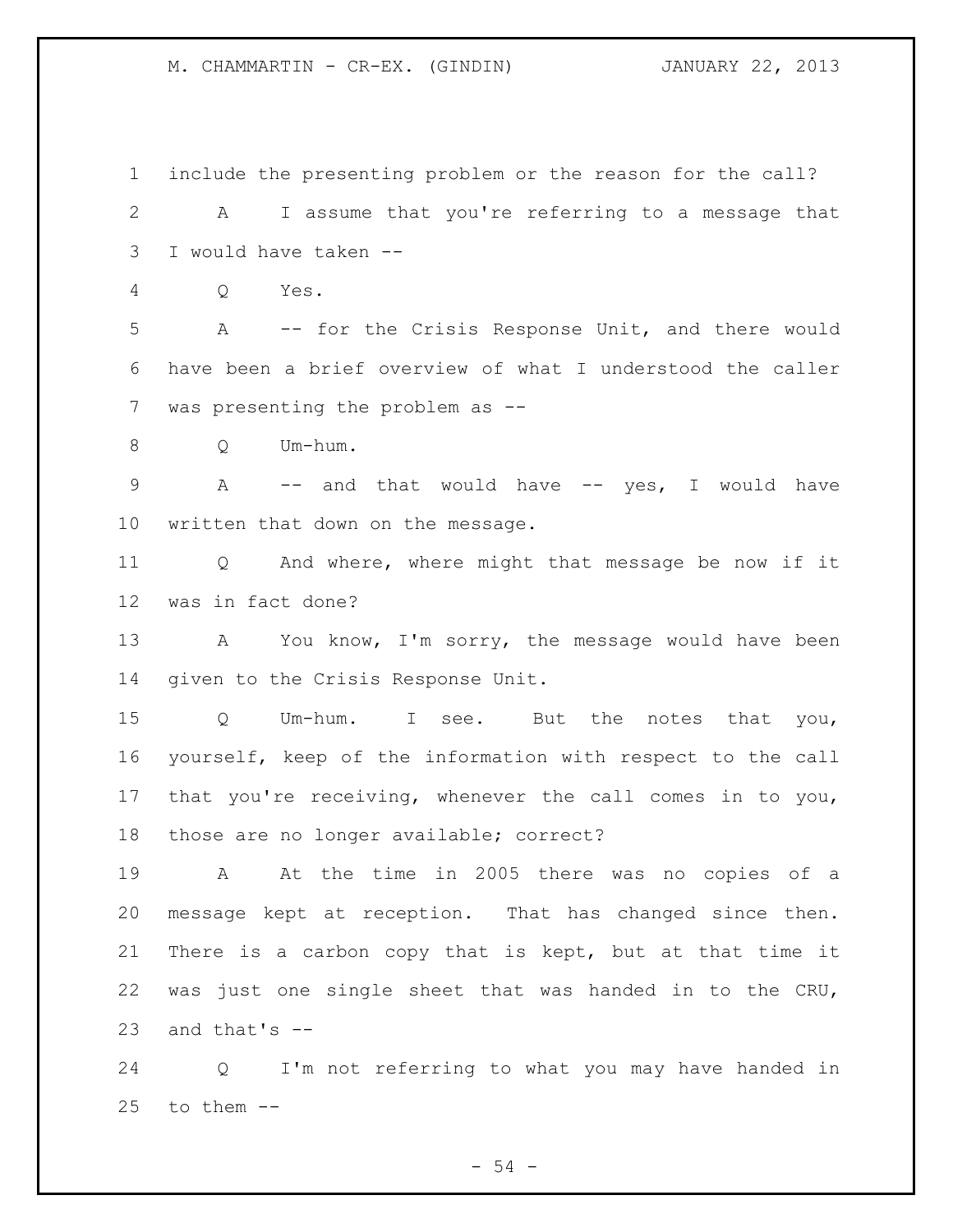include the presenting problem or the reason for the call?

A I assume that you're referring to a message that I would have taken --

Q Yes.

A -- for the Crisis Response Unit, and there would have been a brief overview of what I understood the caller was presenting the problem as --

Q Um-hum.

A -- and that would have -- yes, I would have written that down on the message.

Q And where, where might that message be now if it was in fact done?

A You know, I'm sorry, the message would have been given to the Crisis Response Unit.

Q Um-hum. I see. But the notes that you, yourself, keep of the information with respect to the call that you're receiving, whenever the call comes in to you, those are no longer available; correct?

A At the time in 2005 there was no copies of a message kept at reception. That has changed since then. There is a carbon copy that is kept, but at that time it was just one single sheet that was handed in to the CRU, and that's --

Q I'm not referring to what you may have handed in to them --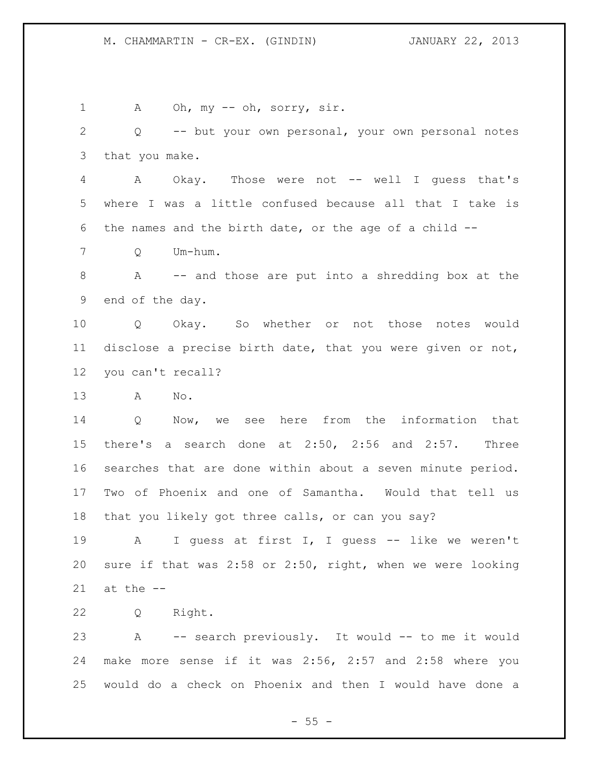1 A Oh, my -- oh, sorry, sir.

2 Q -- but your own personal, your own personal notes

3 that you make.

4 A Okay. Those were not -- well I guess that's

5 where I was a little confused because all that I take is

6 the names and the birth date, or the age of a child --

7 Q Um-hum.

8 A -- and those are put into a shredding box at the

9 end of the day.

10 Q Okay. So whether or not those notes would

11 disclose a precise birth date, that you were given or not,

12 you can't recall?

13 A No.

14 Q Now, we see here from the information that

15 there's a search done at 2:50, 2:56 and 2:57. Three

16 searches that are done within about a seven minute period.

17 Two of Phoenix and one of Samantha. Would that tell us

18 that you likely got three calls, or can you say?

19 A I guess at first I, I guess -- like we weren't

20 sure if that was 2:58 or 2:50, right, when we were looking

21 at the --

22 Q Right.

23 A -- search previously. It would -- to me it would

24 make more sense if it was 2:56, 2:57 and 2:58 where you

25 would do a check on Phoenix and then I would have done a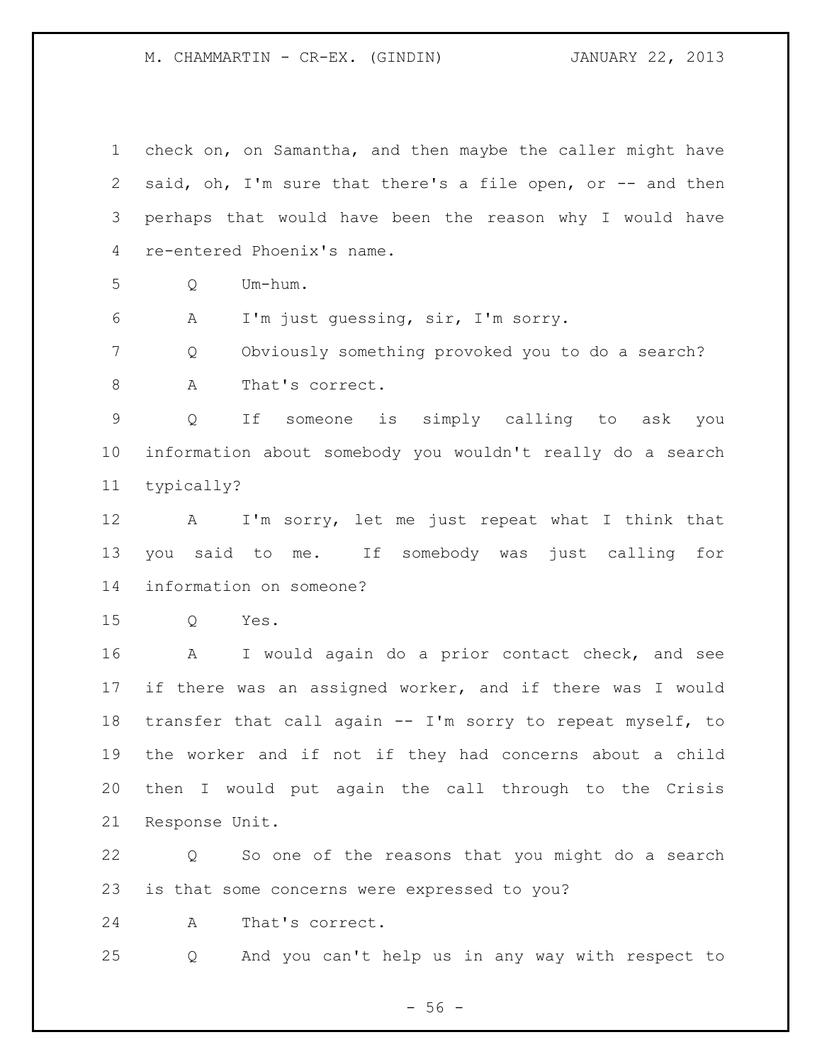check on, on Samantha, and then maybe the caller might have said, oh, I'm sure that there's a file open, or -- and then perhaps that would have been the reason why I would have re-entered Phoenix's name.

Q Um-hum.

A I'm just guessing, sir, I'm sorry.

Q Obviously something provoked you to do a search?

A That's correct.

Q If someone is simply calling to ask you information about somebody you wouldn't really do a search typically?

A I'm sorry, let me just repeat what I think that you said to me. If somebody was just calling for information on someone?

Q Yes.

A I would again do a prior contact check, and see if there was an assigned worker, and if there was I would transfer that call again -- I'm sorry to repeat myself, to the worker and if not if they had concerns about a child then I would put again the call through to the Crisis Response Unit.

Q So one of the reasons that you might do a search is that some concerns were expressed to you?

A That's correct.

Q And you can't help us in any way with respect to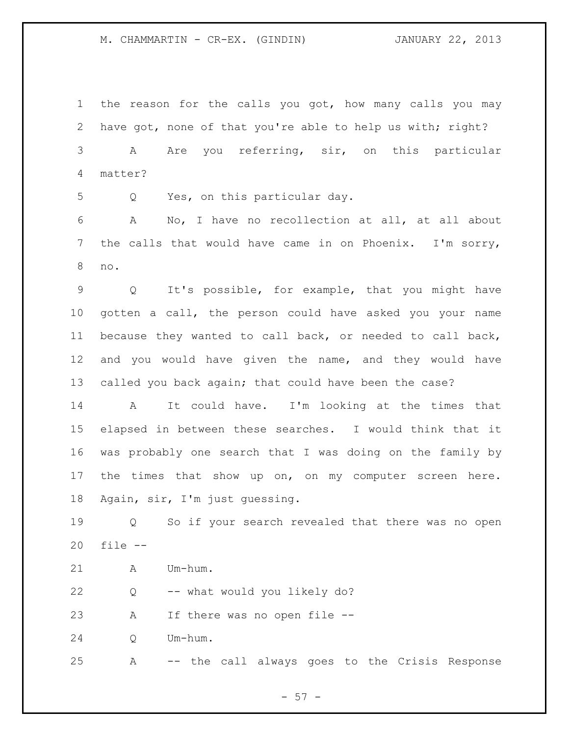1 the reason for the calls you got, how many calls you may
2 have got, none of that you're able to help us with; right?
3 A Are you referring, sir, on this particular
4 matter?
5 Q Yes, on this particular day.
6 A No, I have no recollection at all, at all about
7 the calls that would have came in on Phoenix. I'm sorry,
8 no.
9 Q It's possible, for example, that you might have
10 gotten a call, the person could have asked you your name
11 because they wanted to call back, or needed to call back,
12 and you would have given the name, and they would have
13 called you back again; that could have been the case?
14 A It could have. I'm looking at the times that
15 elapsed in between these searches. I would think that it
16 was probably one search that I was doing on the family by
17 the times that show up on, on my computer screen here.
18 Again, sir, I'm just guessing.
19 Q So if your search revealed that there was no open
20 file --
21 A Um-hum.
22 Q -- what would you likely do?
23 A If there was no open file --
24 Q Um-hum.
25 A -- the call always goes to the Crisis Response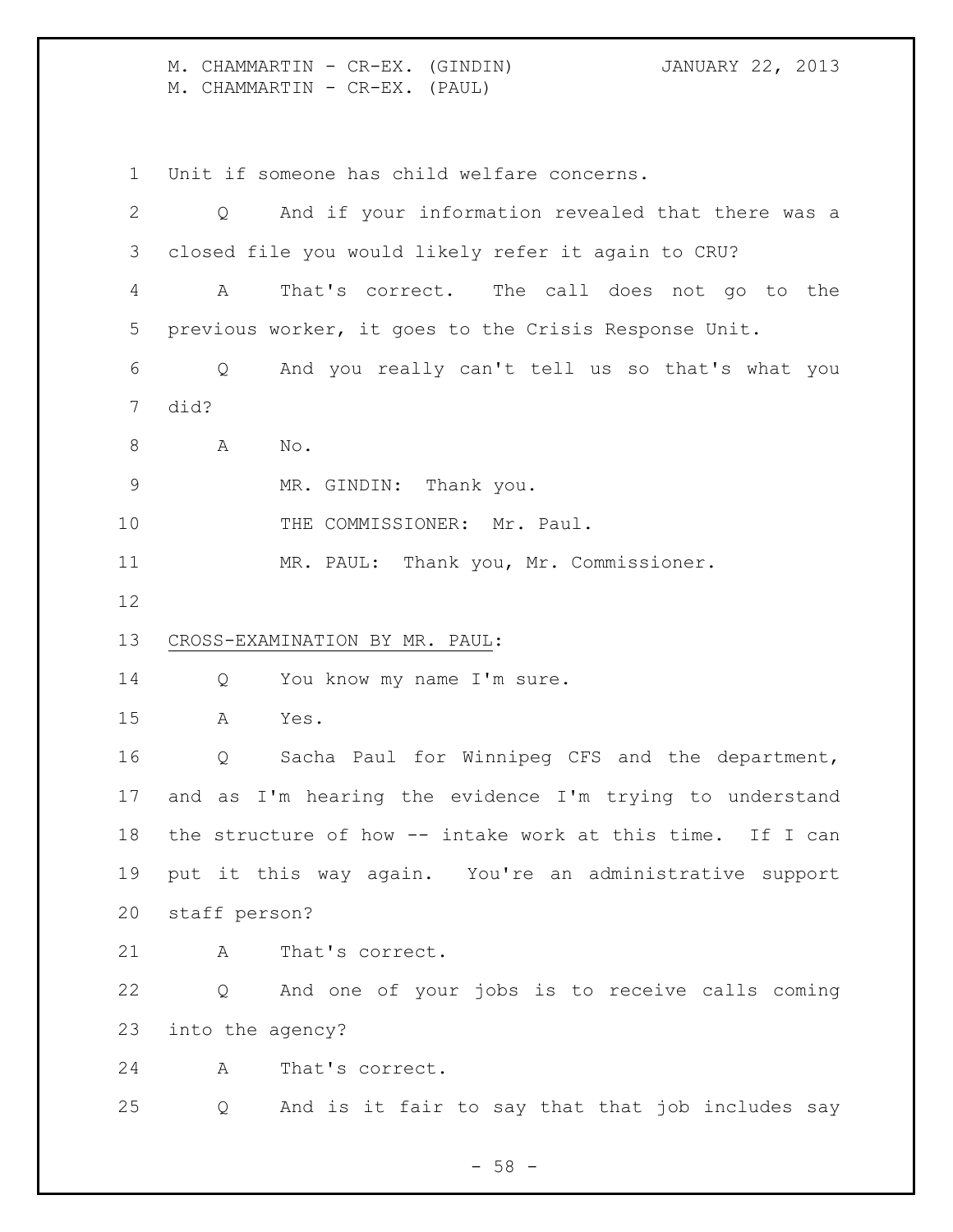Unit if someone has child welfare concerns.

Q And if your information revealed that there was a closed file you would likely refer it again to CRU?

A That's correct. The call does not go to the previous worker, it goes to the Crisis Response Unit.

Q And you really can't tell us so that's what you did?

A No.

MR. GINDIN: Thank you.

THE COMMISSIONER: Mr. Paul.

MR. PAUL: Thank you, Mr. Commissioner.

CROSS-EXAMINATION BY MR. PAUL:

Q You know my name I'm sure.

A Yes.

Q Sacha Paul for Winnipeg CFS and the department, and as I'm hearing the evidence I'm trying to understand the structure of how -- intake work at this time. If I can put it this way again. You're an administrative support staff person?

A That's correct.

Q And one of your jobs is to receive calls coming into the agency?

A That's correct.

Q And is it fair to say that that job includes say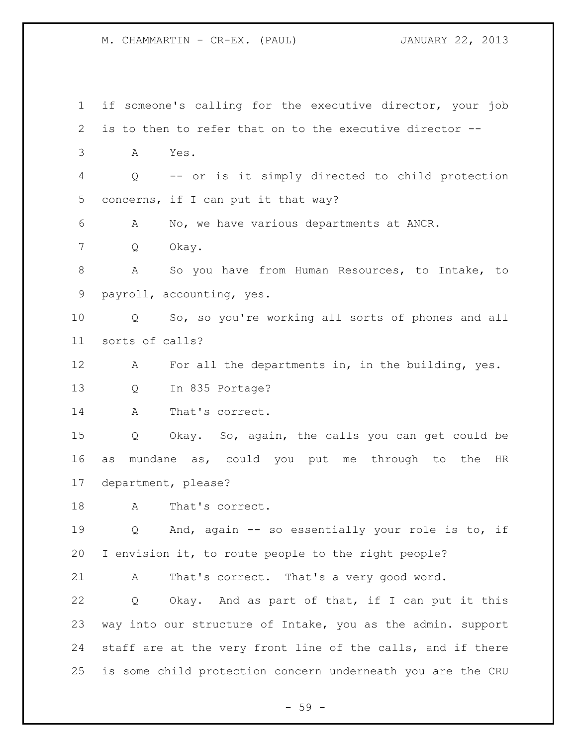if someone's calling for the executive director, your job is to then to refer that on to the executive director --

A Yes.

Q -- or is it simply directed to child protection concerns, if I can put it that way?

A No, we have various departments at ANCR.

Q Okay.

A So you have from Human Resources, to Intake, to payroll, accounting, yes.

Q So, so you're working all sorts of phones and all sorts of calls?

A For all the departments in, in the building, yes.

Q In 835 Portage?

A That's correct.

Q Okay. So, again, the calls you can get could be as mundane as, could you put me through to the HR department, please?

A That's correct.

Q And, again -- so essentially your role is to, if I envision it, to route people to the right people?

A That's correct. That's a very good word.

Q Okay. And as part of that, if I can put it this way into our structure of Intake, you as the admin. support staff are at the very front line of the calls, and if there is some child protection concern underneath you are the CRU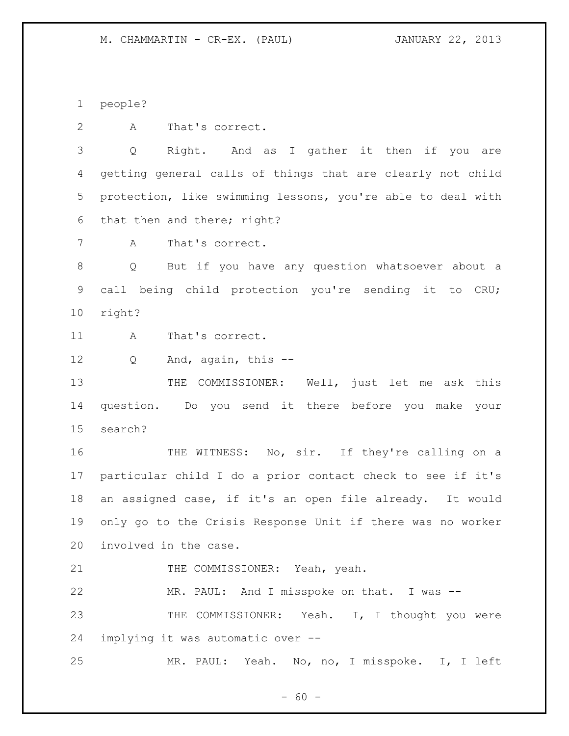people?

A That's correct.

Q Right. And as I gather it then if you are getting general calls of things that are clearly not child protection, like swimming lessons, you're able to deal with that then and there; right?

A That's correct.

Q But if you have any question whatsoever about a call being child protection you're sending it to CRU; right?

A That's correct.

Q And, again, this --

THE COMMISSIONER: Well, just let me ask this question. Do you send it there before you make your search?

THE WITNESS: No, sir. If they're calling on a particular child I do a prior contact check to see if it's an assigned case, if it's an open file already. It would only go to the Crisis Response Unit if there was no worker involved in the case.

THE COMMISSIONER: Yeah, yeah.

MR. PAUL: And I misspoke on that. I was --

THE COMMISSIONER: Yeah. I, I thought you were implying it was automatic over --

MR. PAUL: Yeah. No, no, I misspoke. I, I left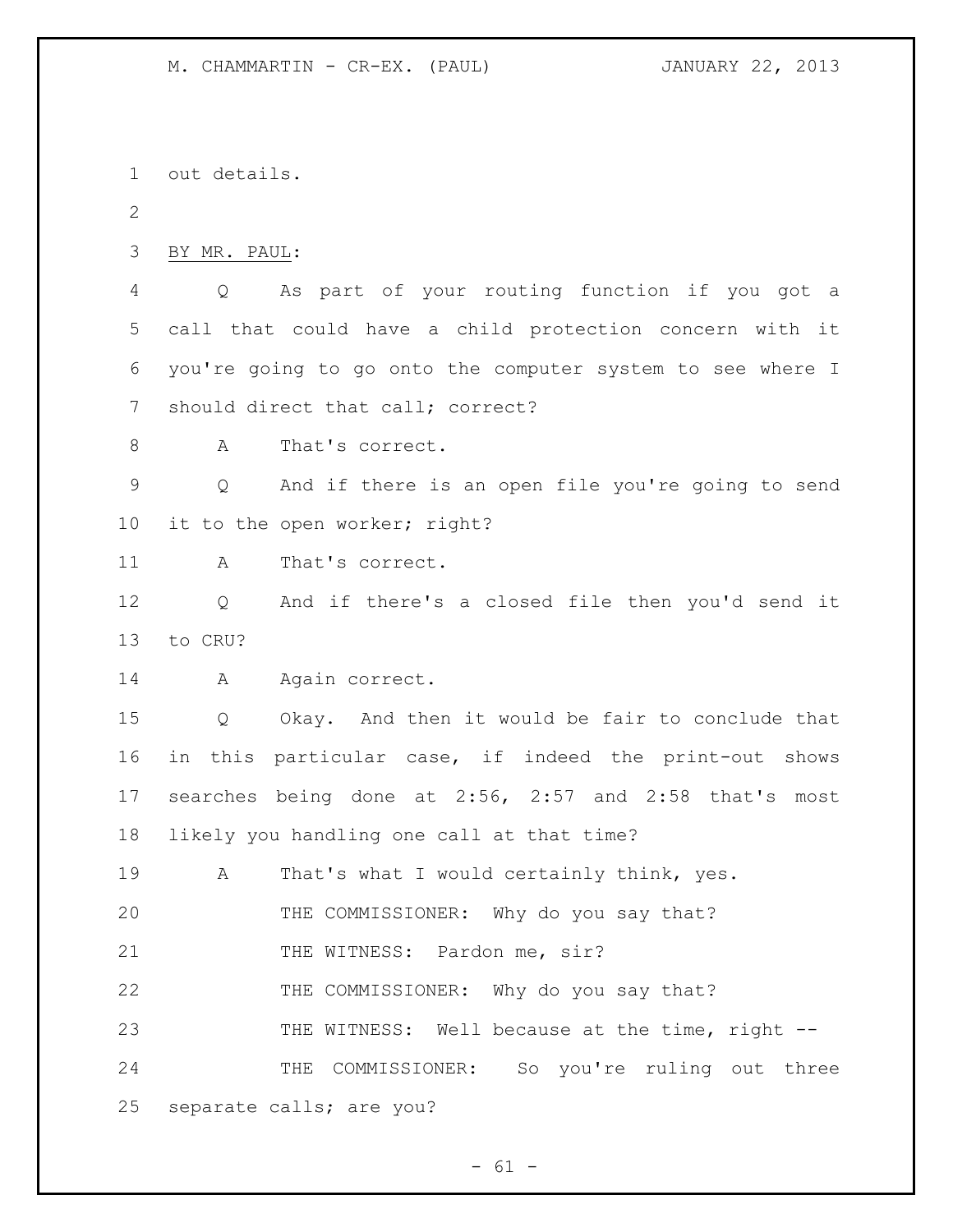out details.

BY MR. PAUL:

Q As part of your routing function if you got a call that could have a child protection concern with it you're going to go onto the computer system to see where I should direct that call; correct?

A That's correct.

Q And if there is an open file you're going to send it to the open worker; right?

A That's correct.

Q And if there's a closed file then you'd send it to CRU?

A Again correct.

Q Okay. And then it would be fair to conclude that in this particular case, if indeed the print-out shows searches being done at 2:56, 2:57 and 2:58 that's most likely you handling one call at that time?

A That's what I would certainly think, yes.

THE COMMISSIONER: Why do you say that?

THE WITNESS: Pardon me, sir?

THE COMMISSIONER: Why do you say that?

THE WITNESS: Well because at the time, right --

THE COMMISSIONER: So you're ruling out three separate calls; are you?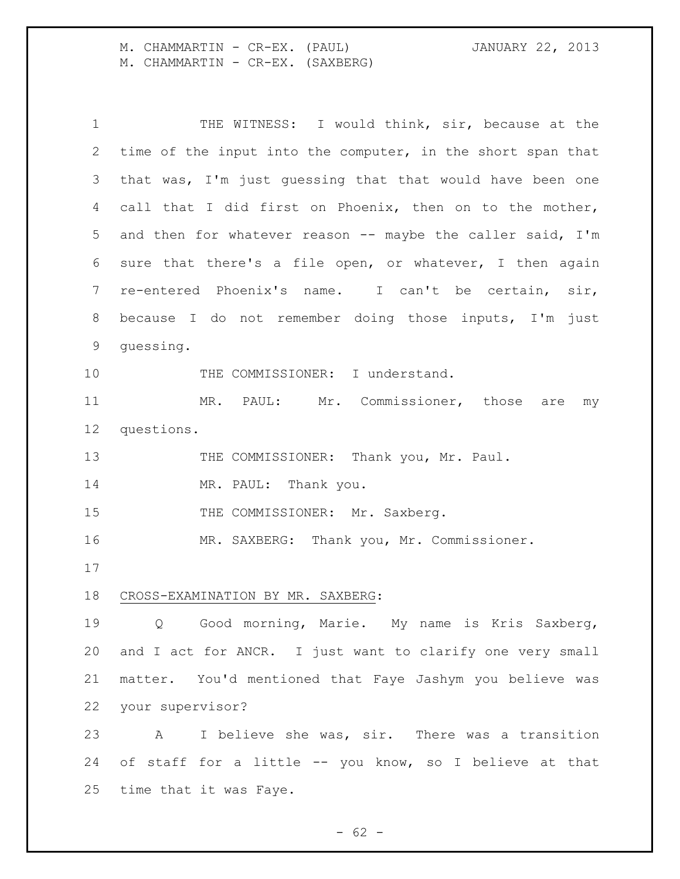THE WITNESS: I would think, sir, because at the time of the input into the computer, in the short span that that was, I'm just guessing that that would have been one call that I did first on Phoenix, then on to the mother, and then for whatever reason -- maybe the caller said, I'm sure that there's a file open, or whatever, I then again re-entered Phoenix's name. I can't be certain, sir, because I do not remember doing those inputs, I'm just guessing.

THE COMMISSIONER: I understand.

MR. PAUL: Mr. Commissioner, those are my questions.

THE COMMISSIONER: Thank you, Mr. Paul.

MR. PAUL: Thank you.

THE COMMISSIONER: Mr. Saxberg.

MR. SAXBERG: Thank you, Mr. Commissioner.

CROSS-EXAMINATION BY MR. SAXBERG:

Q Good morning, Marie. My name is Kris Saxberg, and I act for ANCR. I just want to clarify one very small matter. You'd mentioned that Faye Jashym you believe was your supervisor?

A I believe she was, sir. There was a transition of staff for a little -- you know, so I believe at that time that it was Faye.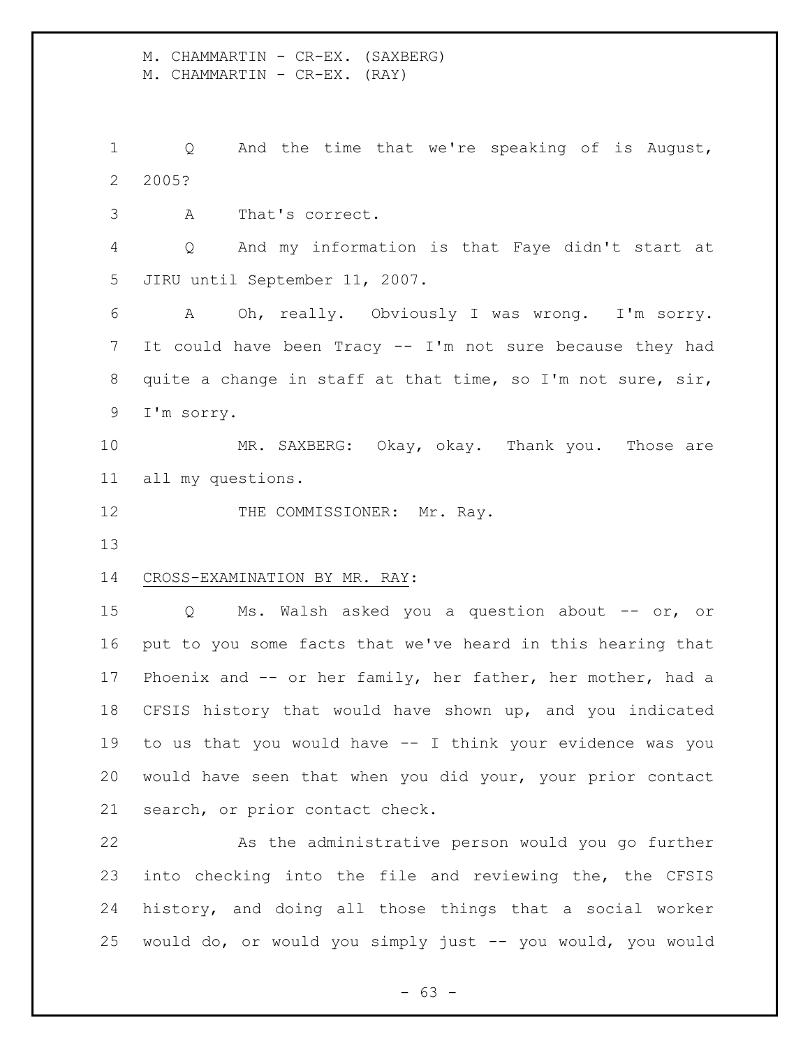Q And the time that we're speaking of is August, 2005?

A That's correct.

Q And my information is that Faye didn't start at JIRU until September 11, 2007.

A Oh, really. Obviously I was wrong. I'm sorry. It could have been Tracy -- I'm not sure because they had quite a change in staff at that time, so I'm not sure, sir, I'm sorry.

MR. SAXBERG: Okay, okay. Thank you. Those are all my questions.

THE COMMISSIONER: Mr. Ray.

CROSS-EXAMINATION BY MR. RAY:

Q Ms. Walsh asked you a question about -- or, or put to you some facts that we've heard in this hearing that Phoenix and -- or her family, her father, her mother, had a CFSIS history that would have shown up, and you indicated to us that you would have -- I think your evidence was you would have seen that when you did your, your prior contact search, or prior contact check.

As the administrative person would you go further into checking into the file and reviewing the, the CFSIS history, and doing all those things that a social worker would do, or would you simply just -- you would, you would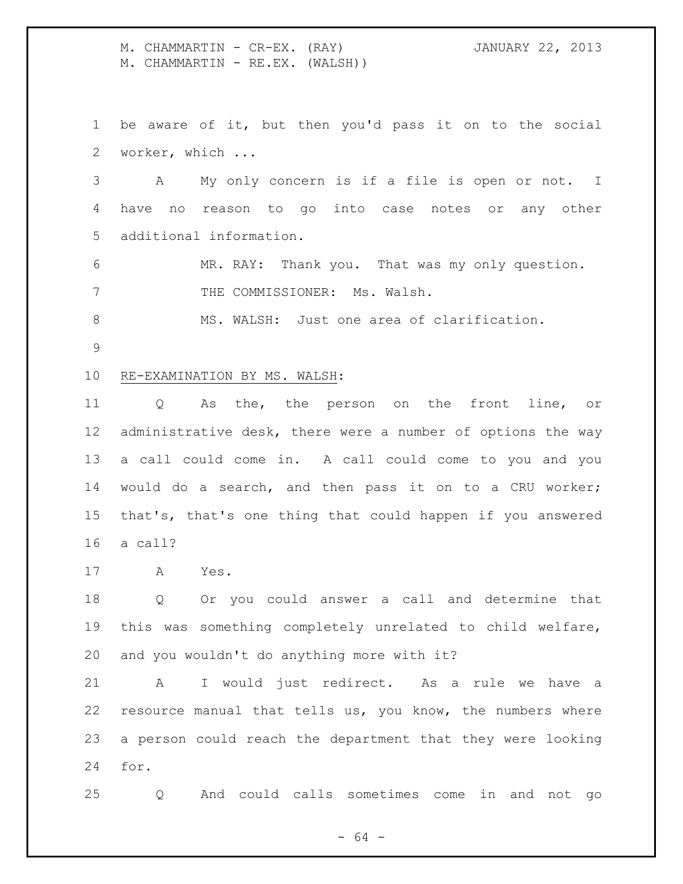be aware of it, but then you'd pass it on to the social worker, which ...

A My only concern is if a file is open or not. I have no reason to go into case notes or any other additional information.

MR. RAY: Thank you. That was my only question.

THE COMMISSIONER: Ms. Walsh.

MS. WALSH: Just one area of clarification.

RE-EXAMINATION BY MS. WALSH:

Q As the, the person on the front line, or administrative desk, there were a number of options the way a call could come in. A call could come to you and you would do a search, and then pass it on to a CRU worker; that's, that's one thing that could happen if you answered a call?

A Yes.

Q Or you could answer a call and determine that this was something completely unrelated to child welfare, and you wouldn't do anything more with it?

A I would just redirect. As a rule we have a resource manual that tells us, you know, the numbers where a person could reach the department that they were looking for.

Q And could calls sometimes come in and not go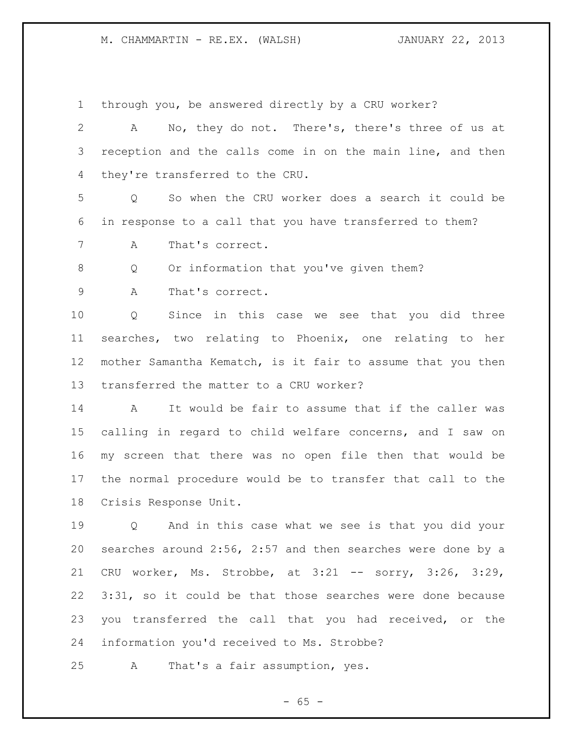through you, be answered directly by a CRU worker?

A No, they do not. There's, there's three of us at reception and the calls come in on the main line, and then they're transferred to the CRU.

Q So when the CRU worker does a search it could be in response to a call that you have transferred to them?

A That's correct.

Q Or information that you've given them?

A That's correct.

Q Since in this case we see that you did three searches, two relating to Phoenix, one relating to her mother Samantha Kematch, is it fair to assume that you then transferred the matter to a CRU worker?

A It would be fair to assume that if the caller was calling in regard to child welfare concerns, and I saw on my screen that there was no open file then that would be the normal procedure would be to transfer that call to the Crisis Response Unit.

Q And in this case what we see is that you did your searches around 2:56, 2:57 and then searches were done by a CRU worker, Ms. Strobbe, at 3:21 -- sorry, 3:26, 3:29, 3:31, so it could be that those searches were done because you transferred the call that you had received, or the information you'd received to Ms. Strobbe?

A That's a fair assumption, yes.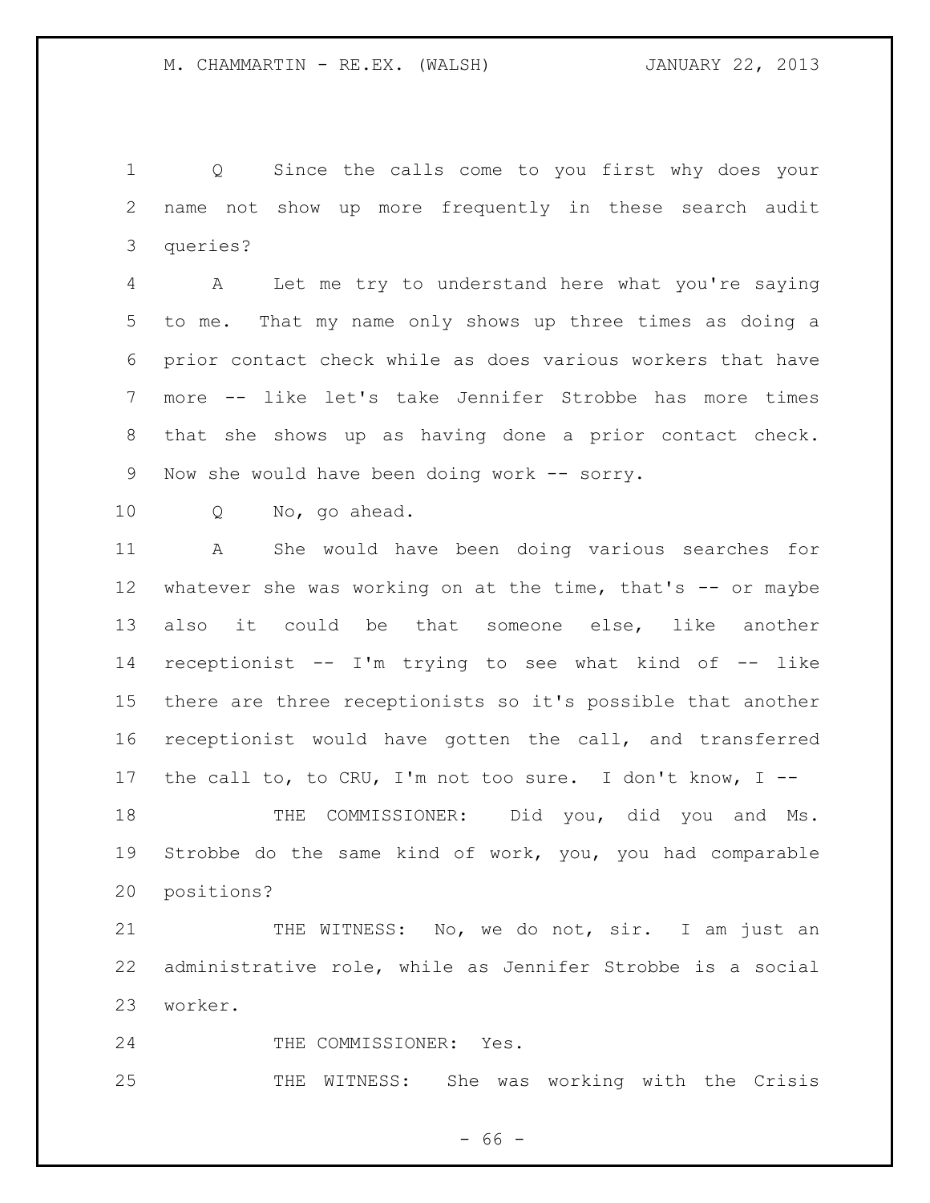Q Since the calls come to you first why does your name not show up more frequently in these search audit queries?

A Let me try to understand here what you're saying to me. That my name only shows up three times as doing a prior contact check while as does various workers that have more -- like let's take Jennifer Strobbe has more times that she shows up as having done a prior contact check. Now she would have been doing work -- sorry.

Q No, go ahead.

A She would have been doing various searches for whatever she was working on at the time, that's -- or maybe also it could be that someone else, like another receptionist -- I'm trying to see what kind of -- like there are three receptionists so it's possible that another receptionist would have gotten the call, and transferred the call to, to CRU, I'm not too sure. I don't know, I --

THE COMMISSIONER: Did you, did you and Ms. Strobbe do the same kind of work, you, you had comparable positions?

THE WITNESS: No, we do not, sir. I am just an administrative role, while as Jennifer Strobbe is a social worker.

THE COMMISSIONER: Yes.

THE WITNESS: She was working with the Crisis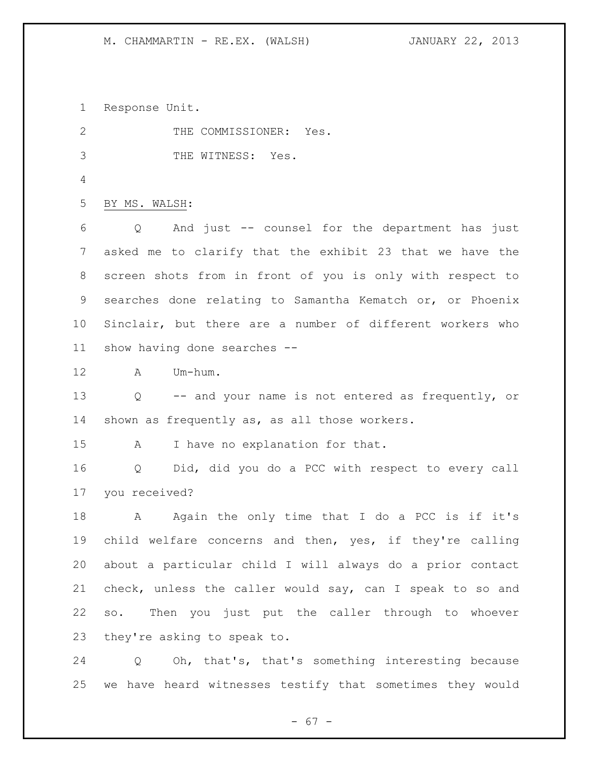Response Unit.

THE COMMISSIONER: Yes.

THE WITNESS: Yes.

BY MS. WALSH:

Q And just -- counsel for the department has just asked me to clarify that the exhibit 23 that we have the screen shots from in front of you is only with respect to searches done relating to Samantha Kematch or, or Phoenix Sinclair, but there are a number of different workers who show having done searches --

A Um-hum.

Q -- and your name is not entered as frequently, or shown as frequently as, as all those workers.

A I have no explanation for that.

Q Did, did you do a PCC with respect to every call you received?

A Again the only time that I do a PCC is if it's child welfare concerns and then, yes, if they're calling about a particular child I will always do a prior contact check, unless the caller would say, can I speak to so and so. Then you just put the caller through to whoever they're asking to speak to.

Q Oh, that's, that's something interesting because we have heard witnesses testify that sometimes they would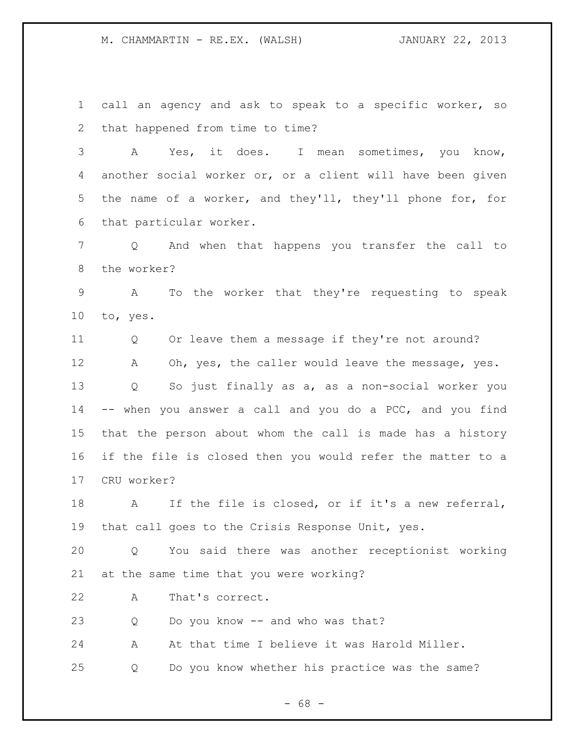call an agency and ask to speak to a specific worker, so that happened from time to time?

A Yes, it does. I mean sometimes, you know, another social worker or, or a client will have been given the name of a worker, and they'll, they'll phone for, for that particular worker.

Q And when that happens you transfer the call to the worker?

A To the worker that they're requesting to speak to, yes.

Q Or leave them a message if they're not around?

A Oh, yes, the caller would leave the message, yes.

Q So just finally as a, as a non-social worker you -- when you answer a call and you do a PCC, and you find that the person about whom the call is made has a history if the file is closed then you would refer the matter to a CRU worker?

A If the file is closed, or if it's a new referral, that call goes to the Crisis Response Unit, yes.

Q You said there was another receptionist working at the same time that you were working?

A That's correct.

Q Do you know -- and who was that?

A At that time I believe it was Harold Miller.

Q Do you know whether his practice was the same?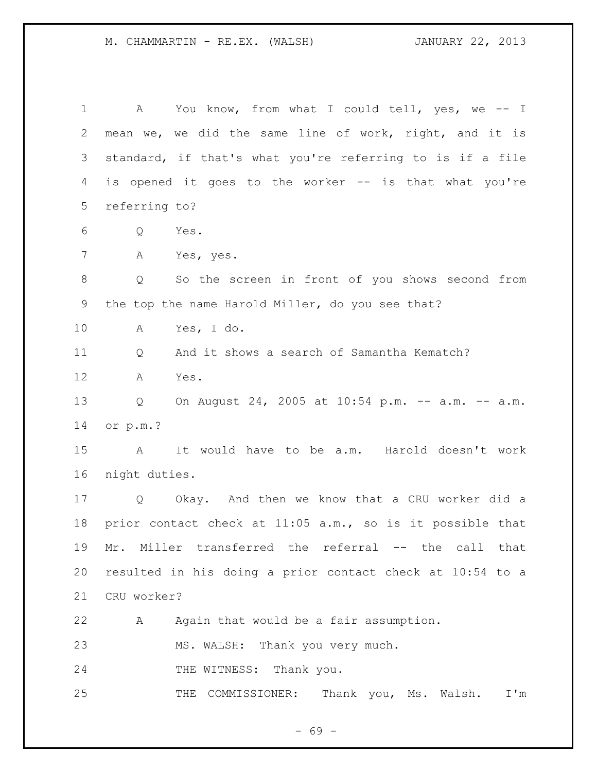A You know, from what I could tell, yes, we -- I mean we, we did the same line of work, right, and it is standard, if that's what you're referring to is if a file is opened it goes to the worker -- is that what you're referring to?

Q Yes.

A Yes, yes.

Q So the screen in front of you shows second from the top the name Harold Miller, do you see that?

A Yes, I do.

Q And it shows a search of Samantha Kematch?

A Yes.

Q On August 24, 2005 at 10:54 p.m. -- a.m. -- a.m. or p.m.?

A It would have to be a.m. Harold doesn't work night duties.

Q Okay. And then we know that a CRU worker did a prior contact check at 11:05 a.m., so is it possible that Mr. Miller transferred the referral -- the call that resulted in his doing a prior contact check at 10:54 to a CRU worker?

A Again that would be a fair assumption.

MS. WALSH: Thank you very much.

THE WITNESS: Thank you.

THE COMMISSIONER: Thank you, Ms. Walsh. I'm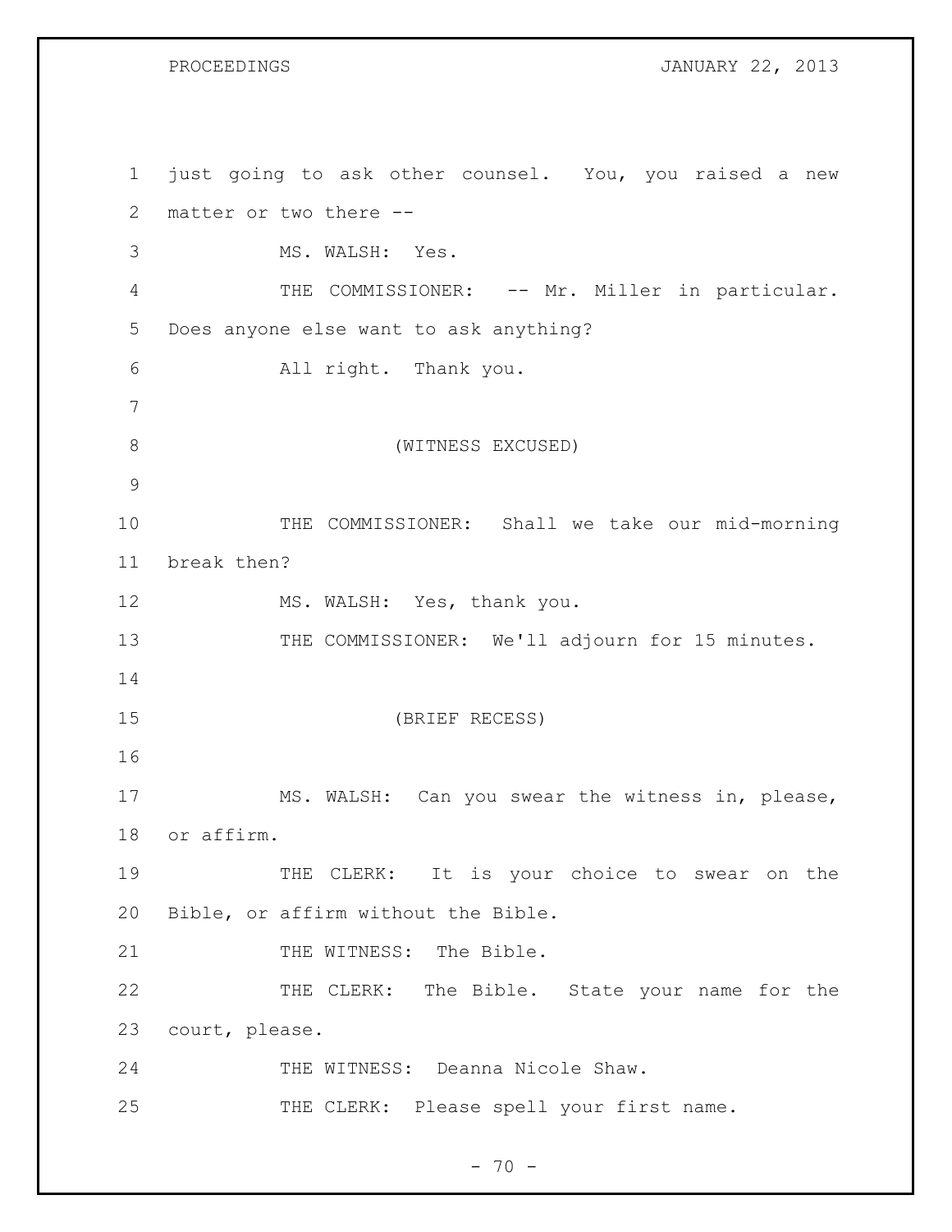just going to ask other counsel. You, you raised a new matter or two there --

MS. WALSH: Yes.

THE COMMISSIONER: -- Mr. Miller in particular. Does anyone else want to ask anything?

All right. Thank you.

(WITNESS EXCUSED)

THE COMMISSIONER: Shall we take our mid-morning break then?

MS. WALSH: Yes, thank you.

THE COMMISSIONER: We'll adjourn for 15 minutes.

(BRIEF RECESS)

MS. WALSH: Can you swear the witness in, please, or affirm.

THE CLERK: It is your choice to swear on the Bible, or affirm without the Bible.

THE WITNESS: The Bible.

THE CLERK: The Bible. State your name for the court, please.

THE WITNESS: Deanna Nicole Shaw.

THE CLERK: Please spell your first name.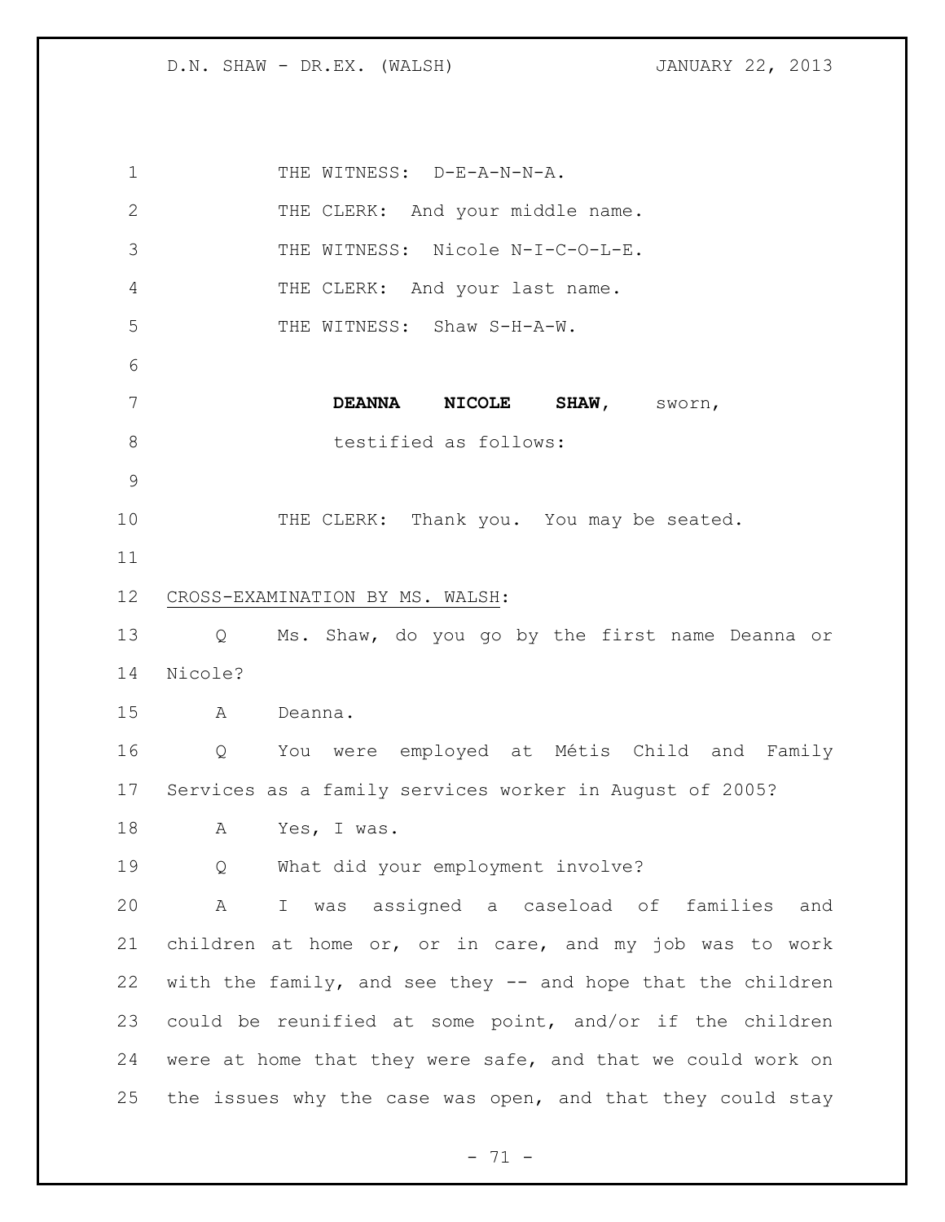THE WITNESS: D-E-A-N-N-A.

THE CLERK: And your middle name.

THE WITNESS: Nicole N-I-C-O-L-E.

THE CLERK: And your last name.

THE WITNESS: Shaw S-H-A-W.

**DEANNA NICOLE SHAW,** sworn,
testified as follows:

THE CLERK: Thank you. You may be seated.

CROSS-EXAMINATION BY MS. WALSH:

Q Ms. Shaw, do you go by the first name Deanna or Nicole?

A Deanna.

Q You were employed at Métis Child and Family Services as a family services worker in August of 2005?

A Yes, I was.

Q What did your employment involve?

A I was assigned a caseload of families and children at home or, or in care, and my job was to work with the family, and see they -- and hope that the children could be reunified at some point, and/or if the children were at home that they were safe, and that we could work on the issues why the case was open, and that they could stay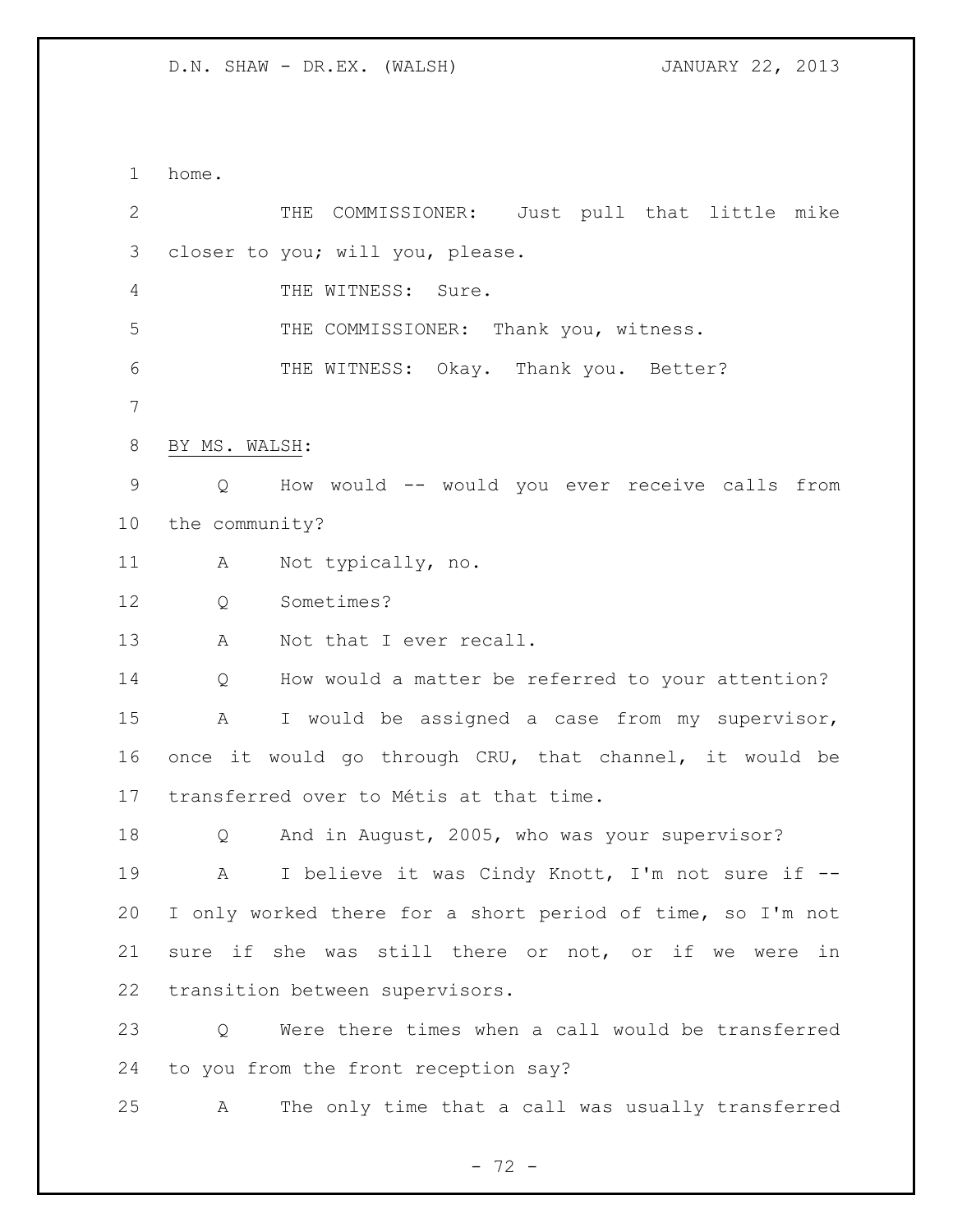home.

THE COMMISSIONER: Just pull that little mike closer to you; will you, please.

THE WITNESS: Sure.

THE COMMISSIONER: Thank you, witness.

THE WITNESS: Okay. Thank you. Better?

BY MS. WALSH:

Q How would -- would you ever receive calls from the community?

A Not typically, no.

Q Sometimes?

A Not that I ever recall.

Q How would a matter be referred to your attention?

A I would be assigned a case from my supervisor, once it would go through CRU, that channel, it would be transferred over to Métis at that time.

Q And in August, 2005, who was your supervisor?

A I believe it was Cindy Knott, I'm not sure if -- I only worked there for a short period of time, so I'm not sure if she was still there or not, or if we were in transition between supervisors.

Q Were there times when a call would be transferred to you from the front reception say?

A The only time that a call was usually transferred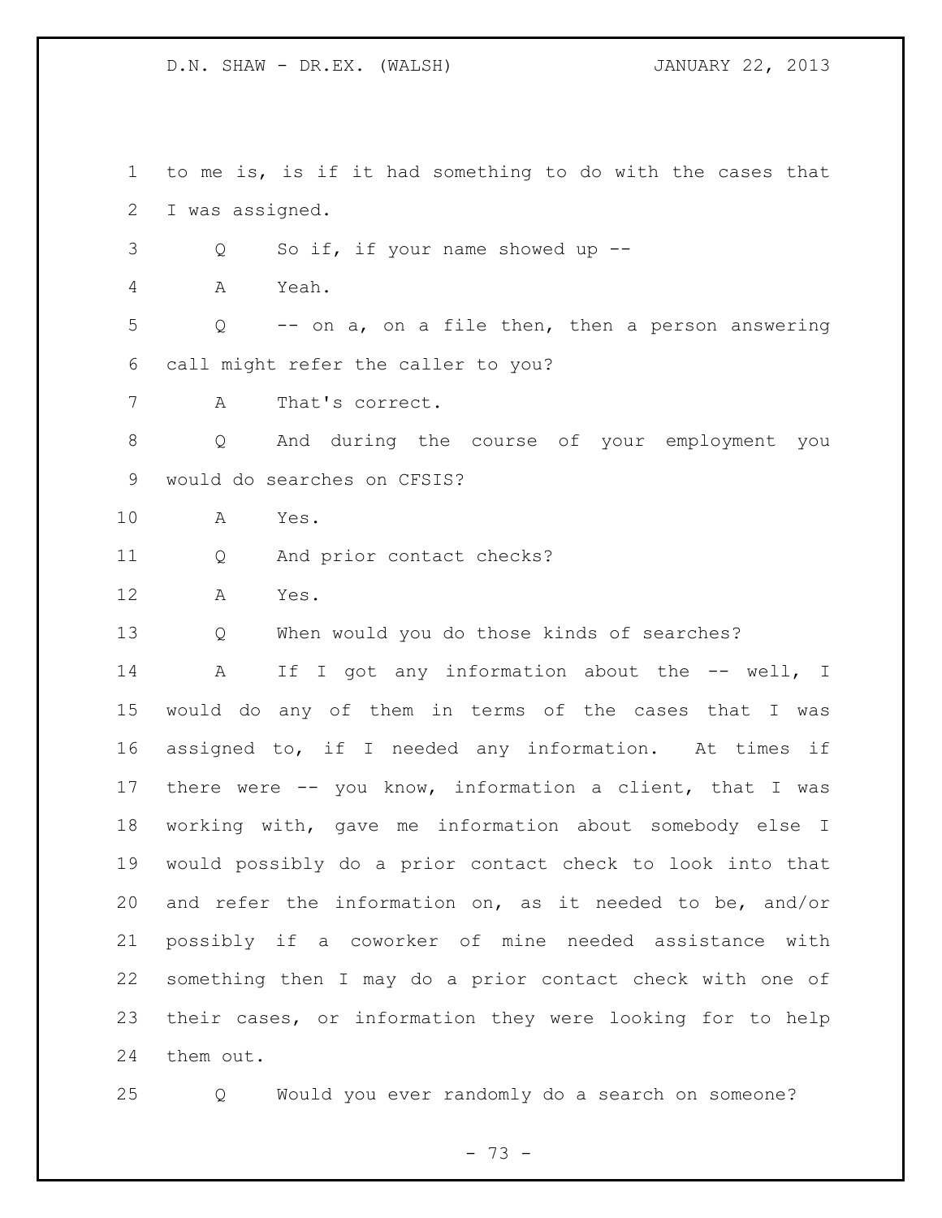to me is, is if it had something to do with the cases that I was assigned.

Q So if, if your name showed up --

A Yeah.

Q -- on a, on a file then, then a person answering call might refer the caller to you?

A That's correct.

Q And during the course of your employment you would do searches on CFSIS?

A Yes.

Q And prior contact checks?

A Yes.

Q When would you do those kinds of searches?

A If I got any information about the -- well, I would do any of them in terms of the cases that I was assigned to, if I needed any information. At times if there were -- you know, information a client, that I was working with, gave me information about somebody else I would possibly do a prior contact check to look into that and refer the information on, as it needed to be, and/or possibly if a coworker of mine needed assistance with something then I may do a prior contact check with one of their cases, or information they were looking for to help them out.

Q Would you ever randomly do a search on someone?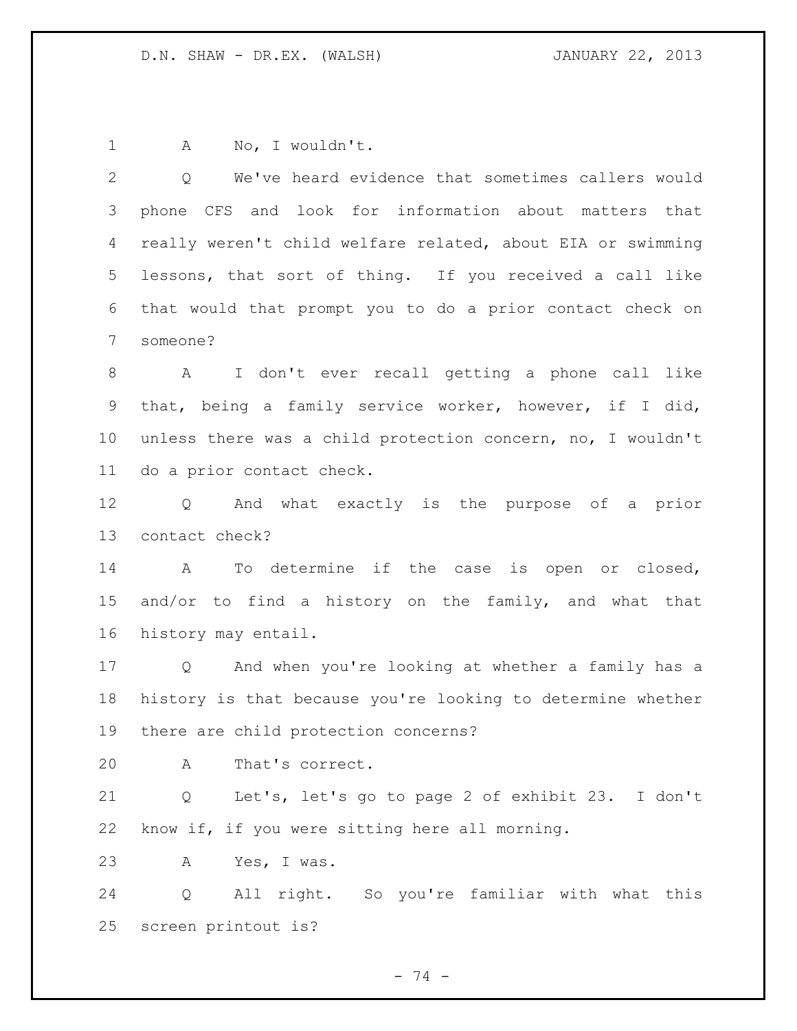A No, I wouldn't.

Q We've heard evidence that sometimes callers would phone CFS and look for information about matters that really weren't child welfare related, about EIA or swimming lessons, that sort of thing. If you received a call like that would that prompt you to do a prior contact check on someone?

A I don't ever recall getting a phone call like that, being a family service worker, however, if I did, unless there was a child protection concern, no, I wouldn't do a prior contact check.

Q And what exactly is the purpose of a prior contact check?

A To determine if the case is open or closed, and/or to find a history on the family, and what that history may entail.

Q And when you're looking at whether a family has a history is that because you're looking to determine whether there are child protection concerns?

A That's correct.

Q Let's, let's go to page 2 of exhibit 23. I don't know if, if you were sitting here all morning.

A Yes, I was.

Q All right. So you're familiar with what this screen printout is?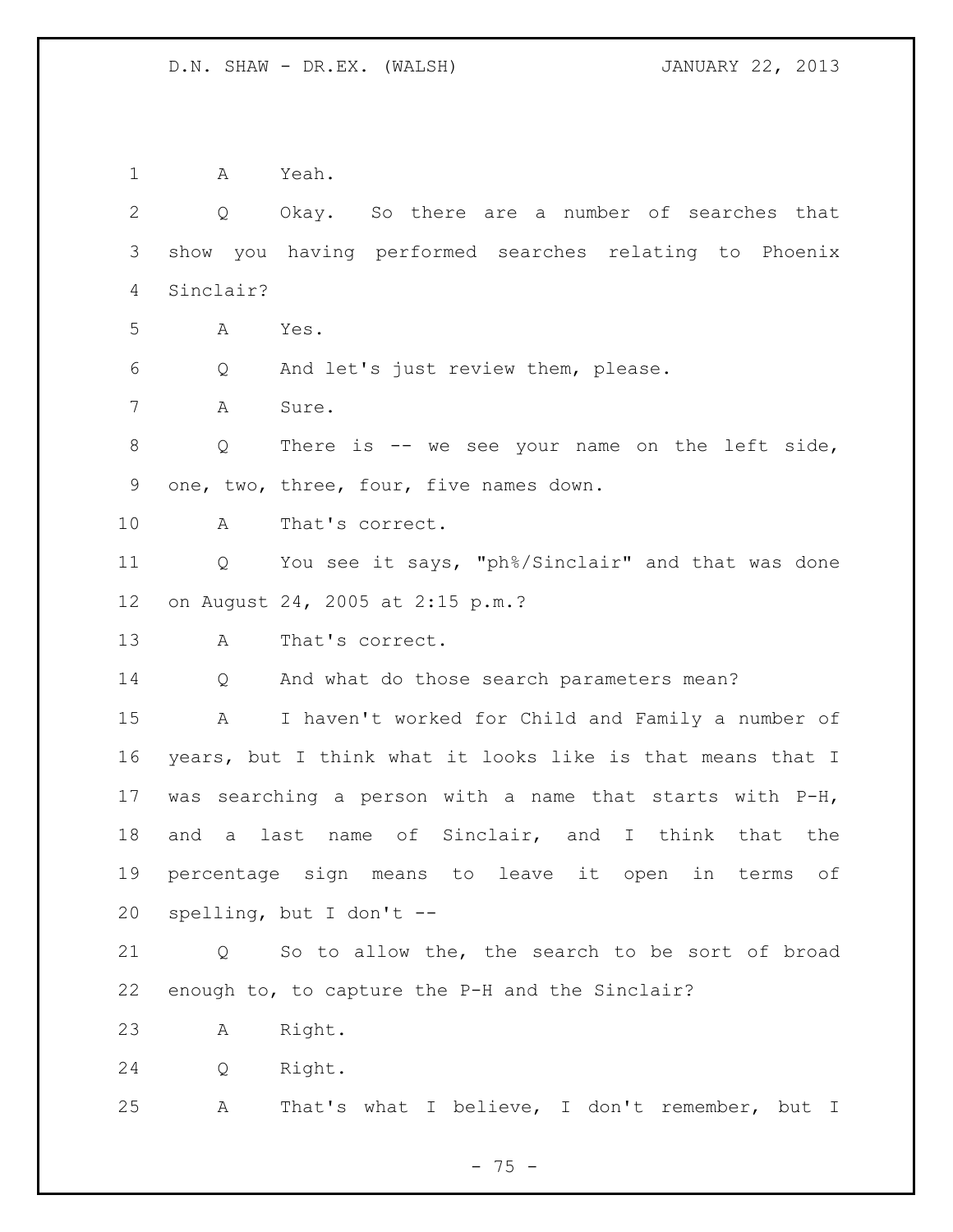1 A Yeah.

2 Q Okay. So there are a number of searches that
3 show you having performed searches relating to Phoenix
4 Sinclair?

5 A Yes.

6 Q And let's just review them, please.

7 A Sure.

8 Q There is -- we see your name on the left side,
9 one, two, three, four, five names down.

10 A That's correct.

11 Q You see it says, "ph%/Sinclair" and that was done
12 on August 24, 2005 at 2:15 p.m.?

13 A That's correct.

14 Q And what do those search parameters mean?

15 A I haven't worked for Child and Family a number of
16 years, but I think what it looks like is that means that I
17 was searching a person with a name that starts with P-H,
18 and a last name of Sinclair, and I think that the
19 percentage sign means to leave it open in terms of
20 spelling, but I don't --

21 Q So to allow the, the search to be sort of broad
22 enough to, to capture the P-H and the Sinclair?

23 A Right.

24 Q Right.

25 A That's what I believe, I don't remember, but I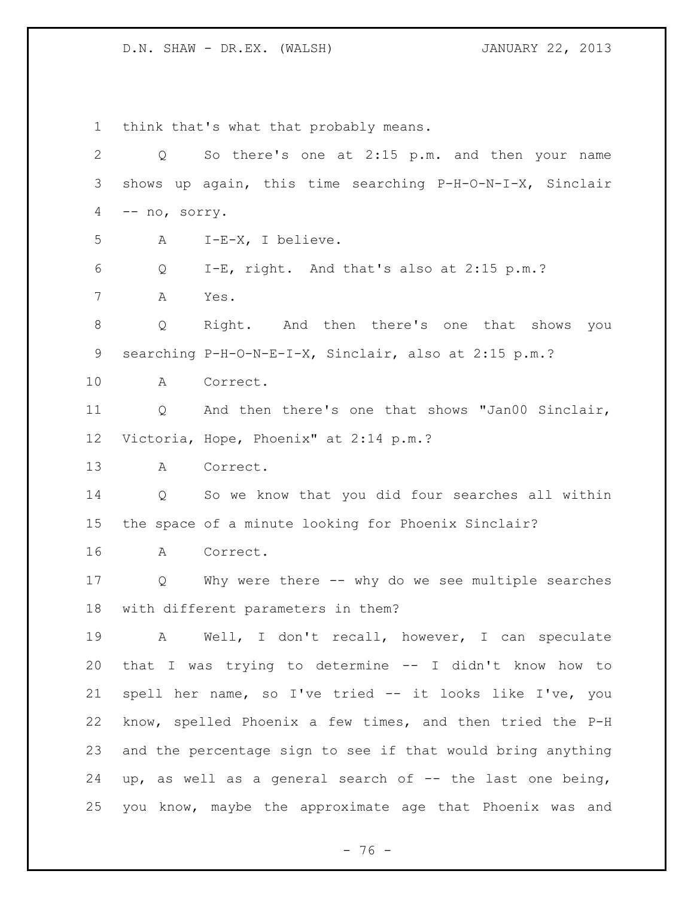think that's what that probably means.

Q So there's one at 2:15 p.m. and then your name shows up again, this time searching P-H-O-N-I-X, Sinclair -- no, sorry.

A I-E-X, I believe.

Q I-E, right. And that's also at 2:15 p.m.?

A Yes.

Q Right. And then there's one that shows you searching P-H-O-N-E-I-X, Sinclair, also at 2:15 p.m.?

A Correct.

Q And then there's one that shows "Jan00 Sinclair, Victoria, Hope, Phoenix" at 2:14 p.m.?

A Correct.

Q So we know that you did four searches all within the space of a minute looking for Phoenix Sinclair?

A Correct.

Q Why were there -- why do we see multiple searches with different parameters in them?

A Well, I don't recall, however, I can speculate that I was trying to determine -- I didn't know how to spell her name, so I've tried -- it looks like I've, you know, spelled Phoenix a few times, and then tried the P-H and the percentage sign to see if that would bring anything up, as well as a general search of -- the last one being, you know, maybe the approximate age that Phoenix was and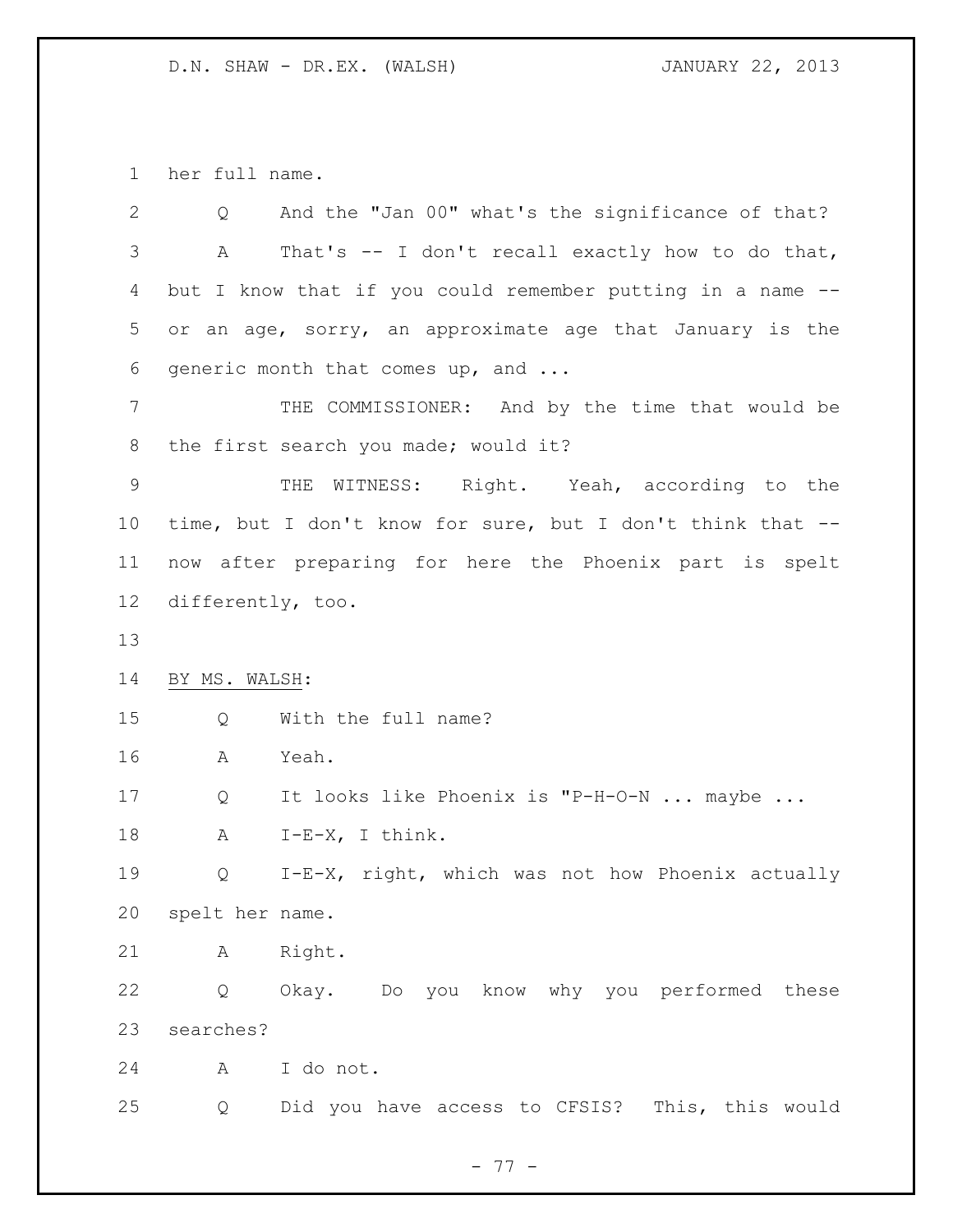her full name.

Q And the "Jan 00" what's the significance of that?

A That's -- I don't recall exactly how to do that, but I know that if you could remember putting in a name -- or an age, sorry, an approximate age that January is the generic month that comes up, and ...

THE COMMISSIONER: And by the time that would be the first search you made; would it?

THE WITNESS: Right. Yeah, according to the time, but I don't know for sure, but I don't think that -- now after preparing for here the Phoenix part is spelt differently, too.

BY MS. WALSH:

Q With the full name?

A Yeah.

Q It looks like Phoenix is "P-H-O-N ... maybe ...

A I-E-X, I think.

Q I-E-X, right, which was not how Phoenix actually spelt her name.

A Right.

Q Okay. Do you know why you performed these searches?

A I do not.

Q Did you have access to CFSIS? This, this would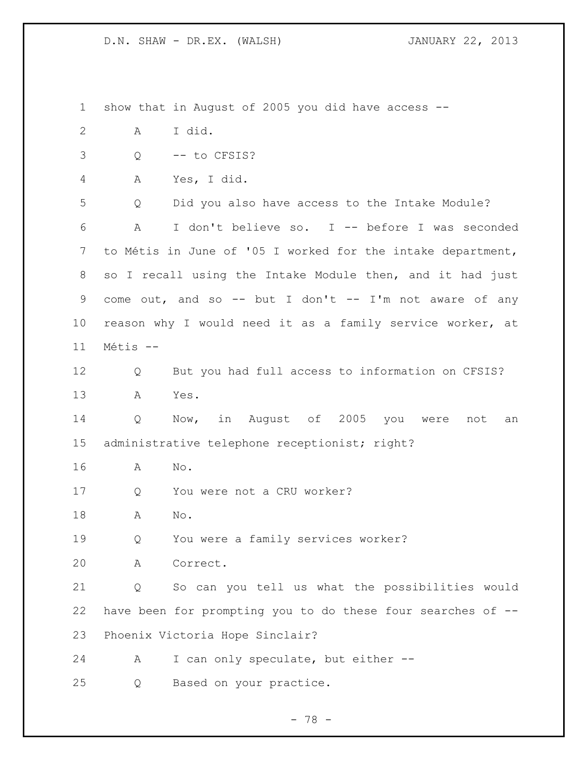show that in August of 2005 you did have access --

A I did.

Q -- to CFSIS?

A Yes, I did.

Q Did you also have access to the Intake Module?

A I don't believe so. I -- before I was seconded to Métis in June of '05 I worked for the intake department, so I recall using the Intake Module then, and it had just come out, and so -- but I don't -- I'm not aware of any reason why I would need it as a family service worker, at Métis --

Q But you had full access to information on CFSIS?

A Yes.

Q Now, in August of 2005 you were not an administrative telephone receptionist; right?

A No.

Q You were not a CRU worker?

A No.

Q You were a family services worker?

A Correct.

Q So can you tell us what the possibilities would have been for prompting you to do these four searches of -- Phoenix Victoria Hope Sinclair?

A I can only speculate, but either --

Q Based on your practice.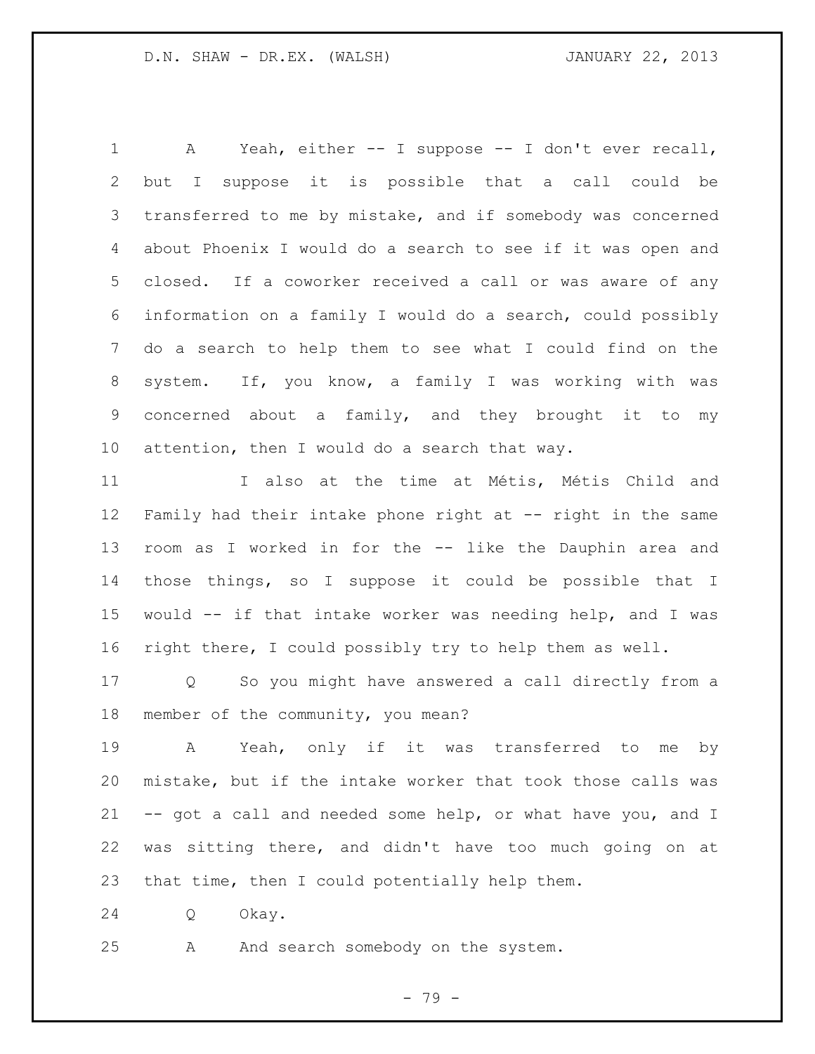A Yeah, either -- I suppose -- I don't ever recall, but I suppose it is possible that a call could be transferred to me by mistake, and if somebody was concerned about Phoenix I would do a search to see if it was open and closed. If a coworker received a call or was aware of any information on a family I would do a search, could possibly do a search to help them to see what I could find on the system. If, you know, a family I was working with was concerned about a family, and they brought it to my attention, then I would do a search that way.

I also at the time at Métis, Métis Child and Family had their intake phone right at -- right in the same room as I worked in for the -- like the Dauphin area and those things, so I suppose it could be possible that I would -- if that intake worker was needing help, and I was right there, I could possibly try to help them as well.

Q So you might have answered a call directly from a member of the community, you mean?

A Yeah, only if it was transferred to me by mistake, but if the intake worker that took those calls was -- got a call and needed some help, or what have you, and I was sitting there, and didn't have too much going on at that time, then I could potentially help them.

Q Okay.

A And search somebody on the system.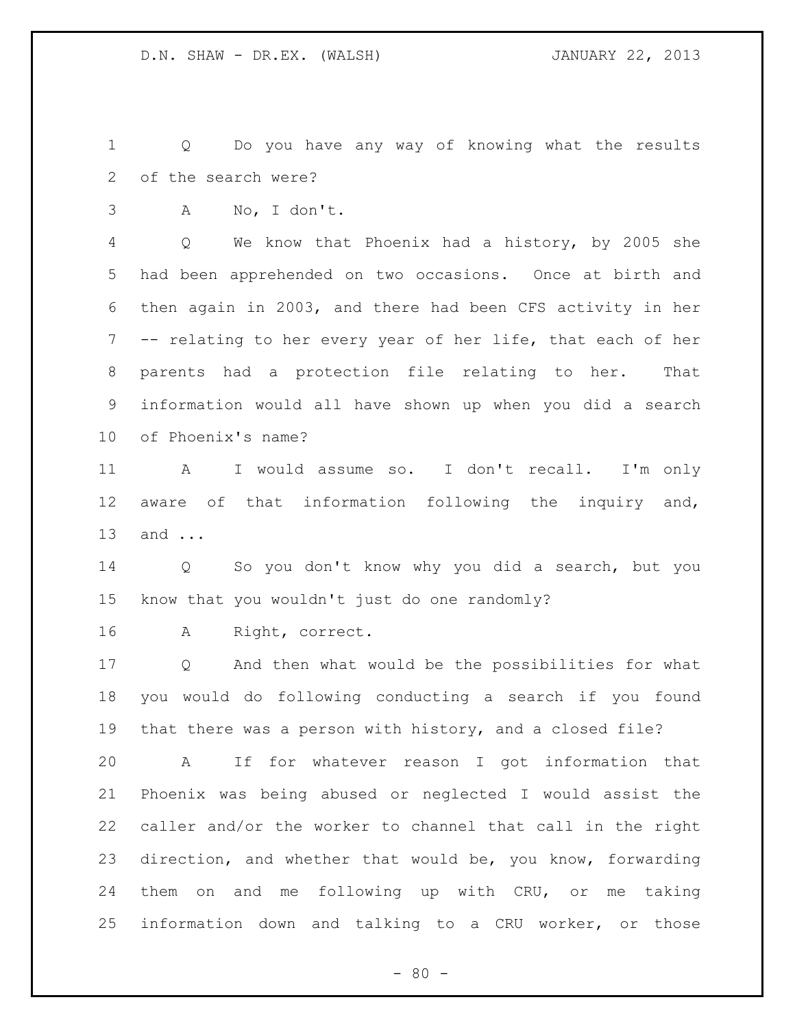Q Do you have any way of knowing what the results of the search were?

A No, I don't.

Q We know that Phoenix had a history, by 2005 she had been apprehended on two occasions. Once at birth and then again in 2003, and there had been CFS activity in her -- relating to her every year of her life, that each of her parents had a protection file relating to her. That information would all have shown up when you did a search of Phoenix's name?

A I would assume so. I don't recall. I'm only aware of that information following the inquiry and, and ...

Q So you don't know why you did a search, but you know that you wouldn't just do one randomly?

A Right, correct.

Q And then what would be the possibilities for what you would do following conducting a search if you found that there was a person with history, and a closed file?

A If for whatever reason I got information that Phoenix was being abused or neglected I would assist the caller and/or the worker to channel that call in the right direction, and whether that would be, you know, forwarding them on and me following up with CRU, or me taking information down and talking to a CRU worker, or those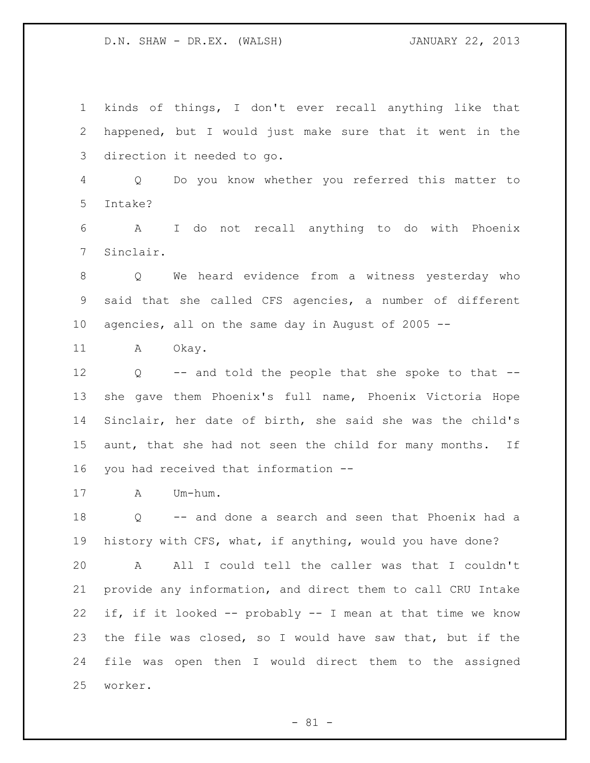kinds of things, I don't ever recall anything like that happened, but I would just make sure that it went in the direction it needed to go.

Q Do you know whether you referred this matter to Intake?

A I do not recall anything to do with Phoenix Sinclair.

Q We heard evidence from a witness yesterday who said that she called CFS agencies, a number of different agencies, all on the same day in August of 2005 --

A Okay.

Q -- and told the people that she spoke to that -- she gave them Phoenix's full name, Phoenix Victoria Hope Sinclair, her date of birth, she said she was the child's aunt, that she had not seen the child for many months. If you had received that information --

A Um-hum.

Q -- and done a search and seen that Phoenix had a history with CFS, what, if anything, would you have done?

A All I could tell the caller was that I couldn't provide any information, and direct them to call CRU Intake if, if it looked -- probably -- I mean at that time we know the file was closed, so I would have saw that, but if the file was open then I would direct them to the assigned worker.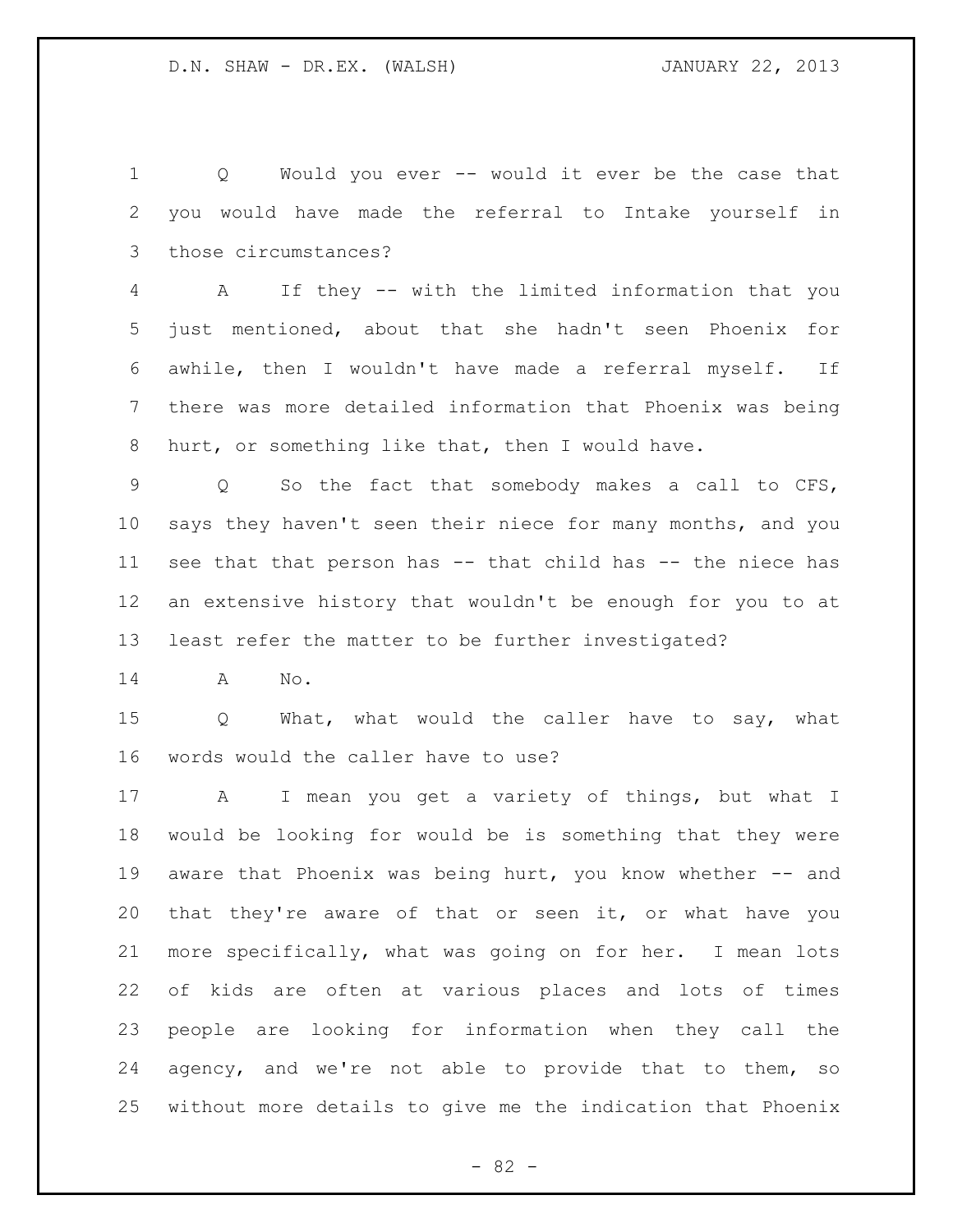Q Would you ever -- would it ever be the case that you would have made the referral to Intake yourself in those circumstances?

A If they -- with the limited information that you just mentioned, about that she hadn't seen Phoenix for awhile, then I wouldn't have made a referral myself. If there was more detailed information that Phoenix was being hurt, or something like that, then I would have.

Q So the fact that somebody makes a call to CFS, says they haven't seen their niece for many months, and you see that that person has -- that child has -- the niece has an extensive history that wouldn't be enough for you to at least refer the matter to be further investigated?

A No.

Q What, what would the caller have to say, what words would the caller have to use?

A I mean you get a variety of things, but what I would be looking for would be is something that they were aware that Phoenix was being hurt, you know whether -- and that they're aware of that or seen it, or what have you more specifically, what was going on for her. I mean lots of kids are often at various places and lots of times people are looking for information when they call the agency, and we're not able to provide that to them, so without more details to give me the indication that Phoenix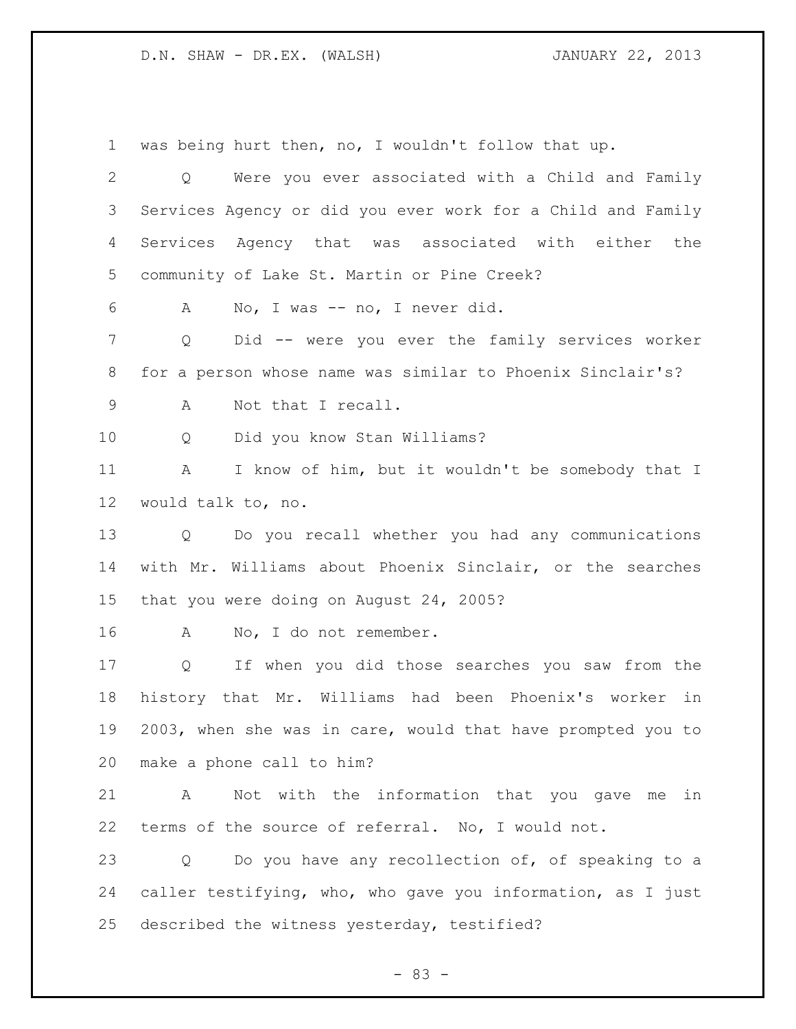was being hurt then, no, I wouldn't follow that up.

Q Were you ever associated with a Child and Family Services Agency or did you ever work for a Child and Family Services Agency that was associated with either the community of Lake St. Martin or Pine Creek?

A No, I was -- no, I never did.

Q Did -- were you ever the family services worker for a person whose name was similar to Phoenix Sinclair's?

A Not that I recall.

Q Did you know Stan Williams?

A I know of him, but it wouldn't be somebody that I would talk to, no.

Q Do you recall whether you had any communications with Mr. Williams about Phoenix Sinclair, or the searches that you were doing on August 24, 2005?

A No, I do not remember.

Q If when you did those searches you saw from the history that Mr. Williams had been Phoenix's worker in 2003, when she was in care, would that have prompted you to make a phone call to him?

A Not with the information that you gave me in terms of the source of referral. No, I would not.

Q Do you have any recollection of, of speaking to a caller testifying, who, who gave you information, as I just described the witness yesterday, testified?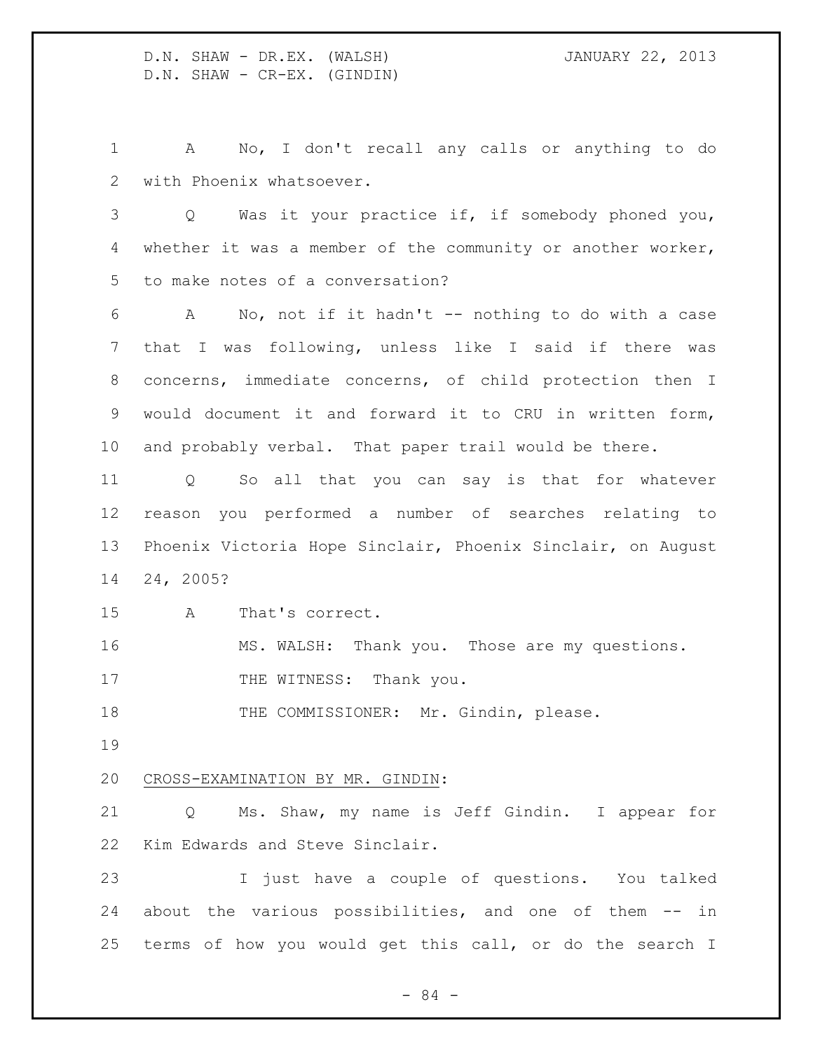A No, I don't recall any calls or anything to do with Phoenix whatsoever.

Q Was it your practice if, if somebody phoned you, whether it was a member of the community or another worker, to make notes of a conversation?

A No, not if it hadn't -- nothing to do with a case that I was following, unless like I said if there was concerns, immediate concerns, of child protection then I would document it and forward it to CRU in written form, and probably verbal. That paper trail would be there.

Q So all that you can say is that for whatever reason you performed a number of searches relating to Phoenix Victoria Hope Sinclair, Phoenix Sinclair, on August 24, 2005?

A That's correct.

MS. WALSH: Thank you. Those are my questions.

THE WITNESS: Thank you.

THE COMMISSIONER: Mr. Gindin, please.

<u>CROSS-EXAMINATION BY MR. GINDIN</u>:

Q Ms. Shaw, my name is Jeff Gindin. I appear for Kim Edwards and Steve Sinclair.

I just have a couple of questions. You talked about the various possibilities, and one of them -- in terms of how you would get this call, or do the search I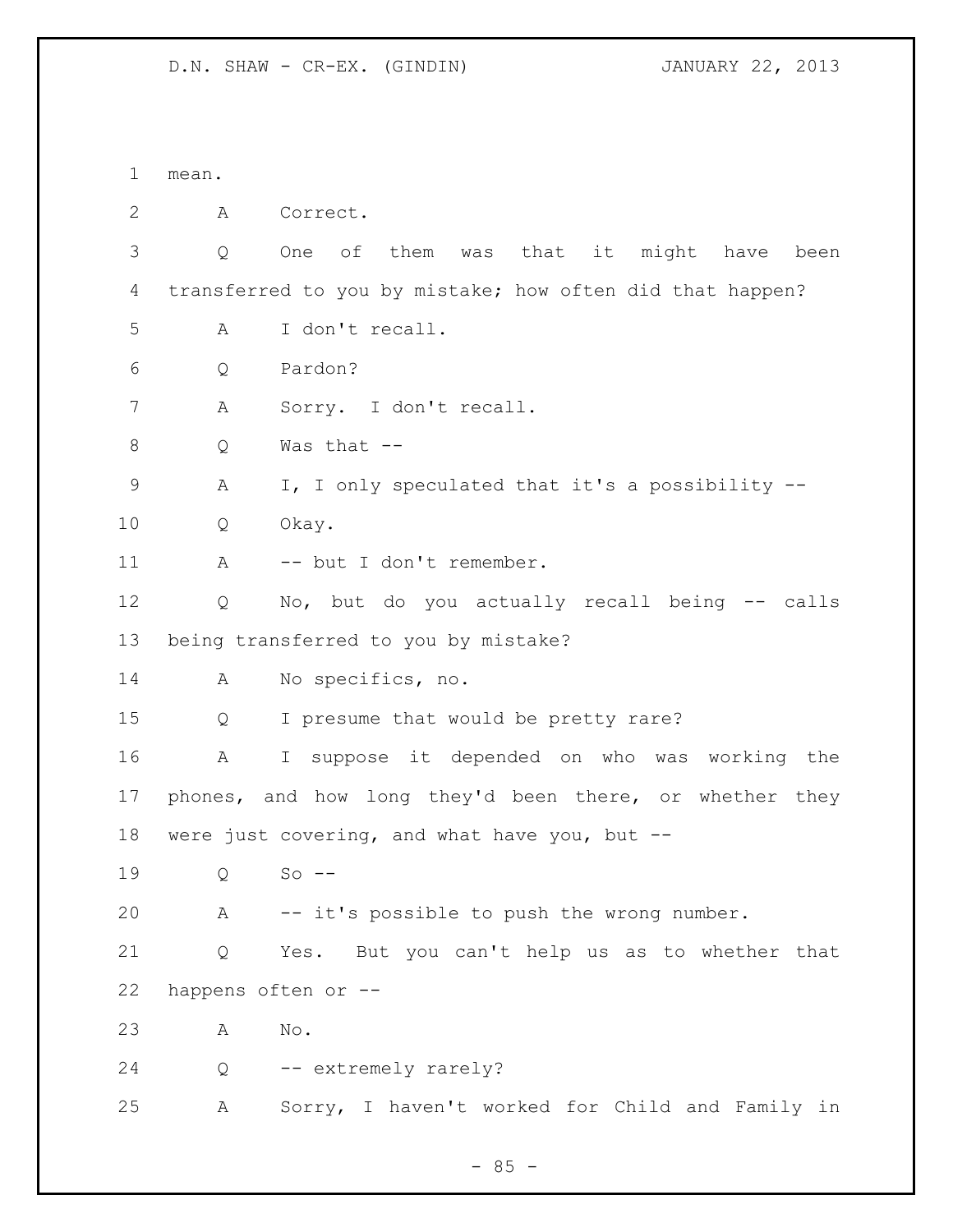mean.

A Correct.

Q One of them was that it might have been transferred to you by mistake; how often did that happen?

A I don't recall.

Q Pardon?

A Sorry. I don't recall.

Q Was that --

A I, I only speculated that it's a possibility --

Q Okay.

A -- but I don't remember.

Q No, but do you actually recall being -- calls being transferred to you by mistake?

A No specifics, no.

Q I presume that would be pretty rare?

A I suppose it depended on who was working the phones, and how long they'd been there, or whether they were just covering, and what have you, but --

Q So --

A -- it's possible to push the wrong number.

Q Yes. But you can't help us as to whether that happens often or --

A No.

Q -- extremely rarely?

A Sorry, I haven't worked for Child and Family in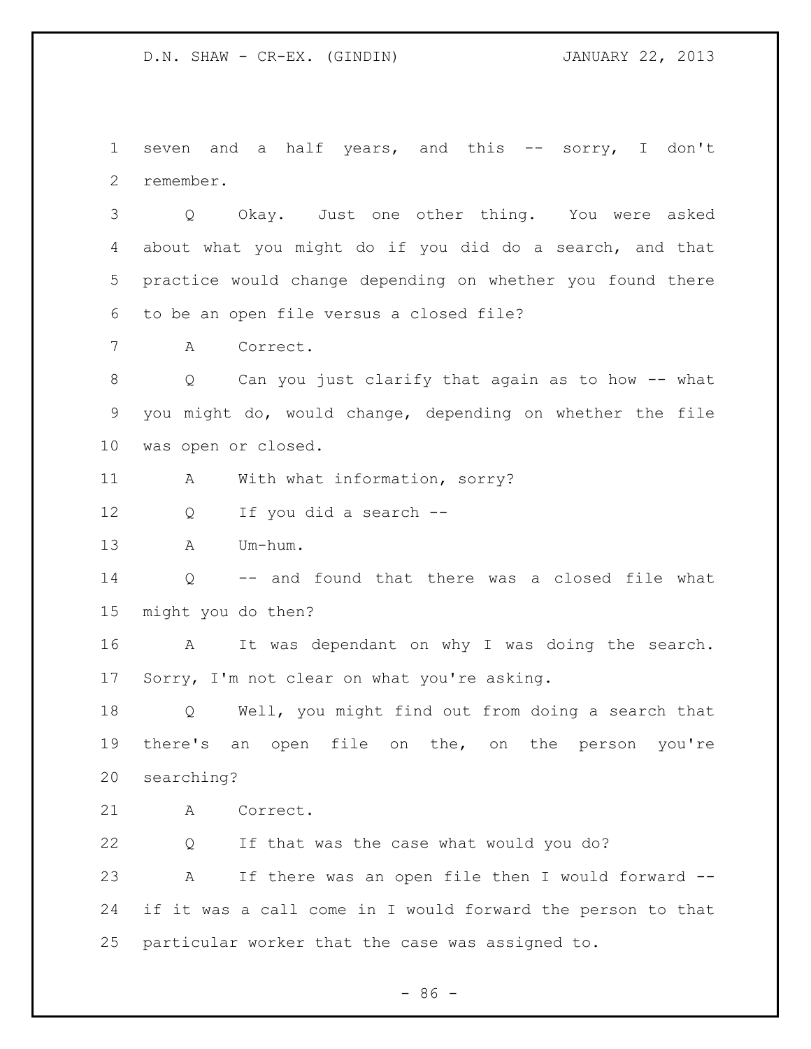seven and a half years, and this -- sorry, I don't remember.

Q Okay. Just one other thing. You were asked about what you might do if you did do a search, and that practice would change depending on whether you found there to be an open file versus a closed file?

A Correct.

Q Can you just clarify that again as to how -- what you might do, would change, depending on whether the file was open or closed.

A With what information, sorry?

Q If you did a search --

A Um-hum.

Q -- and found that there was a closed file what might you do then?

A It was dependant on why I was doing the search. Sorry, I'm not clear on what you're asking.

Q Well, you might find out from doing a search that there's an open file on the, on the person you're searching?

A Correct.

Q If that was the case what would you do?

A If there was an open file then I would forward -- if it was a call come in I would forward the person to that particular worker that the case was assigned to.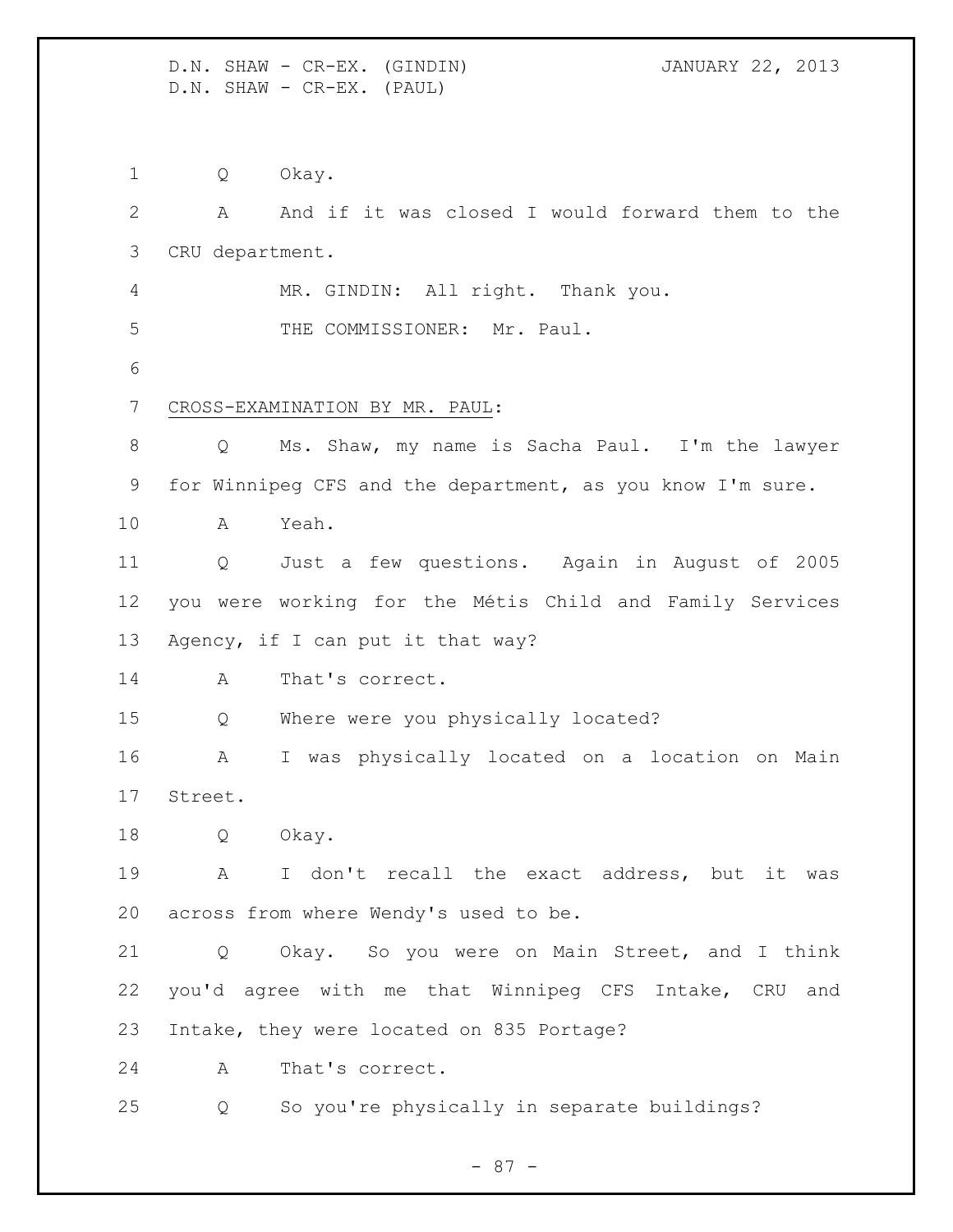Q Okay.

A And if it was closed I would forward them to the CRU department.

MR. GINDIN: All right. Thank you.

THE COMMISSIONER: Mr. Paul.

CROSS-EXAMINATION BY MR. PAUL:

Q Ms. Shaw, my name is Sacha Paul. I'm the lawyer for Winnipeg CFS and the department, as you know I'm sure.

A Yeah.

Q Just a few questions. Again in August of 2005 you were working for the Métis Child and Family Services Agency, if I can put it that way?

A That's correct.

Q Where were you physically located?

A I was physically located on a location on Main Street.

Q Okay.

A I don't recall the exact address, but it was across from where Wendy's used to be.

Q Okay. So you were on Main Street, and I think you'd agree with me that Winnipeg CFS Intake, CRU and Intake, they were located on 835 Portage?

A That's correct.

Q So you're physically in separate buildings?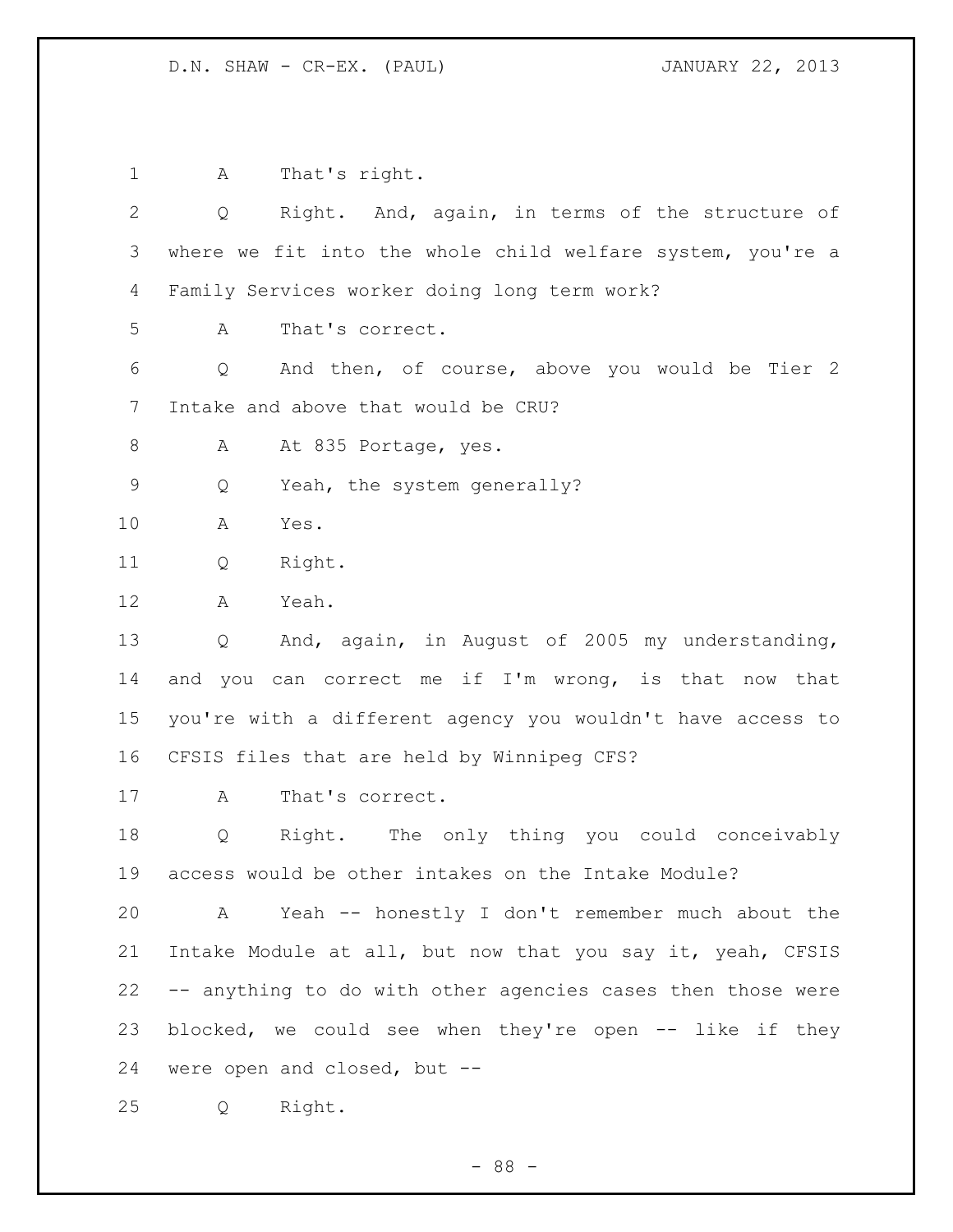A That's right.

Q Right. And, again, in terms of the structure of where we fit into the whole child welfare system, you're a Family Services worker doing long term work?

A That's correct.

Q And then, of course, above you would be Tier 2 Intake and above that would be CRU?

A At 835 Portage, yes.

Q Yeah, the system generally?

A Yes.

Q Right.

A Yeah.

Q And, again, in August of 2005 my understanding, and you can correct me if I'm wrong, is that now that you're with a different agency you wouldn't have access to CFSIS files that are held by Winnipeg CFS?

A That's correct.

Q Right. The only thing you could conceivably access would be other intakes on the Intake Module?

A Yeah -- honestly I don't remember much about the Intake Module at all, but now that you say it, yeah, CFSIS -- anything to do with other agencies cases then those were blocked, we could see when they're open -- like if they were open and closed, but --

Q Right.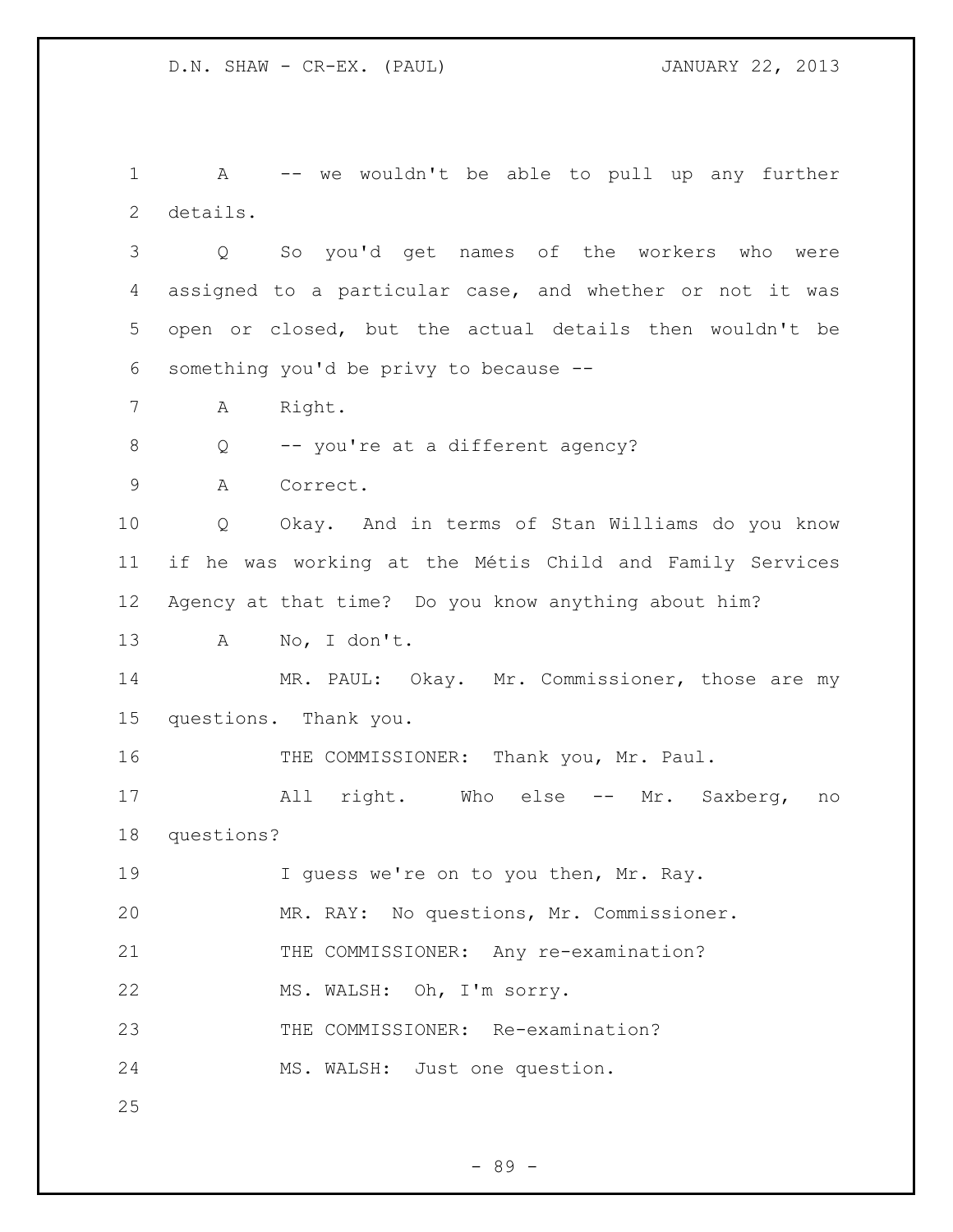A -- we wouldn't be able to pull up any further details.

Q So you'd get names of the workers who were assigned to a particular case, and whether or not it was open or closed, but the actual details then wouldn't be something you'd be privy to because --

A Right.

Q -- you're at a different agency?

A Correct.

Q Okay. And in terms of Stan Williams do you know if he was working at the Métis Child and Family Services Agency at that time? Do you know anything about him?

A No, I don't.

MR. PAUL: Okay. Mr. Commissioner, those are my questions. Thank you.

THE COMMISSIONER: Thank you, Mr. Paul.

All right. Who else -- Mr. Saxberg, no questions?

I guess we're on to you then, Mr. Ray.

MR. RAY: No questions, Mr. Commissioner.

THE COMMISSIONER: Any re-examination?

MS. WALSH: Oh, I'm sorry.

THE COMMISSIONER: Re-examination?

MS. WALSH: Just one question.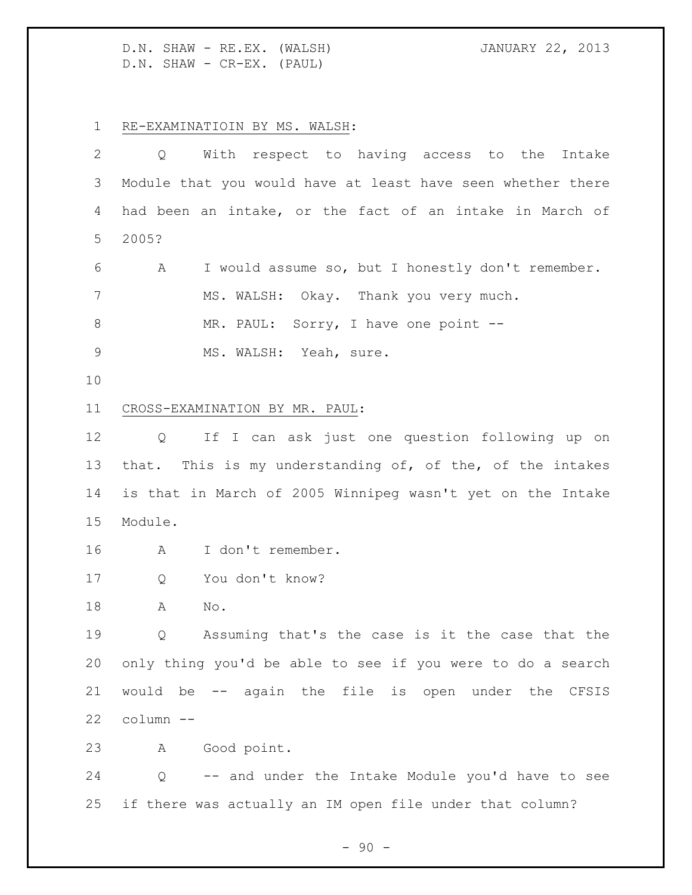RE-EXAMINATIOIN BY MS. WALSH:

Q With respect to having access to the Intake Module that you would have at least have seen whether there had been an intake, or the fact of an intake in March of 2005?

A I would assume so, but I honestly don't remember.

MS. WALSH: Okay. Thank you very much.

MR. PAUL: Sorry, I have one point --

MS. WALSH: Yeah, sure.

CROSS-EXAMINATION BY MR. PAUL:

Q If I can ask just one question following up on that. This is my understanding of, of the, of the intakes is that in March of 2005 Winnipeg wasn't yet on the Intake Module.

A I don't remember.

Q You don't know?

A No.

Q Assuming that's the case is it the case that the only thing you'd be able to see if you were to do a search would be -- again the file is open under the CFSIS column --

A Good point.

Q -- and under the Intake Module you'd have to see if there was actually an IM open file under that column?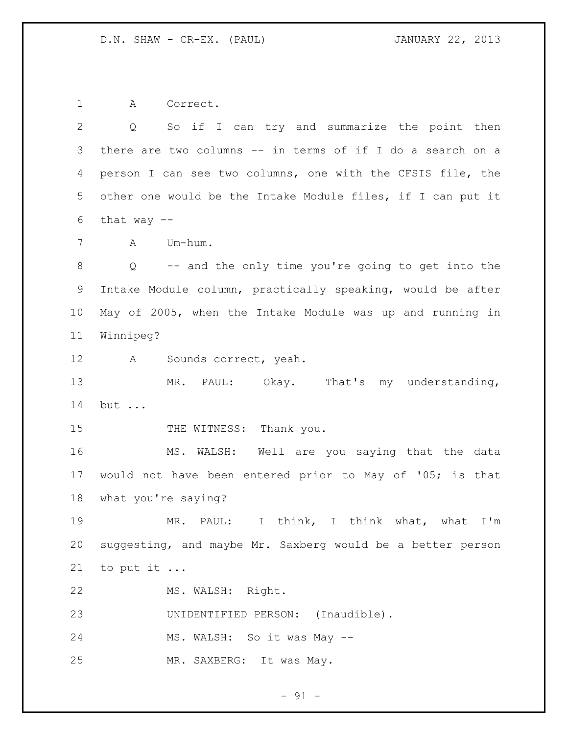A Correct.

Q So if I can try and summarize the point then there are two columns -- in terms of if I do a search on a person I can see two columns, one with the CFSIS file, the other one would be the Intake Module files, if I can put it that way --

A Um-hum.

Q -- and the only time you're going to get into the Intake Module column, practically speaking, would be after May of 2005, when the Intake Module was up and running in Winnipeg?

A Sounds correct, yeah.

MR. PAUL: Okay. That's my understanding, but ...

THE WITNESS: Thank you.

MS. WALSH: Well are you saying that the data would not have been entered prior to May of '05; is that what you're saying?

MR. PAUL: I think, I think what, what I'm suggesting, and maybe Mr. Saxberg would be a better person to put it ...

MS. WALSH: Right.

UNIDENTIFIED PERSON: (Inaudible).

MS. WALSH: So it was May --

MR. SAXBERG: It was May.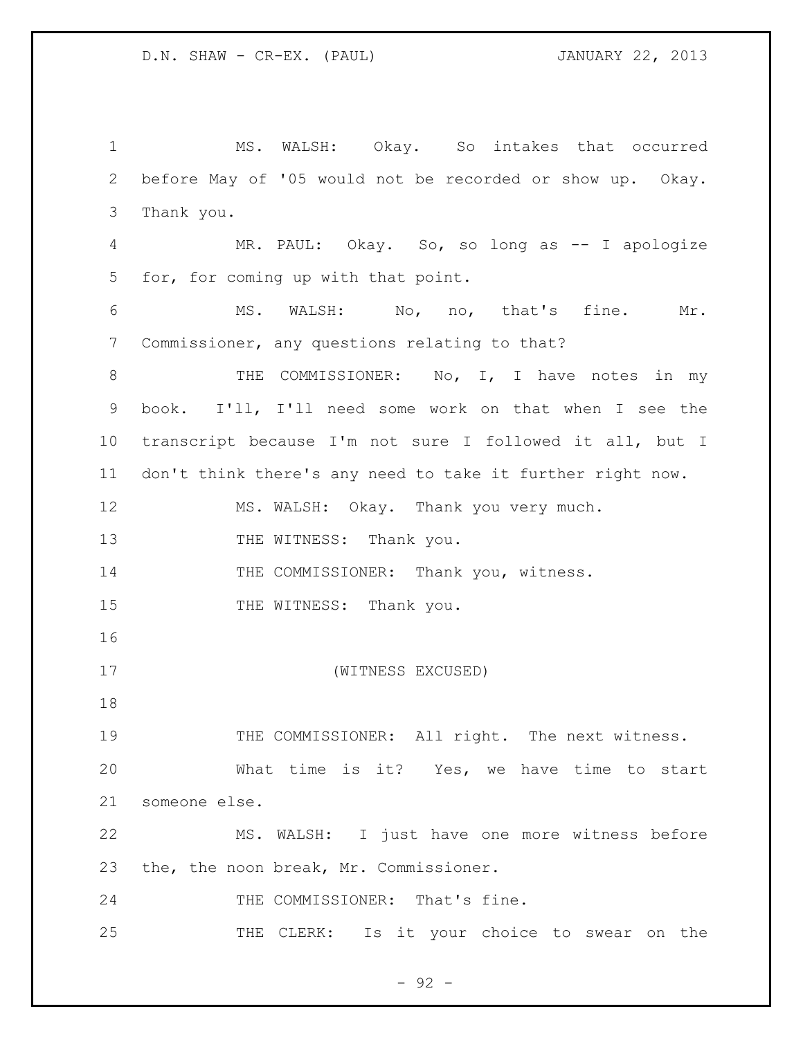MS. WALSH: Okay. So intakes that occurred before May of '05 would not be recorded or show up. Okay. Thank you.

MR. PAUL: Okay. So, so long as -- I apologize for, for coming up with that point.

MS. WALSH: No, no, that's fine. Mr. Commissioner, any questions relating to that?

THE COMMISSIONER: No, I, I have notes in my book. I'll, I'll need some work on that when I see the transcript because I'm not sure I followed it all, but I don't think there's any need to take it further right now.

MS. WALSH: Okay. Thank you very much.

THE WITNESS: Thank you.

THE COMMISSIONER: Thank you, witness.

THE WITNESS: Thank you.

(WITNESS EXCUSED)

THE COMMISSIONER: All right. The next witness. What time is it? Yes, we have time to start someone else.

MS. WALSH: I just have one more witness before the, the noon break, Mr. Commissioner.

THE COMMISSIONER: That's fine.

THE CLERK: Is it your choice to swear on the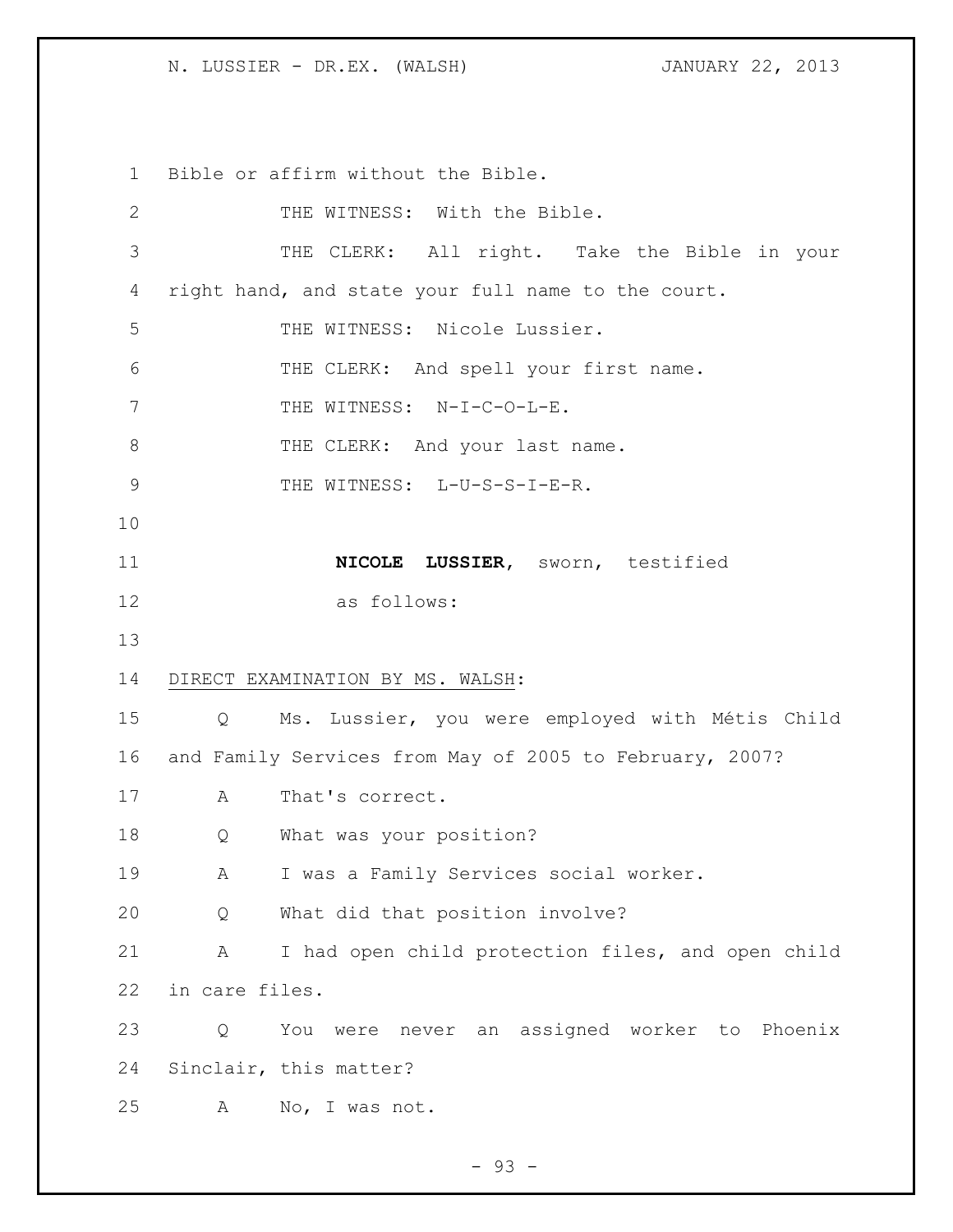Bible or affirm without the Bible.

THE WITNESS: With the Bible.

THE CLERK: All right. Take the Bible in your right hand, and state your full name to the court.

THE WITNESS: Nicole Lussier.

THE CLERK: And spell your first name.

THE WITNESS: N-I-C-O-L-E.

THE CLERK: And your last name.

THE WITNESS: L-U-S-S-I-E-R.

**NICOLE LUSSIER**, sworn, testified as follows:

DIRECT EXAMINATION BY MS. WALSH:

Q Ms. Lussier, you were employed with Métis Child and Family Services from May of 2005 to February, 2007?

A That's correct.

Q What was your position?

A I was a Family Services social worker.

Q What did that position involve?

A I had open child protection files, and open child in care files.

Q You were never an assigned worker to Phoenix Sinclair, this matter?

A No, I was not.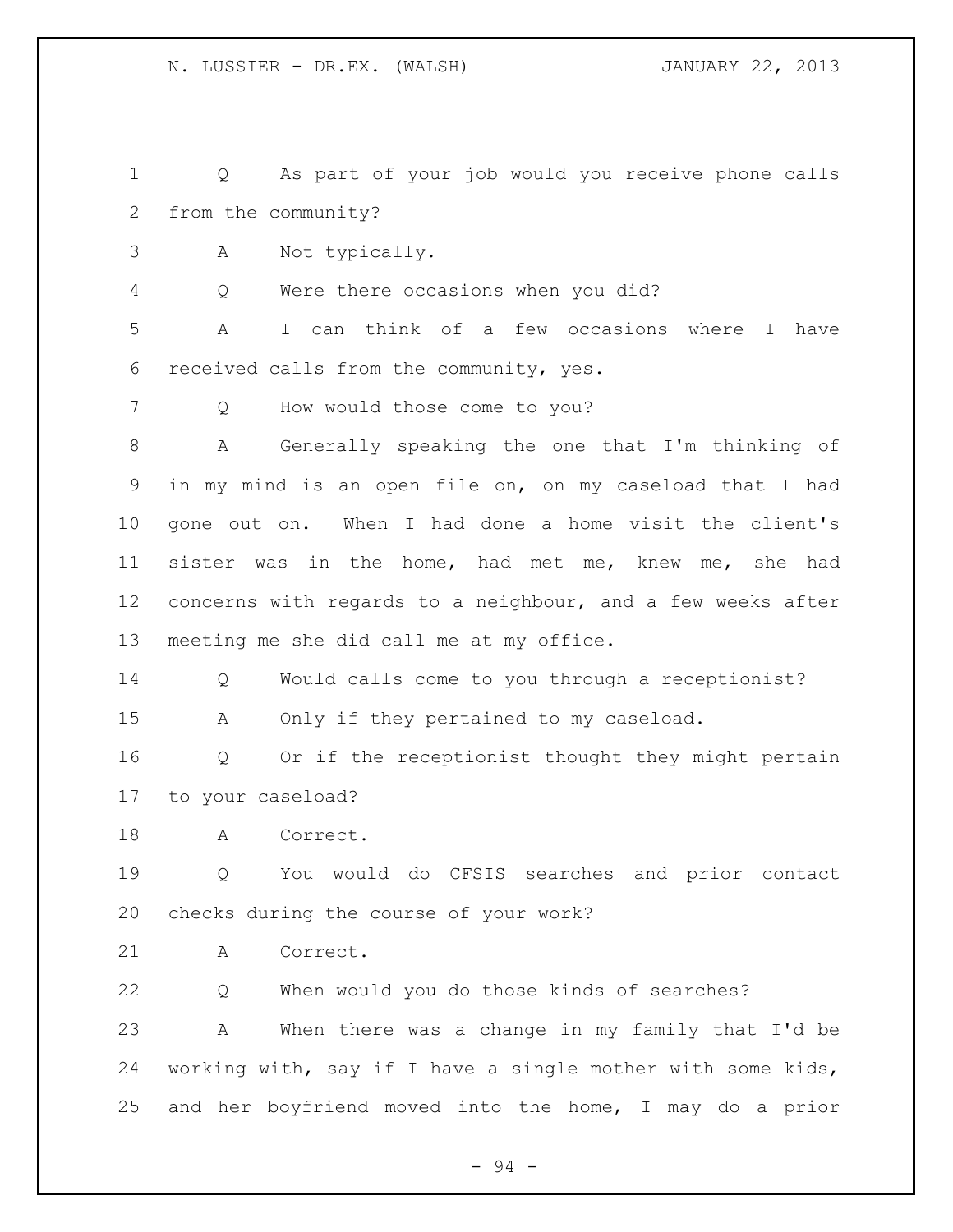Q As part of your job would you receive phone calls from the community?

A Not typically.

Q Were there occasions when you did?

A I can think of a few occasions where I have received calls from the community, yes.

Q How would those come to you?

A Generally speaking the one that I'm thinking of in my mind is an open file on, on my caseload that I had gone out on. When I had done a home visit the client's sister was in the home, had met me, knew me, she had concerns with regards to a neighbour, and a few weeks after meeting me she did call me at my office.

Q Would calls come to you through a receptionist?

A Only if they pertained to my caseload.

Q Or if the receptionist thought they might pertain to your caseload?

A Correct.

Q You would do CFSIS searches and prior contact checks during the course of your work?

A Correct.

Q When would you do those kinds of searches?

A When there was a change in my family that I'd be working with, say if I have a single mother with some kids, and her boyfriend moved into the home, I may do a prior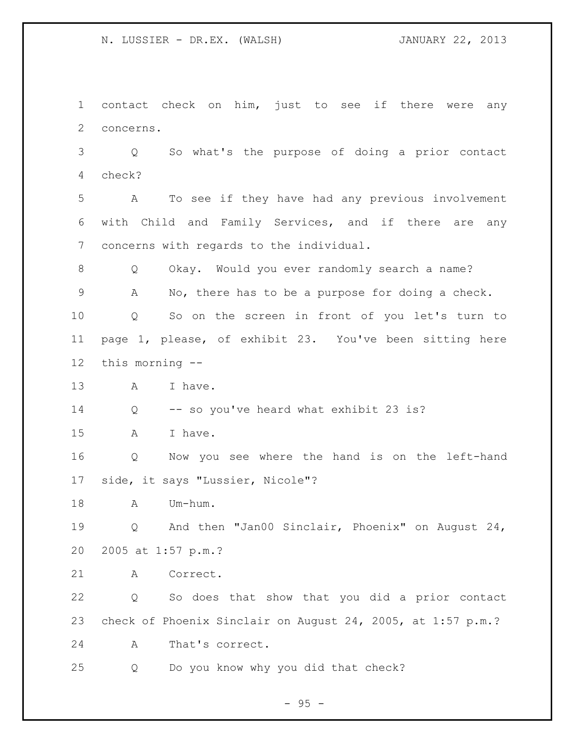contact check on him, just to see if there were any concerns.

Q So what's the purpose of doing a prior contact check?

A To see if they have had any previous involvement with Child and Family Services, and if there are any concerns with regards to the individual.

Q Okay. Would you ever randomly search a name?

A No, there has to be a purpose for doing a check.

Q So on the screen in front of you let's turn to page 1, please, of exhibit 23. You've been sitting here this morning --

A I have.

Q -- so you've heard what exhibit 23 is?

A I have.

Q Now you see where the hand is on the left-hand side, it says "Lussier, Nicole"?

A Um-hum.

Q And then "Jan00 Sinclair, Phoenix" on August 24, 2005 at 1:57 p.m.?

A Correct.

Q So does that show that you did a prior contact check of Phoenix Sinclair on August 24, 2005, at 1:57 p.m.?

A That's correct.

Q Do you know why you did that check?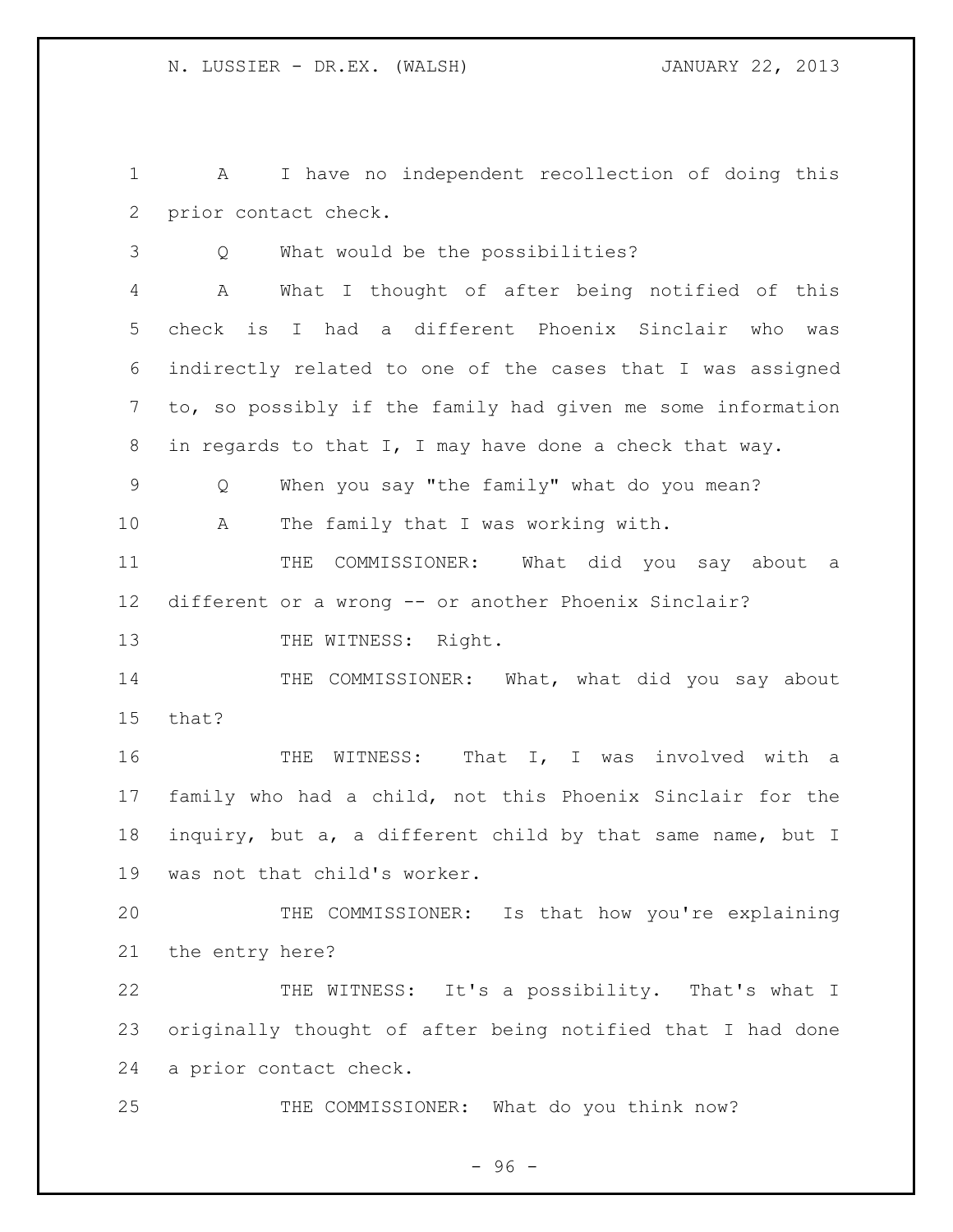A I have no independent recollection of doing this prior contact check.

Q What would be the possibilities?

A What I thought of after being notified of this check is I had a different Phoenix Sinclair who was indirectly related to one of the cases that I was assigned to, so possibly if the family had given me some information in regards to that I, I may have done a check that way.

Q When you say "the family" what do you mean?

A The family that I was working with.

THE COMMISSIONER: What did you say about a different or a wrong -- or another Phoenix Sinclair?

THE WITNESS: Right.

THE COMMISSIONER: What, what did you say about that?

THE WITNESS: That I, I was involved with a family who had a child, not this Phoenix Sinclair for the inquiry, but a, a different child by that same name, but I was not that child's worker.

THE COMMISSIONER: Is that how you're explaining the entry here?

THE WITNESS: It's a possibility. That's what I originally thought of after being notified that I had done a prior contact check.

THE COMMISSIONER: What do you think now?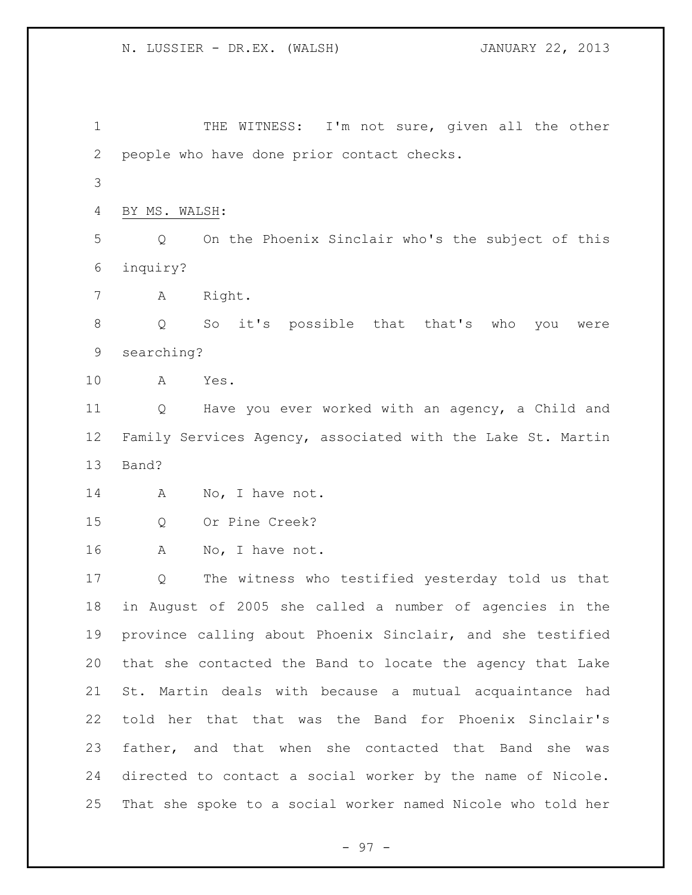THE WITNESS: I'm not sure, given all the other people who have done prior contact checks.

BY MS. WALSH:

Q On the Phoenix Sinclair who's the subject of this inquiry?

A Right.

Q So it's possible that that's who you were searching?

A Yes.

Q Have you ever worked with an agency, a Child and Family Services Agency, associated with the Lake St. Martin Band?

A No, I have not.

Q Or Pine Creek?

A No, I have not.

Q The witness who testified yesterday told us that in August of 2005 she called a number of agencies in the province calling about Phoenix Sinclair, and she testified that she contacted the Band to locate the agency that Lake St. Martin deals with because a mutual acquaintance had told her that that was the Band for Phoenix Sinclair's father, and that when she contacted that Band she was directed to contact a social worker by the name of Nicole. That she spoke to a social worker named Nicole who told her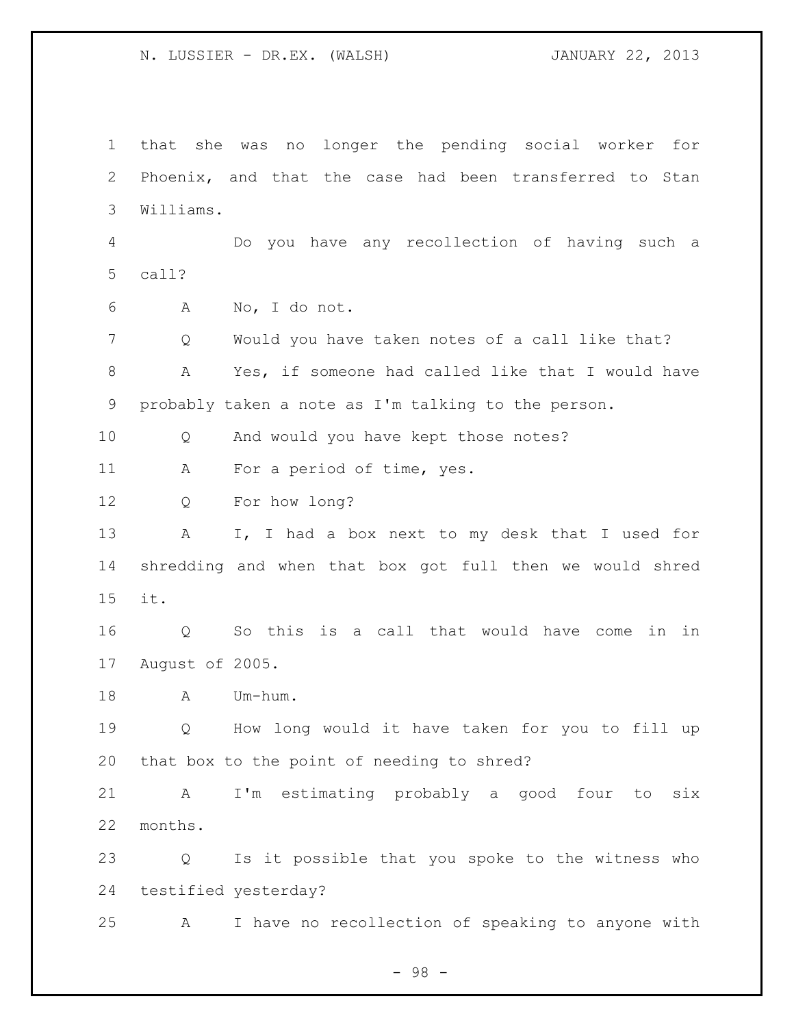that she was no longer the pending social worker for Phoenix, and that the case had been transferred to Stan Williams.

Do you have any recollection of having such a call?

A No, I do not.

Q Would you have taken notes of a call like that?

A Yes, if someone had called like that I would have probably taken a note as I'm talking to the person.

Q And would you have kept those notes?

A For a period of time, yes.

Q For how long?

A I, I had a box next to my desk that I used for shredding and when that box got full then we would shred it.

Q So this is a call that would have come in in August of 2005.

A Um-hum.

Q How long would it have taken for you to fill up that box to the point of needing to shred?

A I'm estimating probably a good four to six months.

Q Is it possible that you spoke to the witness who testified yesterday?

A I have no recollection of speaking to anyone with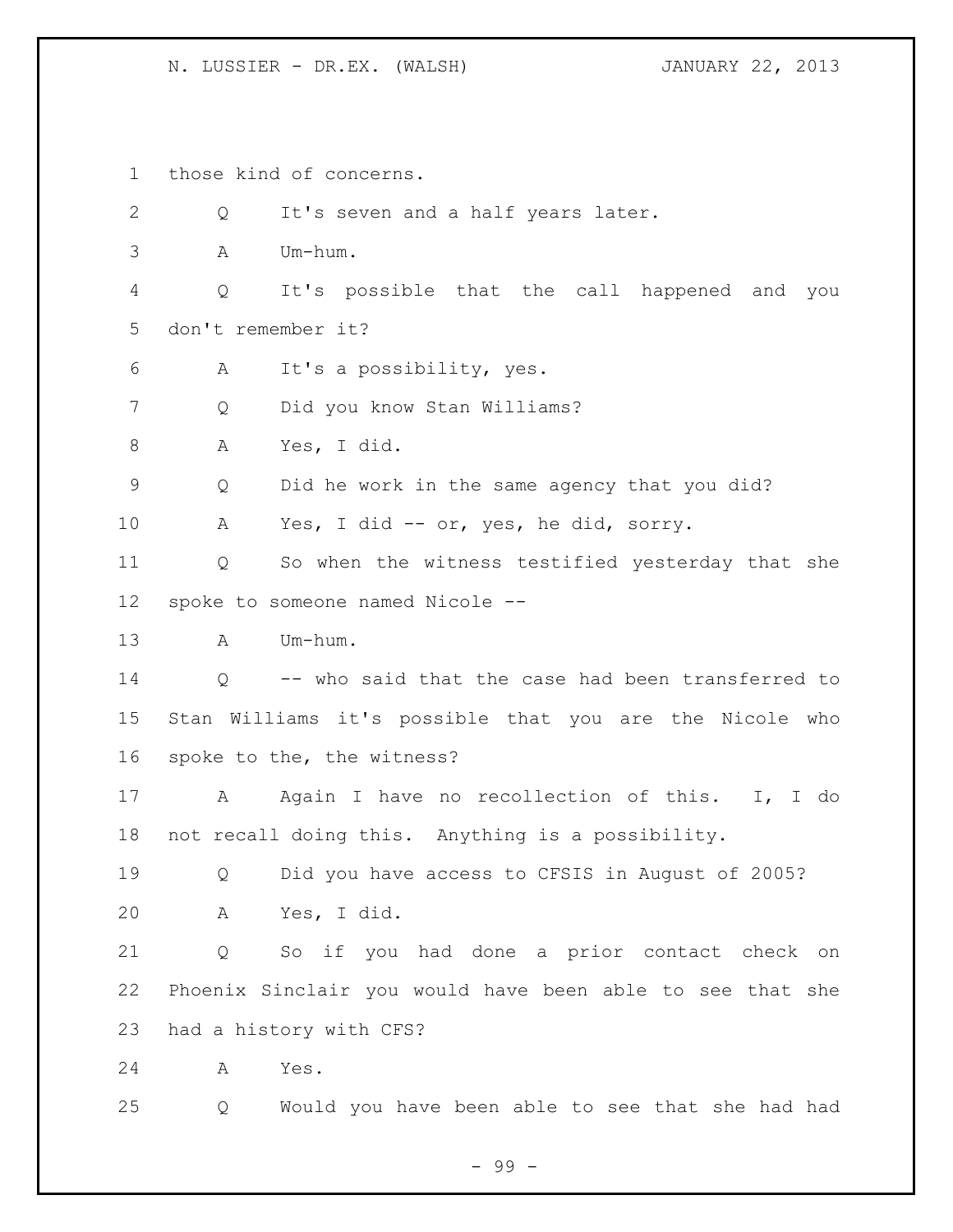1 those kind of concerns.

2 Q It's seven and a half years later.

3 A Um-hum.

4 Q It's possible that the call happened and you

5 don't remember it?

6 A It's a possibility, yes.

7 Q Did you know Stan Williams?

8 A Yes, I did.

9 Q Did he work in the same agency that you did?

10 A Yes, I did -- or, yes, he did, sorry.

11 Q So when the witness testified yesterday that she

12 spoke to someone named Nicole --

13 A Um-hum.

14 Q -- who said that the case had been transferred to

15 Stan Williams it's possible that you are the Nicole who

16 spoke to the, the witness?

17 A Again I have no recollection of this. I, I do

18 not recall doing this. Anything is a possibility.

19 Q Did you have access to CFSIS in August of 2005?

20 A Yes, I did.

21 Q So if you had done a prior contact check on

22 Phoenix Sinclair you would have been able to see that she

23 had a history with CFS?

24 A Yes.

25 Q Would you have been able to see that she had had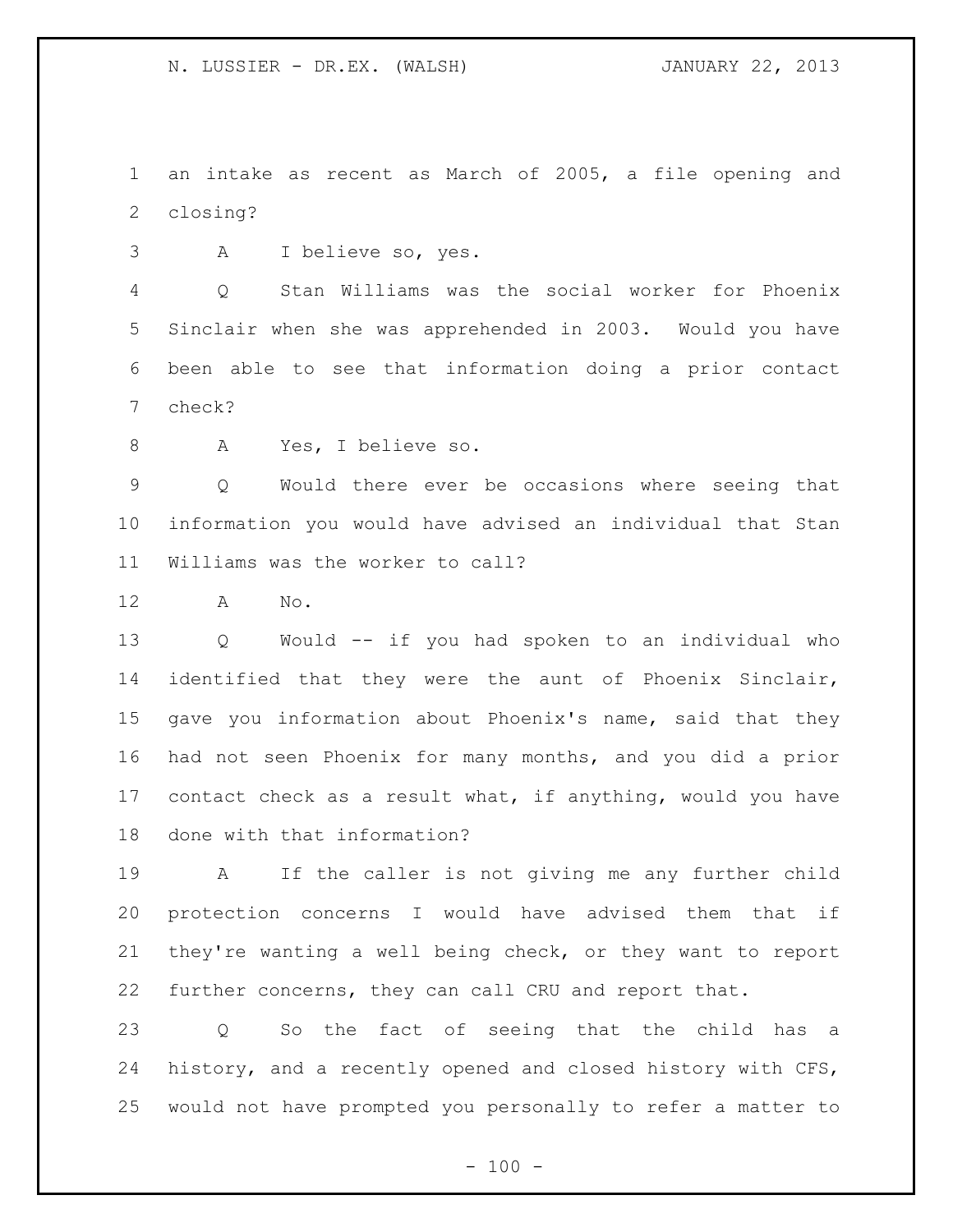an intake as recent as March of 2005, a file opening and closing?

A I believe so, yes.

Q Stan Williams was the social worker for Phoenix Sinclair when she was apprehended in 2003. Would you have been able to see that information doing a prior contact check?

A Yes, I believe so.

Q Would there ever be occasions where seeing that information you would have advised an individual that Stan Williams was the worker to call?

A No.

Q Would -- if you had spoken to an individual who identified that they were the aunt of Phoenix Sinclair, gave you information about Phoenix's name, said that they had not seen Phoenix for many months, and you did a prior contact check as a result what, if anything, would you have done with that information?

A If the caller is not giving me any further child protection concerns I would have advised them that if they're wanting a well being check, or they want to report further concerns, they can call CRU and report that.

Q So the fact of seeing that the child has a history, and a recently opened and closed history with CFS, would not have prompted you personally to refer a matter to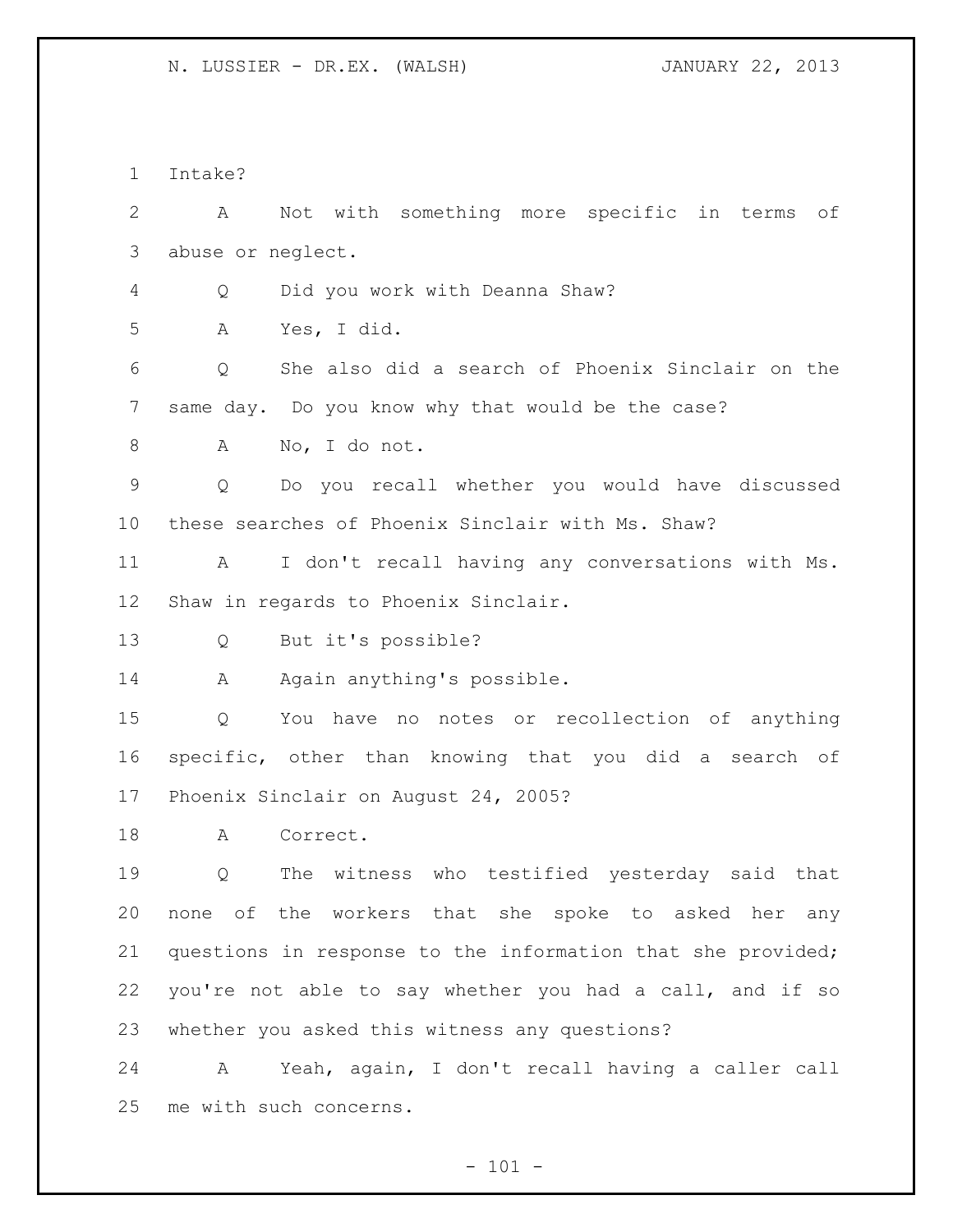Intake?

A Not with something more specific in terms of abuse or neglect.

Q Did you work with Deanna Shaw?

A Yes, I did.

Q She also did a search of Phoenix Sinclair on the same day. Do you know why that would be the case?

A No, I do not.

Q Do you recall whether you would have discussed these searches of Phoenix Sinclair with Ms. Shaw?

A I don't recall having any conversations with Ms. Shaw in regards to Phoenix Sinclair.

Q But it's possible?

A Again anything's possible.

Q You have no notes or recollection of anything specific, other than knowing that you did a search of Phoenix Sinclair on August 24, 2005?

A Correct.

Q The witness who testified yesterday said that none of the workers that she spoke to asked her any questions in response to the information that she provided; you're not able to say whether you had a call, and if so whether you asked this witness any questions?

A Yeah, again, I don't recall having a caller call me with such concerns.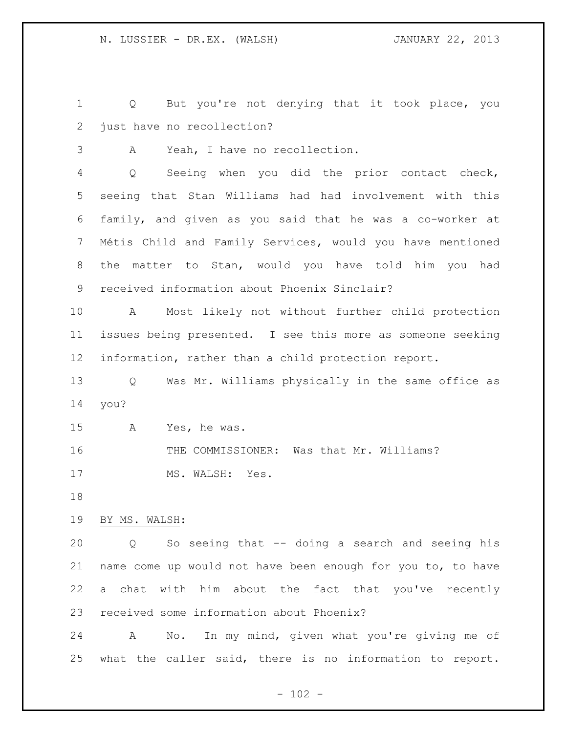Q But you're not denying that it took place, you just have no recollection?

A Yeah, I have no recollection.

Q Seeing when you did the prior contact check, seeing that Stan Williams had had involvement with this family, and given as you said that he was a co-worker at Métis Child and Family Services, would you have mentioned the matter to Stan, would you have told him you had received information about Phoenix Sinclair?

A Most likely not without further child protection issues being presented. I see this more as someone seeking information, rather than a child protection report.

Q Was Mr. Williams physically in the same office as you?

A Yes, he was.

THE COMMISSIONER: Was that Mr. Williams?

MS. WALSH: Yes.

BY MS. WALSH:

Q So seeing that -- doing a search and seeing his name come up would not have been enough for you to, to have a chat with him about the fact that you've recently received some information about Phoenix?

A No. In my mind, given what you're giving me of what the caller said, there is no information to report.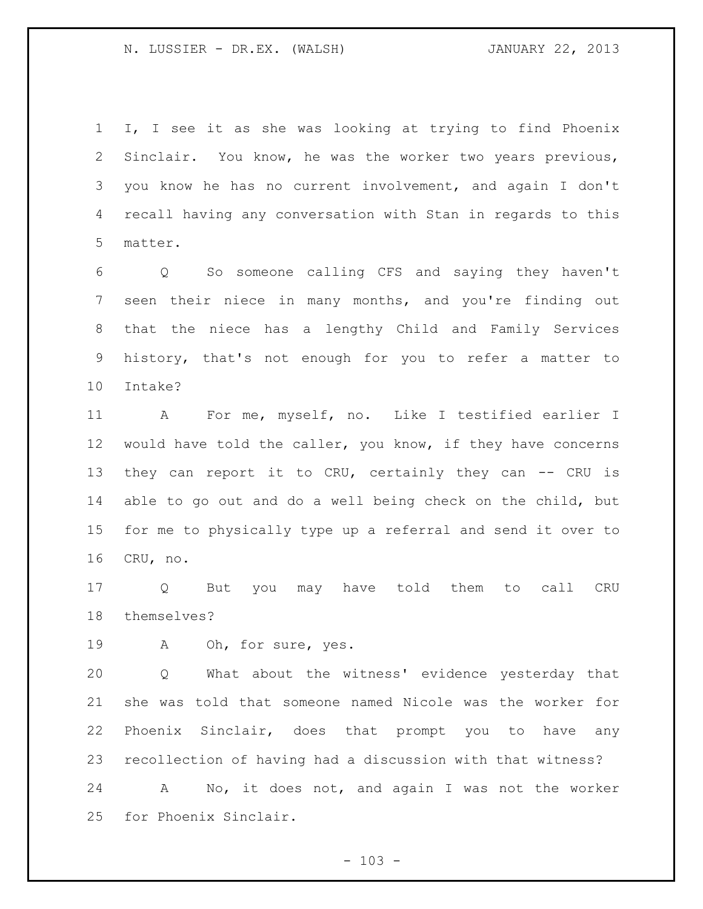I, I see it as she was looking at trying to find Phoenix Sinclair. You know, he was the worker two years previous, you know he has no current involvement, and again I don't recall having any conversation with Stan in regards to this matter.

Q So someone calling CFS and saying they haven't seen their niece in many months, and you're finding out that the niece has a lengthy Child and Family Services history, that's not enough for you to refer a matter to Intake?

A For me, myself, no. Like I testified earlier I would have told the caller, you know, if they have concerns they can report it to CRU, certainly they can -- CRU is able to go out and do a well being check on the child, but for me to physically type up a referral and send it over to CRU, no.

Q But you may have told them to call CRU themselves?

A Oh, for sure, yes.

Q What about the witness' evidence yesterday that she was told that someone named Nicole was the worker for Phoenix Sinclair, does that prompt you to have any recollection of having had a discussion with that witness?

A No, it does not, and again I was not the worker for Phoenix Sinclair.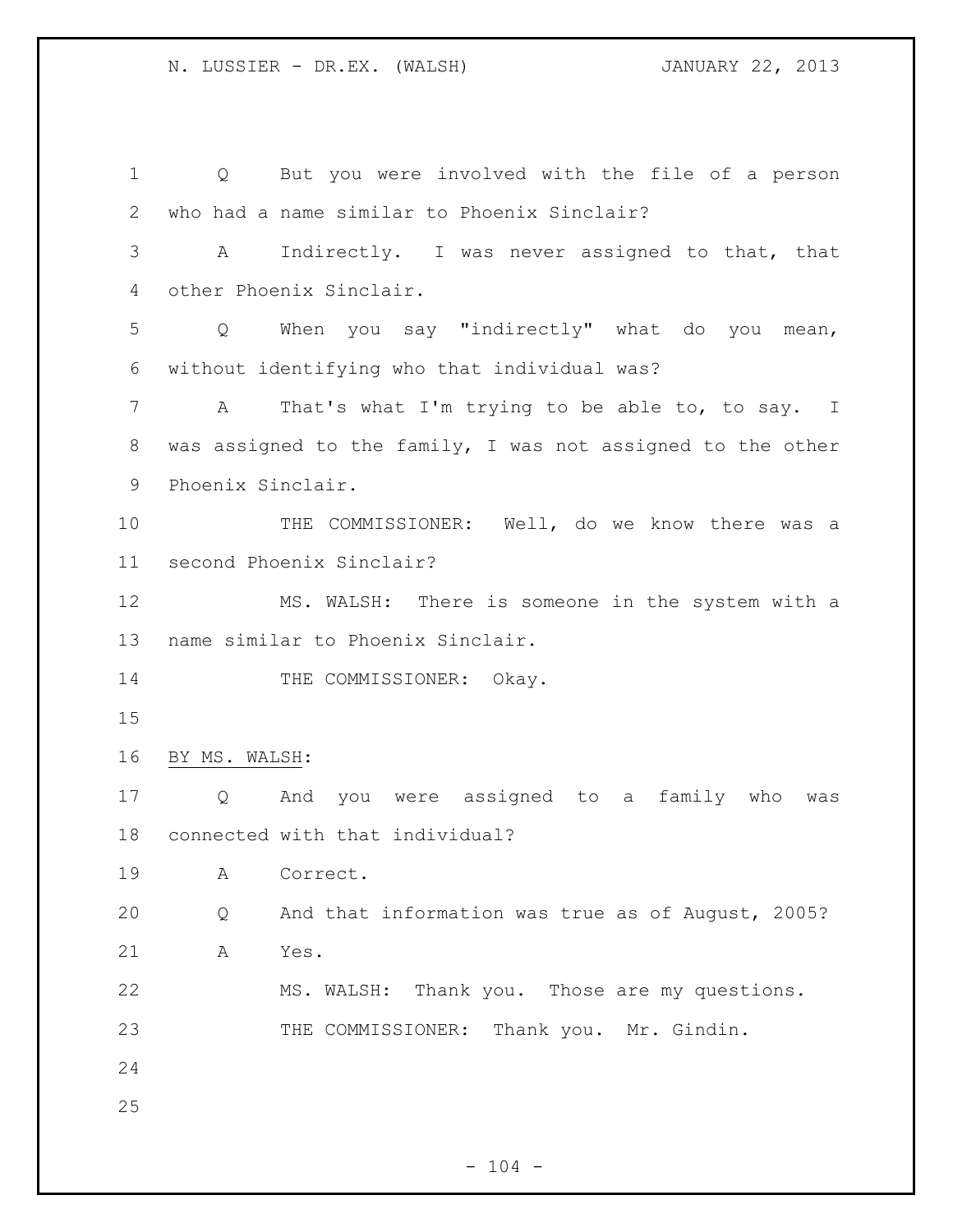Q But you were involved with the file of a person who had a name similar to Phoenix Sinclair?

A Indirectly. I was never assigned to that, that other Phoenix Sinclair.

Q When you say "indirectly" what do you mean, without identifying who that individual was?

A That's what I'm trying to be able to, to say. I was assigned to the family, I was not assigned to the other Phoenix Sinclair.

THE COMMISSIONER: Well, do we know there was a second Phoenix Sinclair?

MS. WALSH: There is someone in the system with a name similar to Phoenix Sinclair.

THE COMMISSIONER: Okay.

BY MS. WALSH:

Q And you were assigned to a family who was connected with that individual?

A Correct.

Q And that information was true as of August, 2005?

A Yes.

MS. WALSH: Thank you. Those are my questions.

THE COMMISSIONER: Thank you. Mr. Gindin.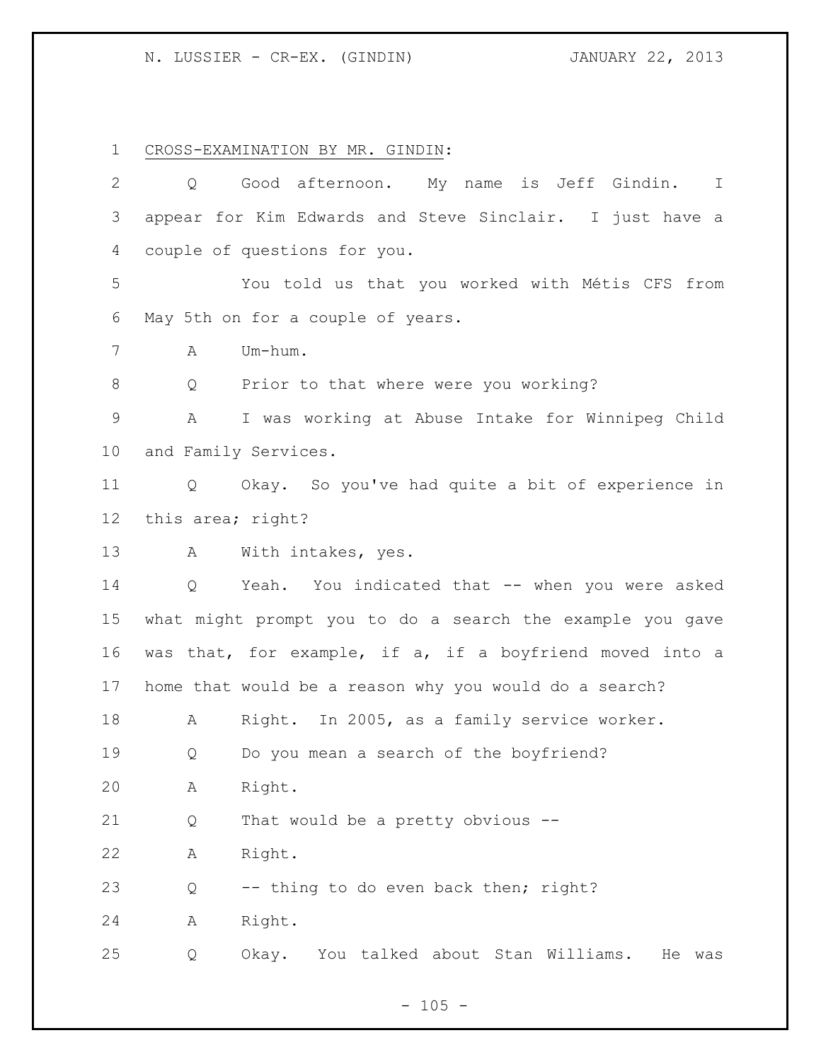CROSS-EXAMINATION BY MR. GINDIN:

Q Good afternoon. My name is Jeff Gindin. I appear for Kim Edwards and Steve Sinclair. I just have a couple of questions for you.

You told us that you worked with Métis CFS from May 5th on for a couple of years.

A Um-hum.

Q Prior to that where were you working?

A I was working at Abuse Intake for Winnipeg Child and Family Services.

Q Okay. So you've had quite a bit of experience in this area; right?

A With intakes, yes.

Q Yeah. You indicated that -- when you were asked what might prompt you to do a search the example you gave was that, for example, if a, if a boyfriend moved into a home that would be a reason why you would do a search?

A Right. In 2005, as a family service worker.

Q Do you mean a search of the boyfriend?

A Right.

Q That would be a pretty obvious --

A Right.

Q -- thing to do even back then; right?

A Right.

Q Okay. You talked about Stan Williams. He was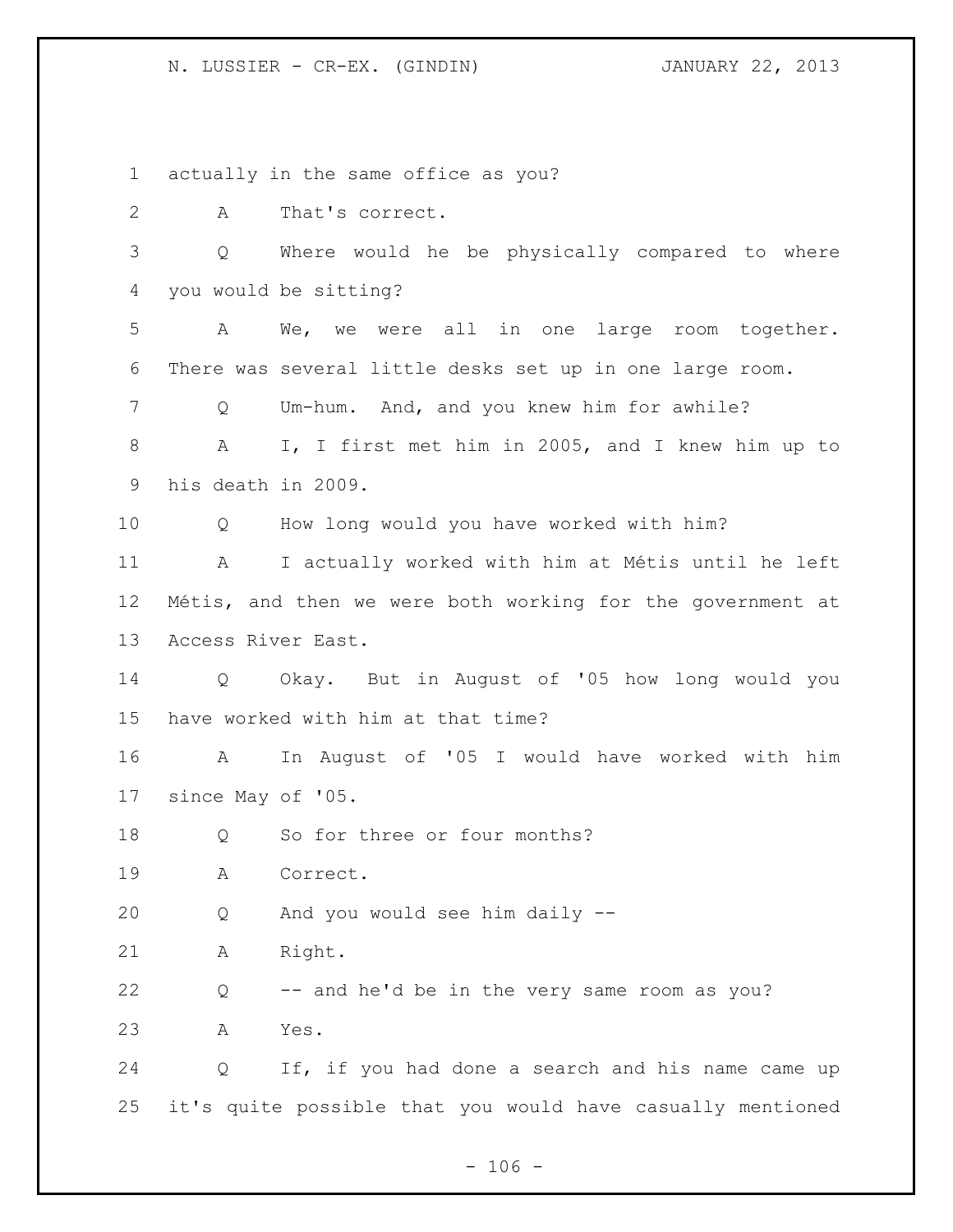actually in the same office as you?

A That's correct.

Q Where would he be physically compared to where you would be sitting?

A We, we were all in one large room together. There was several little desks set up in one large room.

Q Um-hum. And, and you knew him for awhile?

A I, I first met him in 2005, and I knew him up to his death in 2009.

Q How long would you have worked with him?

A I actually worked with him at Métis until he left Métis, and then we were both working for the government at Access River East.

Q Okay. But in August of '05 how long would you have worked with him at that time?

A In August of '05 I would have worked with him since May of '05.

Q So for three or four months?

A Correct.

Q And you would see him daily --

A Right.

Q -- and he'd be in the very same room as you?

A Yes.

Q If, if you had done a search and his name came up it's quite possible that you would have casually mentioned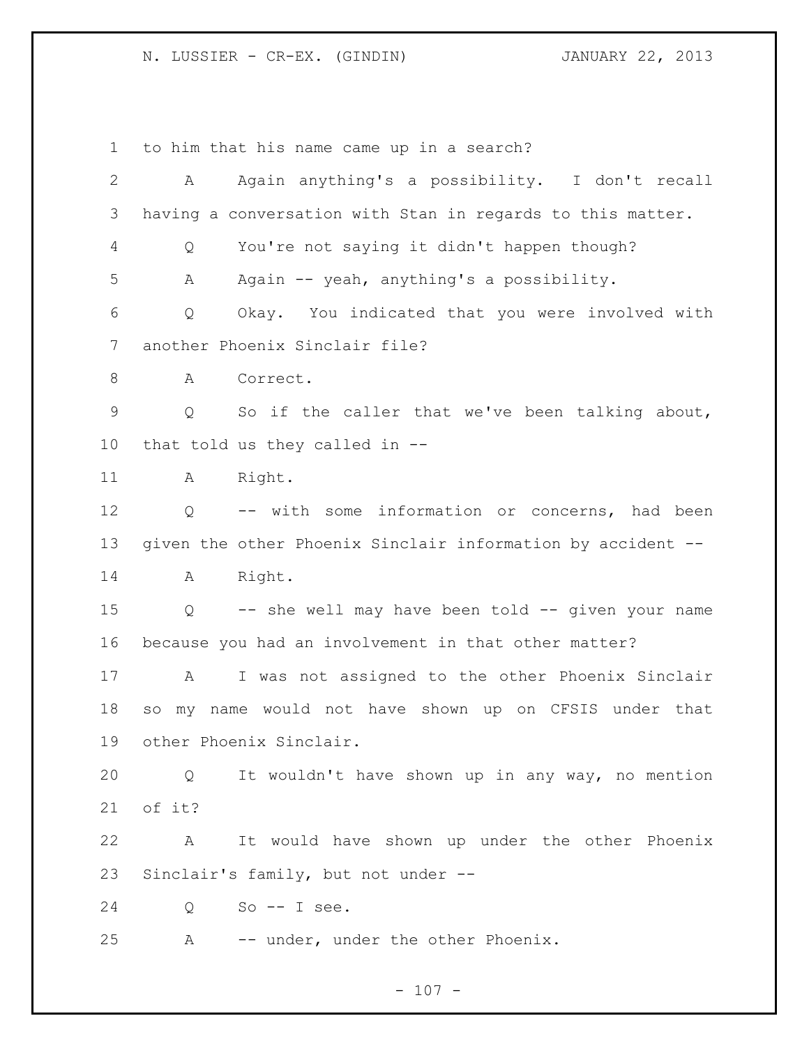1 to him that his name came up in a search?

2 A Again anything's a possibility. I don't recall

3 having a conversation with Stan in regards to this matter.

4 Q You're not saying it didn't happen though?

5 A Again -- yeah, anything's a possibility.

6 Q Okay. You indicated that you were involved with

7 another Phoenix Sinclair file?

8 A Correct.

9 Q So if the caller that we've been talking about,

10 that told us they called in --

11 A Right.

12 Q -- with some information or concerns, had been

13 given the other Phoenix Sinclair information by accident --

14 A Right.

15 Q -- she well may have been told -- given your name

16 because you had an involvement in that other matter?

17 A I was not assigned to the other Phoenix Sinclair

18 so my name would not have shown up on CFSIS under that

19 other Phoenix Sinclair.

20 Q It wouldn't have shown up in any way, no mention

21 of it?

22 A It would have shown up under the other Phoenix

23 Sinclair's family, but not under --

24 Q So -- I see.

25 A -- under, under the other Phoenix.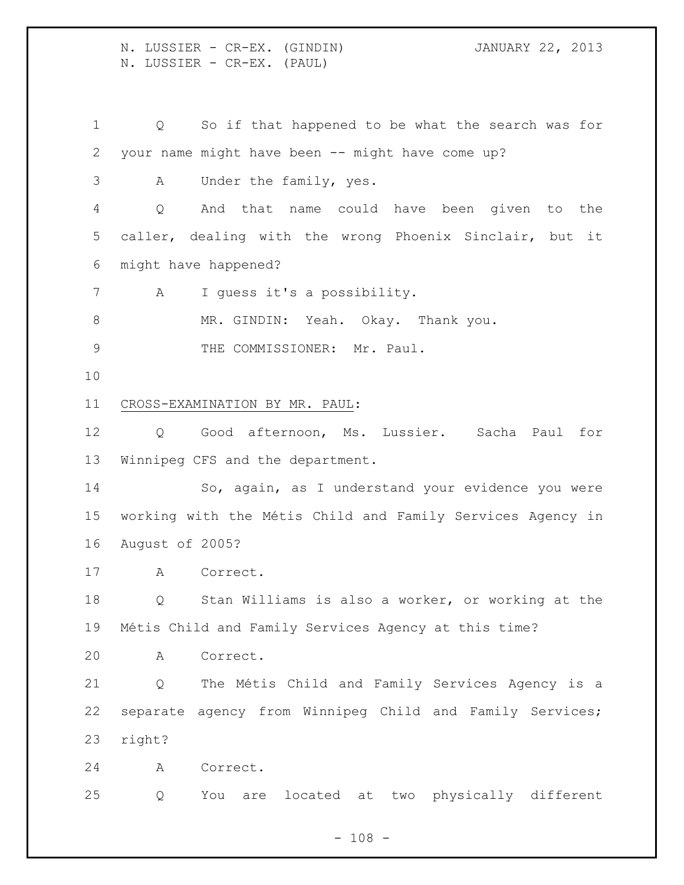Q So if that happened to be what the search was for your name might have been -- might have come up?

A Under the family, yes.

Q And that name could have been given to the caller, dealing with the wrong Phoenix Sinclair, but it might have happened?

A I guess it's a possibility.

MR. GINDIN: Yeah. Okay. Thank you.

THE COMMISSIONER: Mr. Paul.

CROSS-EXAMINATION BY MR. PAUL:

Q Good afternoon, Ms. Lussier. Sacha Paul for Winnipeg CFS and the department.

So, again, as I understand your evidence you were working with the Métis Child and Family Services Agency in August of 2005?

A Correct.

Q Stan Williams is also a worker, or working at the Métis Child and Family Services Agency at this time?

A Correct.

Q The Métis Child and Family Services Agency is a separate agency from Winnipeg Child and Family Services; right?

A Correct.

Q You are located at two physically different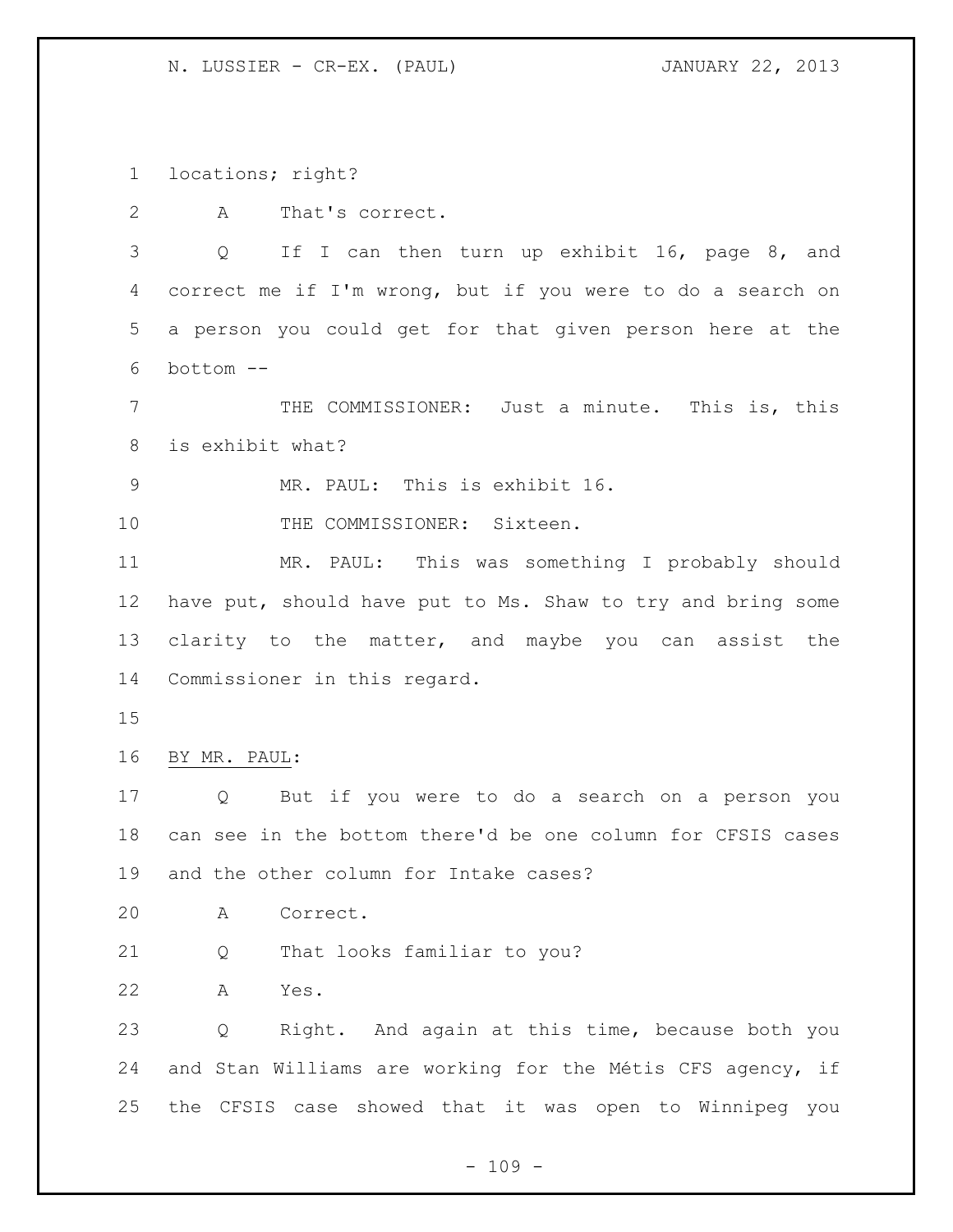locations; right?

A That's correct.

Q If I can then turn up exhibit 16, page 8, and correct me if I'm wrong, but if you were to do a search on a person you could get for that given person here at the bottom --

THE COMMISSIONER: Just a minute. This is, this is exhibit what?

MR. PAUL: This is exhibit 16.

THE COMMISSIONER: Sixteen.

MR. PAUL: This was something I probably should have put, should have put to Ms. Shaw to try and bring some clarity to the matter, and maybe you can assist the Commissioner in this regard.

BY MR. PAUL:

Q But if you were to do a search on a person you can see in the bottom there'd be one column for CFSIS cases and the other column for Intake cases?

A Correct.

Q That looks familiar to you?

A Yes.

Q Right. And again at this time, because both you and Stan Williams are working for the Métis CFS agency, if the CFSIS case showed that it was open to Winnipeg you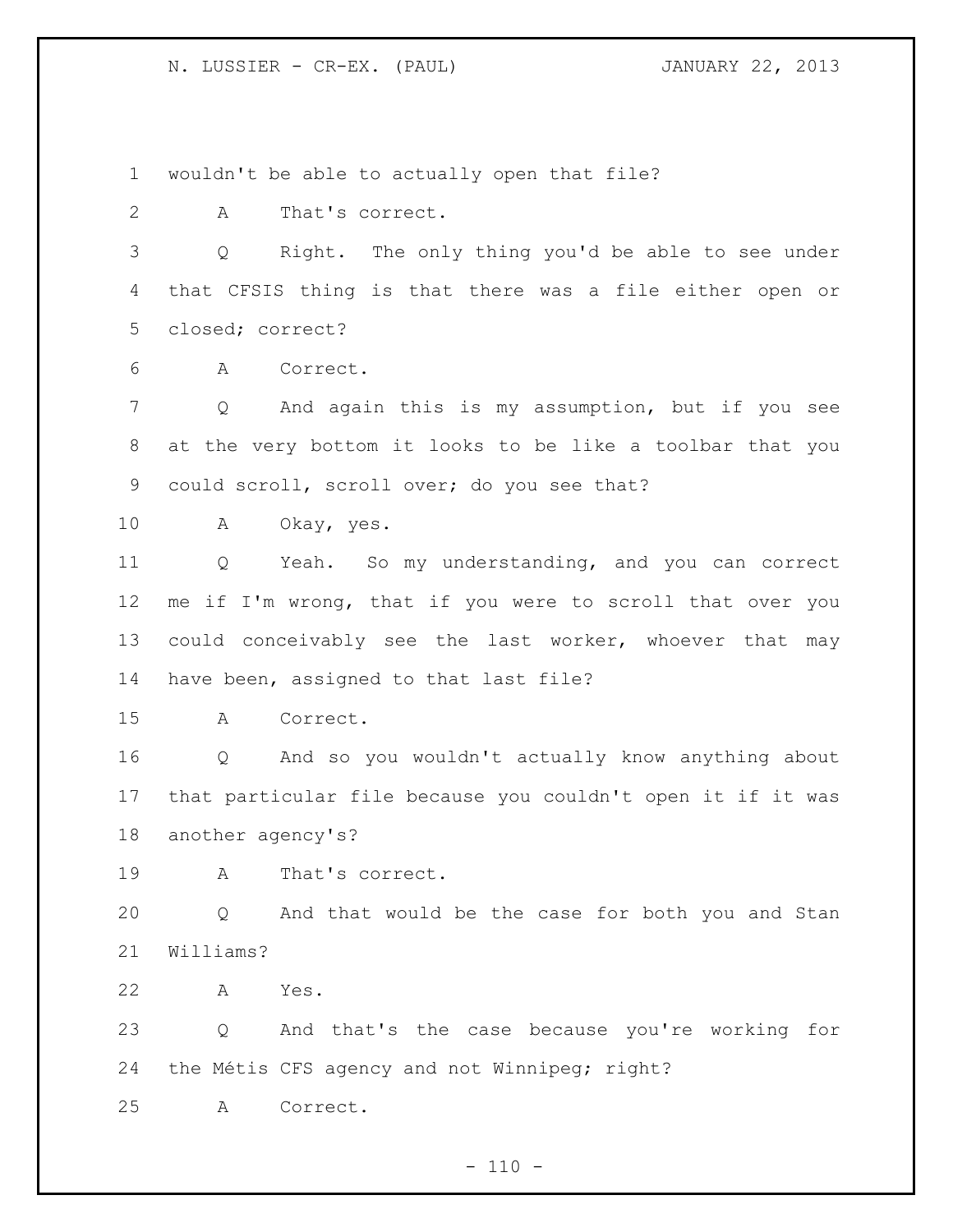wouldn't be able to actually open that file?

A That's correct.

Q Right. The only thing you'd be able to see under that CFSIS thing is that there was a file either open or closed; correct?

A Correct.

Q And again this is my assumption, but if you see at the very bottom it looks to be like a toolbar that you could scroll, scroll over; do you see that?

A Okay, yes.

Q Yeah. So my understanding, and you can correct me if I'm wrong, that if you were to scroll that over you could conceivably see the last worker, whoever that may have been, assigned to that last file?

A Correct.

Q And so you wouldn't actually know anything about that particular file because you couldn't open it if it was another agency's?

A That's correct.

Q And that would be the case for both you and Stan Williams?

A Yes.

Q And that's the case because you're working for the Métis CFS agency and not Winnipeg; right?

A Correct.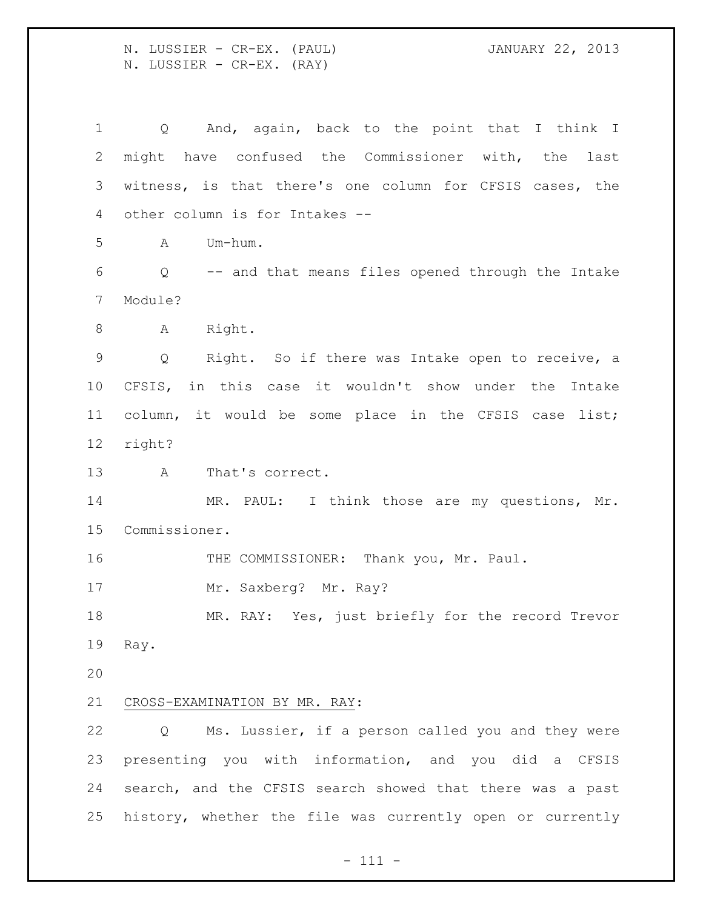Q And, again, back to the point that I think I might have confused the Commissioner with, the last witness, is that there's one column for CFSIS cases, the other column is for Intakes --

A Um-hum.

Q -- and that means files opened through the Intake Module?

A Right.

Q Right. So if there was Intake open to receive, a CFSIS, in this case it wouldn't show under the Intake column, it would be some place in the CFSIS case list; right?

A That's correct.

MR. PAUL: I think those are my questions, Mr. Commissioner.

THE COMMISSIONER: Thank you, Mr. Paul.

Mr. Saxberg? Mr. Ray?

MR. RAY: Yes, just briefly for the record Trevor Ray.

CROSS-EXAMINATION BY MR. RAY:

Q Ms. Lussier, if a person called you and they were presenting you with information, and you did a CFSIS search, and the CFSIS search showed that there was a past history, whether the file was currently open or currently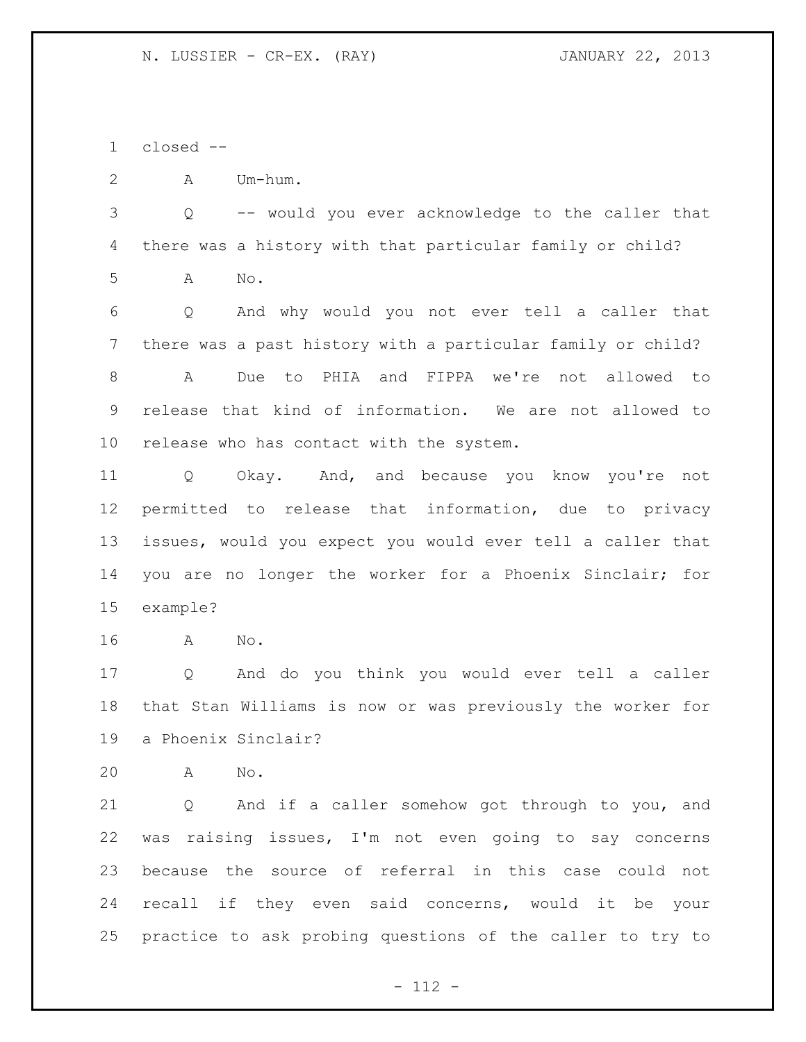closed --

A Um-hum.

Q -- would you ever acknowledge to the caller that there was a history with that particular family or child?

A No.

Q And why would you not ever tell a caller that there was a past history with a particular family or child?

A Due to PHIA and FIPPA we're not allowed to release that kind of information. We are not allowed to release who has contact with the system.

Q Okay. And, and because you know you're not permitted to release that information, due to privacy issues, would you expect you would ever tell a caller that you are no longer the worker for a Phoenix Sinclair; for example?

A No.

Q And do you think you would ever tell a caller that Stan Williams is now or was previously the worker for a Phoenix Sinclair?

A No.

Q And if a caller somehow got through to you, and was raising issues, I'm not even going to say concerns because the source of referral in this case could not recall if they even said concerns, would it be your practice to ask probing questions of the caller to try to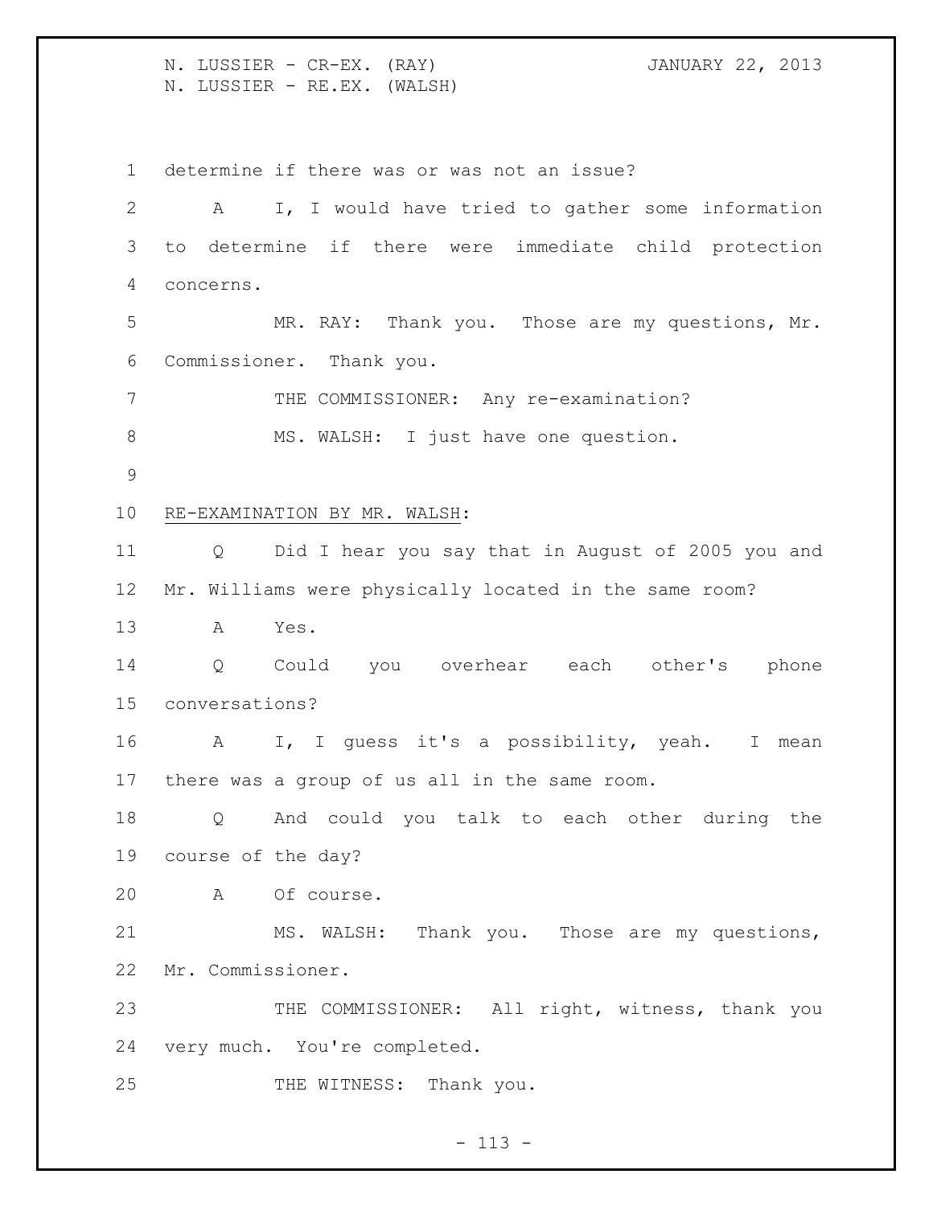determine if there was or was not an issue?

A I, I would have tried to gather some information to determine if there were immediate child protection concerns.

MR. RAY: Thank you. Those are my questions, Mr. Commissioner. Thank you.

THE COMMISSIONER: Any re-examination?

MS. WALSH: I just have one question.

RE-EXAMINATION BY MR. WALSH:

Q Did I hear you say that in August of 2005 you and Mr. Williams were physically located in the same room?

A Yes.

Q Could you overhear each other's phone conversations?

A I, I guess it's a possibility, yeah. I mean there was a group of us all in the same room.

Q And could you talk to each other during the course of the day?

A Of course.

MS. WALSH: Thank you. Those are my questions, Mr. Commissioner.

THE COMMISSIONER: All right, witness, thank you very much. You're completed.

THE WITNESS: Thank you.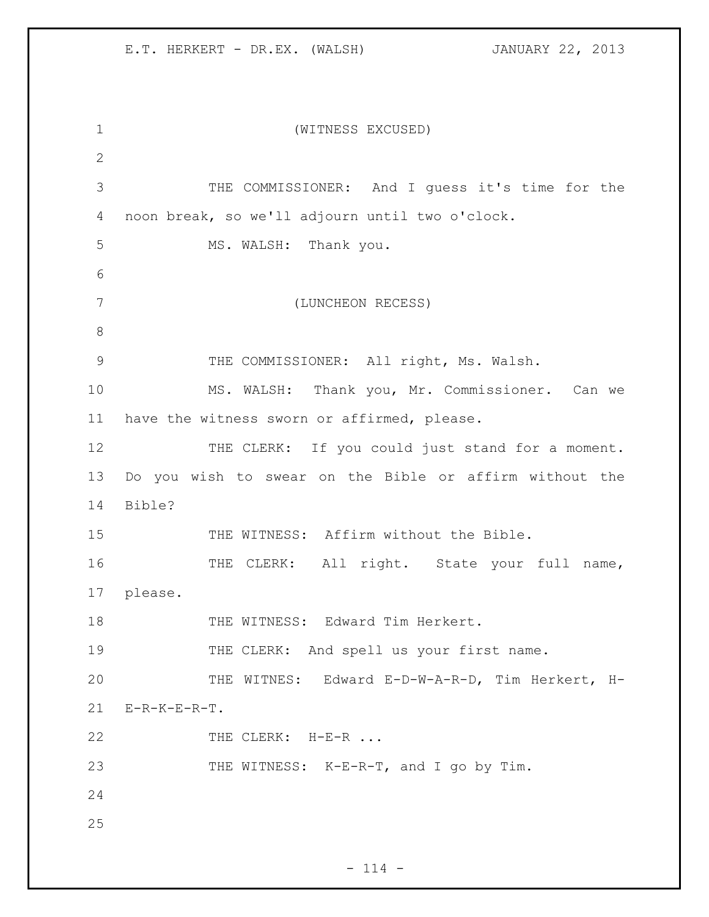(WITNESS EXCUSED)

THE COMMISSIONER: And I guess it's time for the noon break, so we'll adjourn until two o'clock.

MS. WALSH: Thank you.

(LUNCHEON RECESS)

THE COMMISSIONER: All right, Ms. Walsh.

MS. WALSH: Thank you, Mr. Commissioner. Can we have the witness sworn or affirmed, please.

THE CLERK: If you could just stand for a moment. Do you wish to swear on the Bible or affirm without the Bible?

THE WITNESS: Affirm without the Bible.

THE CLERK: All right. State your full name, please.

THE WITNESS: Edward Tim Herkert.

THE CLERK: And spell us your first name.

THE WITNES: Edward E-D-W-A-R-D, Tim Herkert, H-E-R-K-E-R-T.

THE CLERK: H-E-R ...

THE WITNESS: K-E-R-T, and I go by Tim.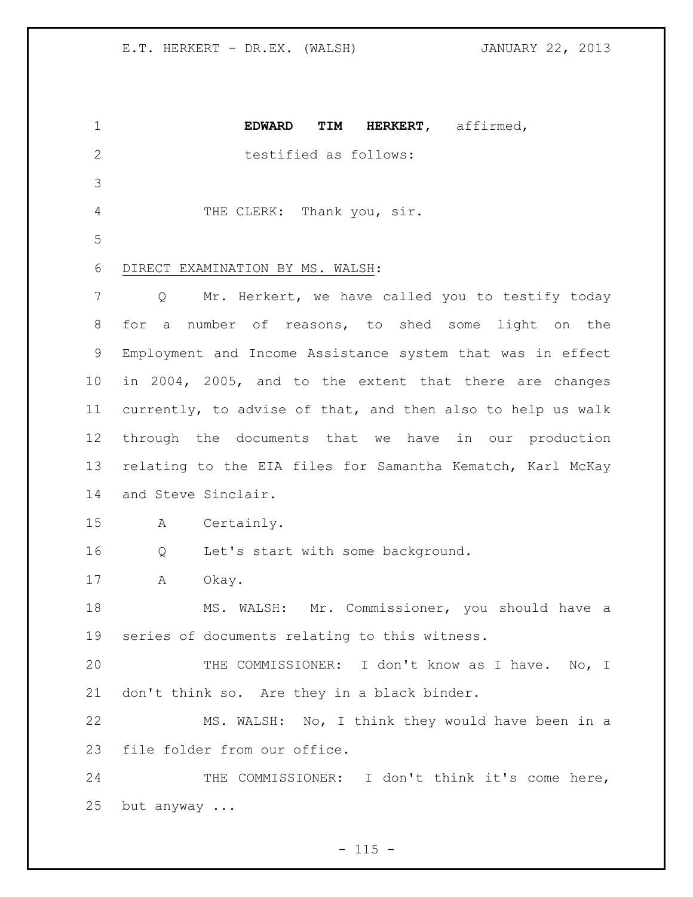**EDWARD TIM HERKERT**, affirmed,
testified as follows:

THE CLERK: Thank you, sir.

DIRECT EXAMINATION BY MS. WALSH:

Q Mr. Herkert, we have called you to testify today for a number of reasons, to shed some light on the Employment and Income Assistance system that was in effect in 2004, 2005, and to the extent that there are changes currently, to advise of that, and then also to help us walk through the documents that we have in our production relating to the EIA files for Samantha Kematch, Karl McKay and Steve Sinclair.

A Certainly.

Q Let's start with some background.

A Okay.

MS. WALSH: Mr. Commissioner, you should have a series of documents relating to this witness.

THE COMMISSIONER: I don't know as I have. No, I don't think so. Are they in a black binder.

MS. WALSH: No, I think they would have been in a file folder from our office.

THE COMMISSIONER: I don't think it's come here, but anyway ...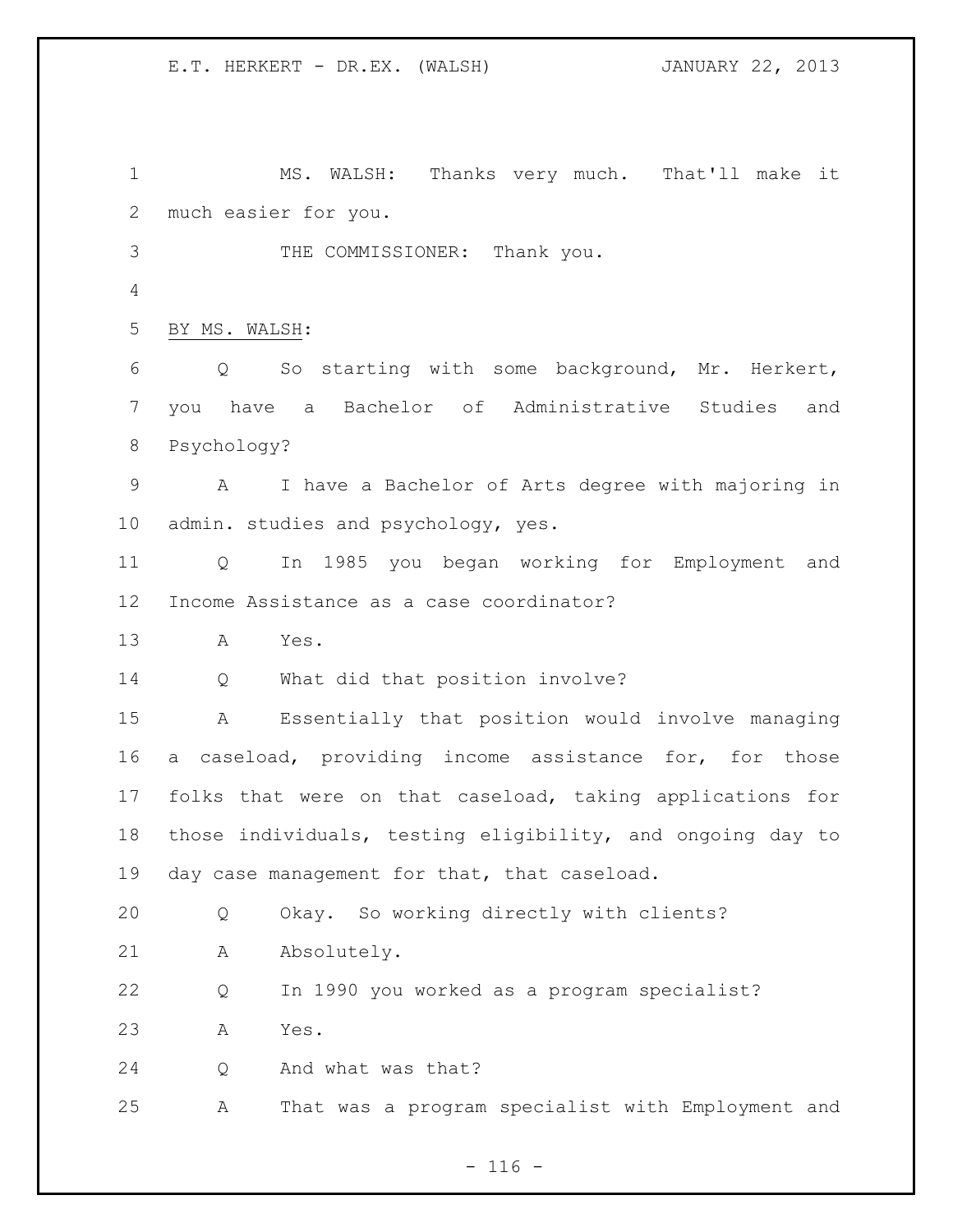MS. WALSH: Thanks very much. That'll make it much easier for you.

THE COMMISSIONER: Thank you.

BY MS. WALSH:

Q So starting with some background, Mr. Herkert, you have a Bachelor of Administrative Studies and Psychology?

A I have a Bachelor of Arts degree with majoring in admin. studies and psychology, yes.

Q In 1985 you began working for Employment and Income Assistance as a case coordinator?

A Yes.

Q What did that position involve?

A Essentially that position would involve managing a caseload, providing income assistance for, for those folks that were on that caseload, taking applications for those individuals, testing eligibility, and ongoing day to day case management for that, that caseload.

Q Okay. So working directly with clients?

A Absolutely.

Q In 1990 you worked as a program specialist?

A Yes.

Q And what was that?

A That was a program specialist with Employment and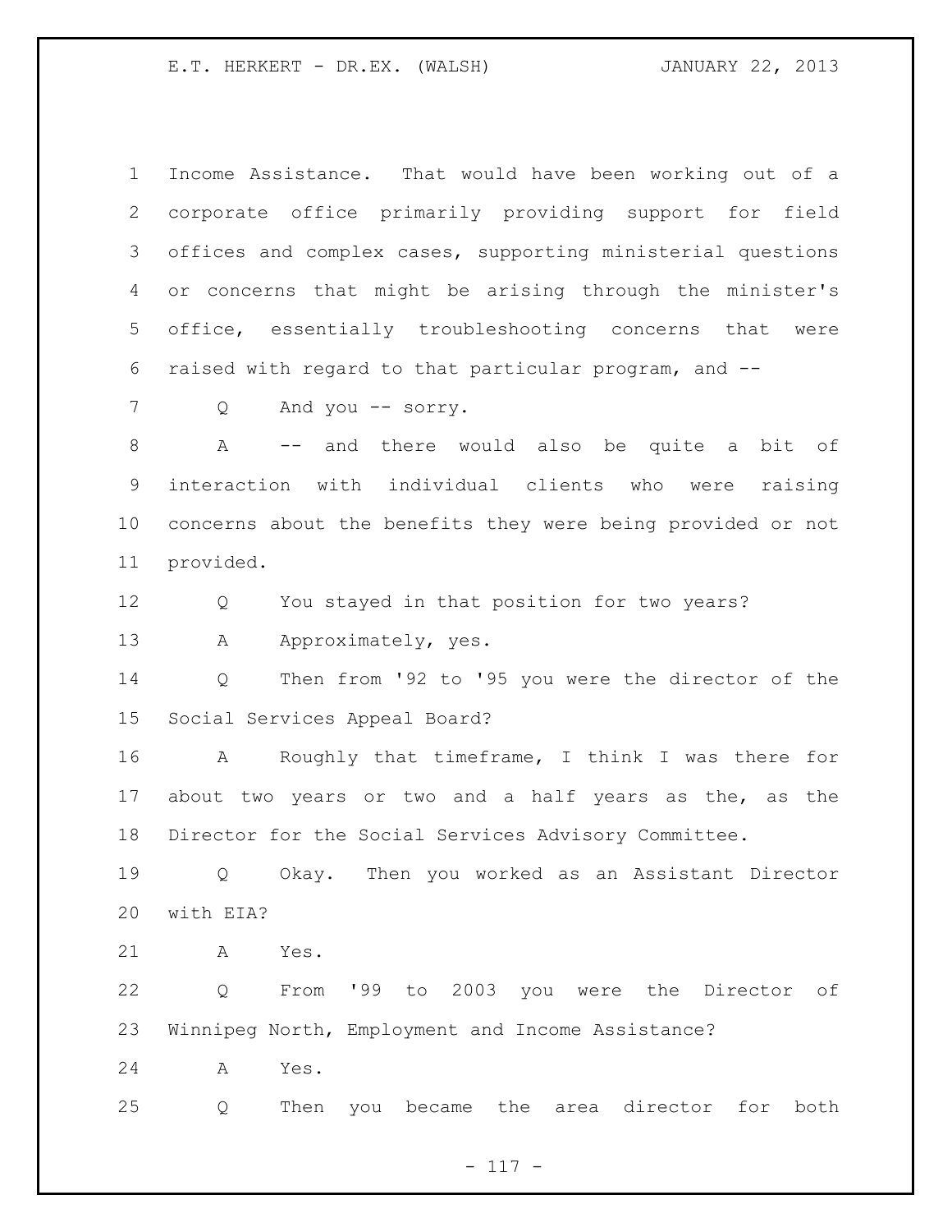Income Assistance. That would have been working out of a corporate office primarily providing support for field offices and complex cases, supporting ministerial questions or concerns that might be arising through the minister's office, essentially troubleshooting concerns that were raised with regard to that particular program, and --

Q And you -- sorry.

A -- and there would also be quite a bit of interaction with individual clients who were raising concerns about the benefits they were being provided or not provided.

Q You stayed in that position for two years?

A Approximately, yes.

Q Then from '92 to '95 you were the director of the Social Services Appeal Board?

A Roughly that timeframe, I think I was there for about two years or two and a half years as the, as the Director for the Social Services Advisory Committee.

Q Okay. Then you worked as an Assistant Director with EIA?

A Yes.

Q From '99 to 2003 you were the Director of Winnipeg North, Employment and Income Assistance?

A Yes.

Q Then you became the area director for both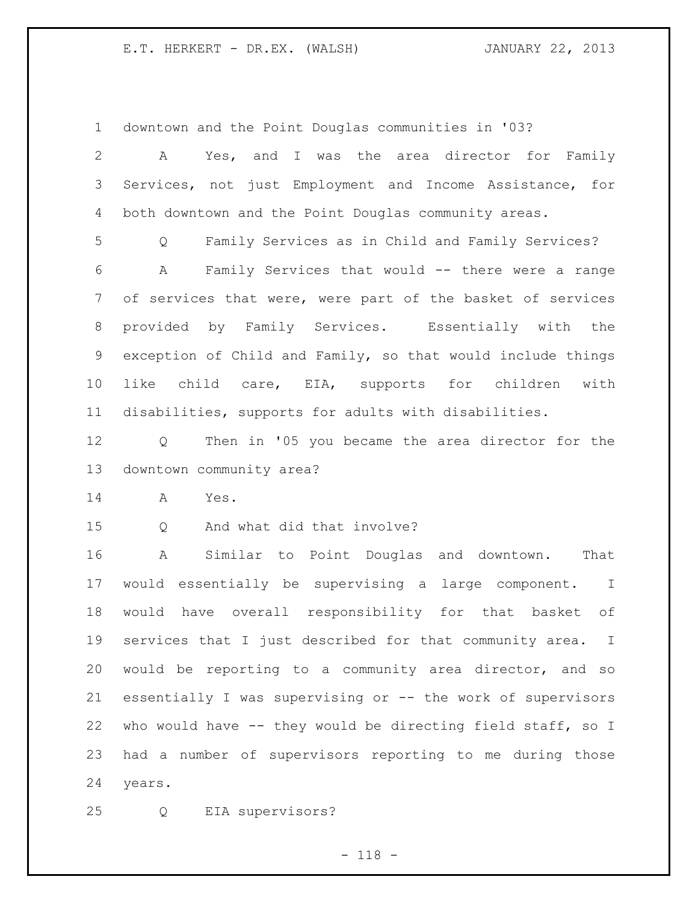downtown and the Point Douglas communities in '03?

A Yes, and I was the area director for Family Services, not just Employment and Income Assistance, for both downtown and the Point Douglas community areas.

Q Family Services as in Child and Family Services?

A Family Services that would -- there were a range of services that were, were part of the basket of services provided by Family Services. Essentially with the exception of Child and Family, so that would include things like child care, EIA, supports for children with disabilities, supports for adults with disabilities.

Q Then in '05 you became the area director for the downtown community area?

A Yes.

Q And what did that involve?

A Similar to Point Douglas and downtown. That would essentially be supervising a large component. I would have overall responsibility for that basket of services that I just described for that community area. I would be reporting to a community area director, and so essentially I was supervising or -- the work of supervisors who would have -- they would be directing field staff, so I had a number of supervisors reporting to me during those years.

Q EIA supervisors?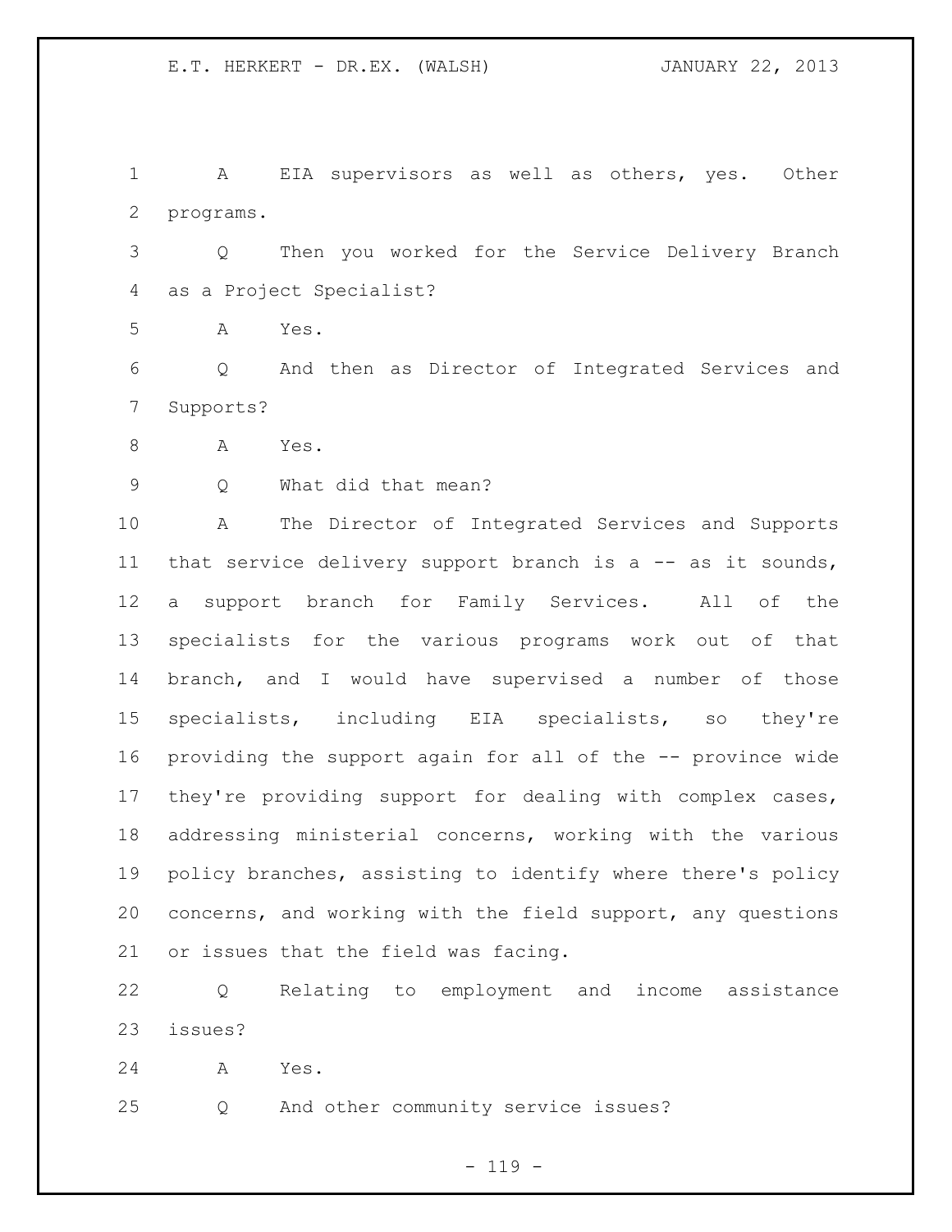A EIA supervisors as well as others, yes. Other programs.

Q Then you worked for the Service Delivery Branch as a Project Specialist?

A Yes.

Q And then as Director of Integrated Services and Supports?

A Yes.

Q What did that mean?

A The Director of Integrated Services and Supports that service delivery support branch is a -- as it sounds, a support branch for Family Services. All of the specialists for the various programs work out of that branch, and I would have supervised a number of those specialists, including EIA specialists, so they're providing the support again for all of the -- province wide they're providing support for dealing with complex cases, addressing ministerial concerns, working with the various policy branches, assisting to identify where there's policy concerns, and working with the field support, any questions or issues that the field was facing.

Q Relating to employment and income assistance issues?

A Yes.

Q And other community service issues?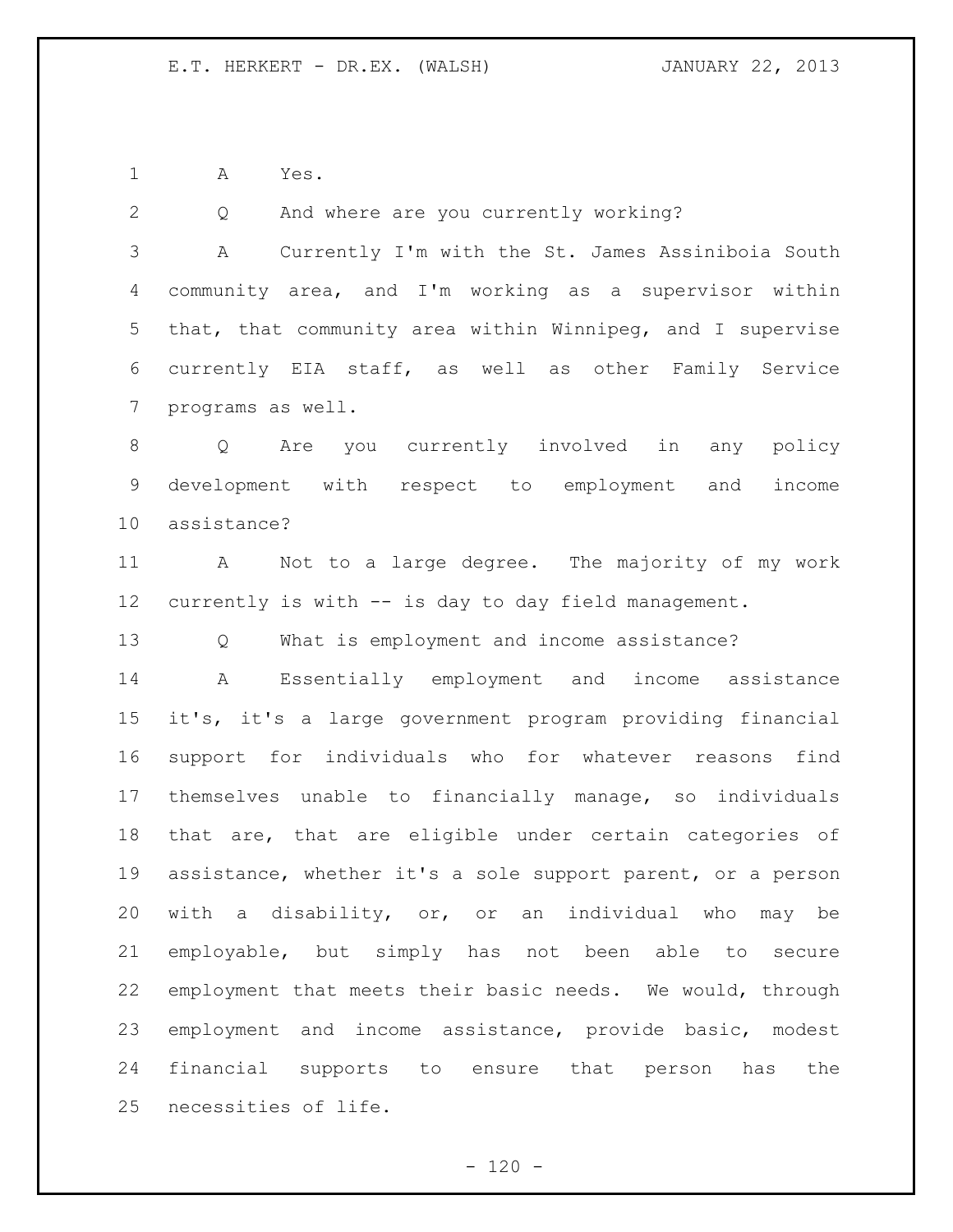A Yes.

Q And where are you currently working?

A Currently I'm with the St. James Assiniboia South community area, and I'm working as a supervisor within that, that community area within Winnipeg, and I supervise currently EIA staff, as well as other Family Service programs as well.

Q Are you currently involved in any policy development with respect to employment and income assistance?

A Not to a large degree. The majority of my work currently is with -- is day to day field management.

Q What is employment and income assistance?

A Essentially employment and income assistance it's, it's a large government program providing financial support for individuals who for whatever reasons find themselves unable to financially manage, so individuals that are, that are eligible under certain categories of assistance, whether it's a sole support parent, or a person with a disability, or, or an individual who may be employable, but simply has not been able to secure employment that meets their basic needs. We would, through employment and income assistance, provide basic, modest financial supports to ensure that person has the necessities of life.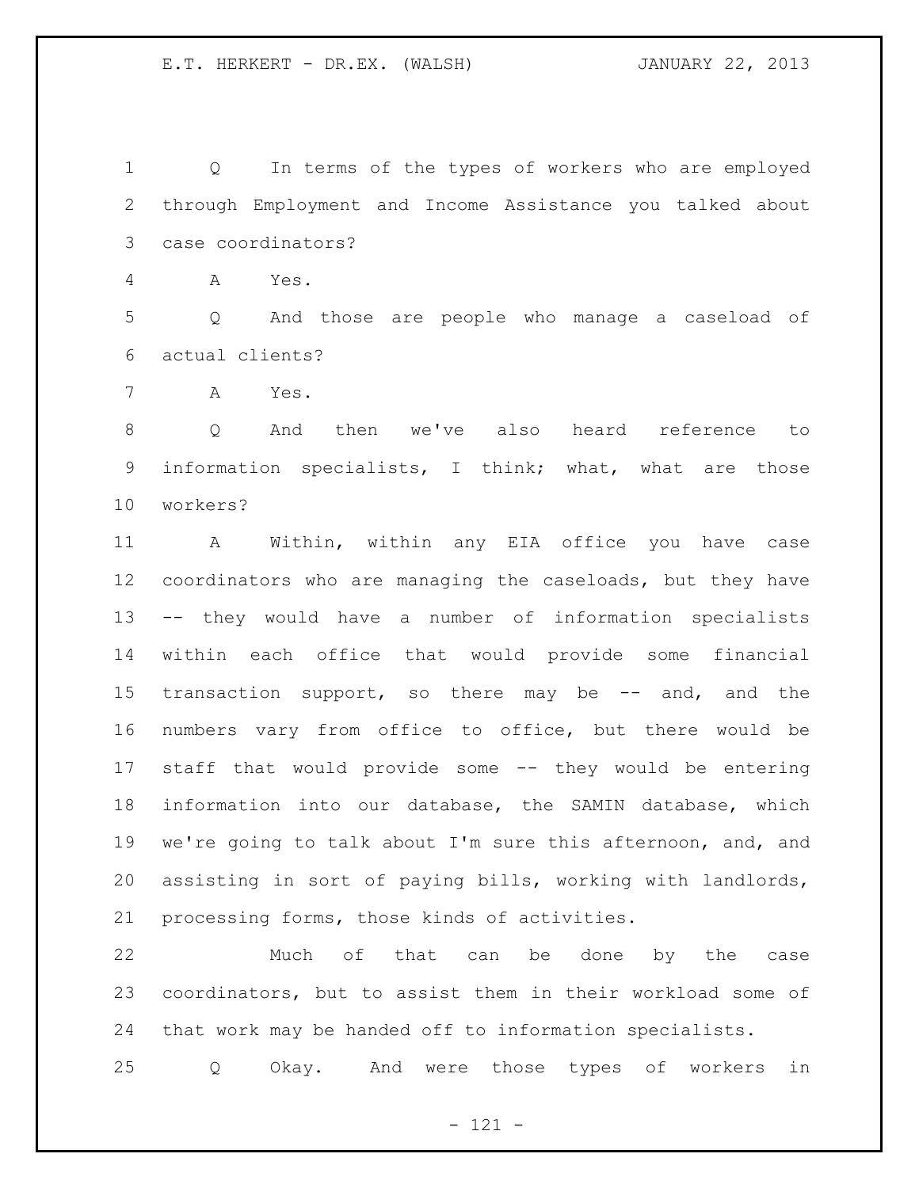Q In terms of the types of workers who are employed through Employment and Income Assistance you talked about case coordinators?

A Yes.

Q And those are people who manage a caseload of actual clients?

A Yes.

Q And then we've also heard reference to information specialists, I think; what, what are those workers?

A Within, within any EIA office you have case coordinators who are managing the caseloads, but they have -- they would have a number of information specialists within each office that would provide some financial transaction support, so there may be -- and, and the numbers vary from office to office, but there would be staff that would provide some -- they would be entering information into our database, the SAMIN database, which we're going to talk about I'm sure this afternoon, and, and assisting in sort of paying bills, working with landlords, processing forms, those kinds of activities.

Much of that can be done by the case coordinators, but to assist them in their workload some of that work may be handed off to information specialists.

Q Okay. And were those types of workers in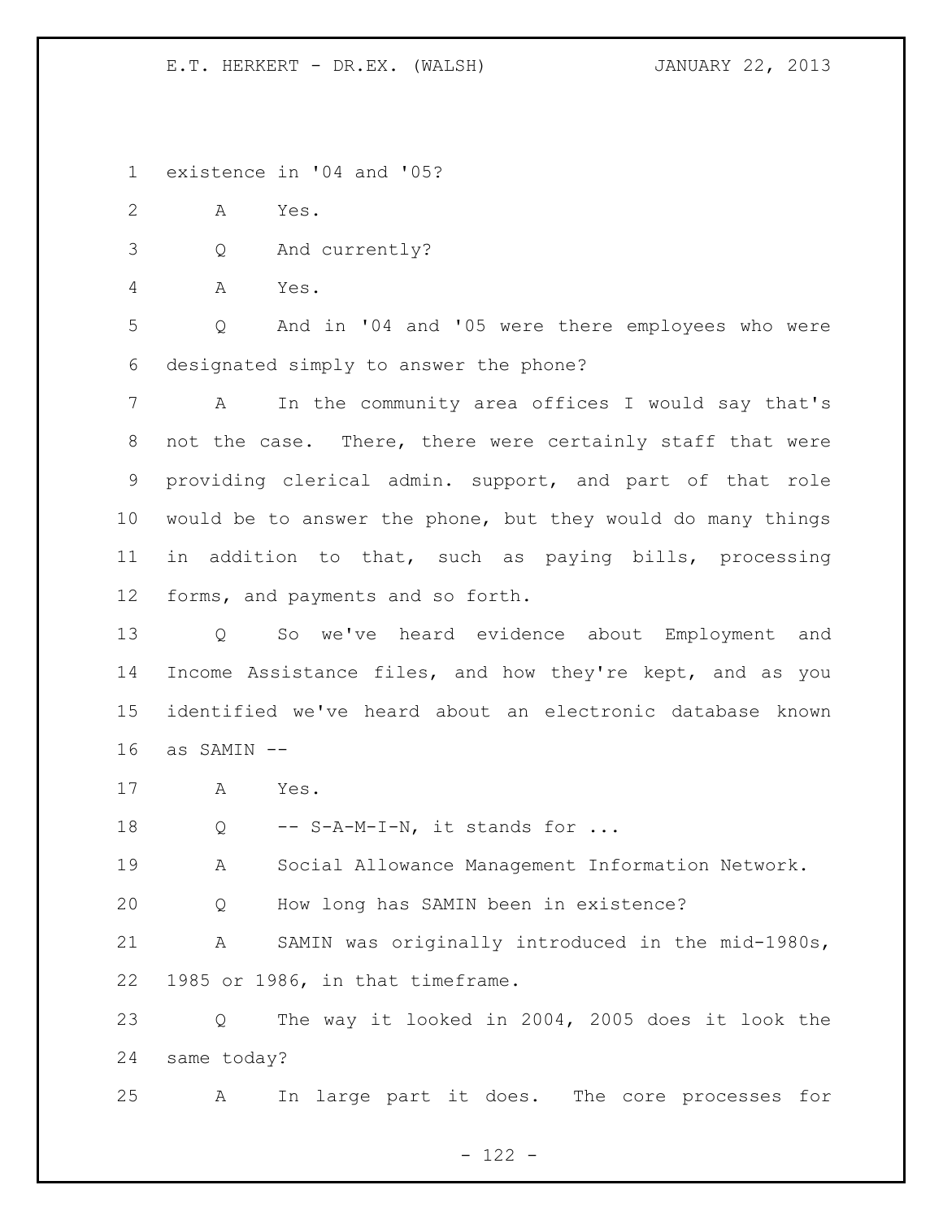existence in '04 and '05?

A Yes.

Q And currently?

A Yes.

Q And in '04 and '05 were there employees who were designated simply to answer the phone?

A In the community area offices I would say that's not the case. There, there were certainly staff that were providing clerical admin. support, and part of that role would be to answer the phone, but they would do many things in addition to that, such as paying bills, processing forms, and payments and so forth.

Q So we've heard evidence about Employment and Income Assistance files, and how they're kept, and as you identified we've heard about an electronic database known as SAMIN --

A Yes.

Q -- S-A-M-I-N, it stands for ...

A Social Allowance Management Information Network.

Q How long has SAMIN been in existence?

A SAMIN was originally introduced in the mid-1980s, 1985 or 1986, in that timeframe.

Q The way it looked in 2004, 2005 does it look the same today?

A In large part it does. The core processes for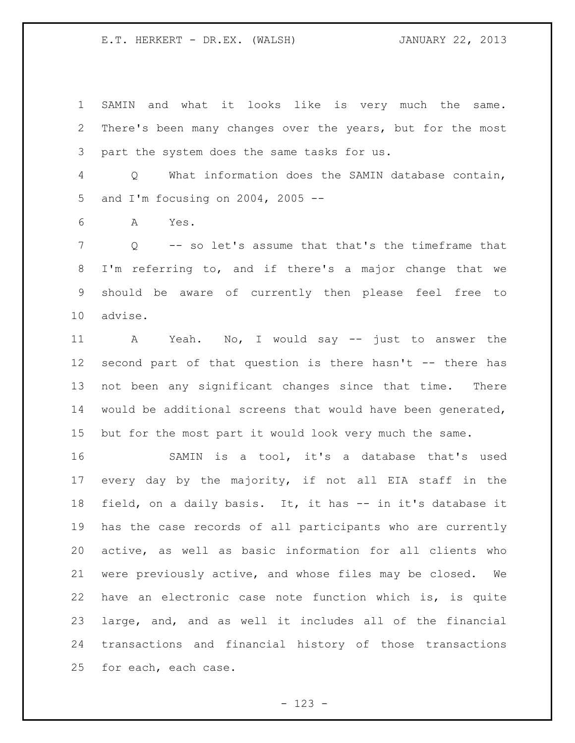SAMIN and what it looks like is very much the same. There's been many changes over the years, but for the most part the system does the same tasks for us.

Q What information does the SAMIN database contain, and I'm focusing on 2004, 2005 --

A Yes.

Q -- so let's assume that that's the timeframe that I'm referring to, and if there's a major change that we should be aware of currently then please feel free to advise.

A Yeah. No, I would say -- just to answer the second part of that question is there hasn't -- there has not been any significant changes since that time. There would be additional screens that would have been generated, but for the most part it would look very much the same.

SAMIN is a tool, it's a database that's used every day by the majority, if not all EIA staff in the field, on a daily basis. It, it has -- in it's database it has the case records of all participants who are currently active, as well as basic information for all clients who were previously active, and whose files may be closed. We have an electronic case note function which is, is quite large, and, and as well it includes all of the financial transactions and financial history of those transactions for each, each case.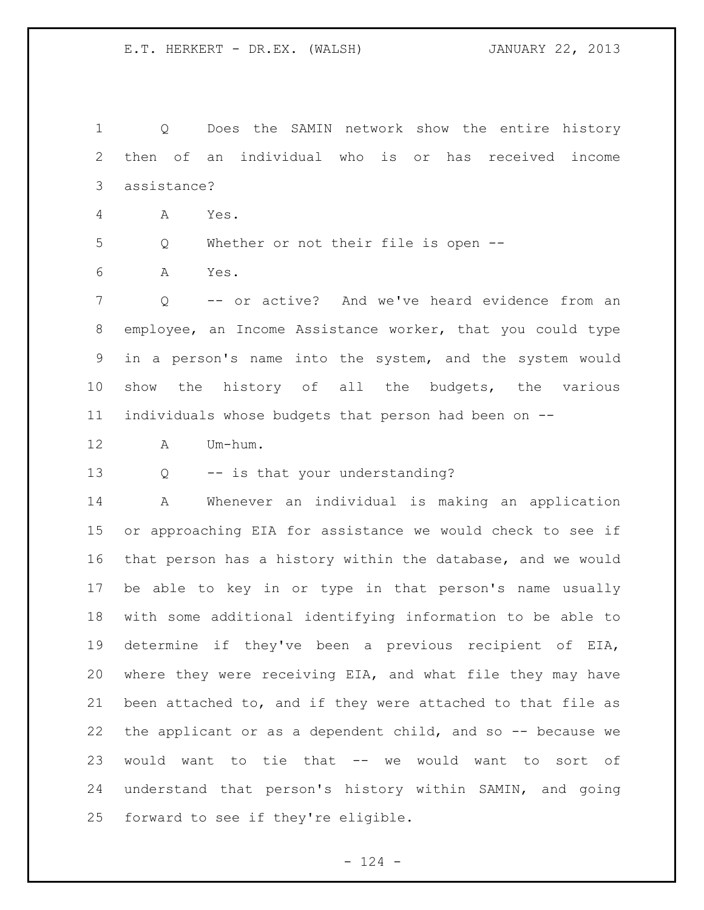Q Does the SAMIN network show the entire history then of an individual who is or has received income assistance?

A Yes.

Q Whether or not their file is open --

A Yes.

Q -- or active? And we've heard evidence from an employee, an Income Assistance worker, that you could type in a person's name into the system, and the system would show the history of all the budgets, the various individuals whose budgets that person had been on --

A Um-hum.

Q -- is that your understanding?

A Whenever an individual is making an application or approaching EIA for assistance we would check to see if that person has a history within the database, and we would be able to key in or type in that person's name usually with some additional identifying information to be able to determine if they've been a previous recipient of EIA, where they were receiving EIA, and what file they may have been attached to, and if they were attached to that file as the applicant or as a dependent child, and so -- because we would want to tie that -- we would want to sort of understand that person's history within SAMIN, and going forward to see if they're eligible.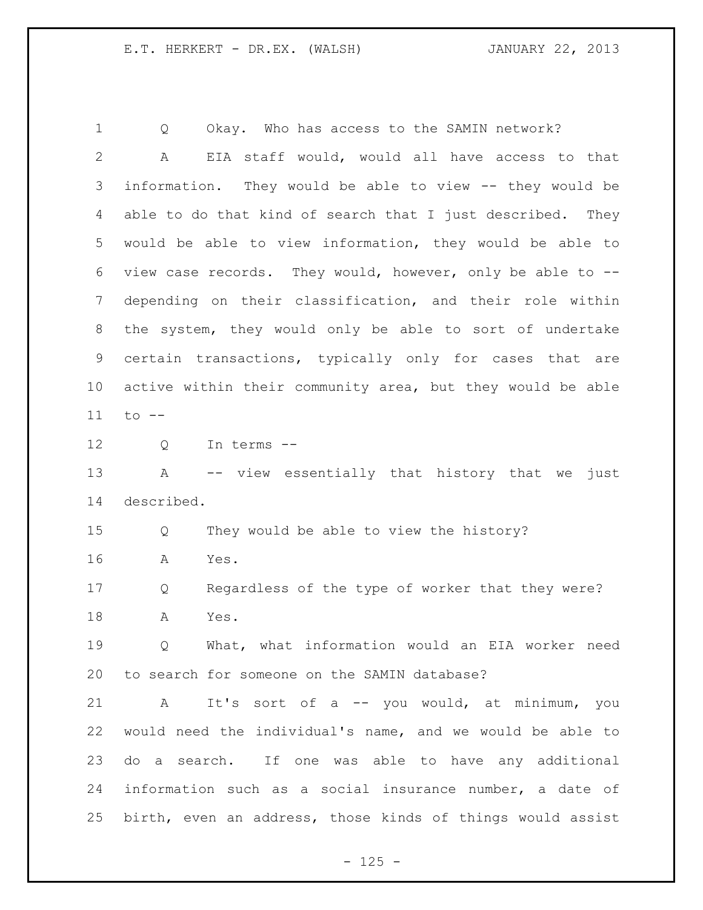Q Okay. Who has access to the SAMIN network?

A EIA staff would, would all have access to that information. They would be able to view -- they would be able to do that kind of search that I just described. They would be able to view information, they would be able to view case records. They would, however, only be able to -- depending on their classification, and their role within the system, they would only be able to sort of undertake certain transactions, typically only for cases that are active within their community area, but they would be able to --

Q In terms --

A -- view essentially that history that we just described.

Q They would be able to view the history?

A Yes.

Q Regardless of the type of worker that they were?

A Yes.

Q What, what information would an EIA worker need to search for someone on the SAMIN database?

A It's sort of a -- you would, at minimum, you would need the individual's name, and we would be able to do a search. If one was able to have any additional information such as a social insurance number, a date of birth, even an address, those kinds of things would assist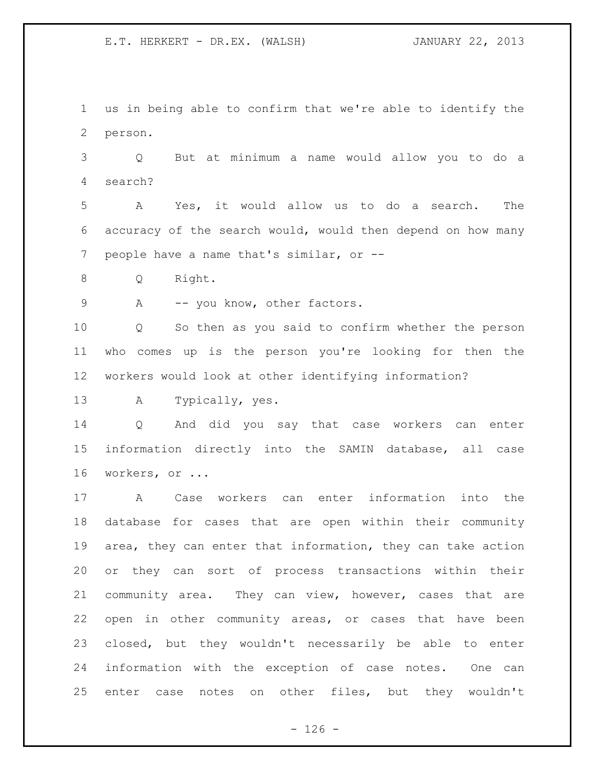us in being able to confirm that we're able to identify the person.

Q But at minimum a name would allow you to do a search?

A Yes, it would allow us to do a search. The accuracy of the search would, would then depend on how many people have a name that's similar, or --

Q Right.

A -- you know, other factors.

Q So then as you said to confirm whether the person who comes up is the person you're looking for then the workers would look at other identifying information?

A Typically, yes.

Q And did you say that case workers can enter information directly into the SAMIN database, all case workers, or ...

A Case workers can enter information into the database for cases that are open within their community area, they can enter that information, they can take action or they can sort of process transactions within their community area. They can view, however, cases that are open in other community areas, or cases that have been closed, but they wouldn't necessarily be able to enter information with the exception of case notes. One can enter case notes on other files, but they wouldn't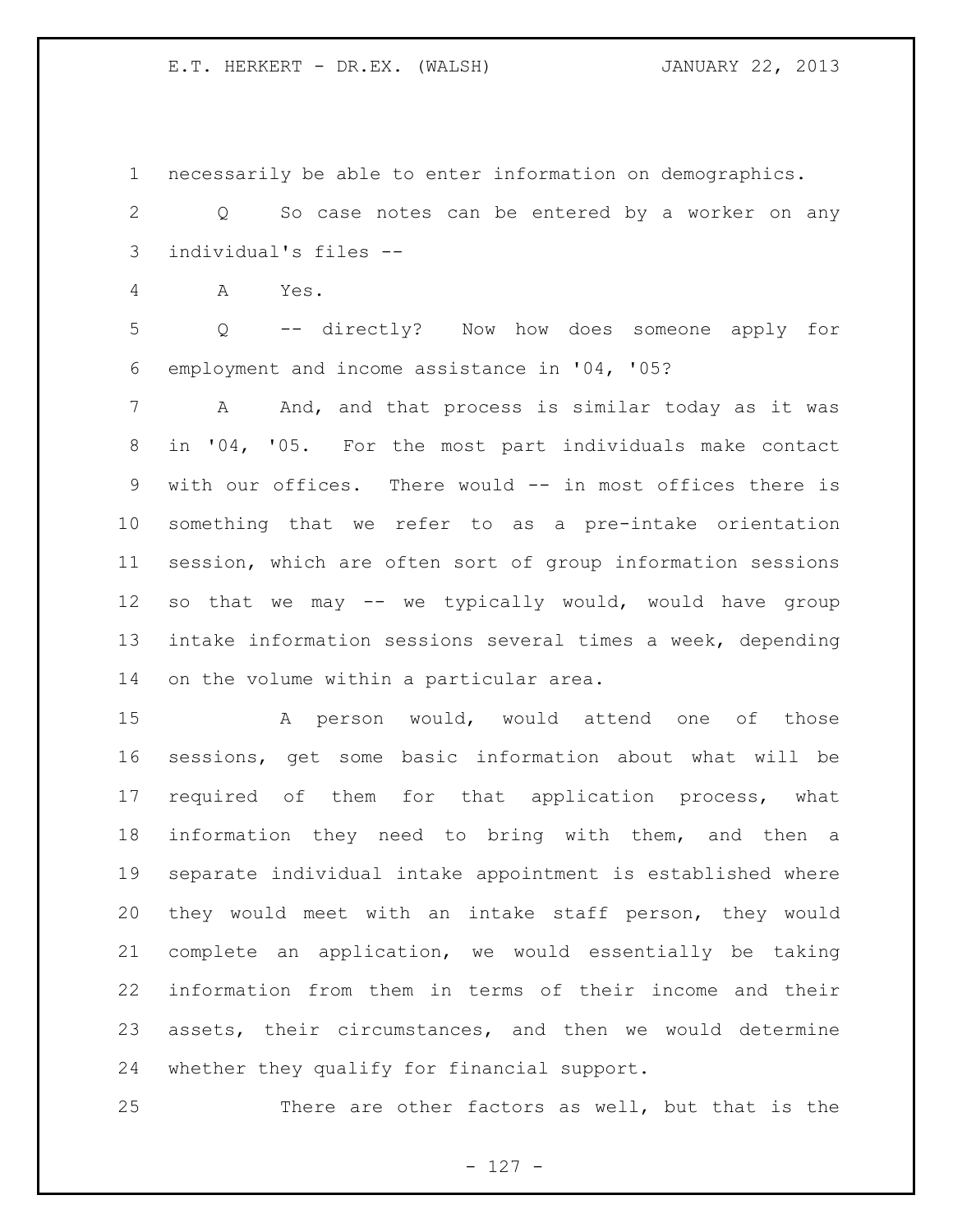necessarily be able to enter information on demographics.

Q So case notes can be entered by a worker on any individual's files --

A Yes.

Q -- directly? Now how does someone apply for employment and income assistance in '04, '05?

A And, and that process is similar today as it was in '04, '05. For the most part individuals make contact with our offices. There would -- in most offices there is something that we refer to as a pre-intake orientation session, which are often sort of group information sessions so that we may -- we typically would, would have group intake information sessions several times a week, depending on the volume within a particular area.

A person would, would attend one of those sessions, get some basic information about what will be required of them for that application process, what information they need to bring with them, and then a separate individual intake appointment is established where they would meet with an intake staff person, they would complete an application, we would essentially be taking information from them in terms of their income and their assets, their circumstances, and then we would determine whether they qualify for financial support.

There are other factors as well, but that is the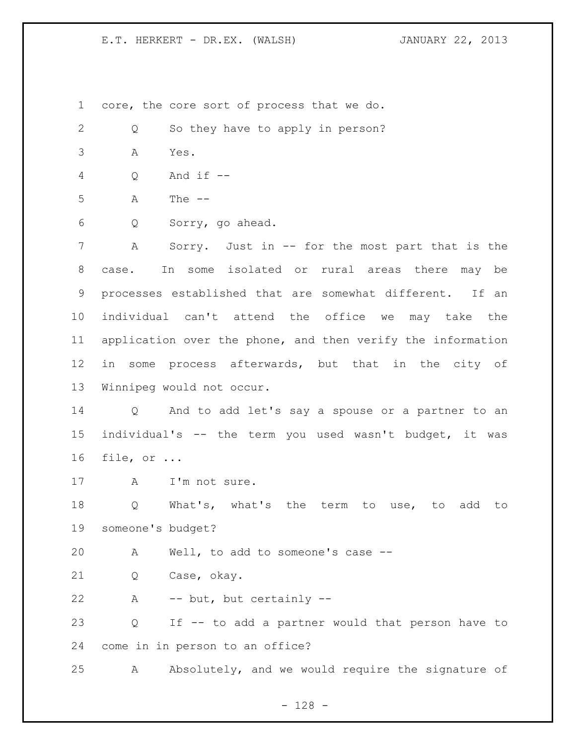core, the core sort of process that we do.

Q So they have to apply in person?

A Yes.

Q And if --

A The --

Q Sorry, go ahead.

A Sorry. Just in -- for the most part that is the case. In some isolated or rural areas there may be processes established that are somewhat different. If an individual can't attend the office we may take the application over the phone, and then verify the information in some process afterwards, but that in the city of Winnipeg would not occur.

Q And to add let's say a spouse or a partner to an individual's -- the term you used wasn't budget, it was file, or ...

A I'm not sure.

Q What's, what's the term to use, to add to someone's budget?

A Well, to add to someone's case --

Q Case, okay.

A -- but, but certainly --

Q If -- to add a partner would that person have to come in in person to an office?

A Absolutely, and we would require the signature of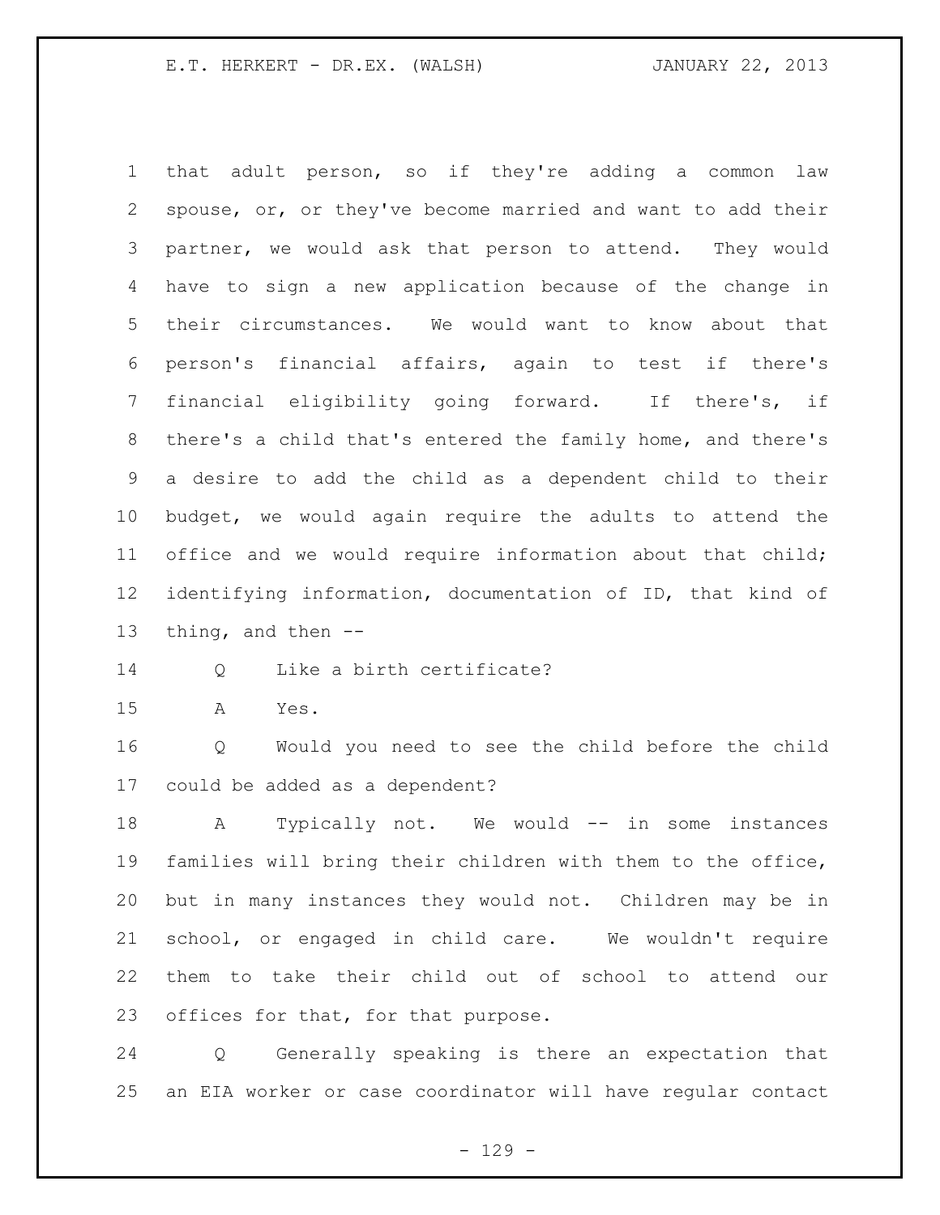that adult person, so if they're adding a common law spouse, or, or they've become married and want to add their partner, we would ask that person to attend. They would have to sign a new application because of the change in their circumstances. We would want to know about that person's financial affairs, again to test if there's financial eligibility going forward. If there's, if there's a child that's entered the family home, and there's a desire to add the child as a dependent child to their budget, we would again require the adults to attend the office and we would require information about that child; identifying information, documentation of ID, that kind of thing, and then --

Q Like a birth certificate?

A Yes.

Q Would you need to see the child before the child could be added as a dependent?

A Typically not. We would -- in some instances families will bring their children with them to the office, but in many instances they would not. Children may be in school, or engaged in child care. We wouldn't require them to take their child out of school to attend our offices for that, for that purpose.

Q Generally speaking is there an expectation that an EIA worker or case coordinator will have regular contact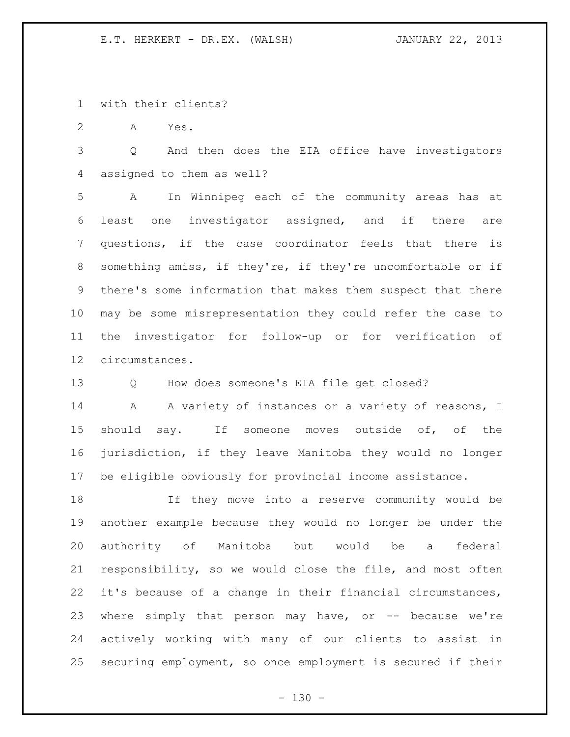with their clients?

A Yes.

Q And then does the EIA office have investigators assigned to them as well?

A In Winnipeg each of the community areas has at least one investigator assigned, and if there are questions, if the case coordinator feels that there is something amiss, if they're, if they're uncomfortable or if there's some information that makes them suspect that there may be some misrepresentation they could refer the case to the investigator for follow-up or for verification of circumstances.

Q How does someone's EIA file get closed?

A A variety of instances or a variety of reasons, I should say. If someone moves outside of, of the jurisdiction, if they leave Manitoba they would no longer be eligible obviously for provincial income assistance.

If they move into a reserve community would be another example because they would no longer be under the authority of Manitoba but would be a federal responsibility, so we would close the file, and most often it's because of a change in their financial circumstances, where simply that person may have, or -- because we're actively working with many of our clients to assist in securing employment, so once employment is secured if their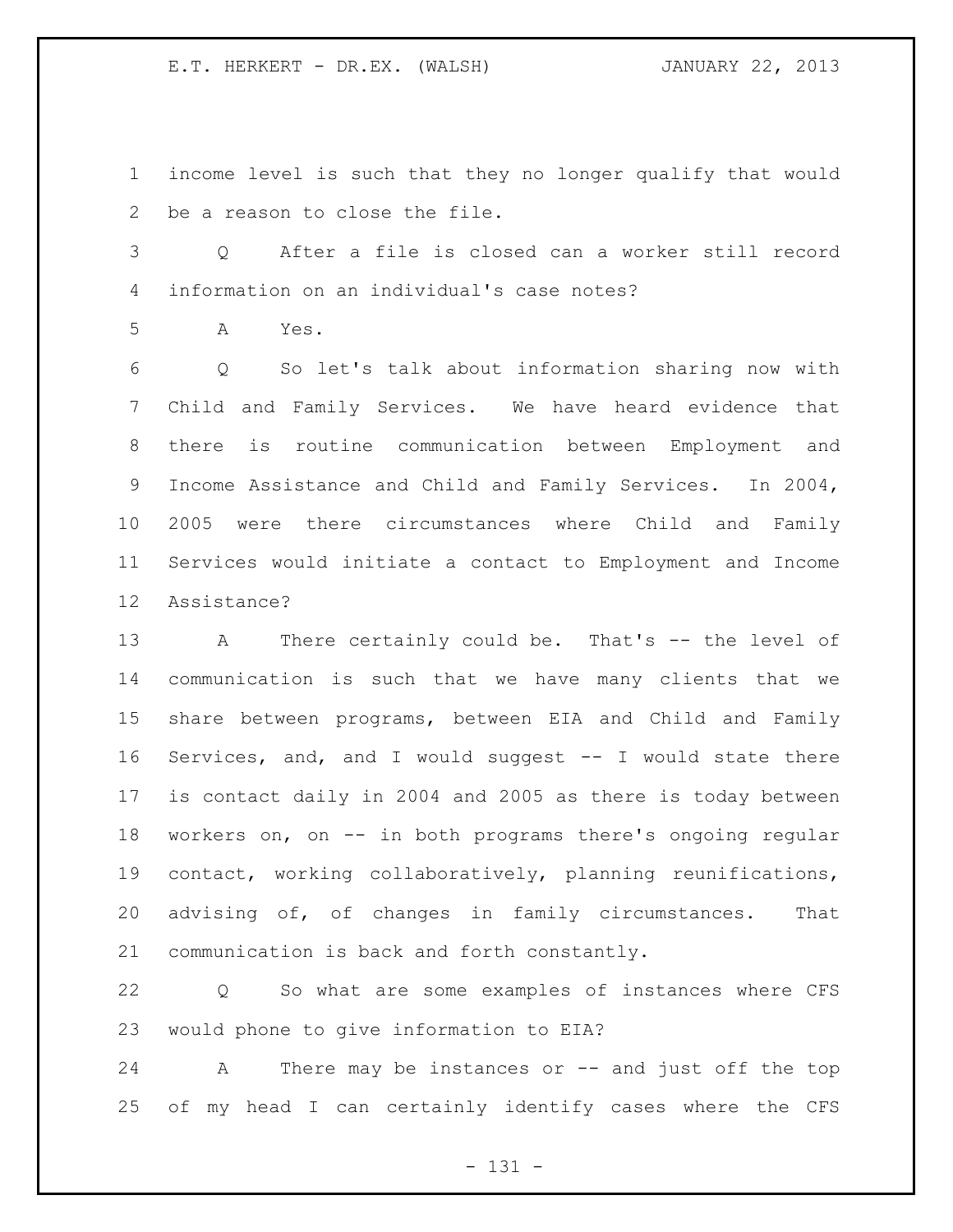income level is such that they no longer qualify that would be a reason to close the file.

Q After a file is closed can a worker still record information on an individual's case notes?

A Yes.

Q So let's talk about information sharing now with Child and Family Services. We have heard evidence that there is routine communication between Employment and Income Assistance and Child and Family Services. In 2004, 2005 were there circumstances where Child and Family Services would initiate a contact to Employment and Income Assistance?

A There certainly could be. That's -- the level of communication is such that we have many clients that we share between programs, between EIA and Child and Family Services, and, and I would suggest -- I would state there is contact daily in 2004 and 2005 as there is today between workers on, on -- in both programs there's ongoing regular contact, working collaboratively, planning reunifications, advising of, of changes in family circumstances. That communication is back and forth constantly.

Q So what are some examples of instances where CFS would phone to give information to EIA?

A There may be instances or -- and just off the top of my head I can certainly identify cases where the CFS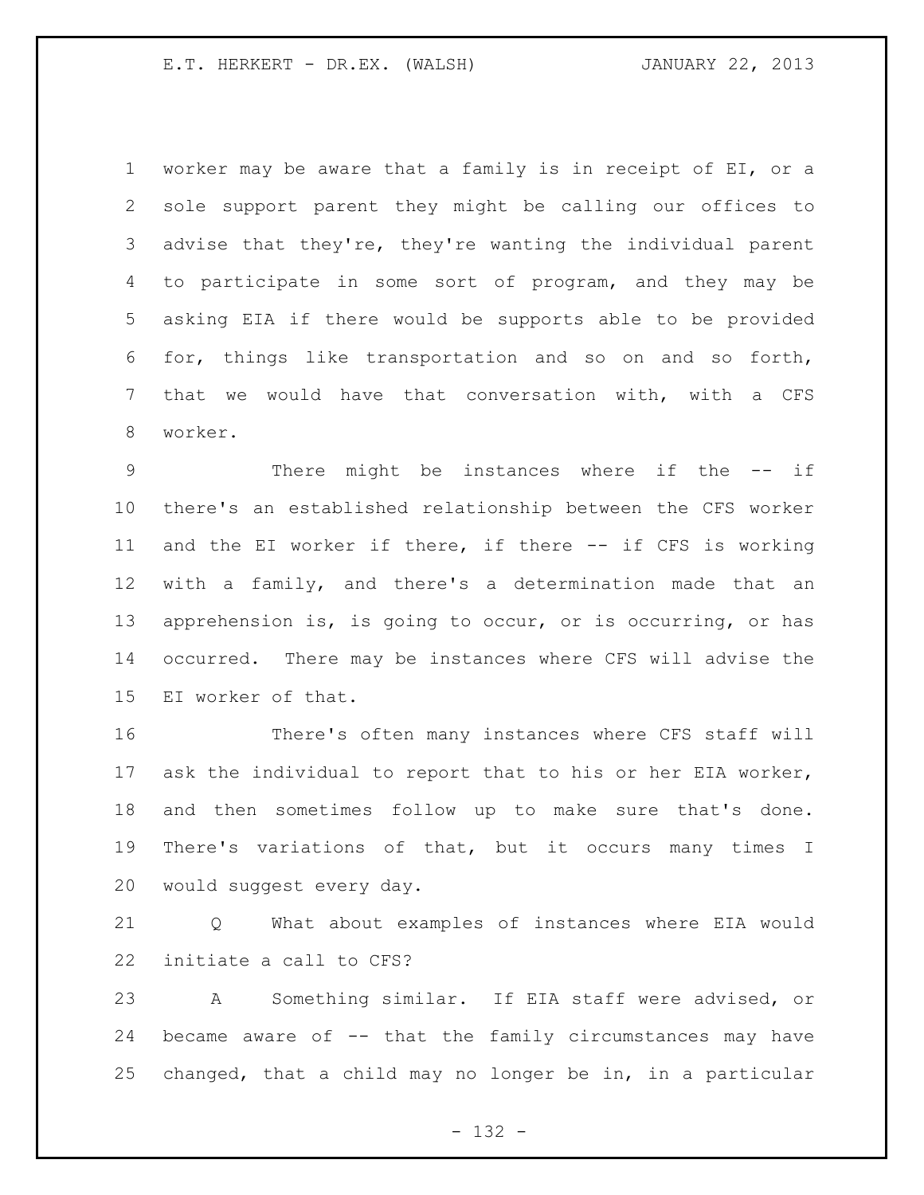worker may be aware that a family is in receipt of EI, or a sole support parent they might be calling our offices to advise that they're, they're wanting the individual parent to participate in some sort of program, and they may be asking EIA if there would be supports able to be provided for, things like transportation and so on and so forth, that we would have that conversation with, with a CFS worker.

There might be instances where if the -- if there's an established relationship between the CFS worker and the EI worker if there, if there -- if CFS is working with a family, and there's a determination made that an apprehension is, is going to occur, or is occurring, or has occurred. There may be instances where CFS will advise the EI worker of that.

There's often many instances where CFS staff will ask the individual to report that to his or her EIA worker, and then sometimes follow up to make sure that's done. There's variations of that, but it occurs many times I would suggest every day.

Q What about examples of instances where EIA would initiate a call to CFS?

A Something similar. If EIA staff were advised, or became aware of -- that the family circumstances may have changed, that a child may no longer be in, in a particular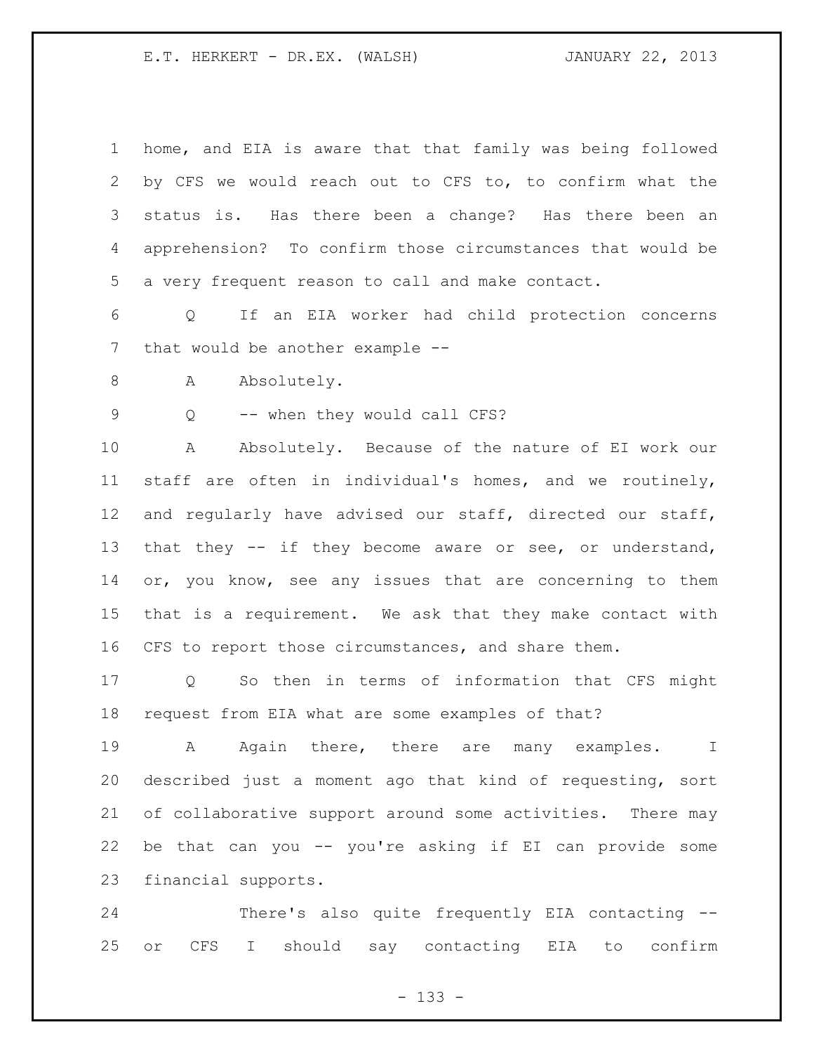home, and EIA is aware that that family was being followed by CFS we would reach out to CFS to, to confirm what the status is. Has there been a change? Has there been an apprehension? To confirm those circumstances that would be a very frequent reason to call and make contact.

Q If an EIA worker had child protection concerns that would be another example --

A Absolutely.

Q -- when they would call CFS?

A Absolutely. Because of the nature of EI work our staff are often in individual's homes, and we routinely, and regularly have advised our staff, directed our staff, that they -- if they become aware or see, or understand, or, you know, see any issues that are concerning to them that is a requirement. We ask that they make contact with CFS to report those circumstances, and share them.

Q So then in terms of information that CFS might request from EIA what are some examples of that?

A Again there, there are many examples. I described just a moment ago that kind of requesting, sort of collaborative support around some activities. There may be that can you -- you're asking if EI can provide some financial supports.

There's also quite frequently EIA contacting -- or CFS I should say contacting EIA to confirm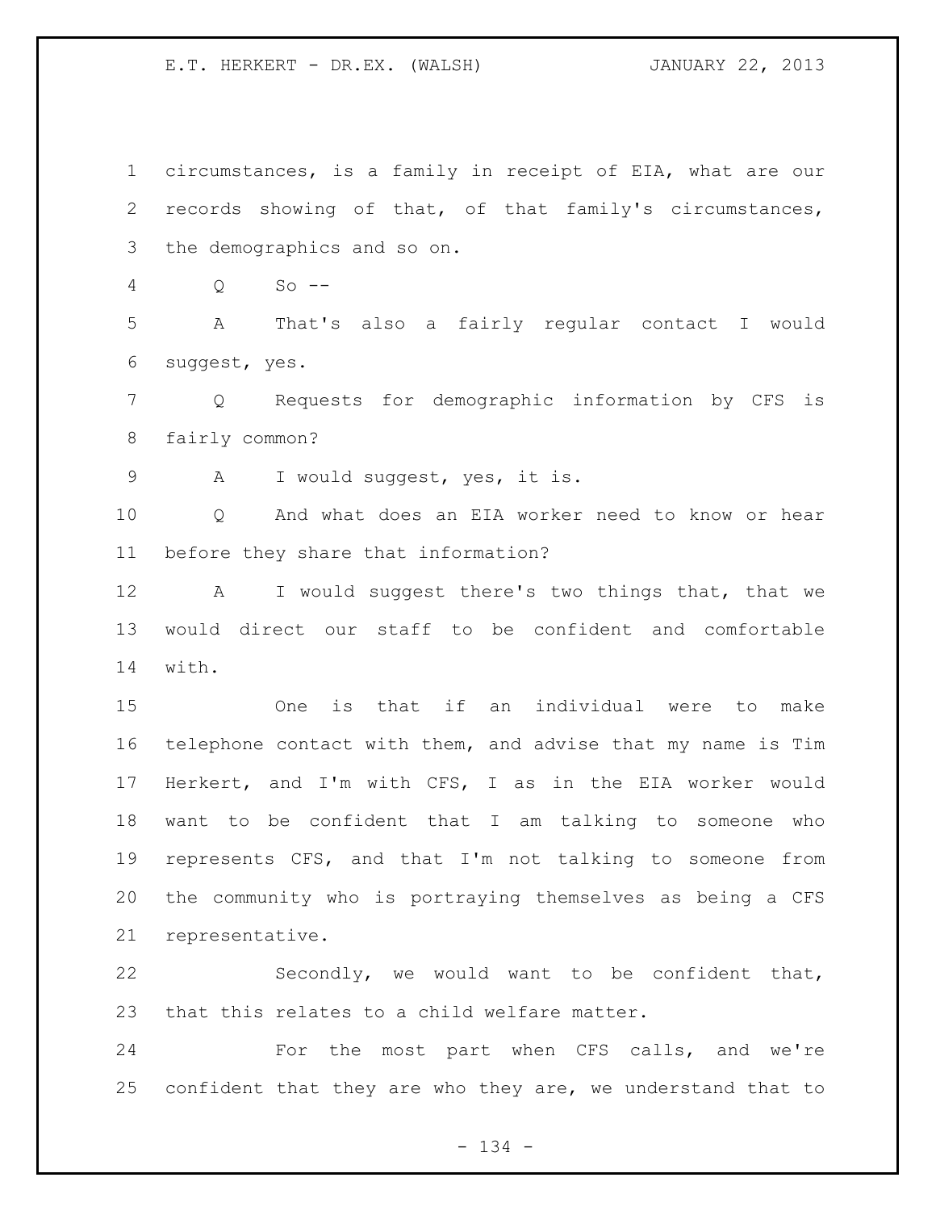circumstances, is a family in receipt of EIA, what are our records showing of that, of that family's circumstances, the demographics and so on.

Q So --

A That's also a fairly regular contact I would suggest, yes.

Q Requests for demographic information by CFS is fairly common?

A I would suggest, yes, it is.

Q And what does an EIA worker need to know or hear before they share that information?

A I would suggest there's two things that, that we would direct our staff to be confident and comfortable with.

One is that if an individual were to make telephone contact with them, and advise that my name is Tim Herkert, and I'm with CFS, I as in the EIA worker would want to be confident that I am talking to someone who represents CFS, and that I'm not talking to someone from the community who is portraying themselves as being a CFS representative.

Secondly, we would want to be confident that, that this relates to a child welfare matter.

For the most part when CFS calls, and we're confident that they are who they are, we understand that to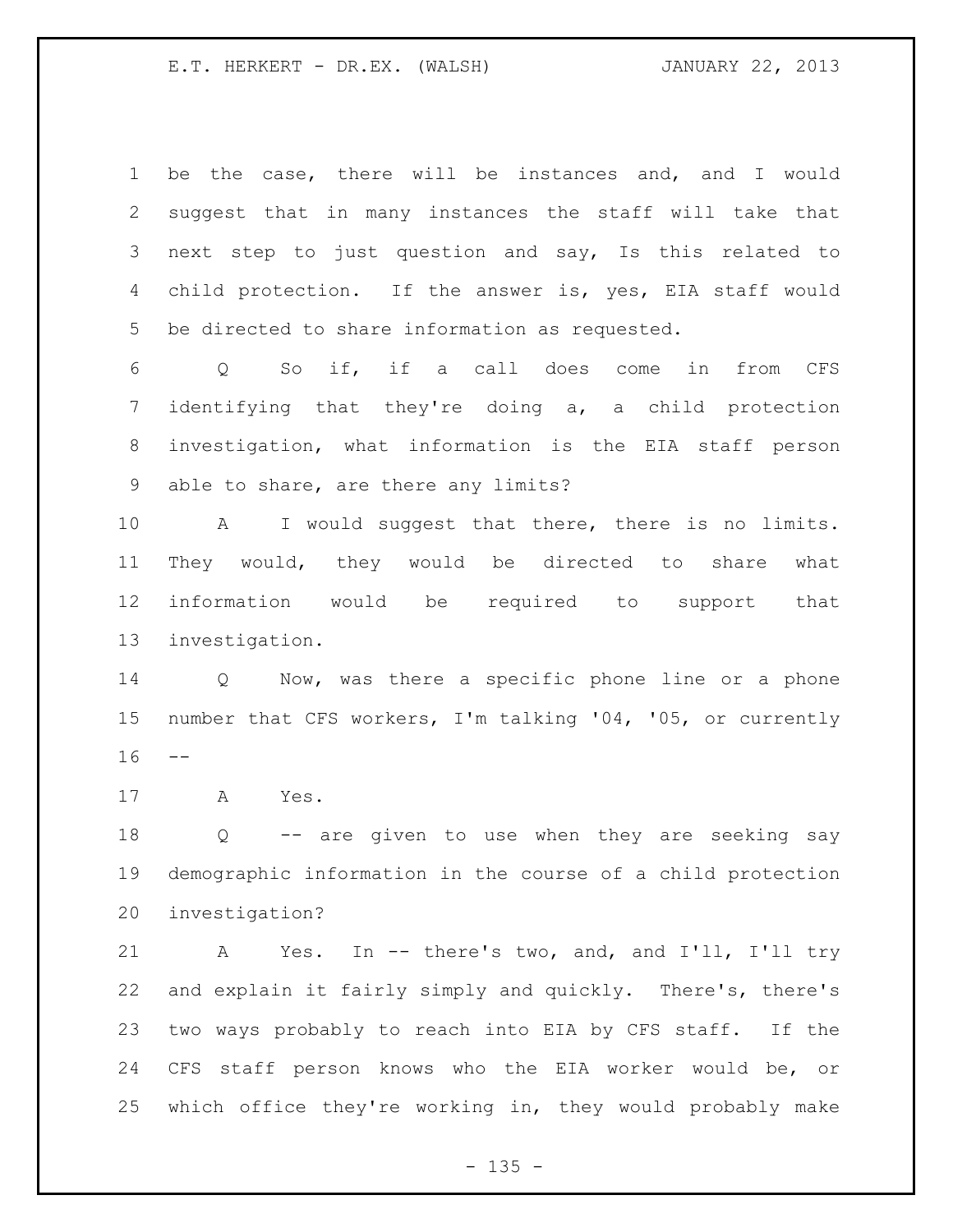be the case, there will be instances and, and I would suggest that in many instances the staff will take that next step to just question and say, Is this related to child protection. If the answer is, yes, EIA staff would be directed to share information as requested.

Q So if, if a call does come in from CFS identifying that they're doing a, a child protection investigation, what information is the EIA staff person able to share, are there any limits?

A I would suggest that there, there is no limits. They would, they would be directed to share what information would be required to support that investigation.

Q Now, was there a specific phone line or a phone number that CFS workers, I'm talking '04, '05, or currently --

A Yes.

Q -- are given to use when they are seeking say demographic information in the course of a child protection investigation?

A Yes. In -- there's two, and, and I'll, I'll try and explain it fairly simply and quickly. There's, there's two ways probably to reach into EIA by CFS staff. If the CFS staff person knows who the EIA worker would be, or which office they're working in, they would probably make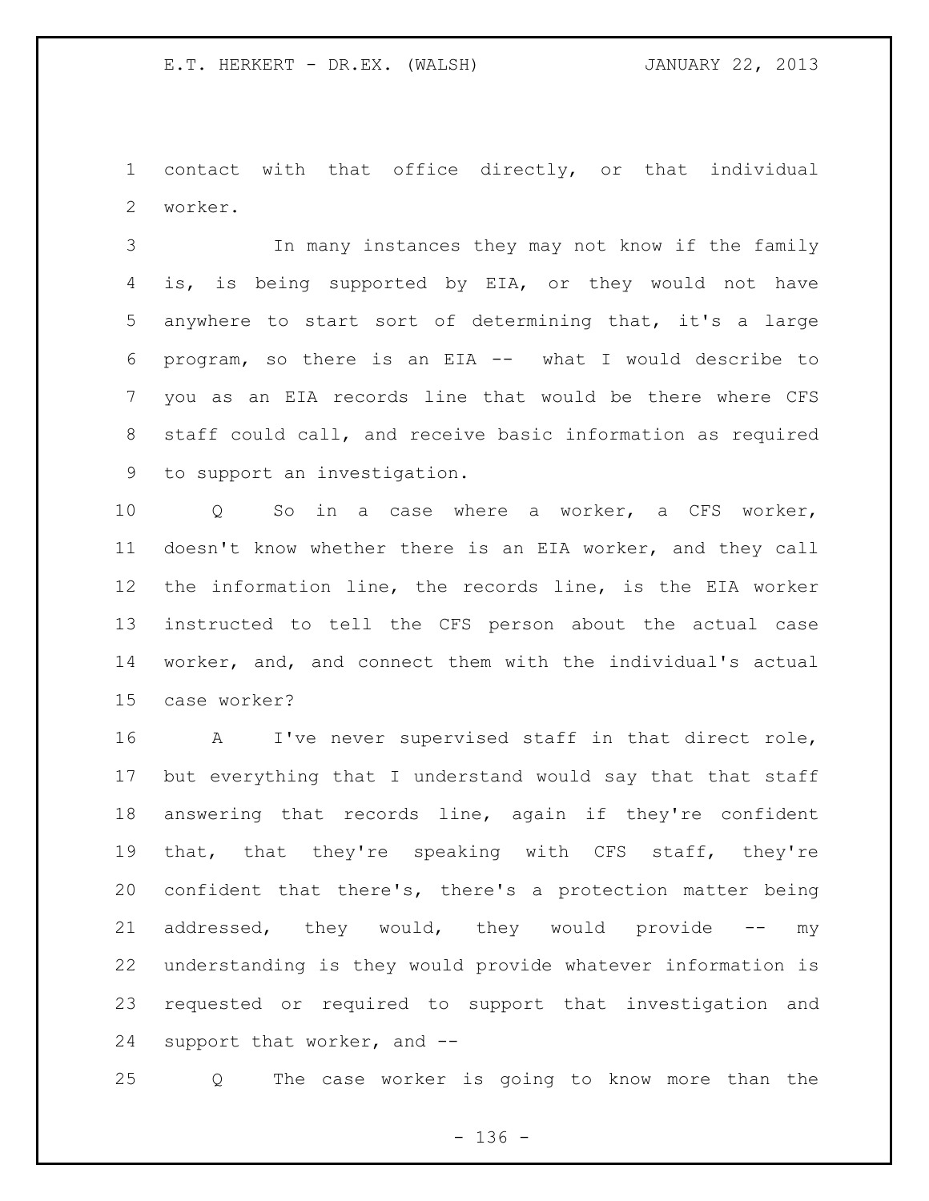contact with that office directly, or that individual worker.

In many instances they may not know if the family is, is being supported by EIA, or they would not have anywhere to start sort of determining that, it's a large program, so there is an EIA -- what I would describe to you as an EIA records line that would be there where CFS staff could call, and receive basic information as required to support an investigation.

Q So in a case where a worker, a CFS worker, doesn't know whether there is an EIA worker, and they call the information line, the records line, is the EIA worker instructed to tell the CFS person about the actual case worker, and, and connect them with the individual's actual case worker?

A I've never supervised staff in that direct role, but everything that I understand would say that that staff answering that records line, again if they're confident that, that they're speaking with CFS staff, they're confident that there's, there's a protection matter being addressed, they would, they would provide -- my understanding is they would provide whatever information is requested or required to support that investigation and support that worker, and --

Q The case worker is going to know more than the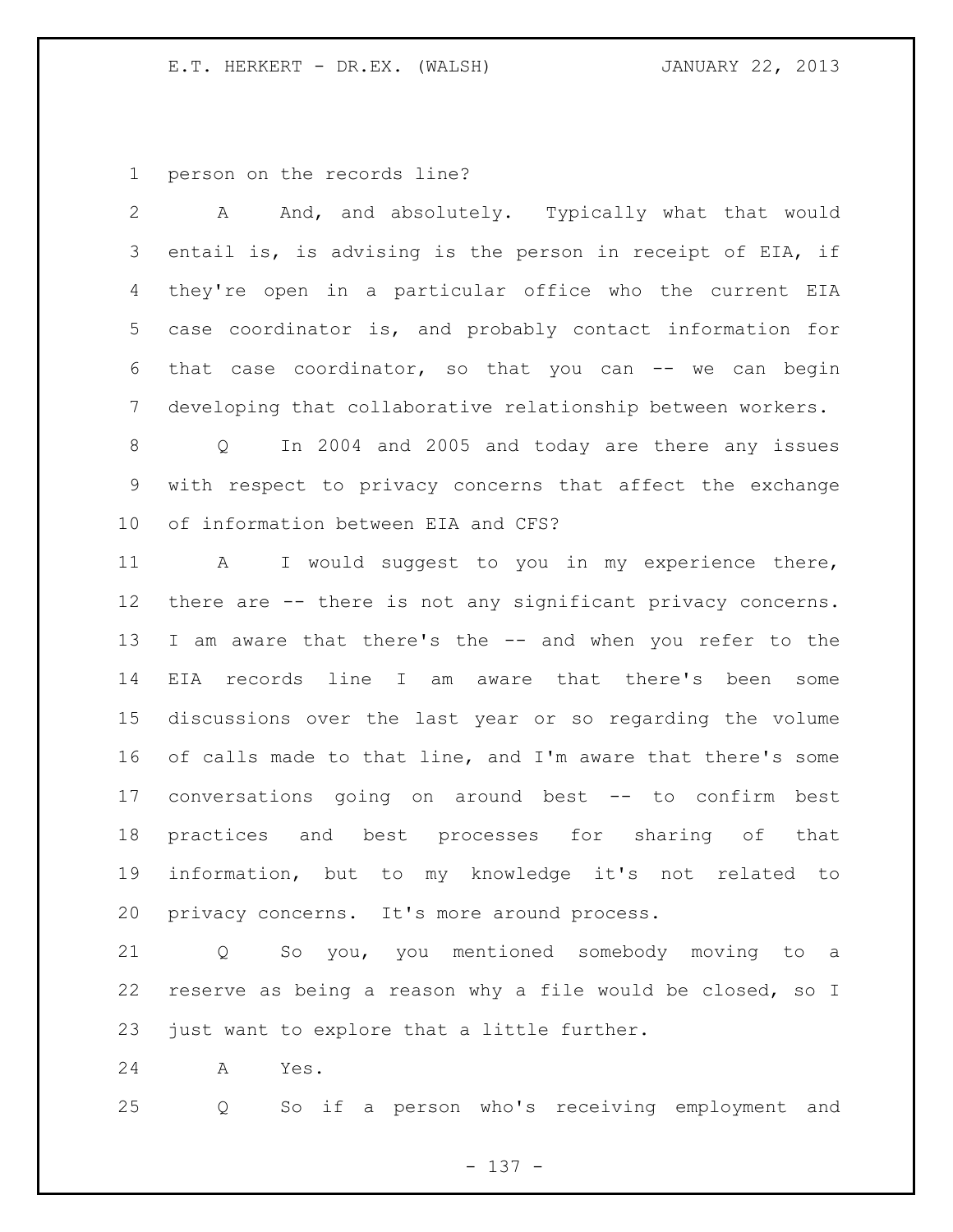person on the records line?

A And, and absolutely. Typically what that would entail is, is advising is the person in receipt of EIA, if they're open in a particular office who the current EIA case coordinator is, and probably contact information for that case coordinator, so that you can -- we can begin developing that collaborative relationship between workers.

Q In 2004 and 2005 and today are there any issues with respect to privacy concerns that affect the exchange of information between EIA and CFS?

A I would suggest to you in my experience there, there are -- there is not any significant privacy concerns. I am aware that there's the -- and when you refer to the EIA records line I am aware that there's been some discussions over the last year or so regarding the volume of calls made to that line, and I'm aware that there's some conversations going on around best -- to confirm best practices and best processes for sharing of that information, but to my knowledge it's not related to privacy concerns. It's more around process.

Q So you, you mentioned somebody moving to a reserve as being a reason why a file would be closed, so I just want to explore that a little further.

A Yes.

Q So if a person who's receiving employment and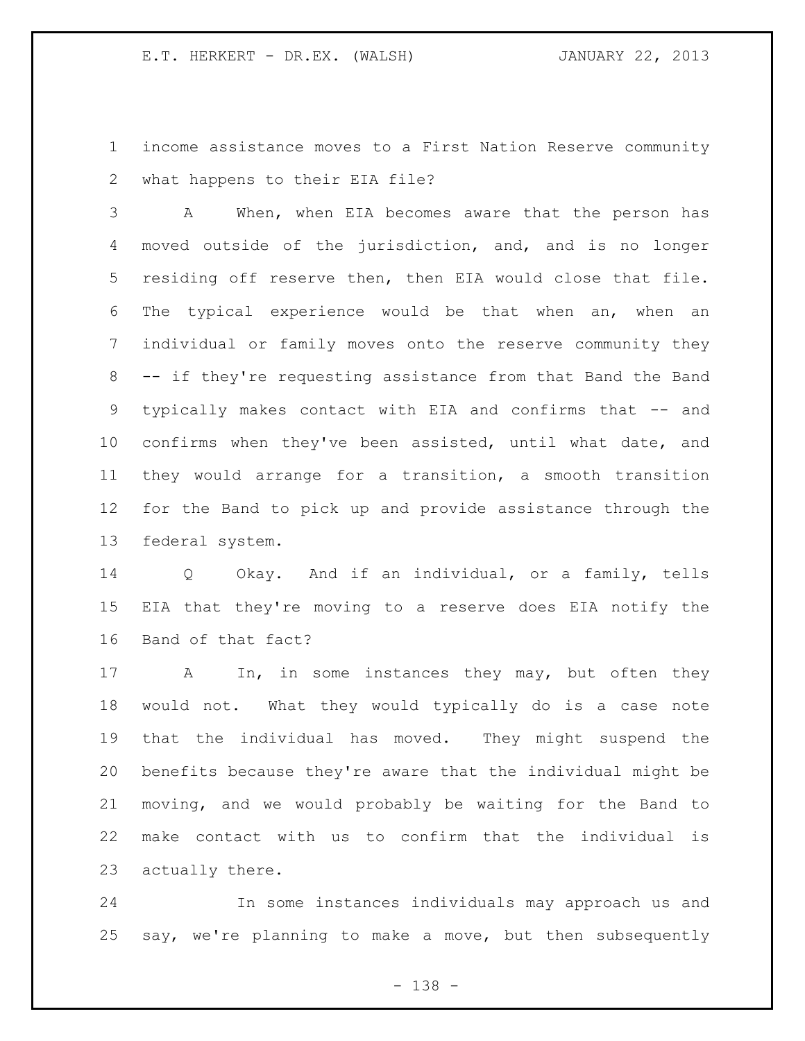income assistance moves to a First Nation Reserve community what happens to their EIA file?

A When, when EIA becomes aware that the person has moved outside of the jurisdiction, and, and is no longer residing off reserve then, then EIA would close that file. The typical experience would be that when an, when an individual or family moves onto the reserve community they -- if they're requesting assistance from that Band the Band typically makes contact with EIA and confirms that -- and confirms when they've been assisted, until what date, and they would arrange for a transition, a smooth transition for the Band to pick up and provide assistance through the federal system.

Q Okay. And if an individual, or a family, tells EIA that they're moving to a reserve does EIA notify the Band of that fact?

A In, in some instances they may, but often they would not. What they would typically do is a case note that the individual has moved. They might suspend the benefits because they're aware that the individual might be moving, and we would probably be waiting for the Band to make contact with us to confirm that the individual is actually there.

In some instances individuals may approach us and say, we're planning to make a move, but then subsequently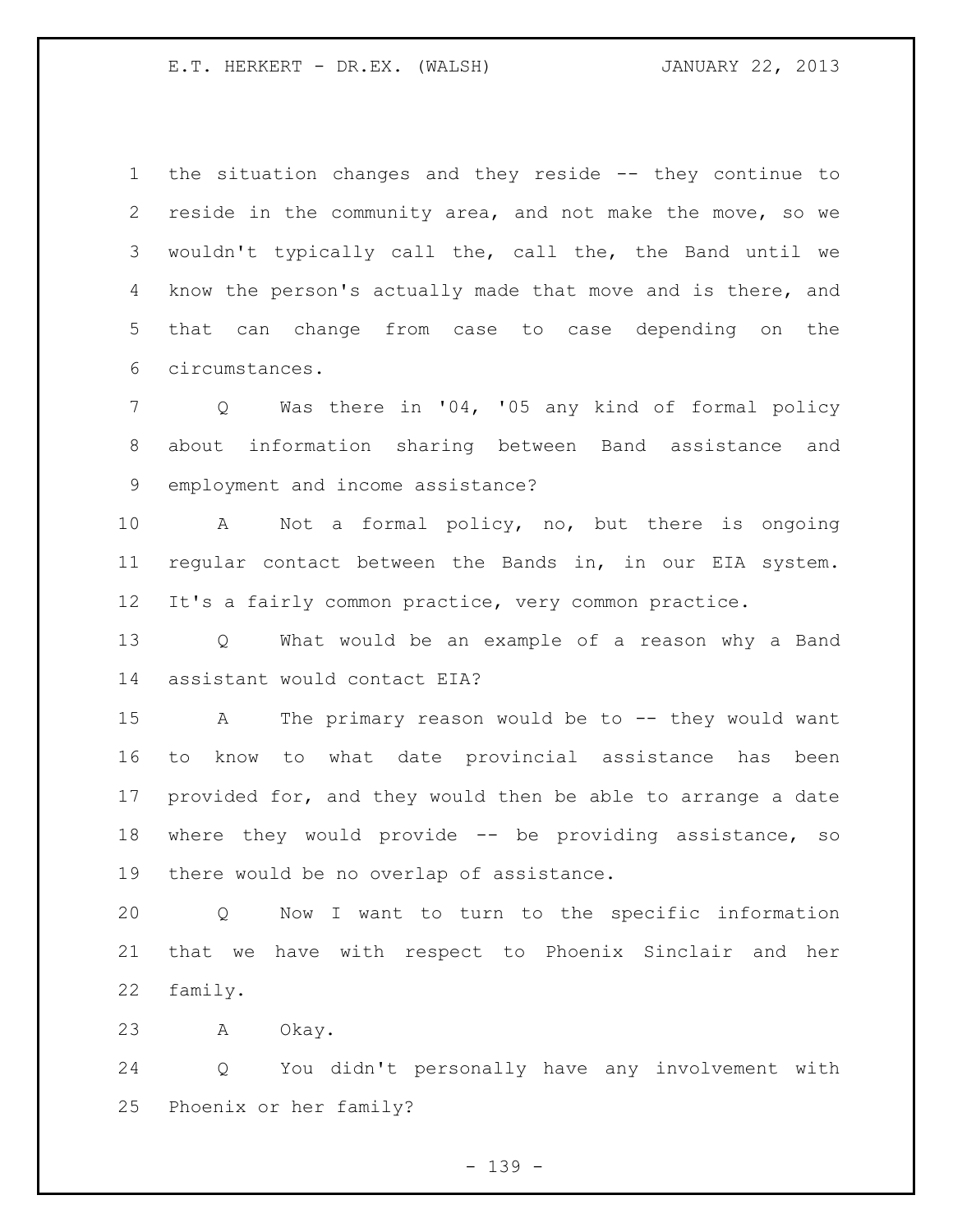the situation changes and they reside -- they continue to reside in the community area, and not make the move, so we wouldn't typically call the, call the, the Band until we know the person's actually made that move and is there, and that can change from case to case depending on the circumstances.

Q Was there in '04, '05 any kind of formal policy about information sharing between Band assistance and employment and income assistance?

A Not a formal policy, no, but there is ongoing regular contact between the Bands in, in our EIA system. It's a fairly common practice, very common practice.

Q What would be an example of a reason why a Band assistant would contact EIA?

A The primary reason would be to -- they would want to know to what date provincial assistance has been provided for, and they would then be able to arrange a date where they would provide -- be providing assistance, so there would be no overlap of assistance.

Q Now I want to turn to the specific information that we have with respect to Phoenix Sinclair and her family.

A Okay.

Q You didn't personally have any involvement with Phoenix or her family?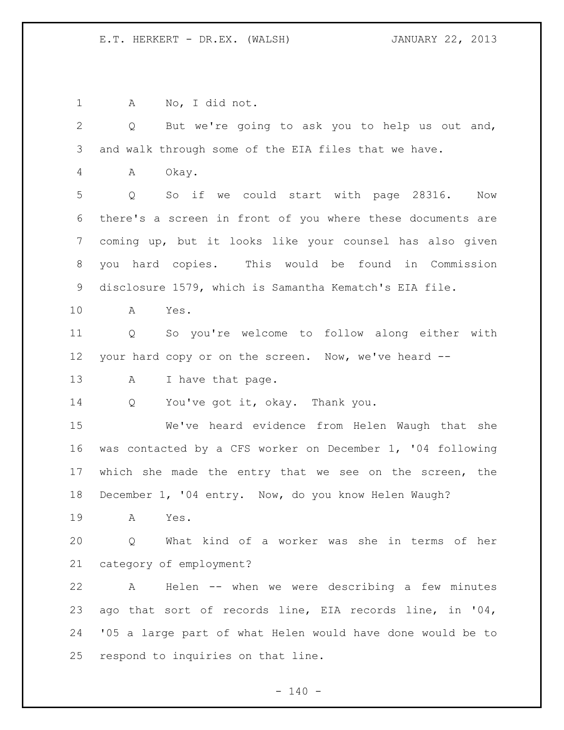A No, I did not.

Q But we're going to ask you to help us out and, and walk through some of the EIA files that we have.

A Okay.

Q So if we could start with page 28316. Now there's a screen in front of you where these documents are coming up, but it looks like your counsel has also given you hard copies. This would be found in Commission disclosure 1579, which is Samantha Kematch's EIA file.

A Yes.

Q So you're welcome to follow along either with your hard copy or on the screen. Now, we've heard --

A I have that page.

Q You've got it, okay. Thank you.

We've heard evidence from Helen Waugh that she was contacted by a CFS worker on December 1, '04 following which she made the entry that we see on the screen, the December 1, '04 entry. Now, do you know Helen Waugh?

A Yes.

Q What kind of a worker was she in terms of her category of employment?

A Helen -- when we were describing a few minutes ago that sort of records line, EIA records line, in '04, '05 a large part of what Helen would have done would be to respond to inquiries on that line.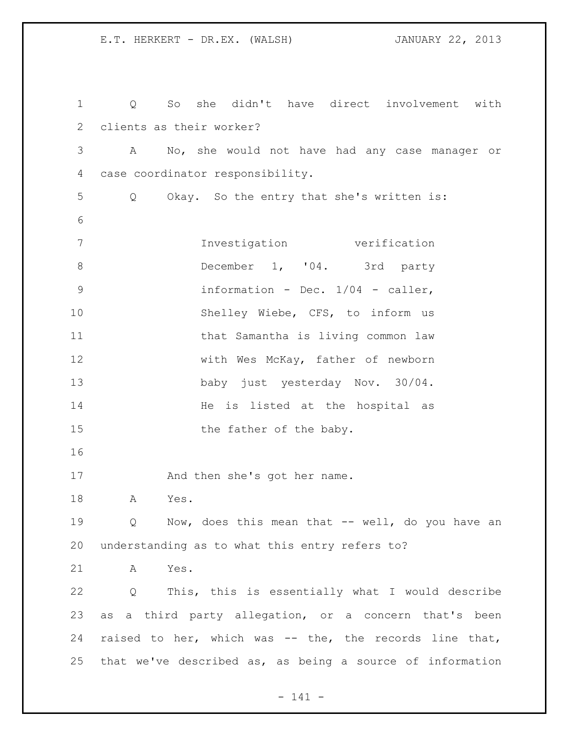Q So she didn't have direct involvement with clients as their worker?

A No, she would not have had any case manager or case coordinator responsibility.

Q Okay. So the entry that she's written is:

> Investigation verification December 1, '04. 3rd party information - Dec. 1/04 - caller, Shelley Wiebe, CFS, to inform us that Samantha is living common law with Wes McKay, father of newborn baby just yesterday Nov. 30/04. He is listed at the hospital as the father of the baby.

And then she's got her name.

A Yes.

Q Now, does this mean that -- well, do you have an understanding as to what this entry refers to?

A Yes.

Q This, this is essentially what I would describe as a third party allegation, or a concern that's been raised to her, which was -- the, the records line that, that we've described as, as being a source of information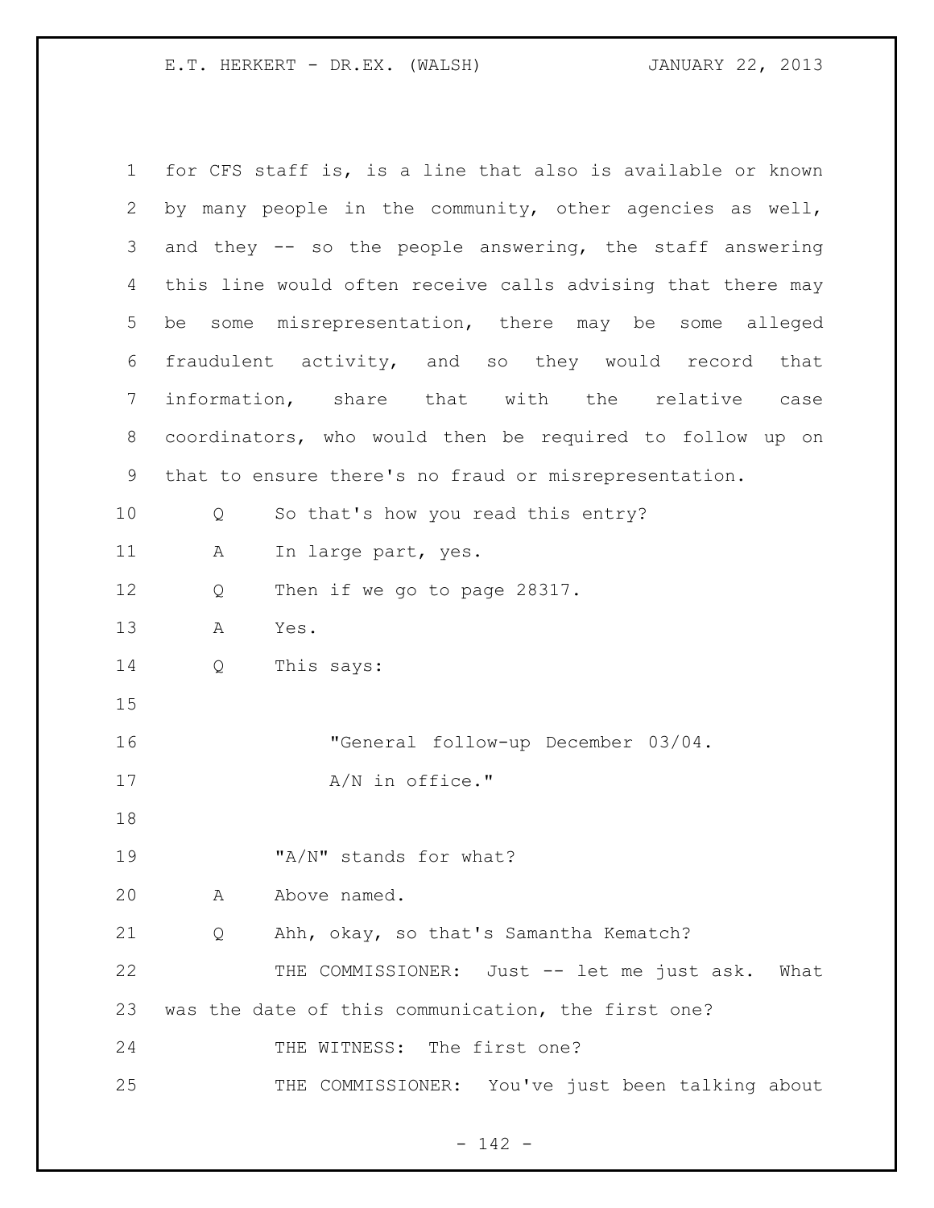for CFS staff is, is a line that also is available or known by many people in the community, other agencies as well, and they -- so the people answering, the staff answering this line would often receive calls advising that there may be some misrepresentation, there may be some alleged fraudulent activity, and so they would record that information, share that with the relative case coordinators, who would then be required to follow up on that to ensure there's no fraud or misrepresentation.

Q So that's how you read this entry?

A In large part, yes.

Q Then if we go to page 28317.

A Yes.

Q This says:

> "General follow-up December 03/04.
> A/N in office."

"A/N" stands for what?

A Above named.

Q Ahh, okay, so that's Samantha Kematch?

THE COMMISSIONER: Just -- let me just ask. What was the date of this communication, the first one?

THE WITNESS: The first one?

THE COMMISSIONER: You've just been talking about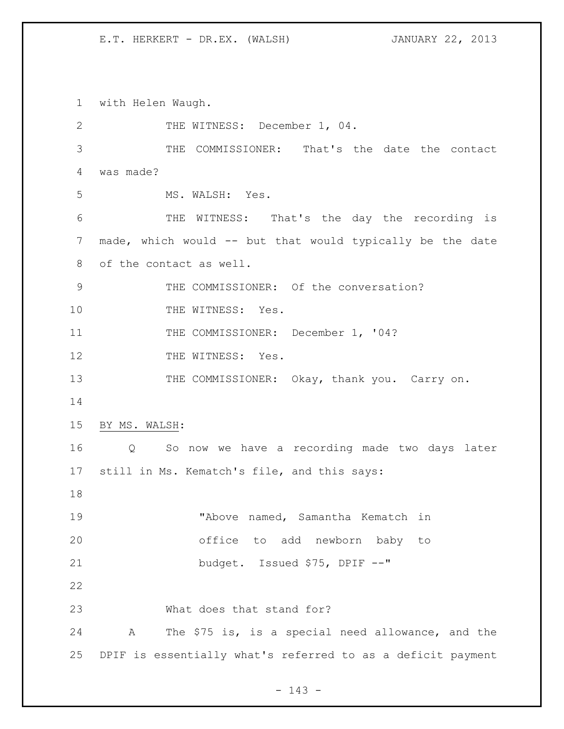with Helen Waugh.

THE WITNESS: December 1, 04.

THE COMMISSIONER: That's the date the contact was made?

MS. WALSH: Yes.

THE WITNESS: That's the day the recording is made, which would -- but that would typically be the date of the contact as well.

THE COMMISSIONER: Of the conversation?

THE WITNESS: Yes.

THE COMMISSIONER: December 1, '04?

THE WITNESS: Yes.

THE COMMISSIONER: Okay, thank you. Carry on.

BY MS. WALSH:

Q So now we have a recording made two days later still in Ms. Kematch's file, and this says:

> "Above named, Samantha Kematch in office to add newborn baby to budget. Issued $75, DPIF --"

What does that stand for?

A The $75 is, is a special need allowance, and the DPIF is essentially what's referred to as a deficit payment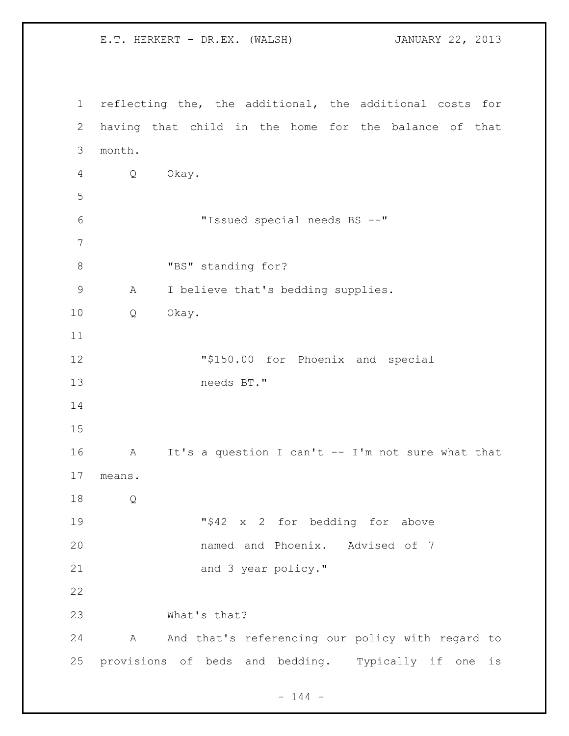reflecting the, the additional, the additional costs for having that child in the home for the balance of that month.

Q Okay.

> "Issued special needs BS --"

"BS" standing for?

A I believe that's bedding supplies.

Q Okay.

> "$150.00 for Phoenix and special needs BT."

A It's a question I can't -- I'm not sure what that means.

Q

> "$42 x 2 for bedding for above named and Phoenix. Advised of 7 and 3 year policy."

What's that?

A And that's referencing our policy with regard to provisions of beds and bedding. Typically if one is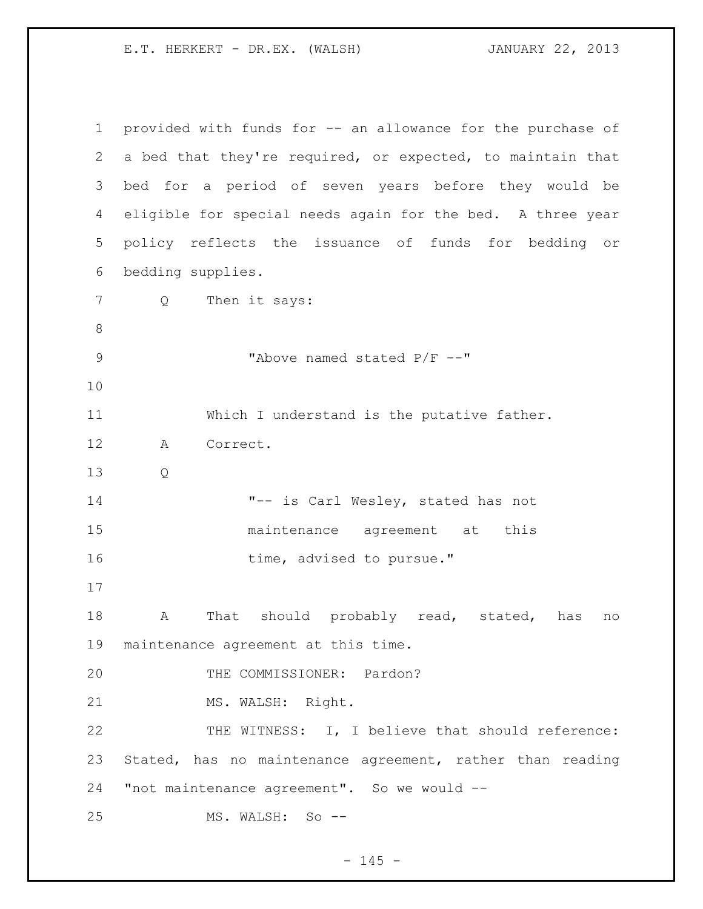provided with funds for -- an allowance for the purchase of a bed that they're required, or expected, to maintain that bed for a period of seven years before they would be eligible for special needs again for the bed. A three year policy reflects the issuance of funds for bedding or bedding supplies.

Q Then it says:

> "Above named stated P/F --"

Which I understand is the putative father.

A Correct.

Q

> "-- is Carl Wesley, stated has not maintenance agreement at this time, advised to pursue."

A That should probably read, stated, has no maintenance agreement at this time.

THE COMMISSIONER: Pardon?

MS. WALSH: Right.

THE WITNESS: I, I believe that should reference: Stated, has no maintenance agreement, rather than reading "not maintenance agreement". So we would --

MS. WALSH: So --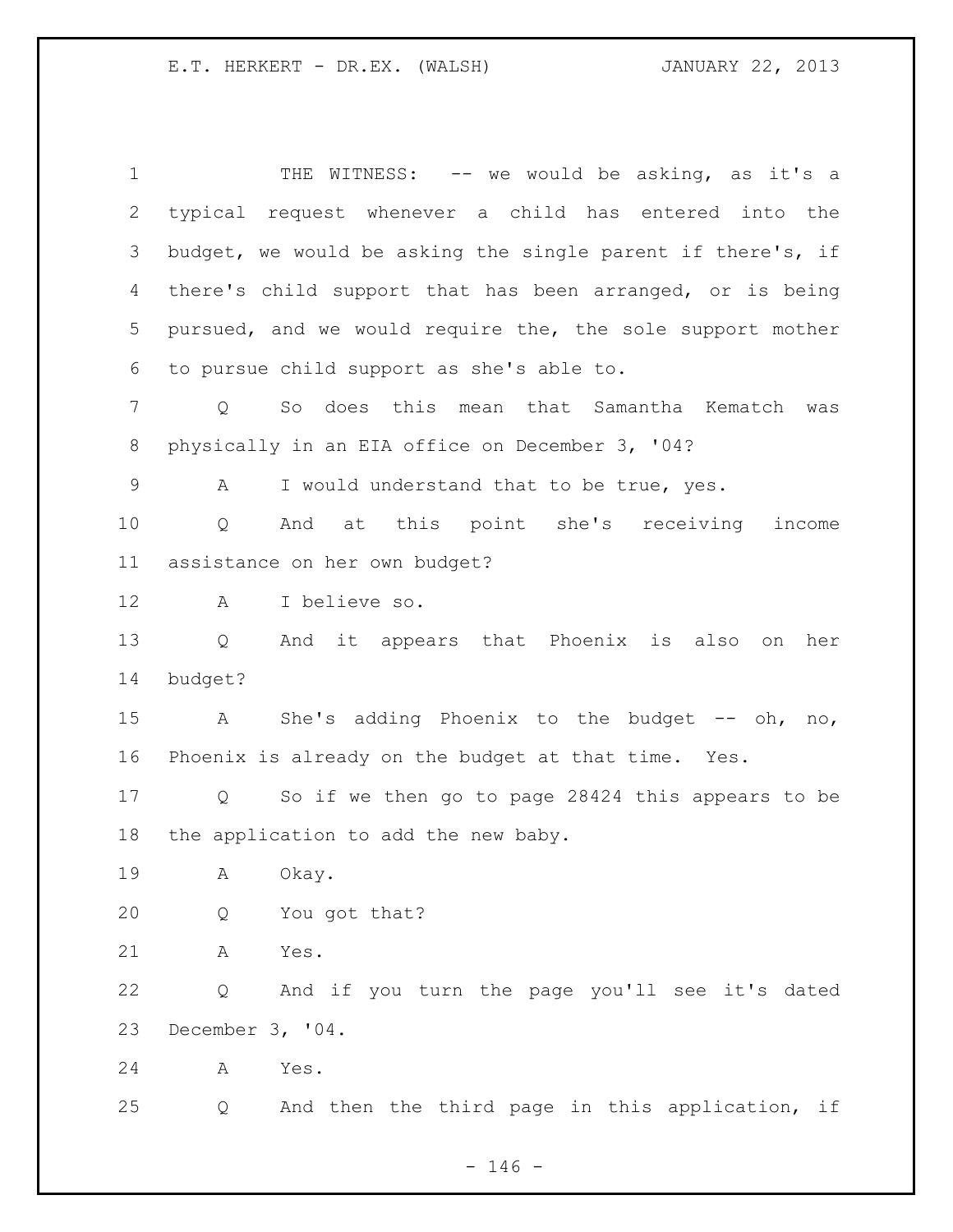THE WITNESS: -- we would be asking, as it's a typical request whenever a child has entered into the budget, we would be asking the single parent if there's, if there's child support that has been arranged, or is being pursued, and we would require the, the sole support mother to pursue child support as she's able to.

Q So does this mean that Samantha Kematch was physically in an EIA office on December 3, '04?

A I would understand that to be true, yes.

Q And at this point she's receiving income assistance on her own budget?

A I believe so.

Q And it appears that Phoenix is also on her budget?

A She's adding Phoenix to the budget -- oh, no, Phoenix is already on the budget at that time. Yes.

Q So if we then go to page 28424 this appears to be the application to add the new baby.

A Okay.

Q You got that?

A Yes.

Q And if you turn the page you'll see it's dated December 3, '04.

A Yes.

Q And then the third page in this application, if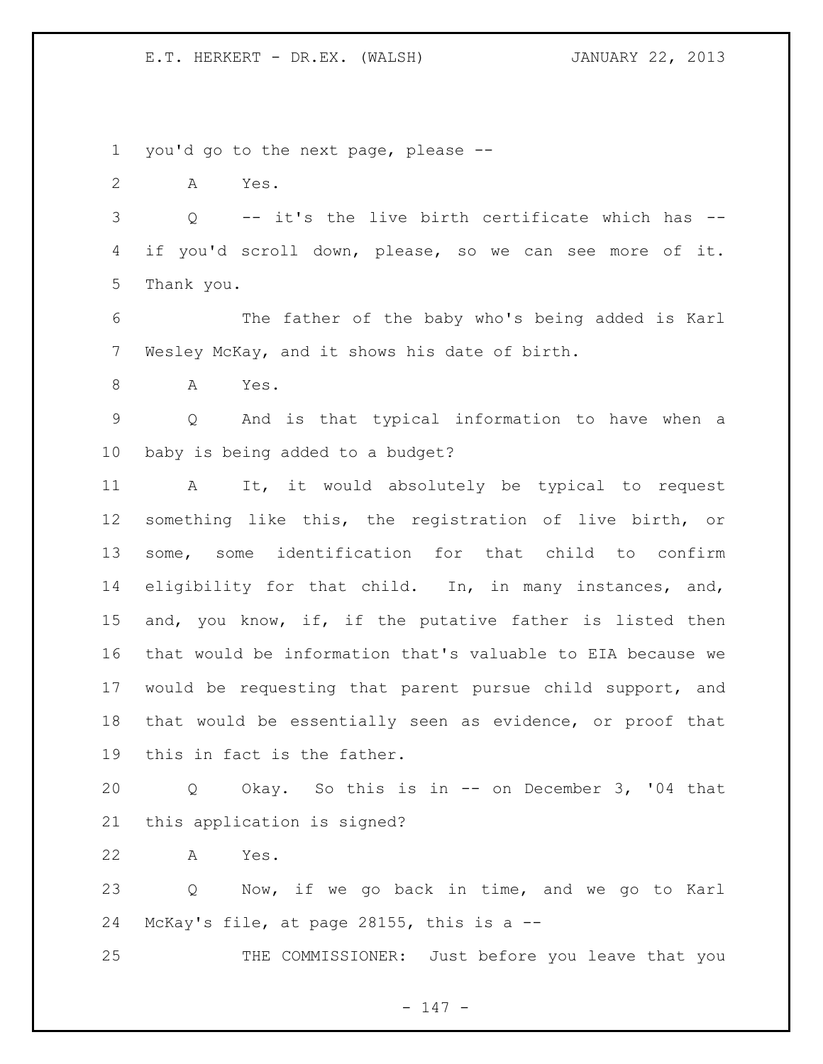you'd go to the next page, please --

A Yes.

Q -- it's the live birth certificate which has -- if you'd scroll down, please, so we can see more of it. Thank you.

The father of the baby who's being added is Karl Wesley McKay, and it shows his date of birth.

A Yes.

Q And is that typical information to have when a baby is being added to a budget?

A It, it would absolutely be typical to request something like this, the registration of live birth, or some, some identification for that child to confirm eligibility for that child. In, in many instances, and, and, you know, if, if the putative father is listed then that would be information that's valuable to EIA because we would be requesting that parent pursue child support, and that would be essentially seen as evidence, or proof that this in fact is the father.

Q Okay. So this is in -- on December 3, '04 that this application is signed?

A Yes.

Q Now, if we go back in time, and we go to Karl McKay's file, at page 28155, this is a --

THE COMMISSIONER: Just before you leave that you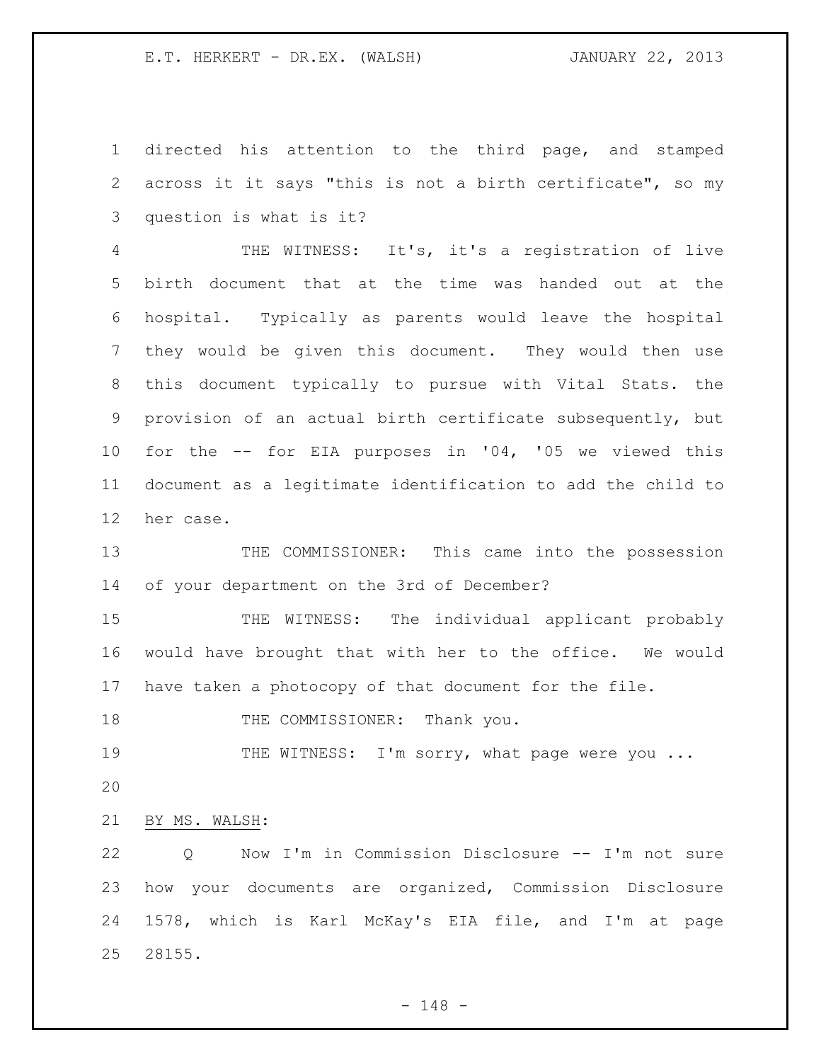directed his attention to the third page, and stamped across it it says "this is not a birth certificate", so my question is what is it?

THE WITNESS: It's, it's a registration of live birth document that at the time was handed out at the hospital. Typically as parents would leave the hospital they would be given this document. They would then use this document typically to pursue with Vital Stats. the provision of an actual birth certificate subsequently, but for the -- for EIA purposes in '04, '05 we viewed this document as a legitimate identification to add the child to her case.

THE COMMISSIONER: This came into the possession of your department on the 3rd of December?

THE WITNESS: The individual applicant probably would have brought that with her to the office. We would have taken a photocopy of that document for the file.

THE COMMISSIONER: Thank you.

THE WITNESS: I'm sorry, what page were you ...

BY MS. WALSH:

Q Now I'm in Commission Disclosure -- I'm not sure how your documents are organized, Commission Disclosure 1578, which is Karl McKay's EIA file, and I'm at page 28155.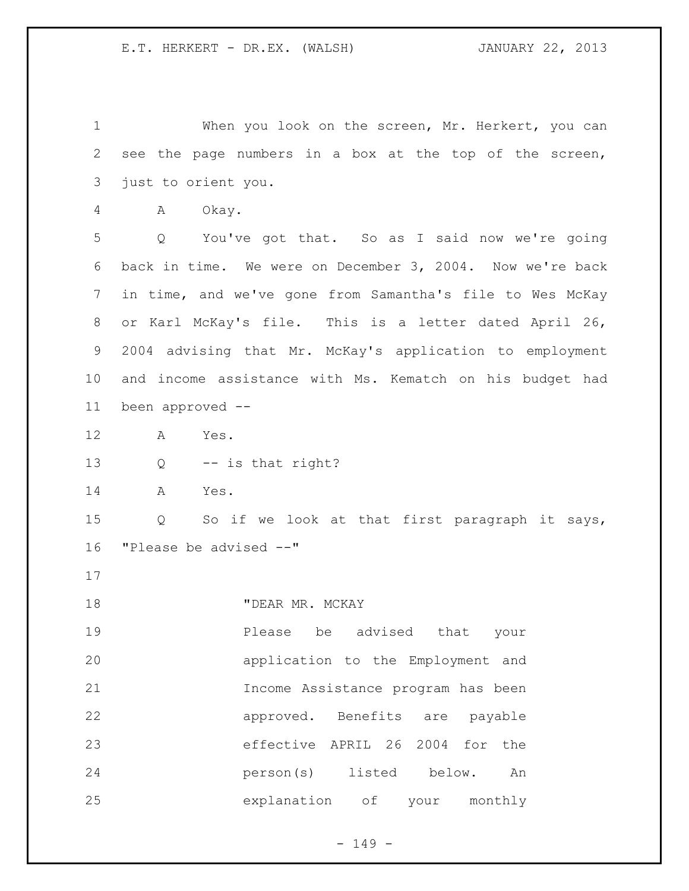When you look on the screen, Mr. Herkert, you can see the page numbers in a box at the top of the screen, just to orient you.

A Okay.

Q You've got that. So as I said now we're going back in time. We were on December 3, 2004. Now we're back in time, and we've gone from Samantha's file to Wes McKay or Karl McKay's file. This is a letter dated April 26, 2004 advising that Mr. McKay's application to employment and income assistance with Ms. Kematch on his budget had been approved --

A Yes.

Q -- is that right?

A Yes.

Q So if we look at that first paragraph it says, "Please be advised --"

> "DEAR MR. MCKAY
> Please be advised that your application to the Employment and Income Assistance program has been approved. Benefits are payable effective APRIL 26 2004 for the person(s) listed below. An explanation of your monthly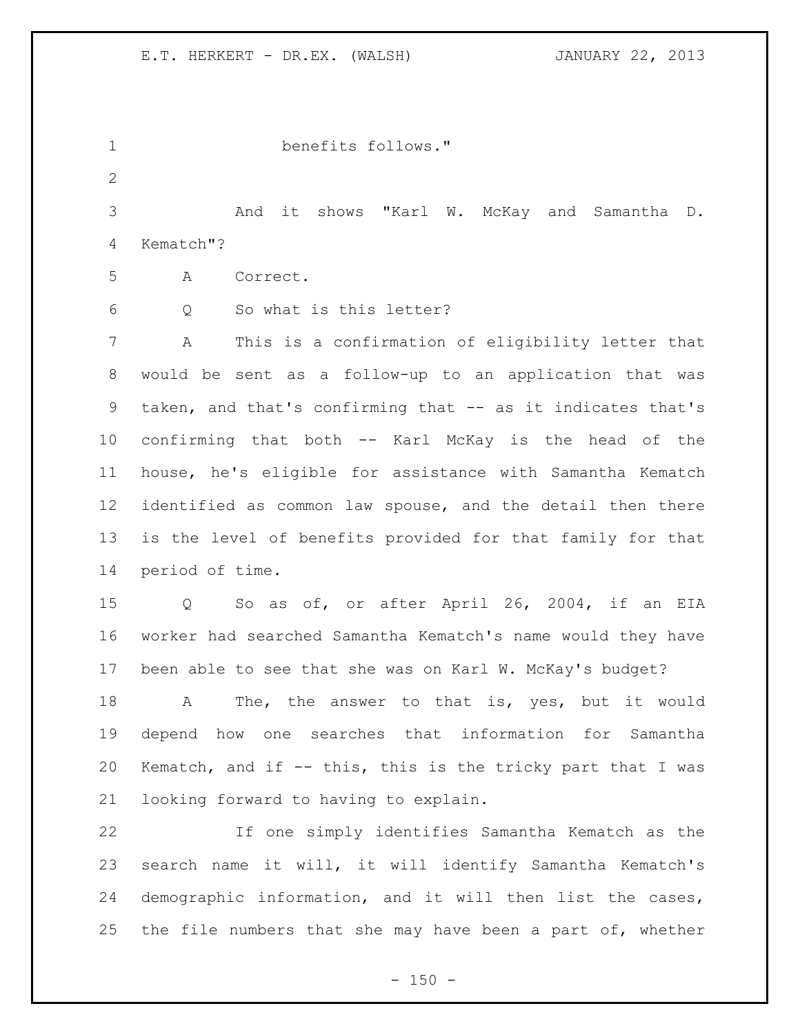benefits follows."

And it shows "Karl W. McKay and Samantha D. Kematch"?

A Correct.

Q So what is this letter?

A This is a confirmation of eligibility letter that would be sent as a follow-up to an application that was taken, and that's confirming that -- as it indicates that's confirming that both -- Karl McKay is the head of the house, he's eligible for assistance with Samantha Kematch identified as common law spouse, and the detail then there is the level of benefits provided for that family for that period of time.

Q So as of, or after April 26, 2004, if an EIA worker had searched Samantha Kematch's name would they have been able to see that she was on Karl W. McKay's budget?

A The, the answer to that is, yes, but it would depend how one searches that information for Samantha Kematch, and if -- this, this is the tricky part that I was looking forward to having to explain.

If one simply identifies Samantha Kematch as the search name it will, it will identify Samantha Kematch's demographic information, and it will then list the cases, the file numbers that she may have been a part of, whether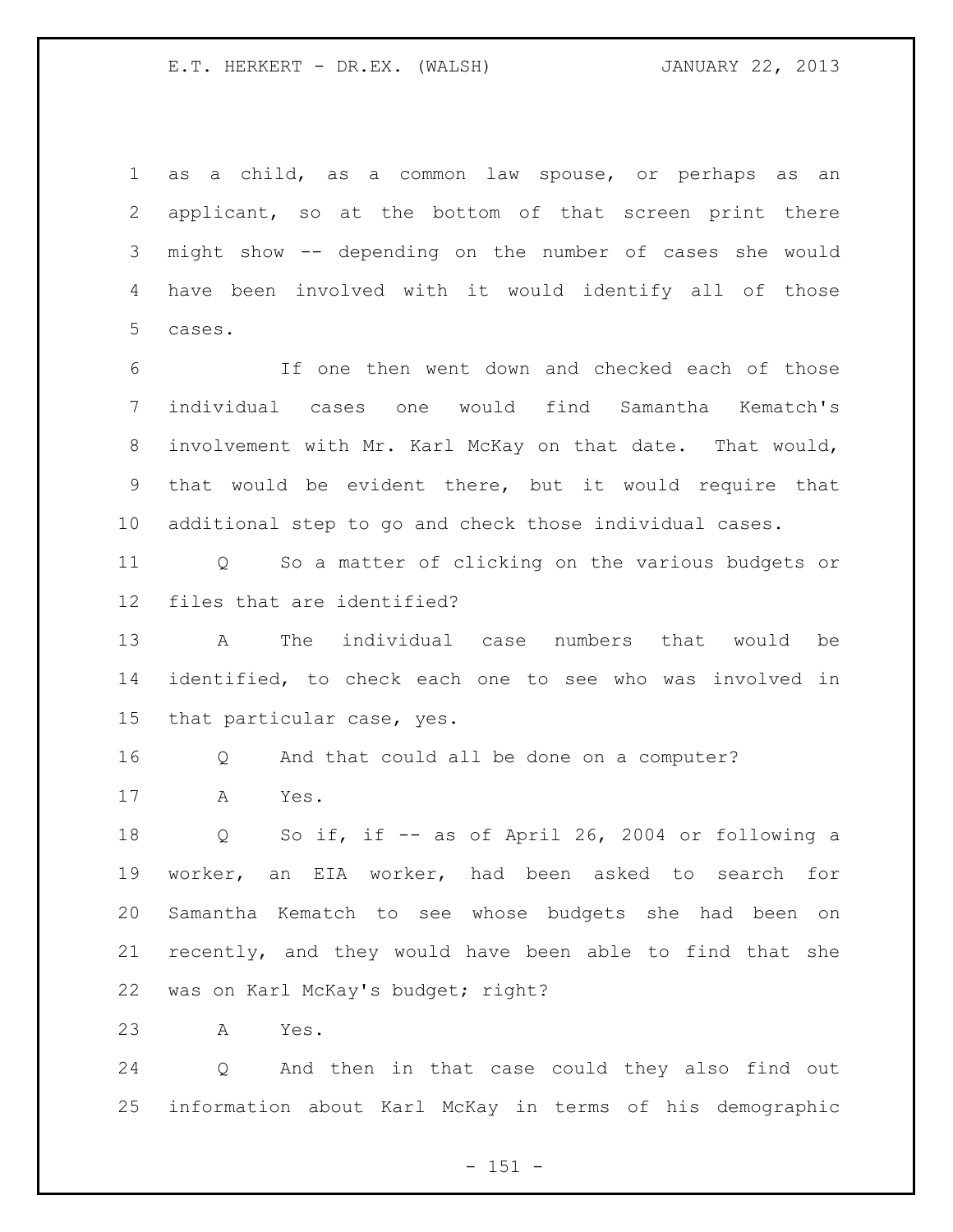as a child, as a common law spouse, or perhaps as an applicant, so at the bottom of that screen print there might show -- depending on the number of cases she would have been involved with it would identify all of those cases.

If one then went down and checked each of those individual cases one would find Samantha Kematch's involvement with Mr. Karl McKay on that date. That would, that would be evident there, but it would require that additional step to go and check those individual cases.

Q So a matter of clicking on the various budgets or files that are identified?

A The individual case numbers that would be identified, to check each one to see who was involved in that particular case, yes.

Q And that could all be done on a computer?

A Yes.

Q So if, if -- as of April 26, 2004 or following a worker, an EIA worker, had been asked to search for Samantha Kematch to see whose budgets she had been on recently, and they would have been able to find that she was on Karl McKay's budget; right?

A Yes.

Q And then in that case could they also find out information about Karl McKay in terms of his demographic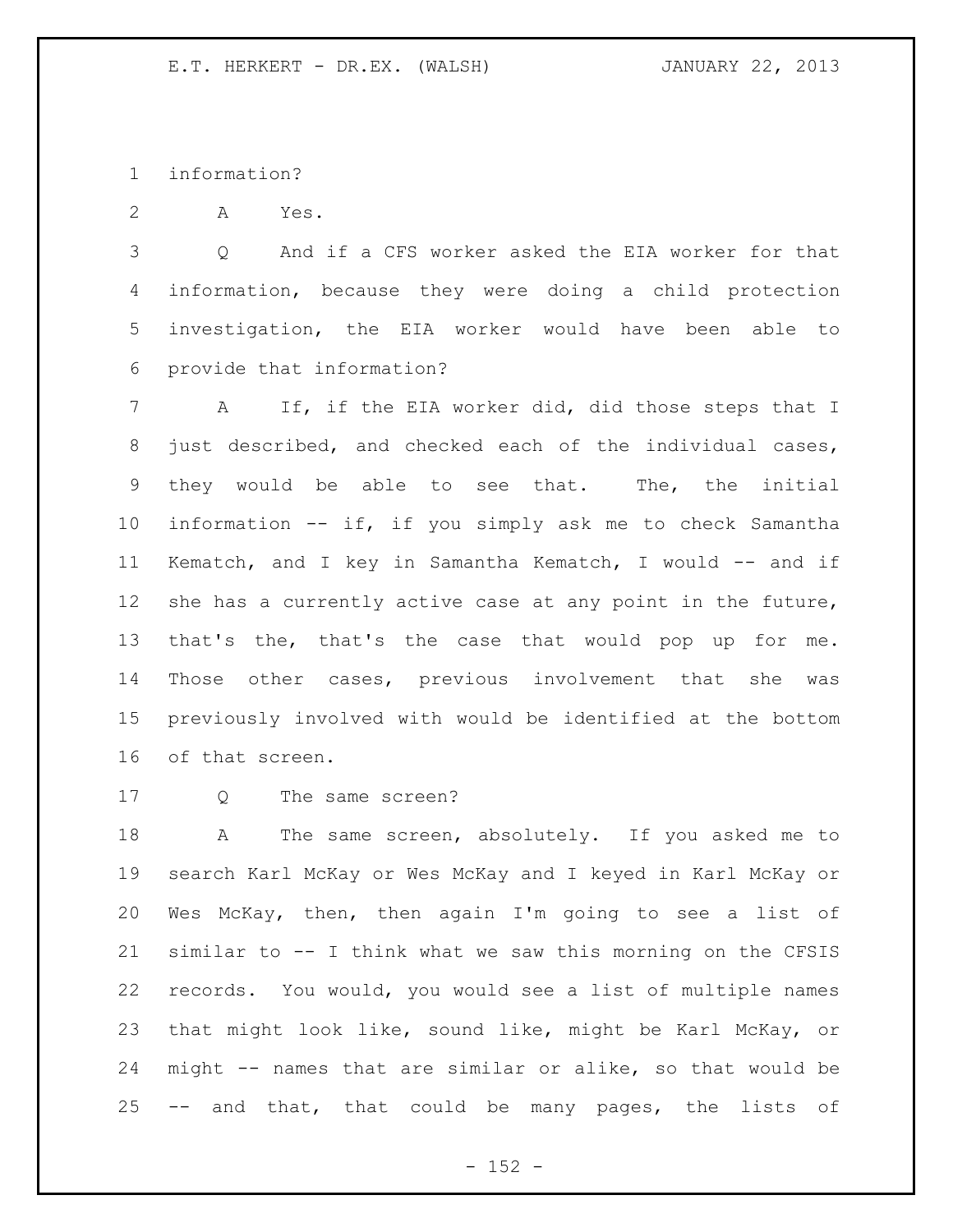information?

A Yes.

Q And if a CFS worker asked the EIA worker for that information, because they were doing a child protection investigation, the EIA worker would have been able to provide that information?

A If, if the EIA worker did, did those steps that I just described, and checked each of the individual cases, they would be able to see that. The, the initial information -- if, if you simply ask me to check Samantha Kematch, and I key in Samantha Kematch, I would -- and if she has a currently active case at any point in the future, that's the, that's the case that would pop up for me. Those other cases, previous involvement that she was previously involved with would be identified at the bottom of that screen.

Q The same screen?

A The same screen, absolutely. If you asked me to search Karl McKay or Wes McKay and I keyed in Karl McKay or Wes McKay, then, then again I'm going to see a list of similar to -- I think what we saw this morning on the CFSIS records. You would, you would see a list of multiple names that might look like, sound like, might be Karl McKay, or might -- names that are similar or alike, so that would be -- and that, that could be many pages, the lists of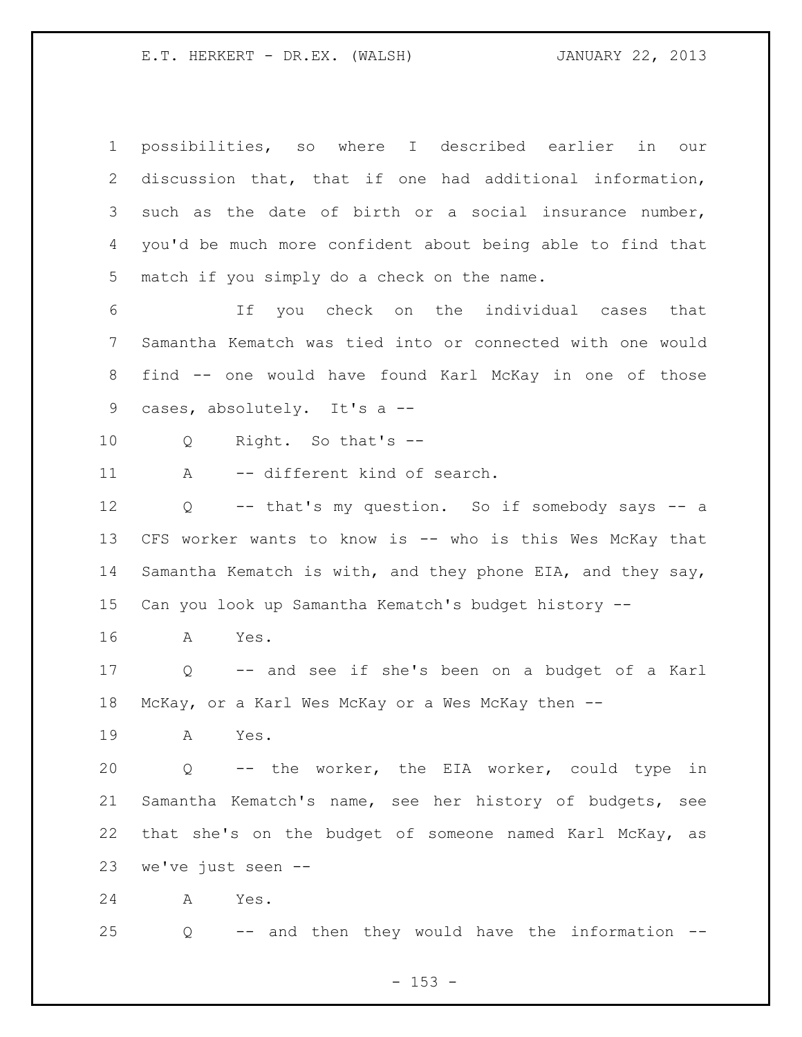possibilities, so where I described earlier in our discussion that, that if one had additional information, such as the date of birth or a social insurance number, you'd be much more confident about being able to find that match if you simply do a check on the name.

If you check on the individual cases that Samantha Kematch was tied into or connected with one would find -- one would have found Karl McKay in one of those cases, absolutely. It's a --

Q Right. So that's --

A -- different kind of search.

Q -- that's my question. So if somebody says -- a CFS worker wants to know is -- who is this Wes McKay that Samantha Kematch is with, and they phone EIA, and they say, Can you look up Samantha Kematch's budget history --

A Yes.

Q -- and see if she's been on a budget of a Karl McKay, or a Karl Wes McKay or a Wes McKay then --

A Yes.

Q -- the worker, the EIA worker, could type in Samantha Kematch's name, see her history of budgets, see that she's on the budget of someone named Karl McKay, as we've just seen --

A Yes.

Q -- and then they would have the information --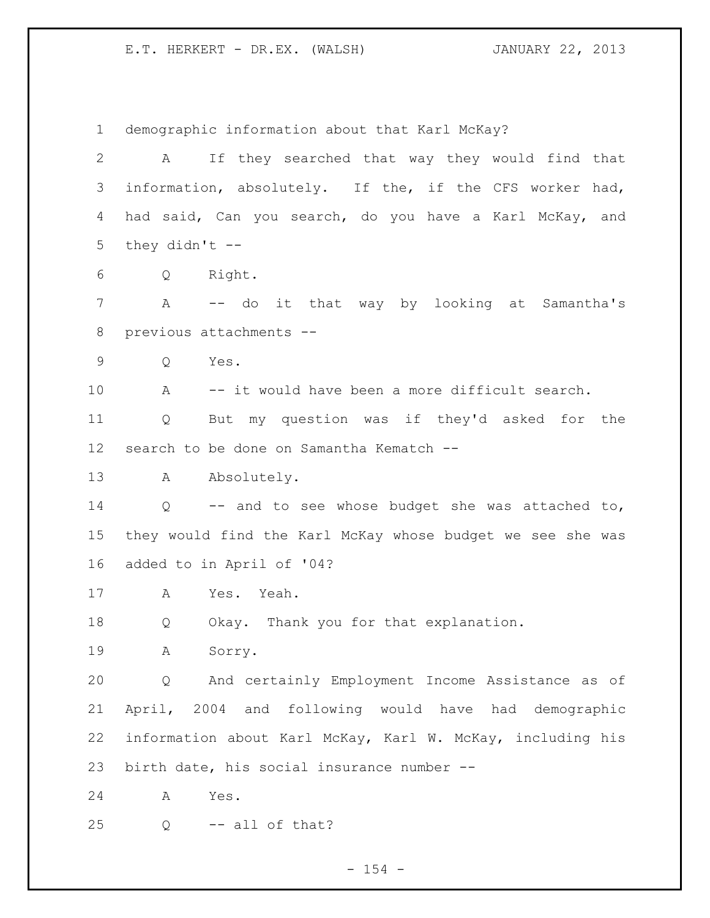demographic information about that Karl McKay?

A If they searched that way they would find that information, absolutely. If the, if the CFS worker had, had said, Can you search, do you have a Karl McKay, and they didn't --

Q Right.

A -- do it that way by looking at Samantha's previous attachments --

Q Yes.

A -- it would have been a more difficult search.

Q But my question was if they'd asked for the search to be done on Samantha Kematch --

A Absolutely.

Q -- and to see whose budget she was attached to, they would find the Karl McKay whose budget we see she was added to in April of '04?

A Yes. Yeah.

Q Okay. Thank you for that explanation.

A Sorry.

Q And certainly Employment Income Assistance as of April, 2004 and following would have had demographic information about Karl McKay, Karl W. McKay, including his birth date, his social insurance number --

A Yes.

Q -- all of that?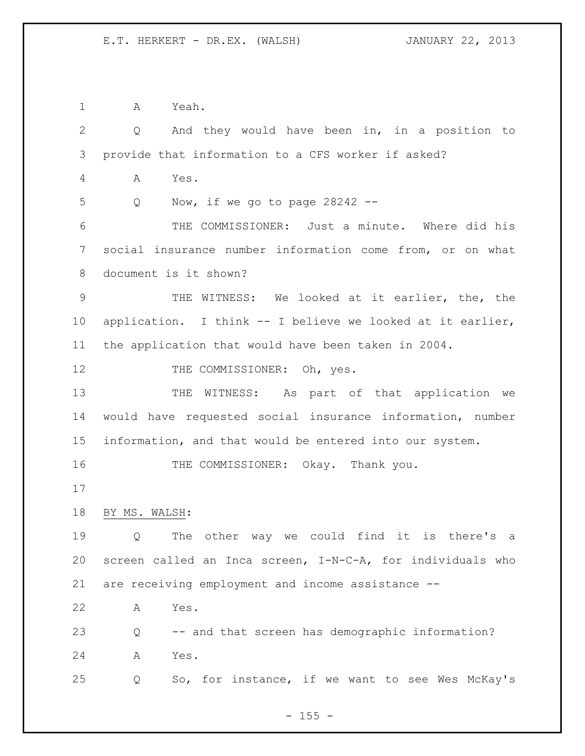A Yeah.

Q And they would have been in, in a position to provide that information to a CFS worker if asked?

A Yes.

Q Now, if we go to page 28242 --

THE COMMISSIONER: Just a minute. Where did his social insurance number information come from, or on what document is it shown?

THE WITNESS: We looked at it earlier, the, the application. I think -- I believe we looked at it earlier, the application that would have been taken in 2004.

THE COMMISSIONER: Oh, yes.

THE WITNESS: As part of that application we would have requested social insurance information, number information, and that would be entered into our system.

THE COMMISSIONER: Okay. Thank you.

BY MS. WALSH:

Q The other way we could find it is there's a screen called an Inca screen, I-N-C-A, for individuals who are receiving employment and income assistance --

A Yes.

Q -- and that screen has demographic information?

A Yes.

Q So, for instance, if we want to see Wes McKay's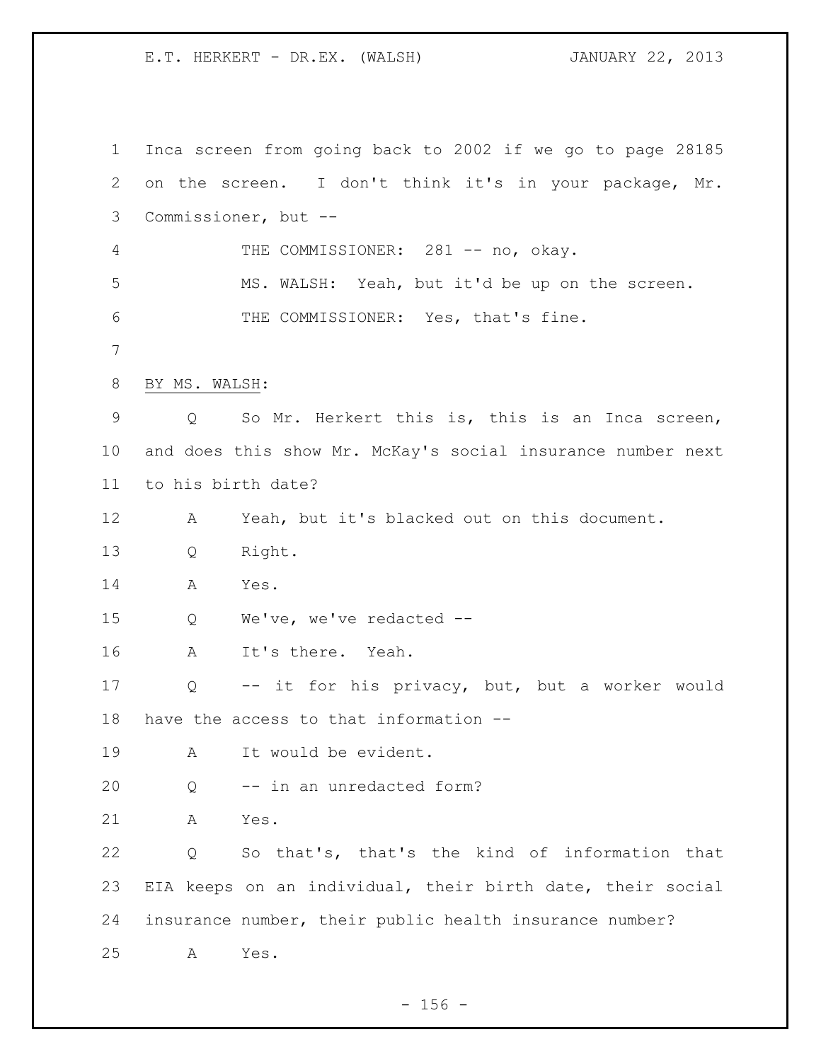Inca screen from going back to 2002 if we go to page 28185 on the screen. I don't think it's in your package, Mr. Commissioner, but --

THE COMMISSIONER: 281 -- no, okay.

MS. WALSH: Yeah, but it'd be up on the screen.

THE COMMISSIONER: Yes, that's fine.

BY MS. WALSH:

Q So Mr. Herkert this is, this is an Inca screen, and does this show Mr. McKay's social insurance number next to his birth date?

A Yeah, but it's blacked out on this document.

Q Right.

A Yes.

Q We've, we've redacted --

A It's there. Yeah.

Q -- it for his privacy, but, but a worker would have the access to that information --

A It would be evident.

Q -- in an unredacted form?

A Yes.

Q So that's, that's the kind of information that EIA keeps on an individual, their birth date, their social insurance number, their public health insurance number?

A Yes.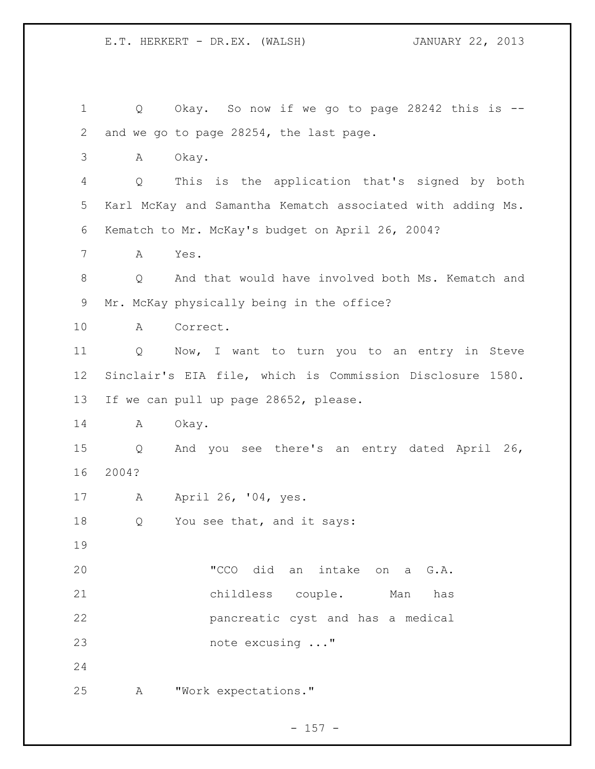Q Okay. So now if we go to page 28242 this is -- and we go to page 28254, the last page.

A Okay.

Q This is the application that's signed by both Karl McKay and Samantha Kematch associated with adding Ms. Kematch to Mr. McKay's budget on April 26, 2004?

A Yes.

Q And that would have involved both Ms. Kematch and Mr. McKay physically being in the office?

A Correct.

Q Now, I want to turn you to an entry in Steve Sinclair's EIA file, which is Commission Disclosure 1580. If we can pull up page 28652, please.

A Okay.

Q And you see there's an entry dated April 26, 2004?

A April 26, '04, yes.

Q You see that, and it says:

> "CCO did an intake on a G.A. childless couple. Man has pancreatic cyst and has a medical note excusing ..."

A "Work expectations."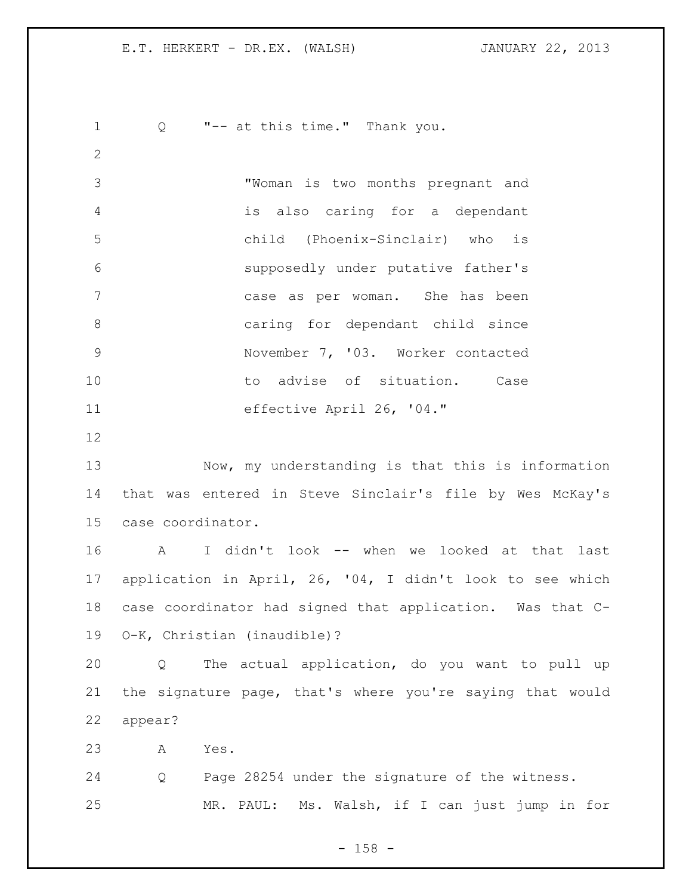Q "-- at this time." Thank you.

> "Woman is two months pregnant and is also caring for a dependant child (Phoenix-Sinclair) who is supposedly under putative father's case as per woman. She has been caring for dependant child since November 7, '03. Worker contacted to advise of situation. Case effective April 26, '04."

Now, my understanding is that this is information that was entered in Steve Sinclair's file by Wes McKay's case coordinator.

A I didn't look -- when we looked at that last application in April, 26, '04, I didn't look to see which case coordinator had signed that application. Was that C-O-K, Christian (inaudible)?

Q The actual application, do you want to pull up the signature page, that's where you're saying that would appear?

A Yes.

Q Page 28254 under the signature of the witness.

MR. PAUL: Ms. Walsh, if I can just jump in for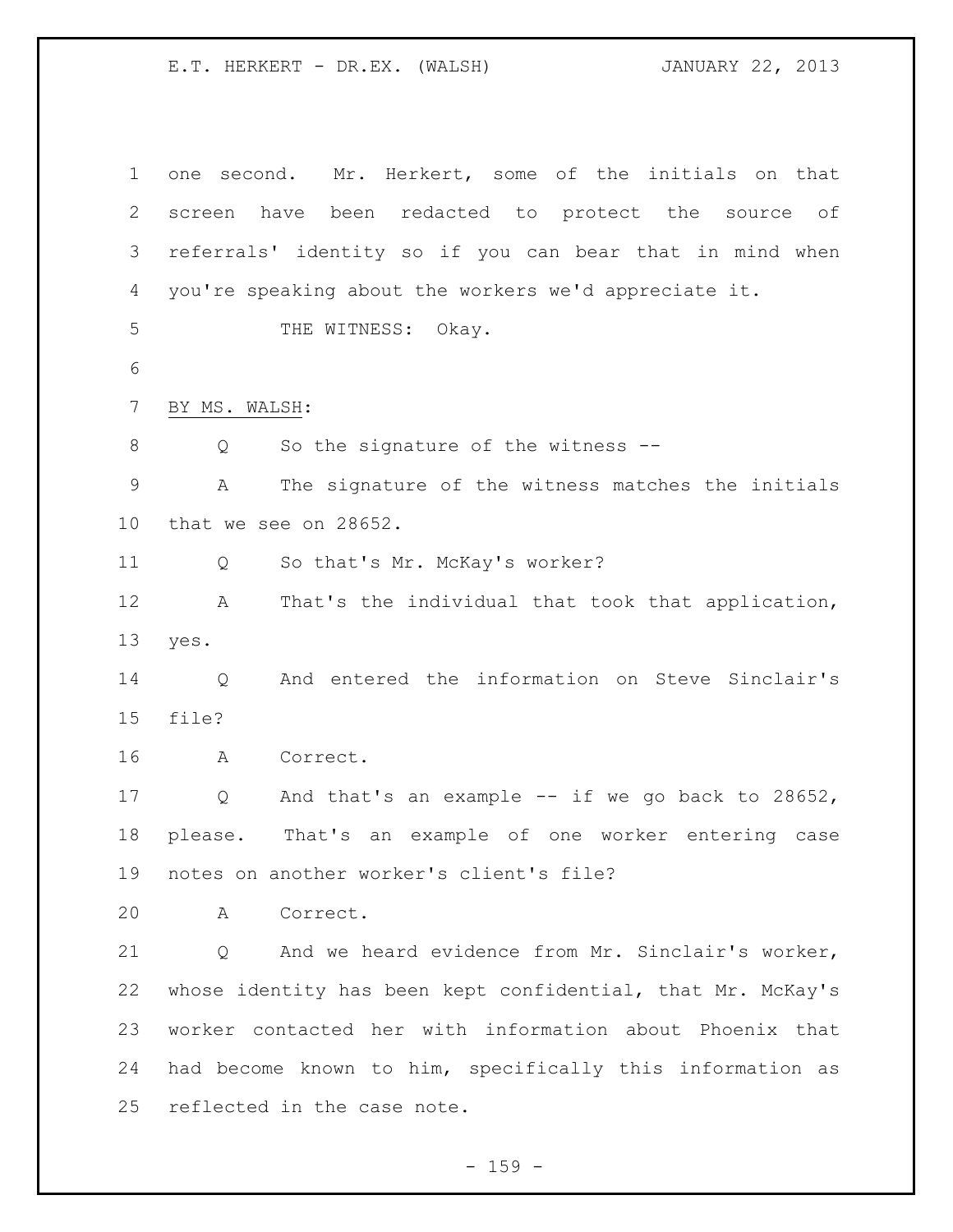one second. Mr. Herkert, some of the initials on that screen have been redacted to protect the source of referrals' identity so if you can bear that in mind when you're speaking about the workers we'd appreciate it.

THE WITNESS: Okay.

BY MS. WALSH:

Q So the signature of the witness --

A The signature of the witness matches the initials that we see on 28652.

Q So that's Mr. McKay's worker?

A That's the individual that took that application, yes.

Q And entered the information on Steve Sinclair's file?

A Correct.

Q And that's an example -- if we go back to 28652, please. That's an example of one worker entering case notes on another worker's client's file?

A Correct.

Q And we heard evidence from Mr. Sinclair's worker, whose identity has been kept confidential, that Mr. McKay's worker contacted her with information about Phoenix that had become known to him, specifically this information as reflected in the case note.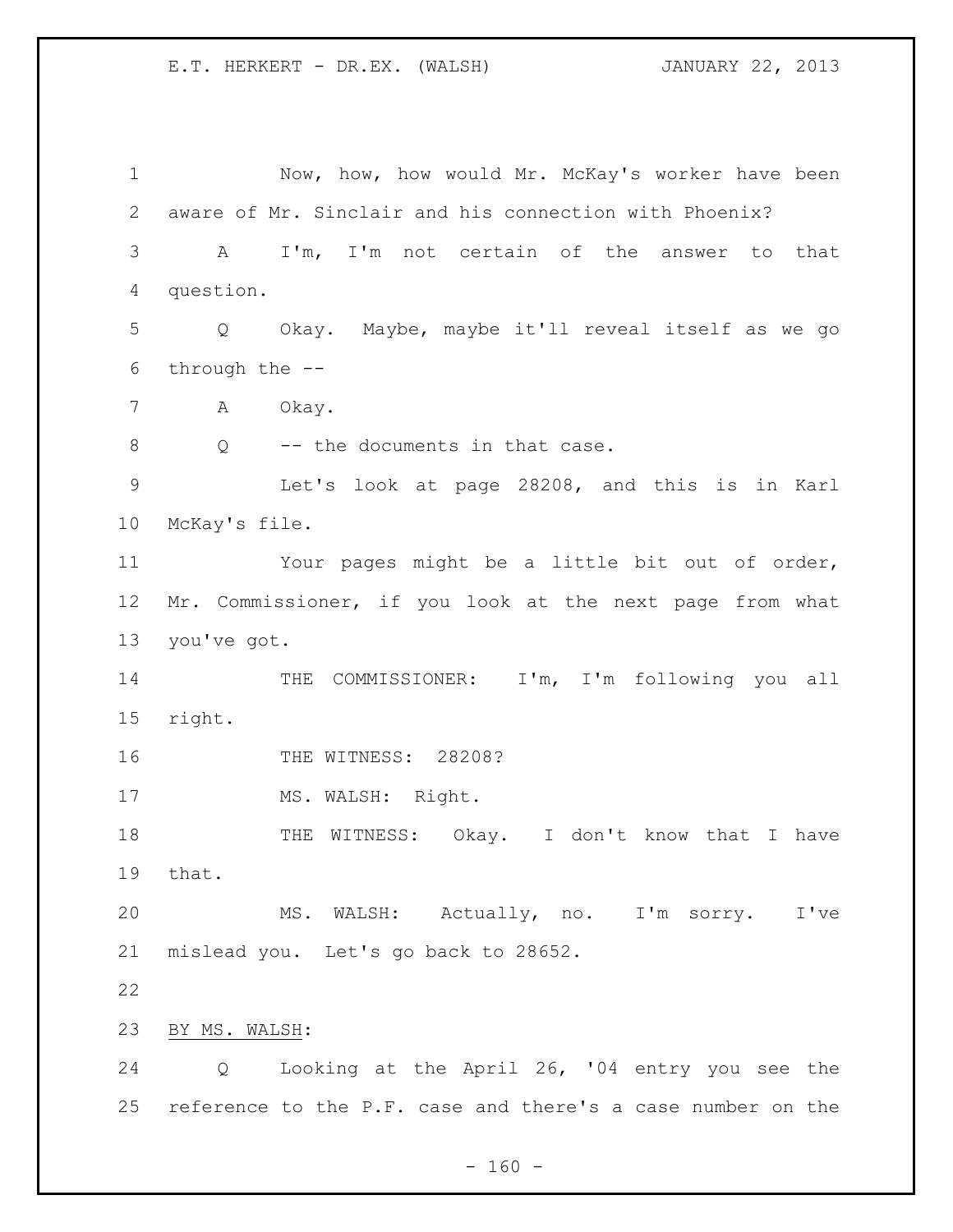Now, how, how would Mr. McKay's worker have been aware of Mr. Sinclair and his connection with Phoenix?

A I'm, I'm not certain of the answer to that question.

Q Okay. Maybe, maybe it'll reveal itself as we go through the --

A Okay.

Q -- the documents in that case.

Let's look at page 28208, and this is in Karl McKay's file.

Your pages might be a little bit out of order, Mr. Commissioner, if you look at the next page from what you've got.

THE COMMISSIONER: I'm, I'm following you all right.

THE WITNESS: 28208?

MS. WALSH: Right.

THE WITNESS: Okay. I don't know that I have that.

MS. WALSH: Actually, no. I'm sorry. I've mislead you. Let's go back to 28652.

BY MS. WALSH:

Q Looking at the April 26, '04 entry you see the reference to the P.F. case and there's a case number on the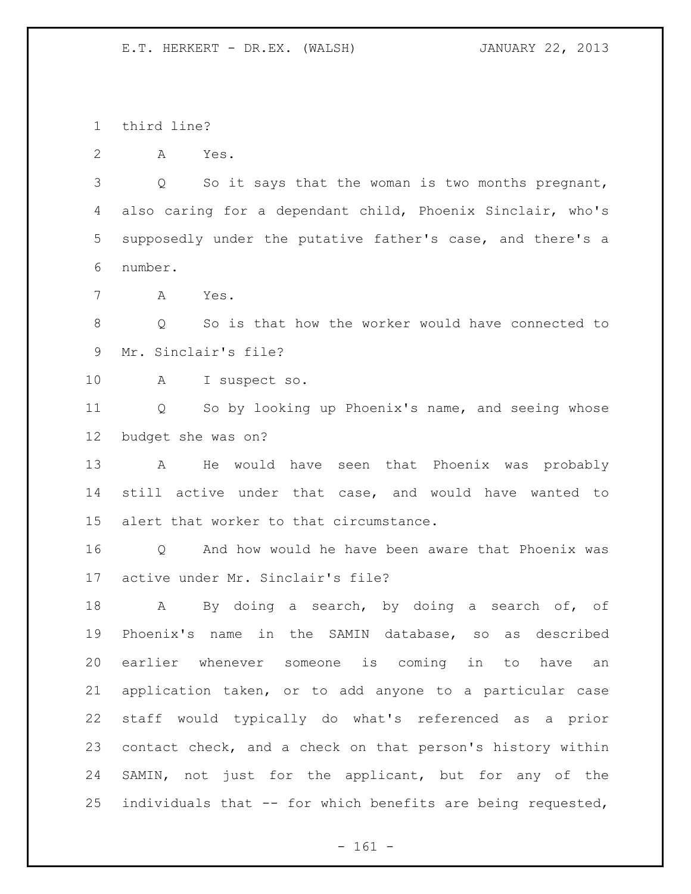third line?

A Yes.

Q So it says that the woman is two months pregnant, also caring for a dependant child, Phoenix Sinclair, who's supposedly under the putative father's case, and there's a number.

A Yes.

Q So is that how the worker would have connected to Mr. Sinclair's file?

A I suspect so.

Q So by looking up Phoenix's name, and seeing whose budget she was on?

A He would have seen that Phoenix was probably still active under that case, and would have wanted to alert that worker to that circumstance.

Q And how would he have been aware that Phoenix was active under Mr. Sinclair's file?

A By doing a search, by doing a search of, of Phoenix's name in the SAMIN database, so as described earlier whenever someone is coming in to have an application taken, or to add anyone to a particular case staff would typically do what's referenced as a prior contact check, and a check on that person's history within SAMIN, not just for the applicant, but for any of the individuals that -- for which benefits are being requested,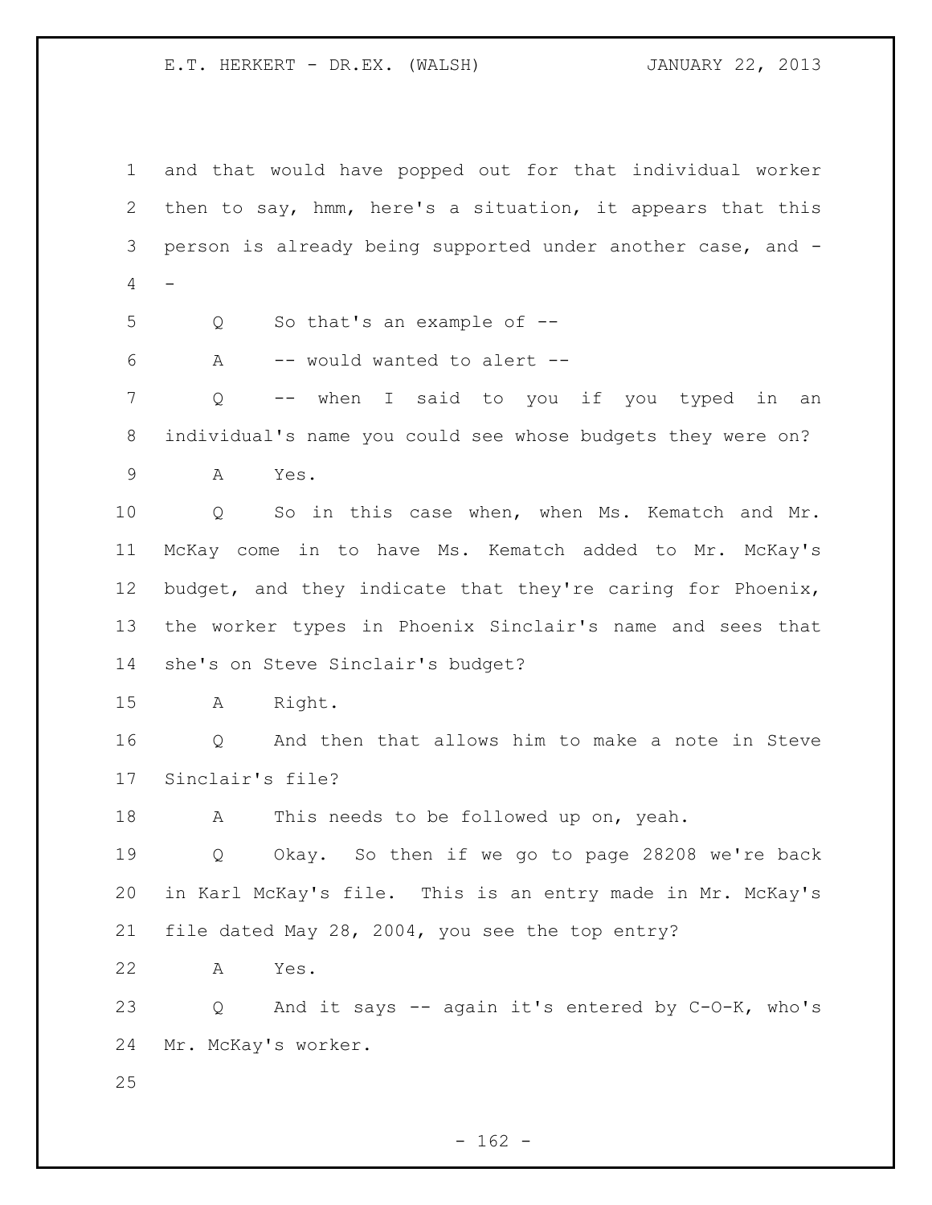and that would have popped out for that individual worker then to say, hmm, here's a situation, it appears that this person is already being supported under another case, and --

Q So that's an example of --

A -- would wanted to alert --

Q -- when I said to you if you typed in an individual's name you could see whose budgets they were on?

A Yes.

Q So in this case when, when Ms. Kematch and Mr. McKay come in to have Ms. Kematch added to Mr. McKay's budget, and they indicate that they're caring for Phoenix, the worker types in Phoenix Sinclair's name and sees that she's on Steve Sinclair's budget?

A Right.

Q And then that allows him to make a note in Steve Sinclair's file?

A This needs to be followed up on, yeah.

Q Okay. So then if we go to page 28208 we're back in Karl McKay's file. This is an entry made in Mr. McKay's file dated May 28, 2004, you see the top entry?

A Yes.

Q And it says -- again it's entered by C-O-K, who's Mr. McKay's worker.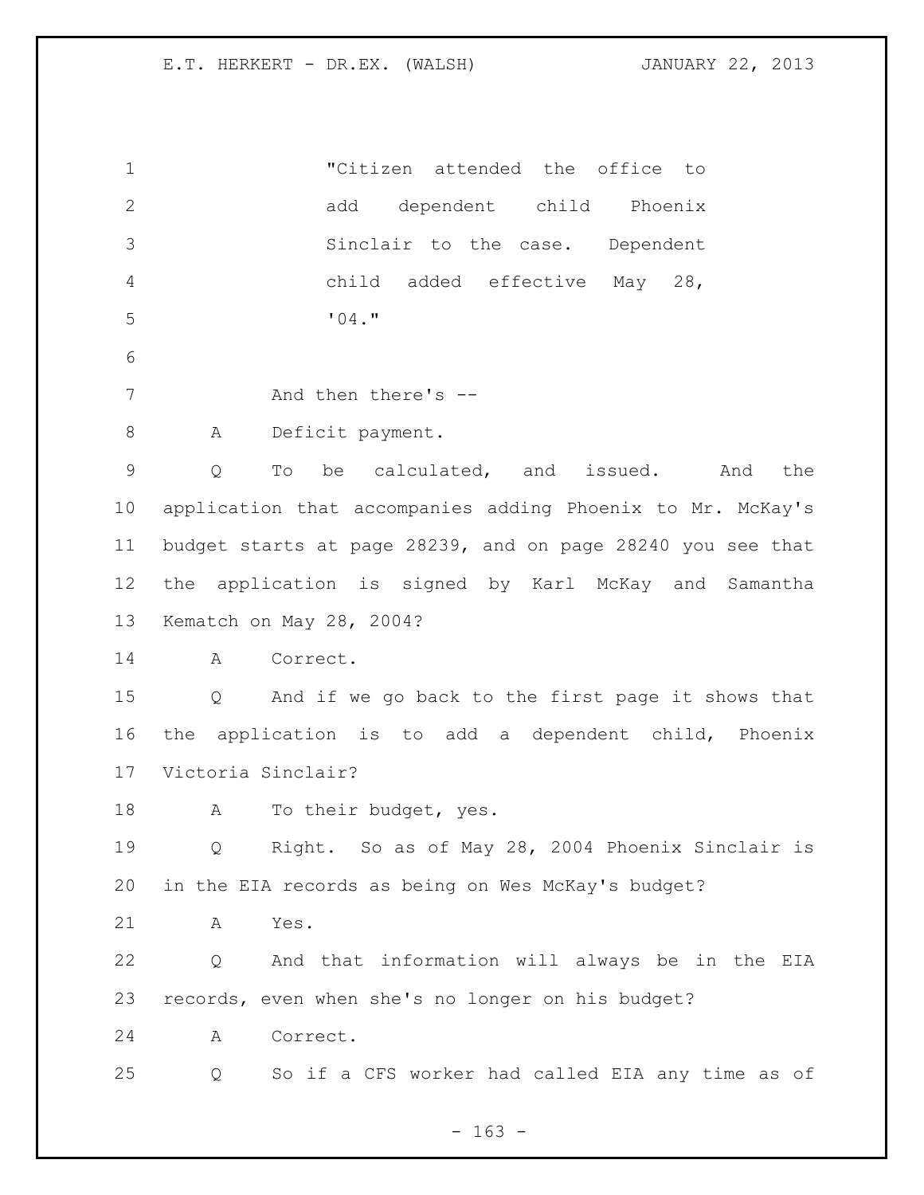"Citizen attended the office to add dependent child Phoenix Sinclair to the case. Dependent child added effective May 28, '04."

And then there's --

A Deficit payment.

Q To be calculated, and issued. And the application that accompanies adding Phoenix to Mr. McKay's budget starts at page 28239, and on page 28240 you see that the application is signed by Karl McKay and Samantha Kematch on May 28, 2004?

A Correct.

Q And if we go back to the first page it shows that the application is to add a dependent child, Phoenix Victoria Sinclair?

A To their budget, yes.

Q Right. So as of May 28, 2004 Phoenix Sinclair is in the EIA records as being on Wes McKay's budget?

A Yes.

Q And that information will always be in the EIA records, even when she's no longer on his budget?

A Correct.

Q So if a CFS worker had called EIA any time as of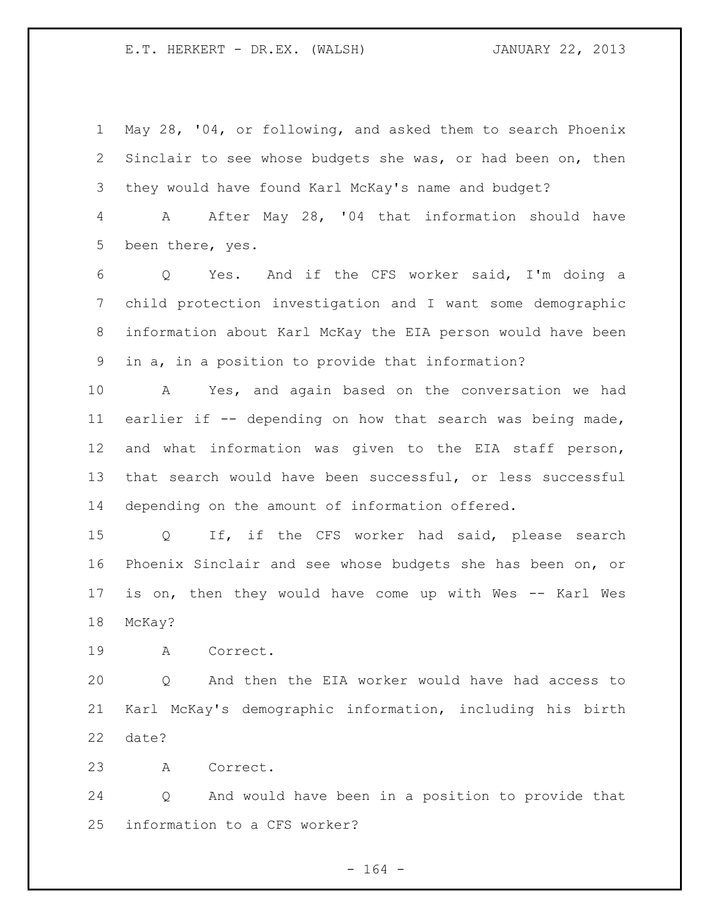May 28, '04, or following, and asked them to search Phoenix Sinclair to see whose budgets she was, or had been on, then they would have found Karl McKay's name and budget?

A After May 28, '04 that information should have been there, yes.

Q Yes. And if the CFS worker said, I'm doing a child protection investigation and I want some demographic information about Karl McKay the EIA person would have been in a, in a position to provide that information?

A Yes, and again based on the conversation we had earlier if -- depending on how that search was being made, and what information was given to the EIA staff person, that search would have been successful, or less successful depending on the amount of information offered.

Q If, if the CFS worker had said, please search Phoenix Sinclair and see whose budgets she has been on, or is on, then they would have come up with Wes -- Karl Wes McKay?

A Correct.

Q And then the EIA worker would have had access to Karl McKay's demographic information, including his birth date?

A Correct.

Q And would have been in a position to provide that information to a CFS worker?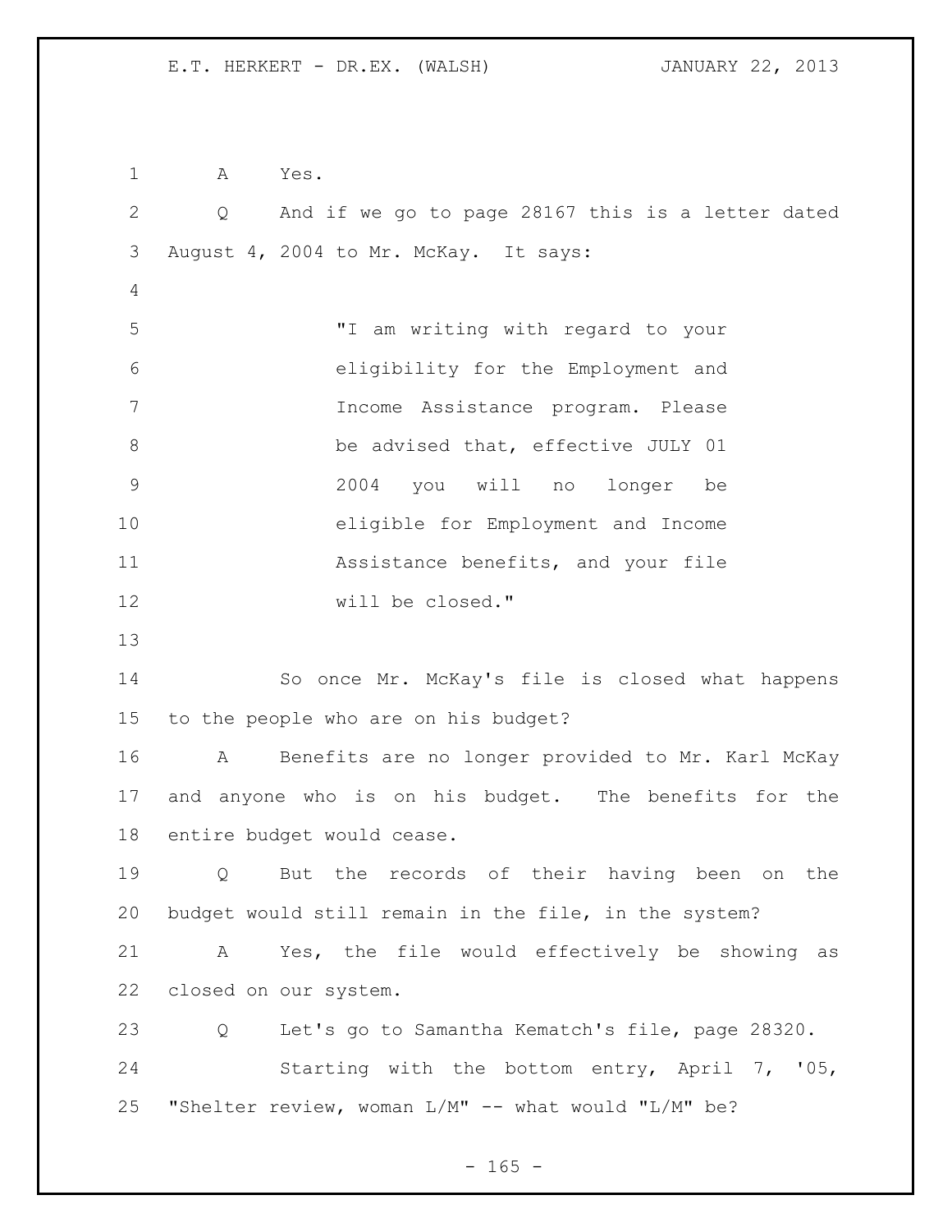A Yes.

Q And if we go to page 28167 this is a letter dated August 4, 2004 to Mr. McKay. It says:

> "I am writing with regard to your eligibility for the Employment and Income Assistance program. Please be advised that, effective JULY 01 2004 you will no longer be eligible for Employment and Income Assistance benefits, and your file will be closed."

So once Mr. McKay's file is closed what happens to the people who are on his budget?

A Benefits are no longer provided to Mr. Karl McKay and anyone who is on his budget. The benefits for the entire budget would cease.

Q But the records of their having been on the budget would still remain in the file, in the system?

A Yes, the file would effectively be showing as closed on our system.

Q Let's go to Samantha Kematch's file, page 28320.

Starting with the bottom entry, April 7, '05, "Shelter review, woman L/M" -- what would "L/M" be?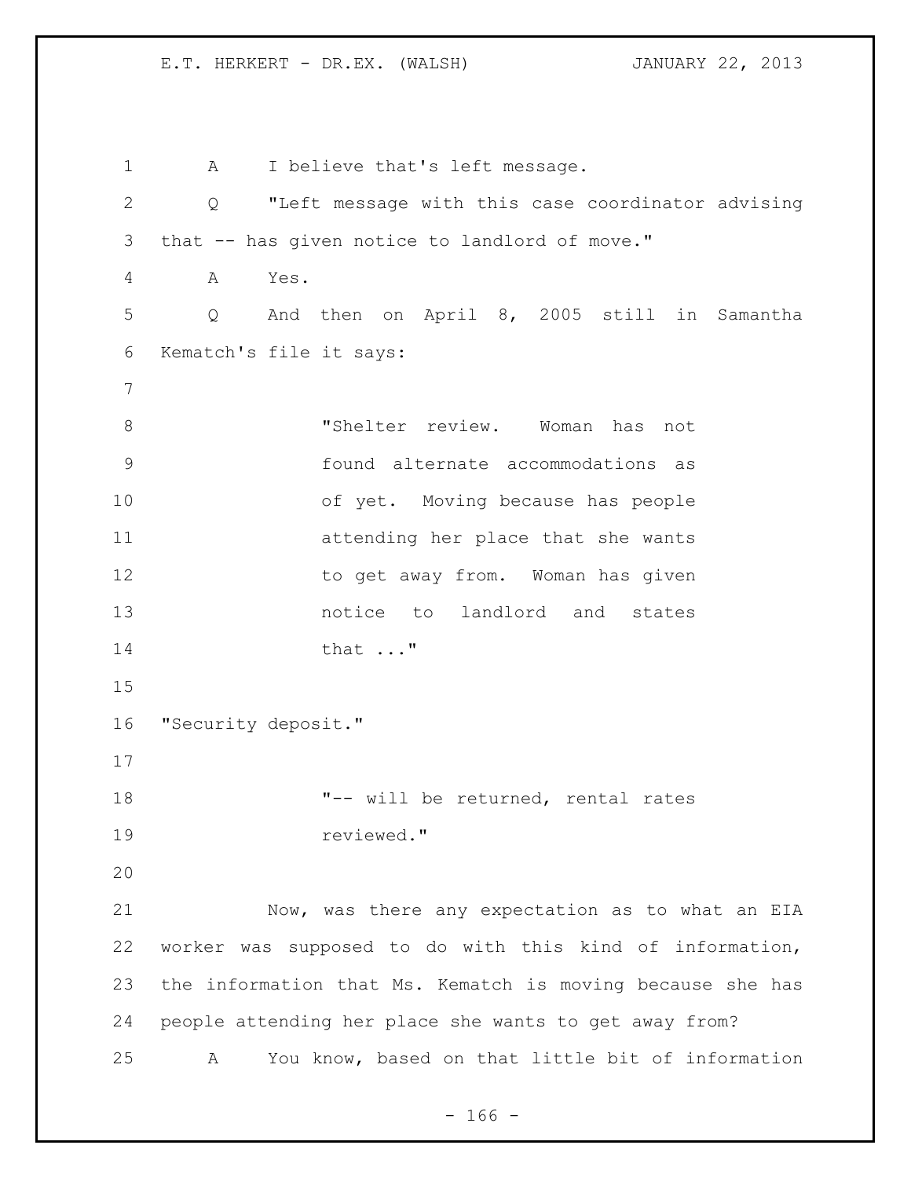A I believe that's left message.

Q "Left message with this case coordinator advising that -- has given notice to landlord of move."

A Yes.

Q And then on April 8, 2005 still in Samantha Kematch's file it says:

> "Shelter review. Woman has not found alternate accommodations as of yet. Moving because has people attending her place that she wants to get away from. Woman has given notice to landlord and states that ..."

"Security deposit."

> "-- will be returned, rental rates reviewed."

Now, was there any expectation as to what an EIA worker was supposed to do with this kind of information, the information that Ms. Kematch is moving because she has people attending her place she wants to get away from?

A You know, based on that little bit of information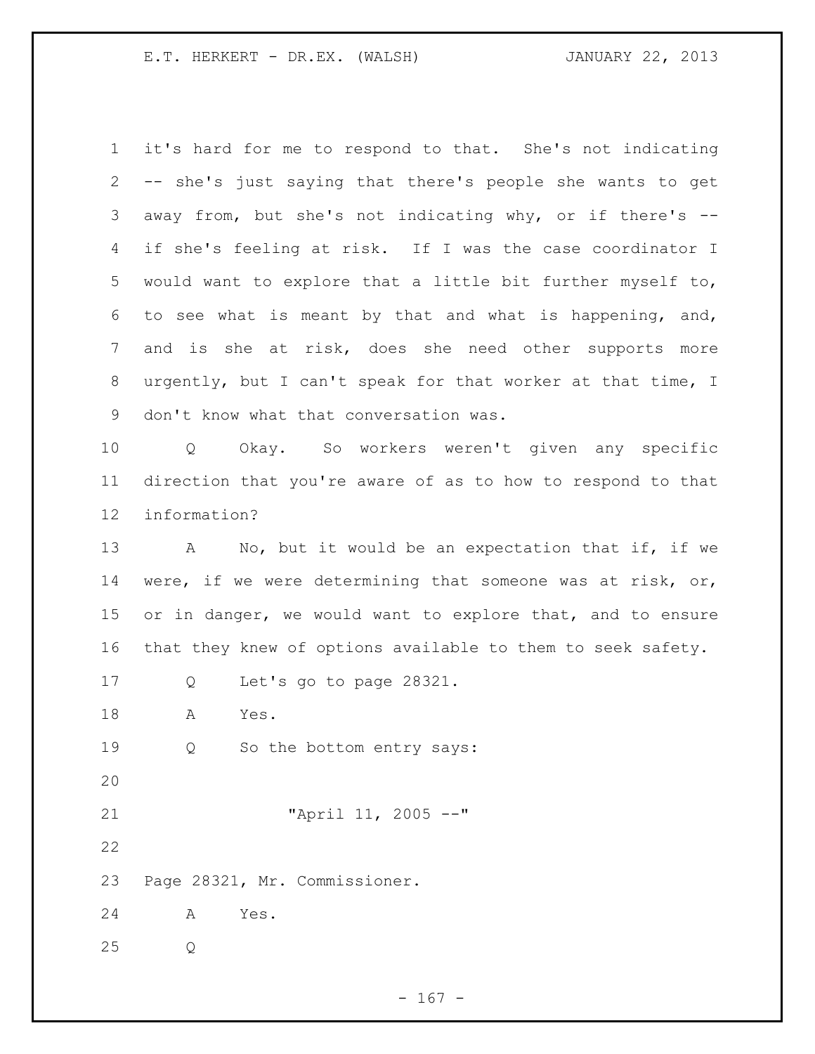it's hard for me to respond to that. She's not indicating -- she's just saying that there's people she wants to get away from, but she's not indicating why, or if there's -- if she's feeling at risk. If I was the case coordinator I would want to explore that a little bit further myself to, to see what is meant by that and what is happening, and, and is she at risk, does she need other supports more urgently, but I can't speak for that worker at that time, I don't know what that conversation was.

Q Okay. So workers weren't given any specific direction that you're aware of as to how to respond to that information?

A No, but it would be an expectation that if, if we were, if we were determining that someone was at risk, or, or in danger, we would want to explore that, and to ensure that they knew of options available to them to seek safety.

Q Let's go to page 28321.

A Yes.

Q So the bottom entry says:

"April 11, 2005 --"

Page 28321, Mr. Commissioner.

A Yes.

Q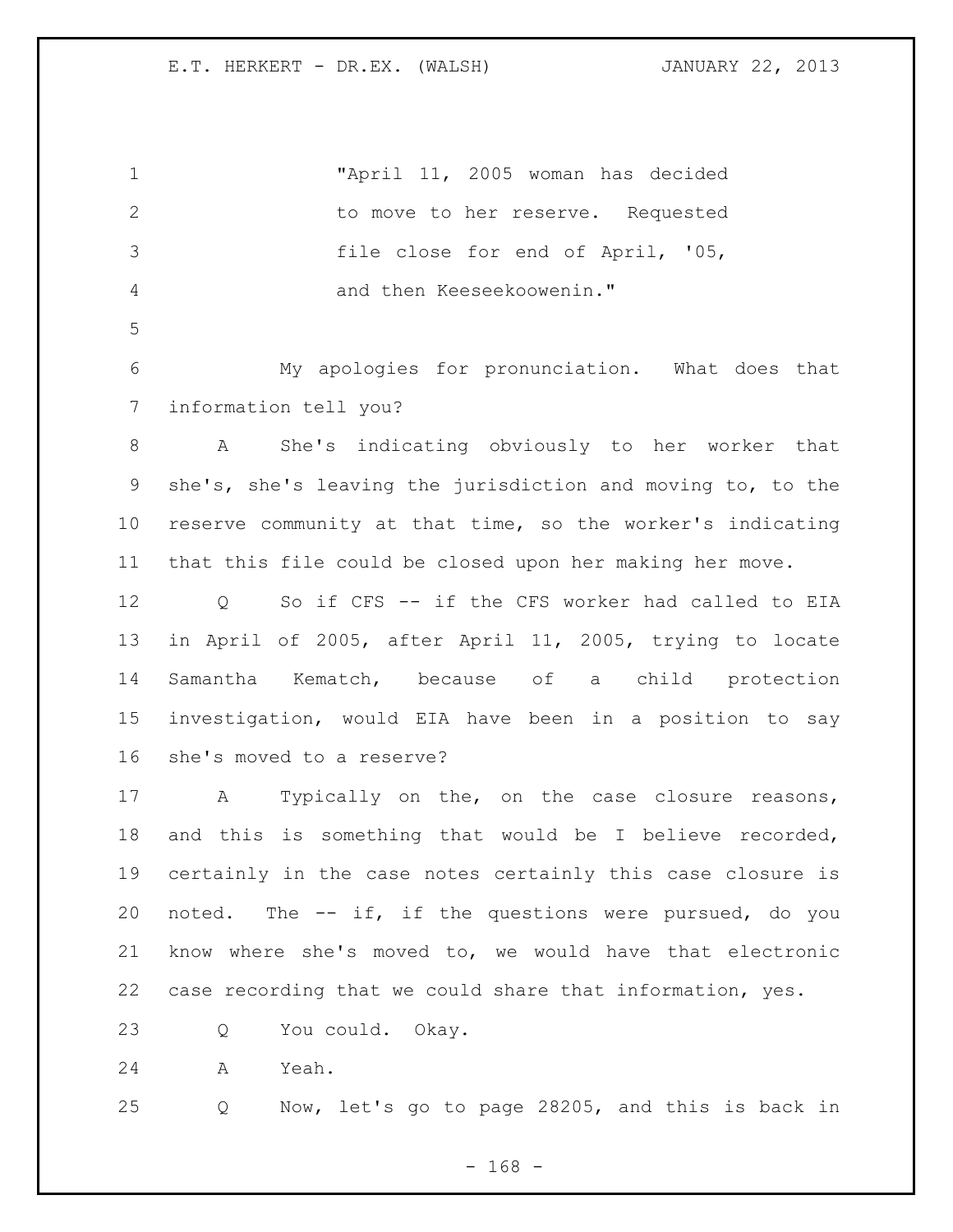"April 11, 2005 woman has decided to move to her reserve. Requested file close for end of April, '05, and then Keeseekoowenin."

My apologies for pronunciation. What does that information tell you?

A She's indicating obviously to her worker that she's, she's leaving the jurisdiction and moving to, to the reserve community at that time, so the worker's indicating that this file could be closed upon her making her move.

Q So if CFS -- if the CFS worker had called to EIA in April of 2005, after April 11, 2005, trying to locate Samantha Kematch, because of a child protection investigation, would EIA have been in a position to say she's moved to a reserve?

A Typically on the, on the case closure reasons, and this is something that would be I believe recorded, certainly in the case notes certainly this case closure is noted. The -- if, if the questions were pursued, do you know where she's moved to, we would have that electronic case recording that we could share that information, yes.

Q You could. Okay.

A Yeah.

Q Now, let's go to page 28205, and this is back in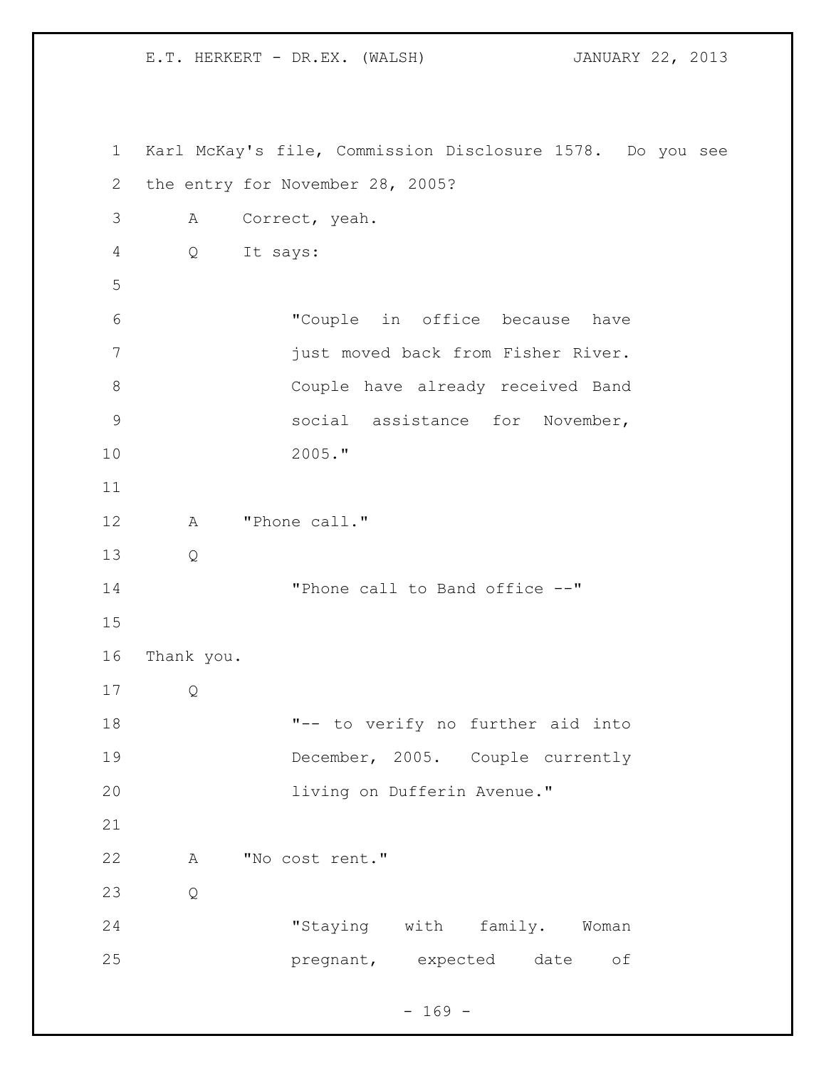Karl McKay's file, Commission Disclosure 1578. Do you see the entry for November 28, 2005?

A Correct, yeah.

Q It says:

> "Couple in office because have just moved back from Fisher River. Couple have already received Band social assistance for November, 2005."

A "Phone call."

Q

> "Phone call to Band office --"

Thank you.

Q

> "-- to verify no further aid into December, 2005. Couple currently living on Dufferin Avenue."

A "No cost rent."

Q

> "Staying with family. Woman pregnant, expected date of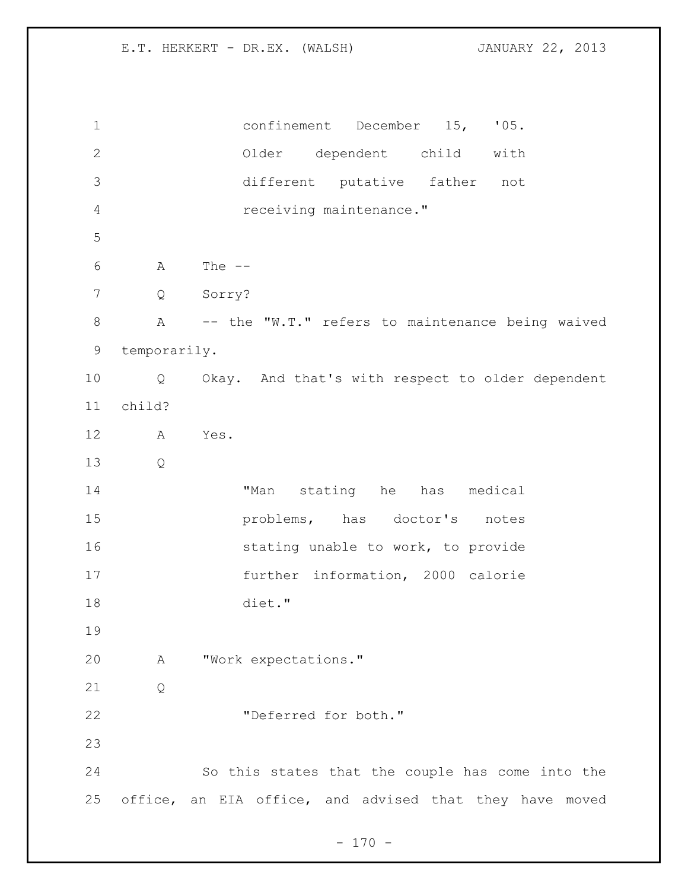> confinement December 15, '05. Older dependent child with different putative father not receiving maintenance."

A The --

Q Sorry?

A -- the "W.T." refers to maintenance being waived temporarily.

Q Okay. And that's with respect to older dependent child?

A Yes.

Q

> "Man stating he has medical problems, has doctor's notes stating unable to work, to provide further information, 2000 calorie diet."

A "Work expectations."

Q

> "Deferred for both."

So this states that the couple has come into the office, an EIA office, and advised that they have moved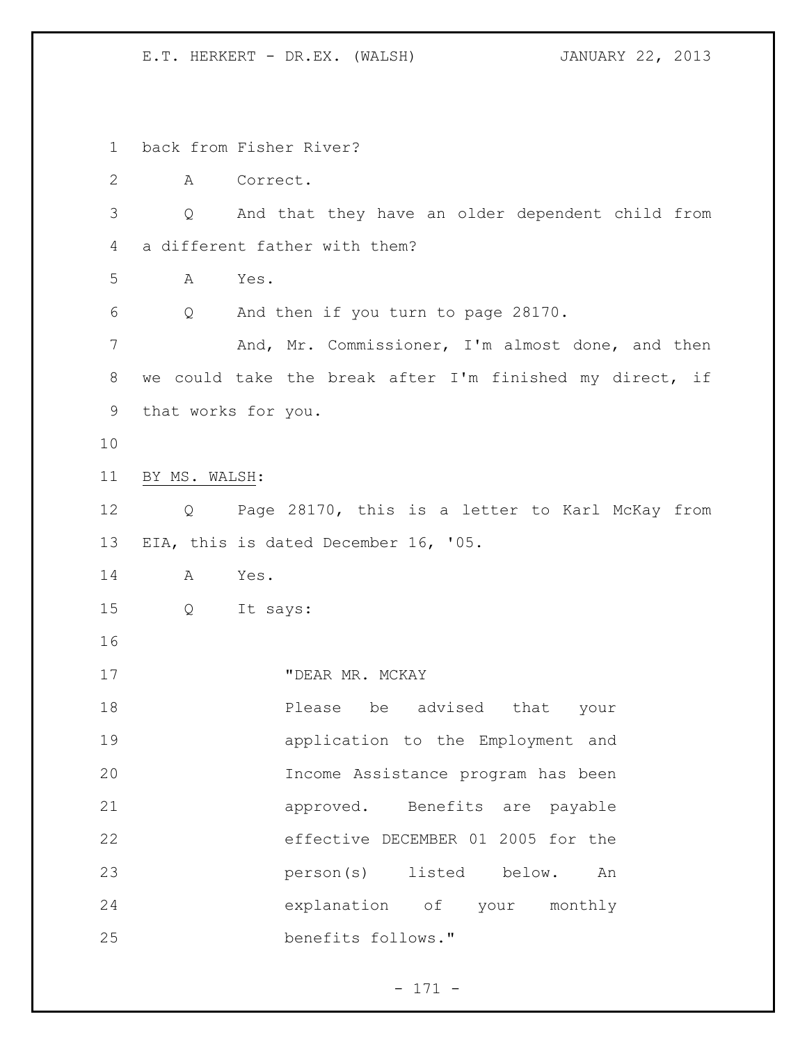back from Fisher River?

A Correct.

Q And that they have an older dependent child from a different father with them?

A Yes.

Q And then if you turn to page 28170.

And, Mr. Commissioner, I'm almost done, and then we could take the break after I'm finished my direct, if that works for you.

BY MS. WALSH:

Q Page 28170, this is a letter to Karl McKay from EIA, this is dated December 16, '05.

A Yes.

Q It says:

> "DEAR MR. MCKAY
> Please be advised that your application to the Employment and Income Assistance program has been approved. Benefits are payable effective DECEMBER 01 2005 for the person(s) listed below. An explanation of your monthly benefits follows."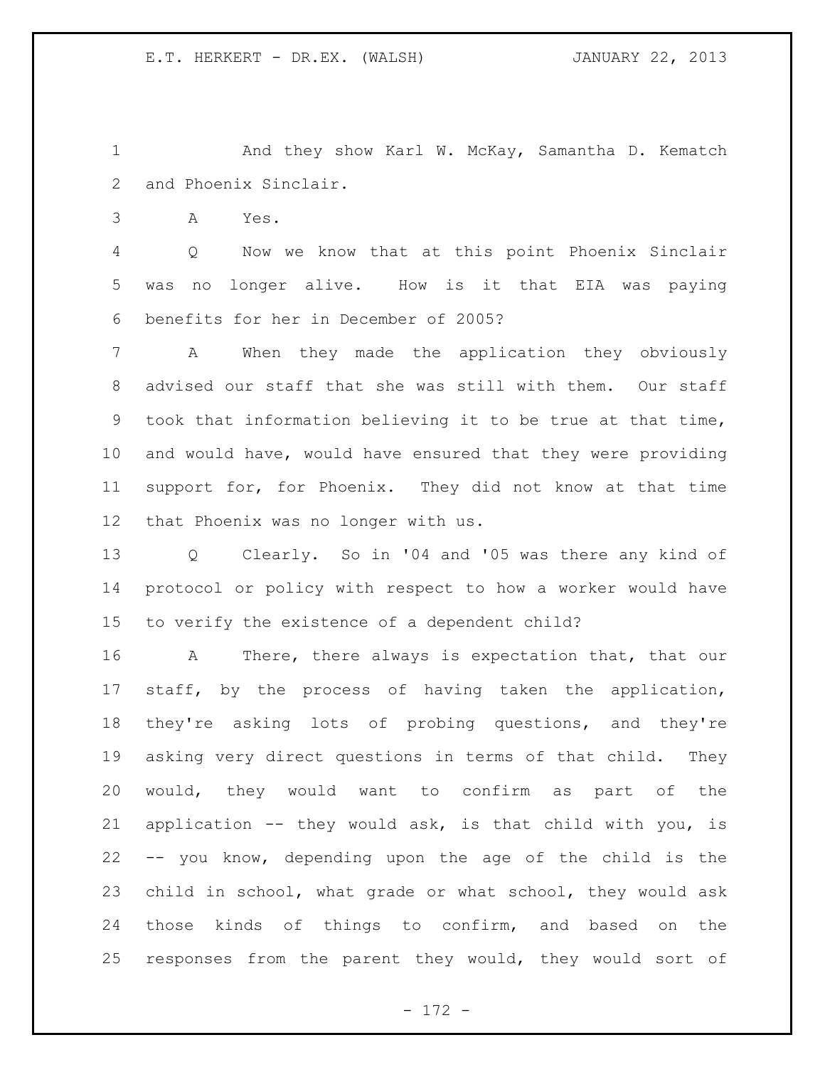And they show Karl W. McKay, Samantha D. Kematch and Phoenix Sinclair.

A Yes.

Q Now we know that at this point Phoenix Sinclair was no longer alive. How is it that EIA was paying benefits for her in December of 2005?

A When they made the application they obviously advised our staff that she was still with them. Our staff took that information believing it to be true at that time, and would have, would have ensured that they were providing support for, for Phoenix. They did not know at that time that Phoenix was no longer with us.

Q Clearly. So in '04 and '05 was there any kind of protocol or policy with respect to how a worker would have to verify the existence of a dependent child?

A There, there always is expectation that, that our staff, by the process of having taken the application, they're asking lots of probing questions, and they're asking very direct questions in terms of that child. They would, they would want to confirm as part of the application -- they would ask, is that child with you, is -- you know, depending upon the age of the child is the child in school, what grade or what school, they would ask those kinds of things to confirm, and based on the responses from the parent they would, they would sort of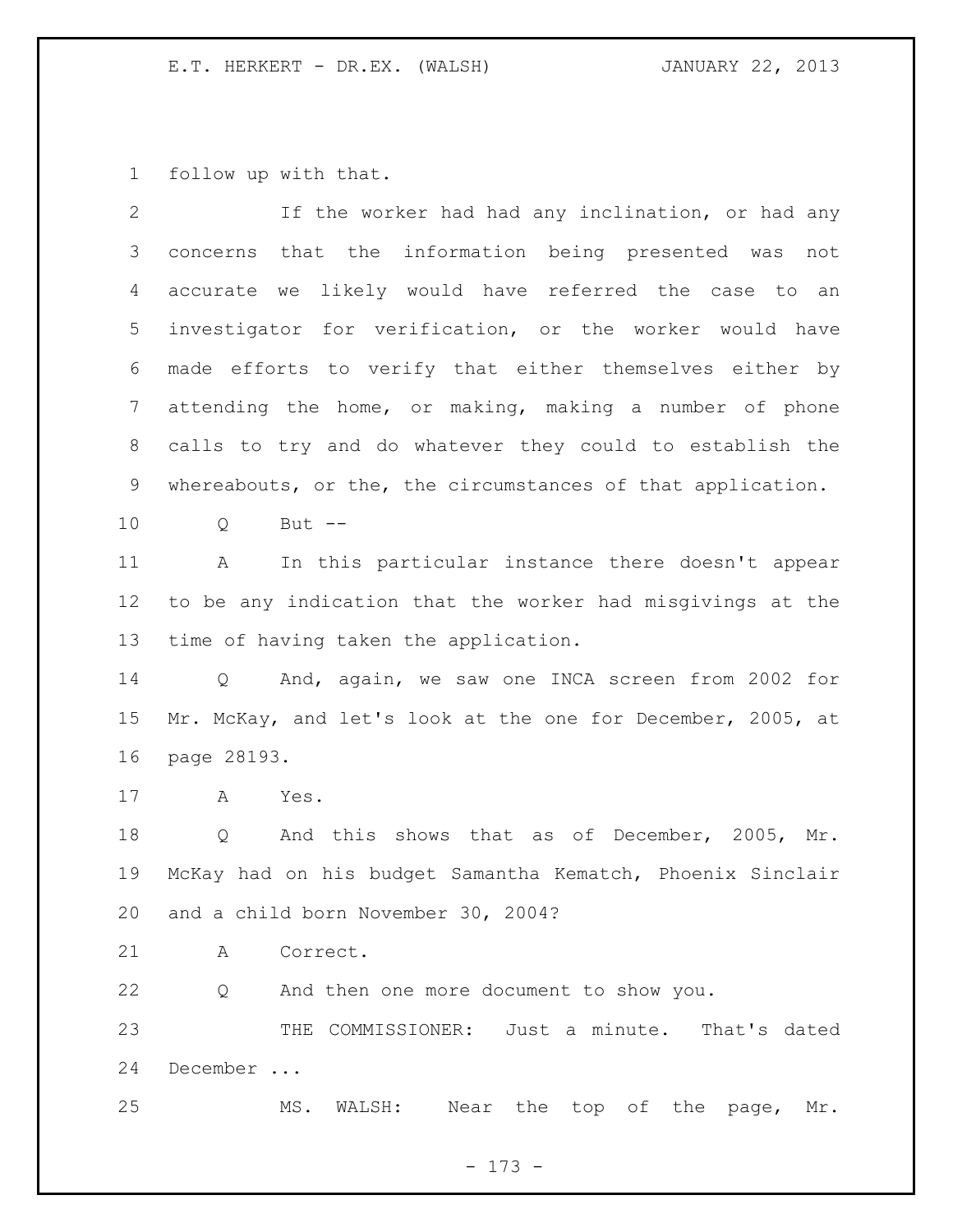follow up with that.

If the worker had had any inclination, or had any concerns that the information being presented was not accurate we likely would have referred the case to an investigator for verification, or the worker would have made efforts to verify that either themselves either by attending the home, or making, making a number of phone calls to try and do whatever they could to establish the whereabouts, or the, the circumstances of that application.

Q But --

A In this particular instance there doesn't appear to be any indication that the worker had misgivings at the time of having taken the application.

Q And, again, we saw one INCA screen from 2002 for Mr. McKay, and let's look at the one for December, 2005, at page 28193.

A Yes.

Q And this shows that as of December, 2005, Mr. McKay had on his budget Samantha Kematch, Phoenix Sinclair and a child born November 30, 2004?

A Correct.

Q And then one more document to show you.

THE COMMISSIONER: Just a minute. That's dated December ...

MS. WALSH: Near the top of the page, Mr.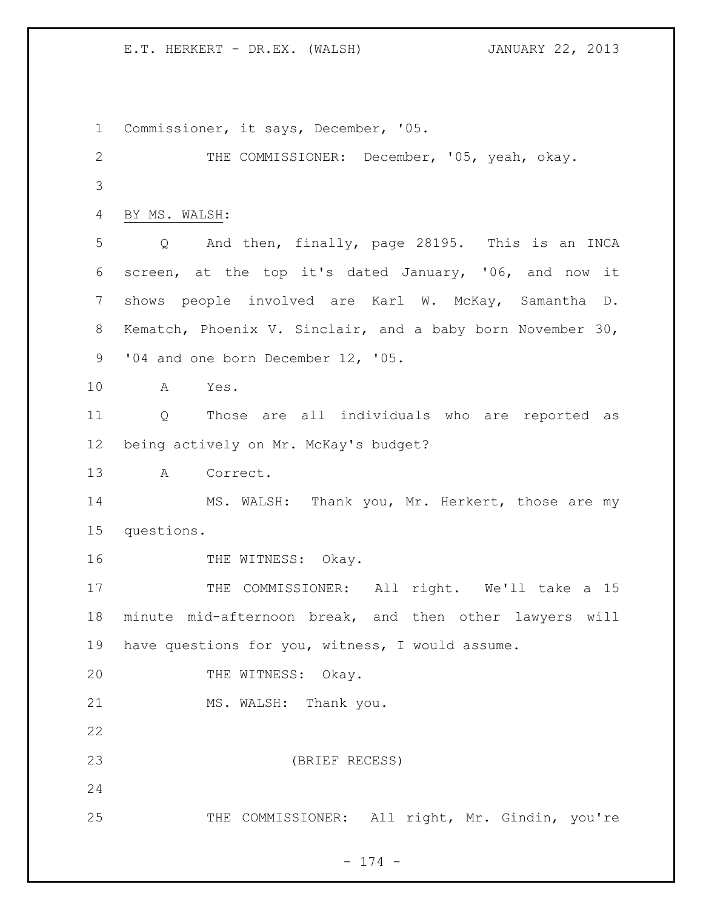Commissioner, it says, December, '05.

THE COMMISSIONER: December, '05, yeah, okay.

BY MS. WALSH:

Q And then, finally, page 28195. This is an INCA screen, at the top it's dated January, '06, and now it shows people involved are Karl W. McKay, Samantha D. Kematch, Phoenix V. Sinclair, and a baby born November 30, '04 and one born December 12, '05.

A Yes.

Q Those are all individuals who are reported as being actively on Mr. McKay's budget?

A Correct.

MS. WALSH: Thank you, Mr. Herkert, those are my questions.

THE WITNESS: Okay.

THE COMMISSIONER: All right. We'll take a 15 minute mid-afternoon break, and then other lawyers will have questions for you, witness, I would assume.

THE WITNESS: Okay.

MS. WALSH: Thank you.

(BRIEF RECESS)

THE COMMISSIONER: All right, Mr. Gindin, you're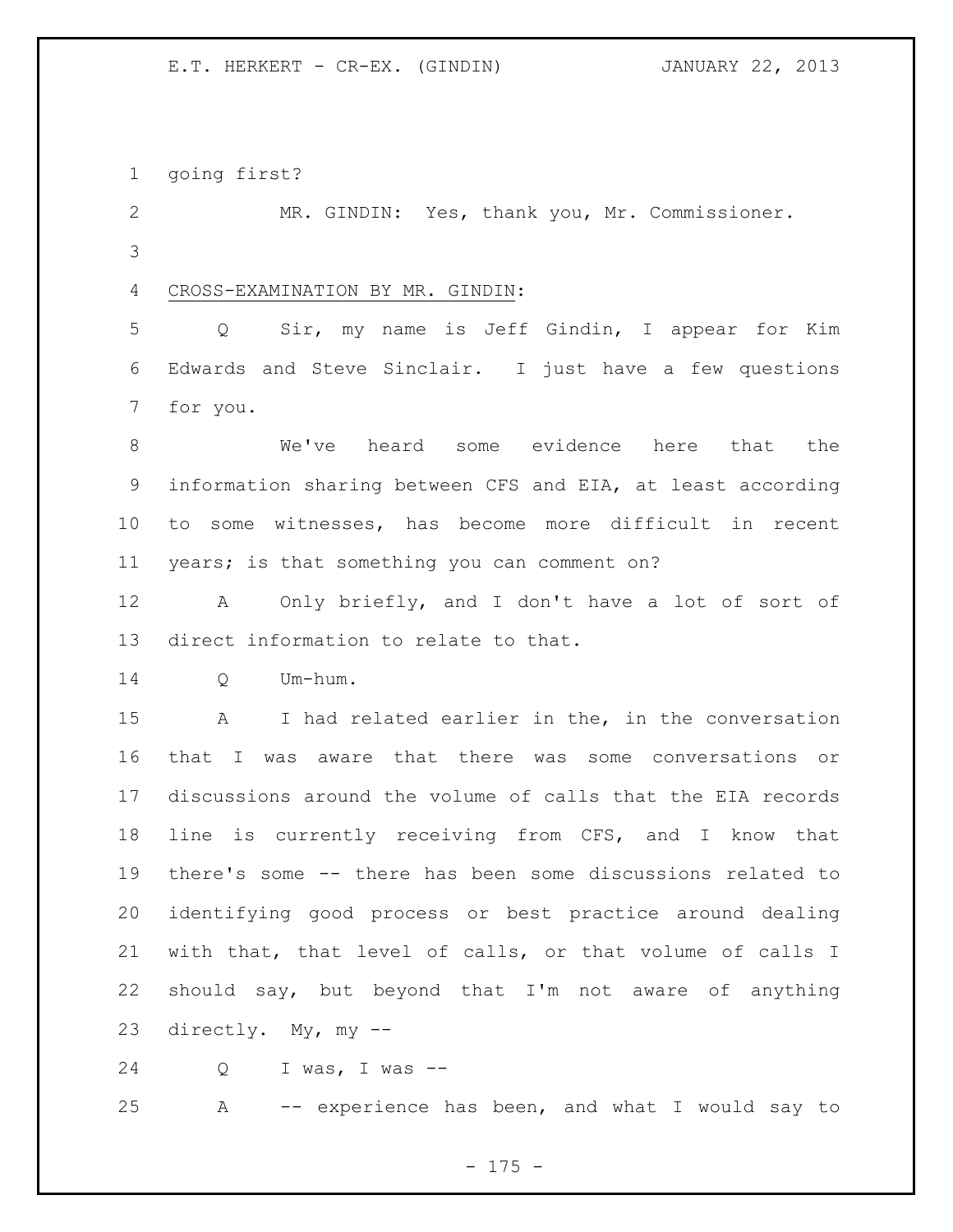going first?

MR. GINDIN: Yes, thank you, Mr. Commissioner.

CROSS-EXAMINATION BY MR. GINDIN:

Q Sir, my name is Jeff Gindin, I appear for Kim Edwards and Steve Sinclair. I just have a few questions for you.

We've heard some evidence here that the information sharing between CFS and EIA, at least according to some witnesses, has become more difficult in recent years; is that something you can comment on?

A Only briefly, and I don't have a lot of sort of direct information to relate to that.

Q Um-hum.

A I had related earlier in the, in the conversation that I was aware that there was some conversations or discussions around the volume of calls that the EIA records line is currently receiving from CFS, and I know that there's some -- there has been some discussions related to identifying good process or best practice around dealing with that, that level of calls, or that volume of calls I should say, but beyond that I'm not aware of anything directly. My, my --

Q I was, I was --

A -- experience has been, and what I would say to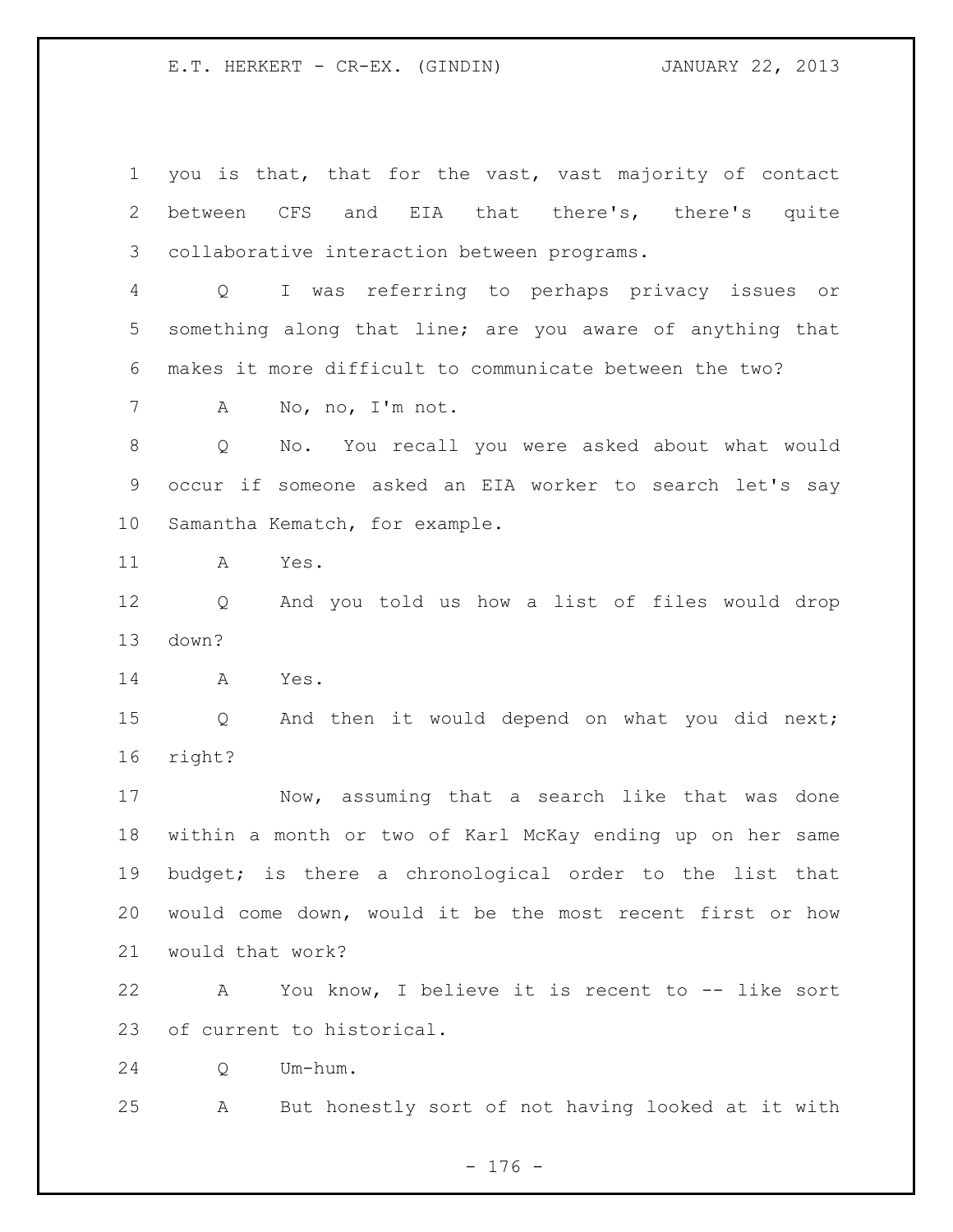you is that, that for the vast, vast majority of contact between CFS and EIA that there's, there's quite collaborative interaction between programs.

Q I was referring to perhaps privacy issues or something along that line; are you aware of anything that makes it more difficult to communicate between the two?

A No, no, I'm not.

Q No. You recall you were asked about what would occur if someone asked an EIA worker to search let's say Samantha Kematch, for example.

A Yes.

Q And you told us how a list of files would drop down?

A Yes.

Q And then it would depend on what you did next; right?

Now, assuming that a search like that was done within a month or two of Karl McKay ending up on her same budget; is there a chronological order to the list that would come down, would it be the most recent first or how would that work?

A You know, I believe it is recent to -- like sort of current to historical.

Q Um-hum.

A But honestly sort of not having looked at it with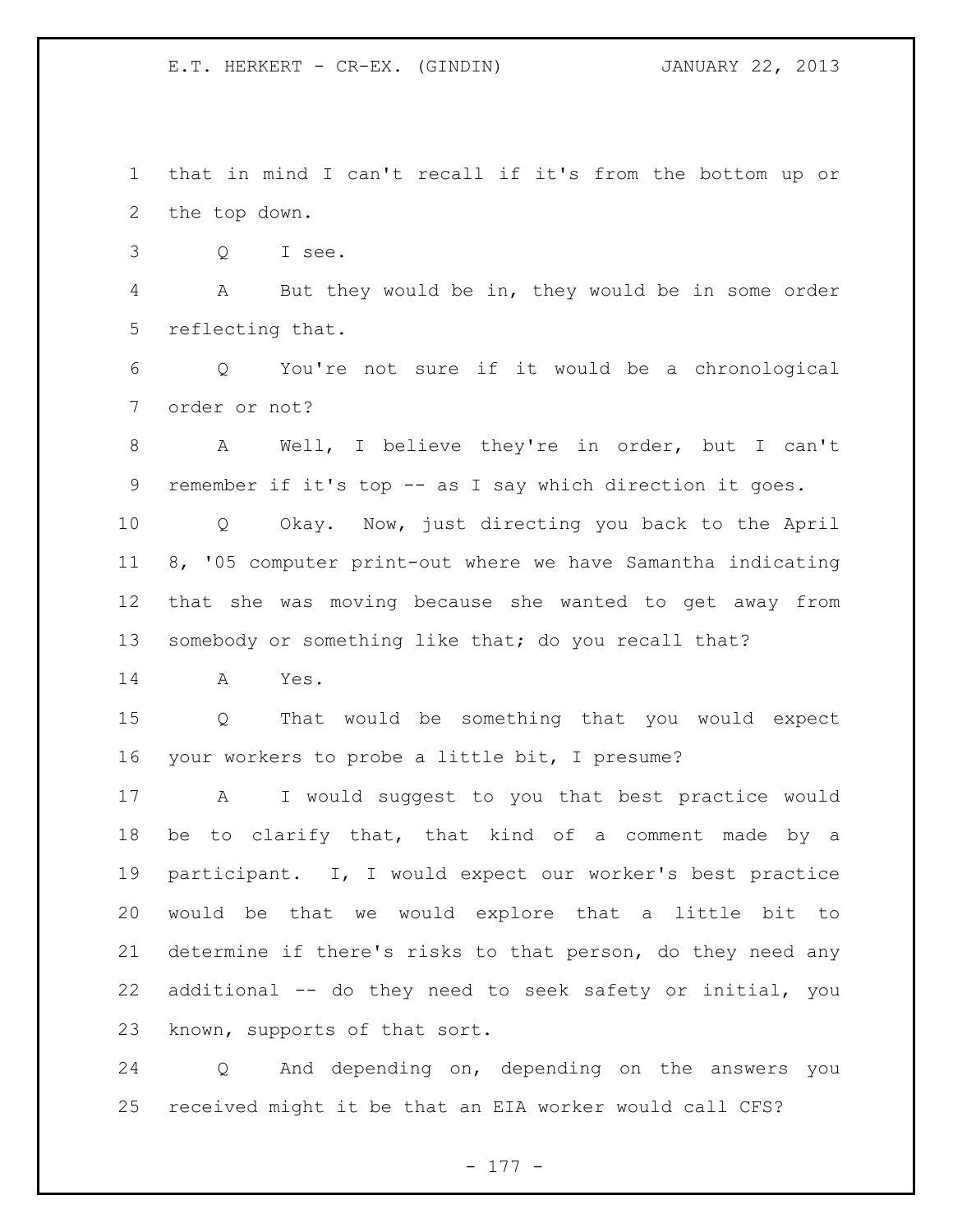that in mind I can't recall if it's from the bottom up or the top down.

Q I see.

A But they would be in, they would be in some order reflecting that.

Q You're not sure if it would be a chronological order or not?

A Well, I believe they're in order, but I can't remember if it's top -- as I say which direction it goes.

Q Okay. Now, just directing you back to the April 8, '05 computer print-out where we have Samantha indicating that she was moving because she wanted to get away from somebody or something like that; do you recall that?

A Yes.

Q That would be something that you would expect your workers to probe a little bit, I presume?

A I would suggest to you that best practice would be to clarify that, that kind of a comment made by a participant. I, I would expect our worker's best practice would be that we would explore that a little bit to determine if there's risks to that person, do they need any additional -- do they need to seek safety or initial, you known, supports of that sort.

Q And depending on, depending on the answers you received might it be that an EIA worker would call CFS?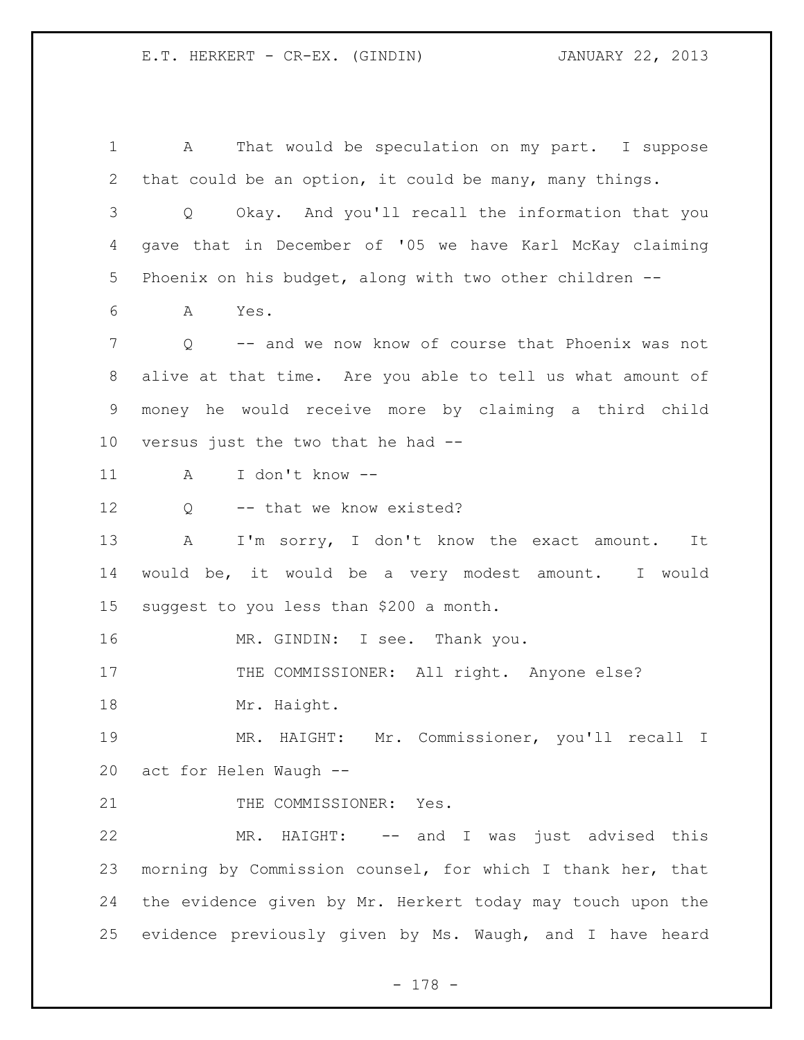A That would be speculation on my part. I suppose that could be an option, it could be many, many things.

Q Okay. And you'll recall the information that you gave that in December of '05 we have Karl McKay claiming Phoenix on his budget, along with two other children --

A Yes.

Q -- and we now know of course that Phoenix was not alive at that time. Are you able to tell us what amount of money he would receive more by claiming a third child versus just the two that he had --

A I don't know --

Q -- that we know existed?

A I'm sorry, I don't know the exact amount. It would be, it would be a very modest amount. I would suggest to you less than $200 a month.

MR. GINDIN: I see. Thank you.

THE COMMISSIONER: All right. Anyone else?

Mr. Haight.

MR. HAIGHT: Mr. Commissioner, you'll recall I act for Helen Waugh --

THE COMMISSIONER: Yes.

MR. HAIGHT: -- and I was just advised this morning by Commission counsel, for which I thank her, that the evidence given by Mr. Herkert today may touch upon the evidence previously given by Ms. Waugh, and I have heard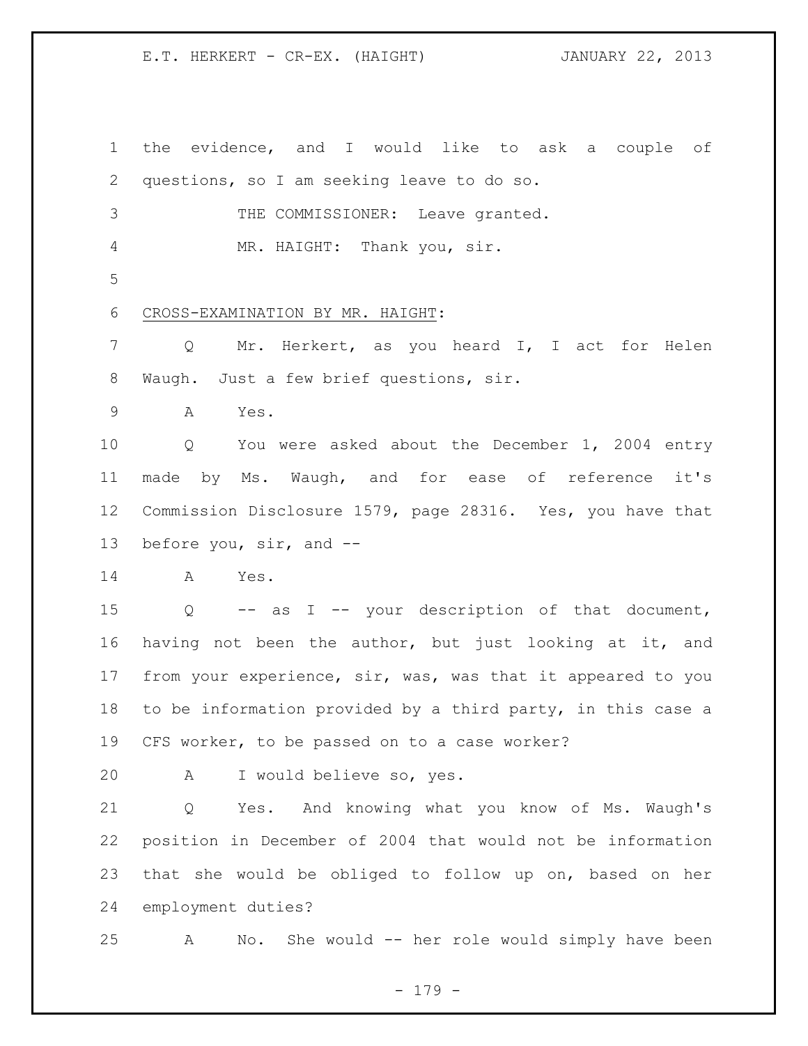the evidence, and I would like to ask a couple of questions, so I am seeking leave to do so.

THE COMMISSIONER: Leave granted.

MR. HAIGHT: Thank you, sir.

CROSS-EXAMINATION BY MR. HAIGHT:

Q Mr. Herkert, as you heard I, I act for Helen Waugh. Just a few brief questions, sir.

A Yes.

Q You were asked about the December 1, 2004 entry made by Ms. Waugh, and for ease of reference it's Commission Disclosure 1579, page 28316. Yes, you have that before you, sir, and --

A Yes.

Q -- as I -- your description of that document, having not been the author, but just looking at it, and from your experience, sir, was, was that it appeared to you to be information provided by a third party, in this case a CFS worker, to be passed on to a case worker?

A I would believe so, yes.

Q Yes. And knowing what you know of Ms. Waugh's position in December of 2004 that would not be information that she would be obliged to follow up on, based on her employment duties?

A No. She would -- her role would simply have been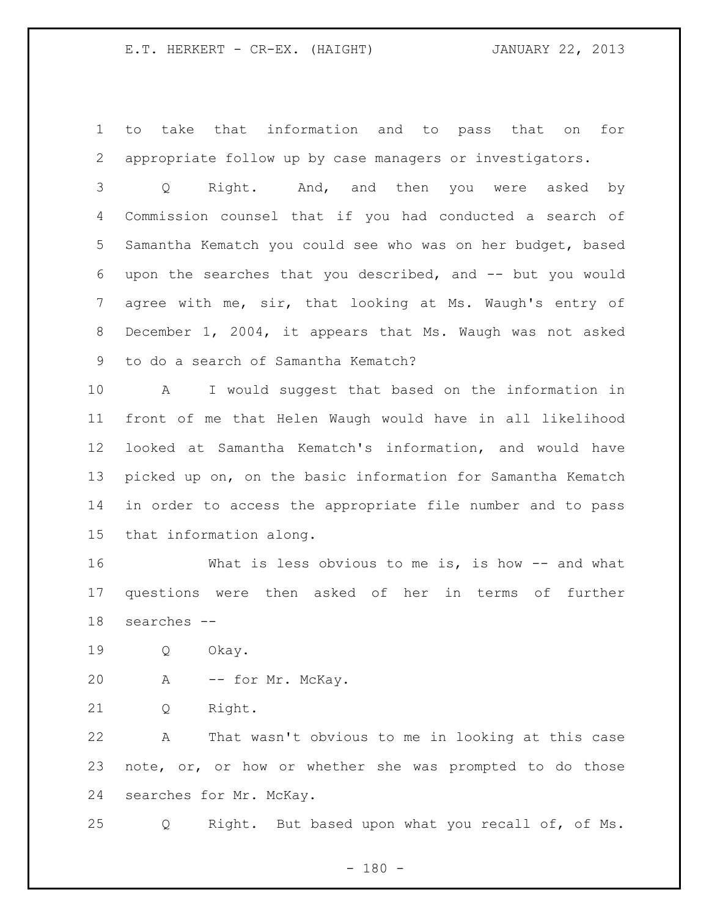to take that information and to pass that on for appropriate follow up by case managers or investigators.

Q Right. And, and then you were asked by Commission counsel that if you had conducted a search of Samantha Kematch you could see who was on her budget, based upon the searches that you described, and -- but you would agree with me, sir, that looking at Ms. Waugh's entry of December 1, 2004, it appears that Ms. Waugh was not asked to do a search of Samantha Kematch?

A I would suggest that based on the information in front of me that Helen Waugh would have in all likelihood looked at Samantha Kematch's information, and would have picked up on, on the basic information for Samantha Kematch in order to access the appropriate file number and to pass that information along.

What is less obvious to me is, is how -- and what questions were then asked of her in terms of further searches --

Q Okay.

A -- for Mr. McKay.

Q Right.

A That wasn't obvious to me in looking at this case note, or, or how or whether she was prompted to do those searches for Mr. McKay.

Q Right. But based upon what you recall of, of Ms.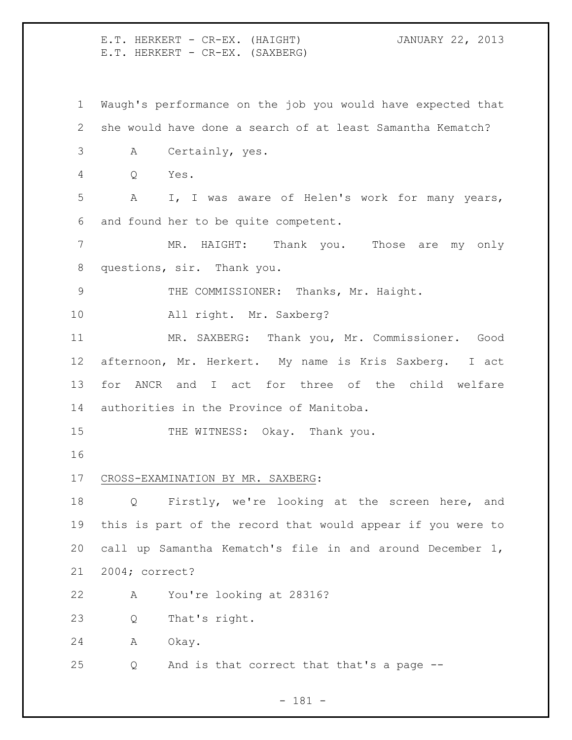Waugh's performance on the job you would have expected that she would have done a search of at least Samantha Kematch?

A Certainly, yes.

Q Yes.

A I, I was aware of Helen's work for many years, and found her to be quite competent.

MR. HAIGHT: Thank you. Those are my only questions, sir. Thank you.

THE COMMISSIONER: Thanks, Mr. Haight.

All right. Mr. Saxberg?

MR. SAXBERG: Thank you, Mr. Commissioner. Good afternoon, Mr. Herkert. My name is Kris Saxberg. I act for ANCR and I act for three of the child welfare authorities in the Province of Manitoba.

THE WITNESS: Okay. Thank you.

CROSS-EXAMINATION BY MR. SAXBERG:

Q Firstly, we're looking at the screen here, and this is part of the record that would appear if you were to call up Samantha Kematch's file in and around December 1, 2004; correct?

A You're looking at 28316?

Q That's right.

A Okay.

Q And is that correct that that's a page --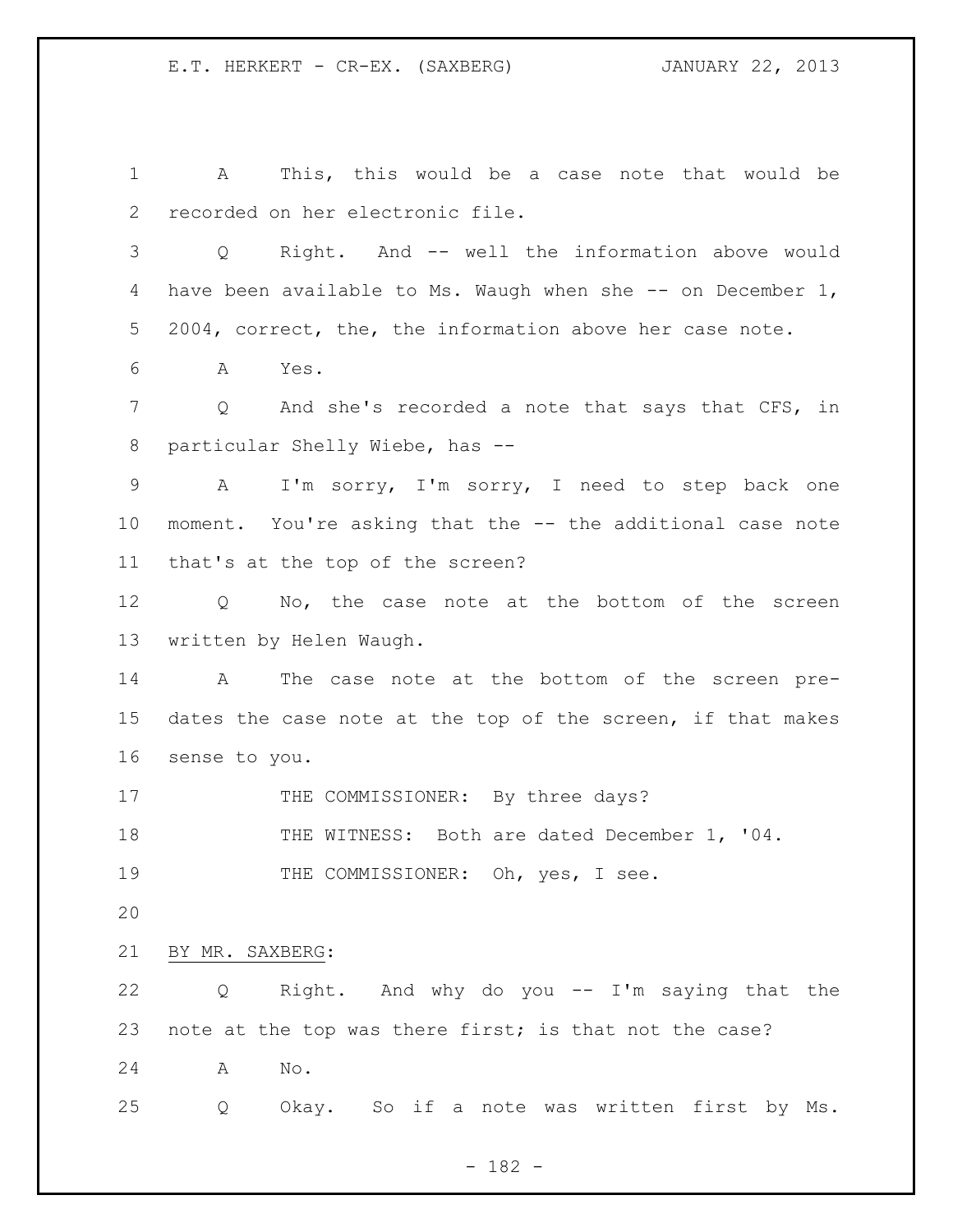A This, this would be a case note that would be recorded on her electronic file.

Q Right. And -- well the information above would have been available to Ms. Waugh when she -- on December 1, 2004, correct, the, the information above her case note.

A Yes.

Q And she's recorded a note that says that CFS, in particular Shelly Wiebe, has --

A I'm sorry, I'm sorry, I need to step back one moment. You're asking that the -- the additional case note that's at the top of the screen?

Q No, the case note at the bottom of the screen written by Helen Waugh.

A The case note at the bottom of the screen pre-dates the case note at the top of the screen, if that makes sense to you.

THE COMMISSIONER: By three days?

THE WITNESS: Both are dated December 1, '04.

THE COMMISSIONER: Oh, yes, I see.

BY MR. SAXBERG:

Q Right. And why do you -- I'm saying that the note at the top was there first; is that not the case?

A No.

Q Okay. So if a note was written first by Ms.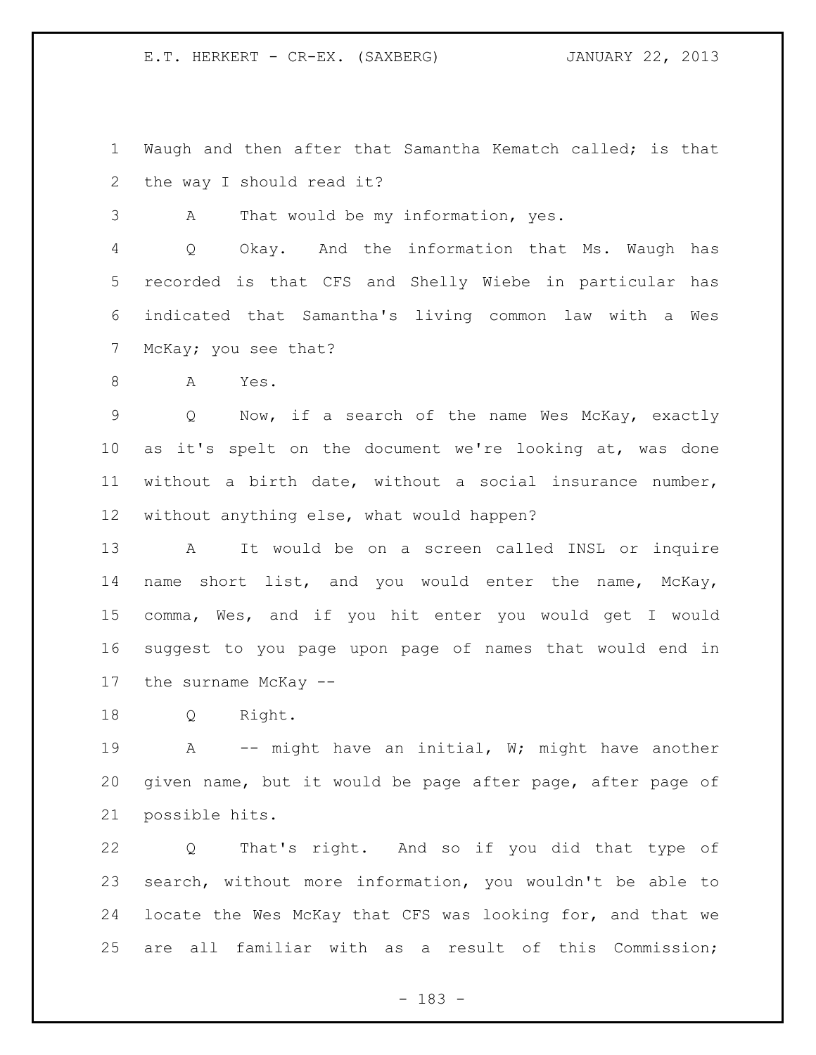Waugh and then after that Samantha Kematch called; is that the way I should read it?

A That would be my information, yes.

Q Okay. And the information that Ms. Waugh has recorded is that CFS and Shelly Wiebe in particular has indicated that Samantha's living common law with a Wes McKay; you see that?

A Yes.

Q Now, if a search of the name Wes McKay, exactly as it's spelt on the document we're looking at, was done without a birth date, without a social insurance number, without anything else, what would happen?

A It would be on a screen called INSL or inquire name short list, and you would enter the name, McKay, comma, Wes, and if you hit enter you would get I would suggest to you page upon page of names that would end in the surname McKay --

Q Right.

A -- might have an initial, W; might have another given name, but it would be page after page, after page of possible hits.

Q That's right. And so if you did that type of search, without more information, you wouldn't be able to locate the Wes McKay that CFS was looking for, and that we are all familiar with as a result of this Commission;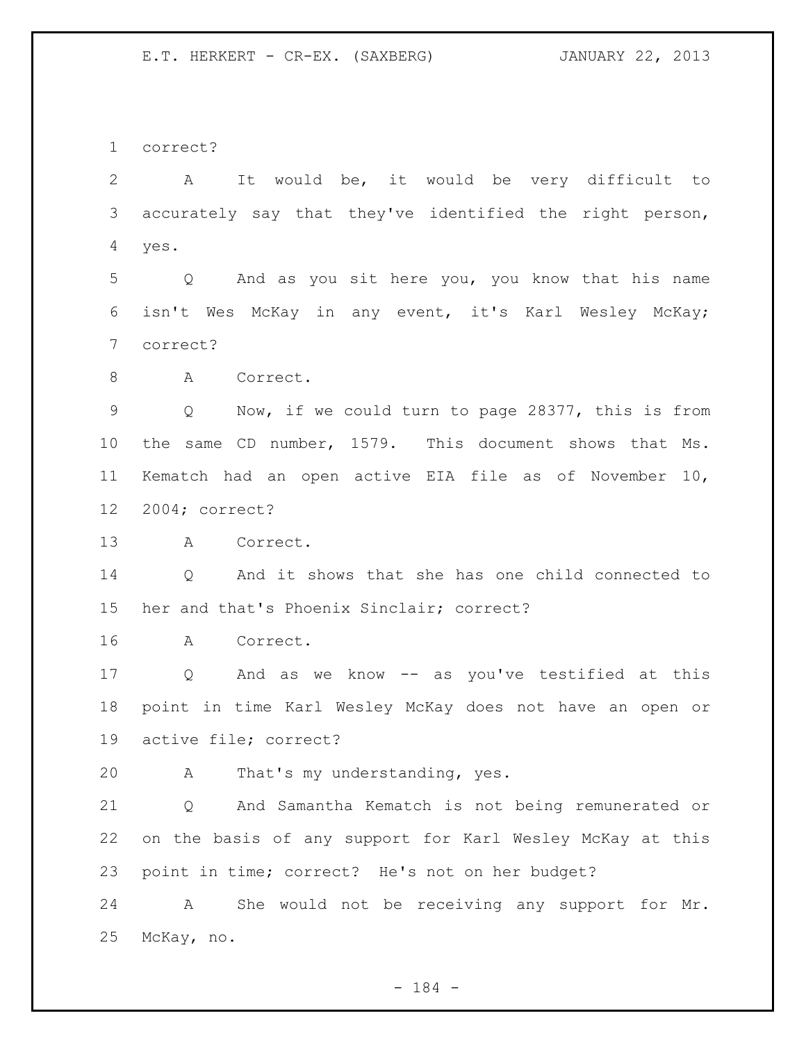correct?

A It would be, it would be very difficult to accurately say that they've identified the right person, yes.

Q And as you sit here you, you know that his name isn't Wes McKay in any event, it's Karl Wesley McKay; correct?

A Correct.

Q Now, if we could turn to page 28377, this is from the same CD number, 1579. This document shows that Ms. Kematch had an open active EIA file as of November 10, 2004; correct?

A Correct.

Q And it shows that she has one child connected to her and that's Phoenix Sinclair; correct?

A Correct.

Q And as we know -- as you've testified at this point in time Karl Wesley McKay does not have an open or active file; correct?

A That's my understanding, yes.

Q And Samantha Kematch is not being remunerated or on the basis of any support for Karl Wesley McKay at this point in time; correct? He's not on her budget?

A She would not be receiving any support for Mr. McKay, no.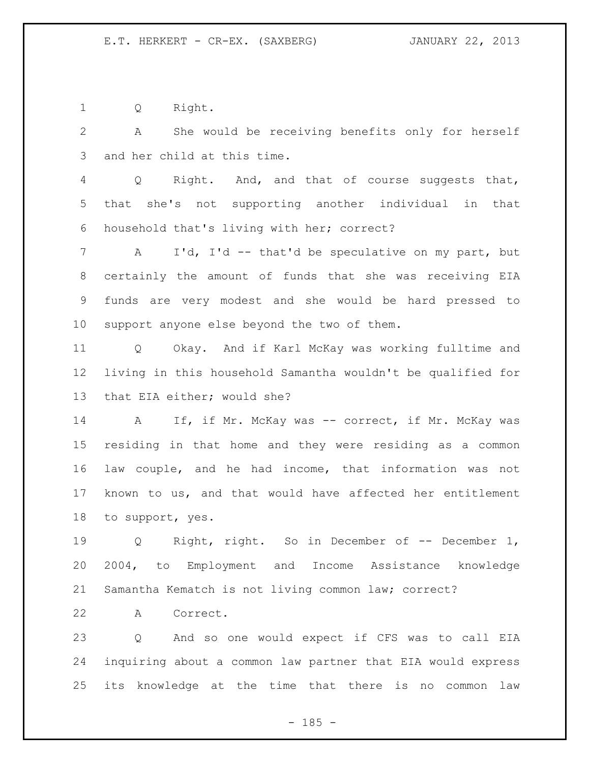Q Right.

A She would be receiving benefits only for herself and her child at this time.

Q Right. And, and that of course suggests that, that she's not supporting another individual in that household that's living with her; correct?

A I'd, I'd -- that'd be speculative on my part, but certainly the amount of funds that she was receiving EIA funds are very modest and she would be hard pressed to support anyone else beyond the two of them.

Q Okay. And if Karl McKay was working fulltime and living in this household Samantha wouldn't be qualified for that EIA either; would she?

A If, if Mr. McKay was -- correct, if Mr. McKay was residing in that home and they were residing as a common law couple, and he had income, that information was not known to us, and that would have affected her entitlement to support, yes.

Q Right, right. So in December of -- December 1, 2004, to Employment and Income Assistance knowledge Samantha Kematch is not living common law; correct?

A Correct.

Q And so one would expect if CFS was to call EIA inquiring about a common law partner that EIA would express its knowledge at the time that there is no common law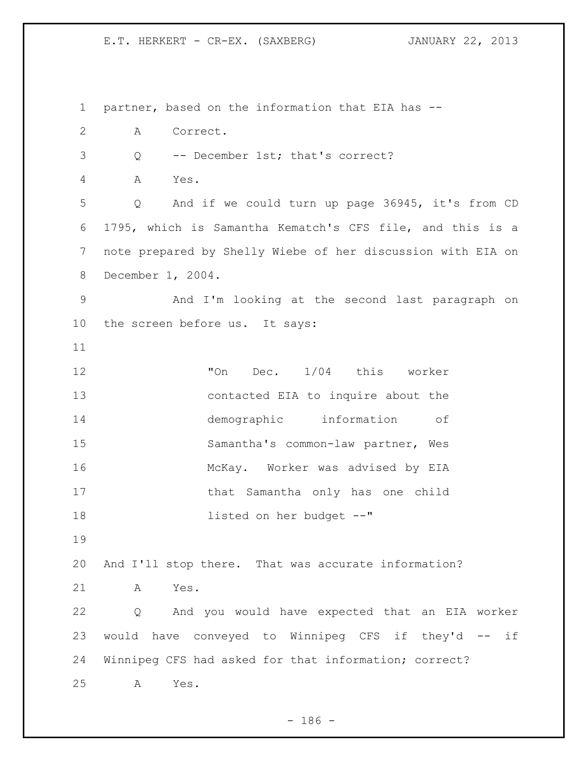partner, based on the information that EIA has --

A Correct.

Q -- December 1st; that's correct?

A Yes.

Q And if we could turn up page 36945, it's from CD 1795, which is Samantha Kematch's CFS file, and this is a note prepared by Shelly Wiebe of her discussion with EIA on December 1, 2004.

And I'm looking at the second last paragraph on the screen before us. It says:

> "On Dec. 1/04 this worker contacted EIA to inquire about the demographic information of Samantha's common-law partner, Wes McKay. Worker was advised by EIA that Samantha only has one child listed on her budget --"

And I'll stop there. That was accurate information?

A Yes.

Q And you would have expected that an EIA worker would have conveyed to Winnipeg CFS if they'd -- if Winnipeg CFS had asked for that information; correct?

A Yes.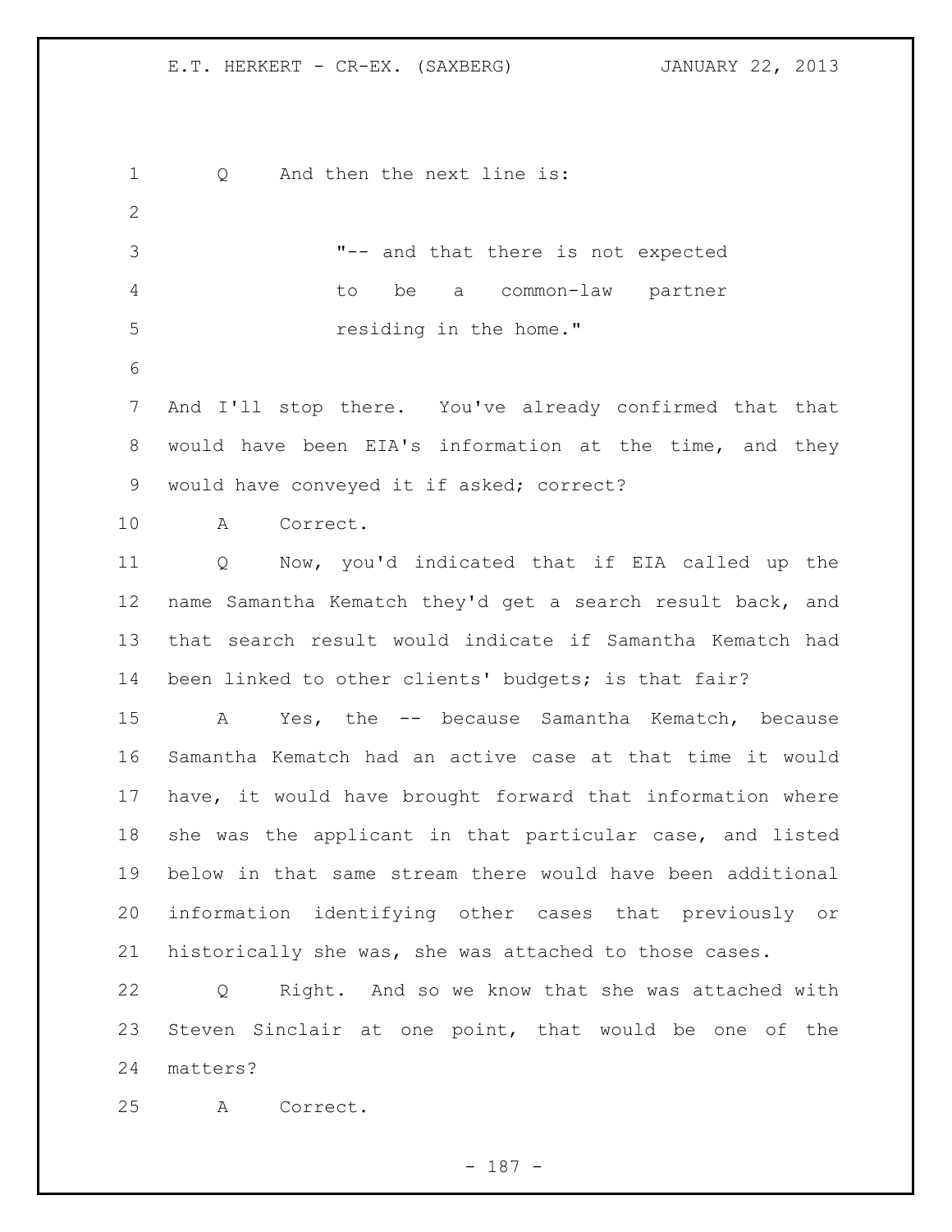Q And then the next line is:

> "-- and that there is not expected to be a common-law partner residing in the home."

And I'll stop there. You've already confirmed that that would have been EIA's information at the time, and they would have conveyed it if asked; correct?

A Correct.

Q Now, you'd indicated that if EIA called up the name Samantha Kematch they'd get a search result back, and that search result would indicate if Samantha Kematch had been linked to other clients' budgets; is that fair?

A Yes, the -- because Samantha Kematch, because Samantha Kematch had an active case at that time it would have, it would have brought forward that information where she was the applicant in that particular case, and listed below in that same stream there would have been additional information identifying other cases that previously or historically she was, she was attached to those cases.

Q Right. And so we know that she was attached with Steven Sinclair at one point, that would be one of the matters?

A Correct.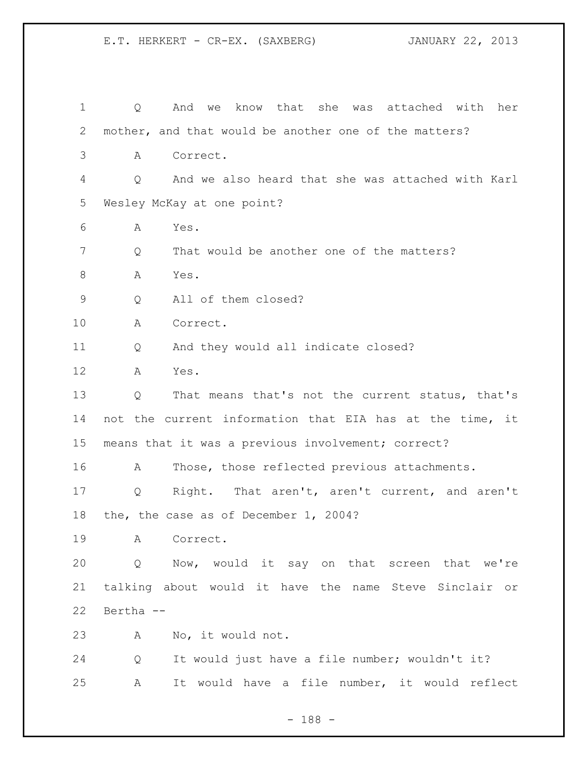1 Q And we know that she was attached with her
2 mother, and that would be another one of the matters?
3 A Correct.
4 Q And we also heard that she was attached with Karl
5 Wesley McKay at one point?
6 A Yes.
7 Q That would be another one of the matters?
8 A Yes.
9 Q All of them closed?
10 A Correct.
11 Q And they would all indicate closed?
12 A Yes.
13 Q That means that's not the current status, that's
14 not the current information that EIA has at the time, it
15 means that it was a previous involvement; correct?
16 A Those, those reflected previous attachments.
17 Q Right. That aren't, aren't current, and aren't
18 the, the case as of December 1, 2004?
19 A Correct.
20 Q Now, would it say on that screen that we're
21 talking about would it have the name Steve Sinclair or
22 Bertha --
23 A No, it would not.
24 Q It would just have a file number; wouldn't it?
25 A It would have a file number, it would reflect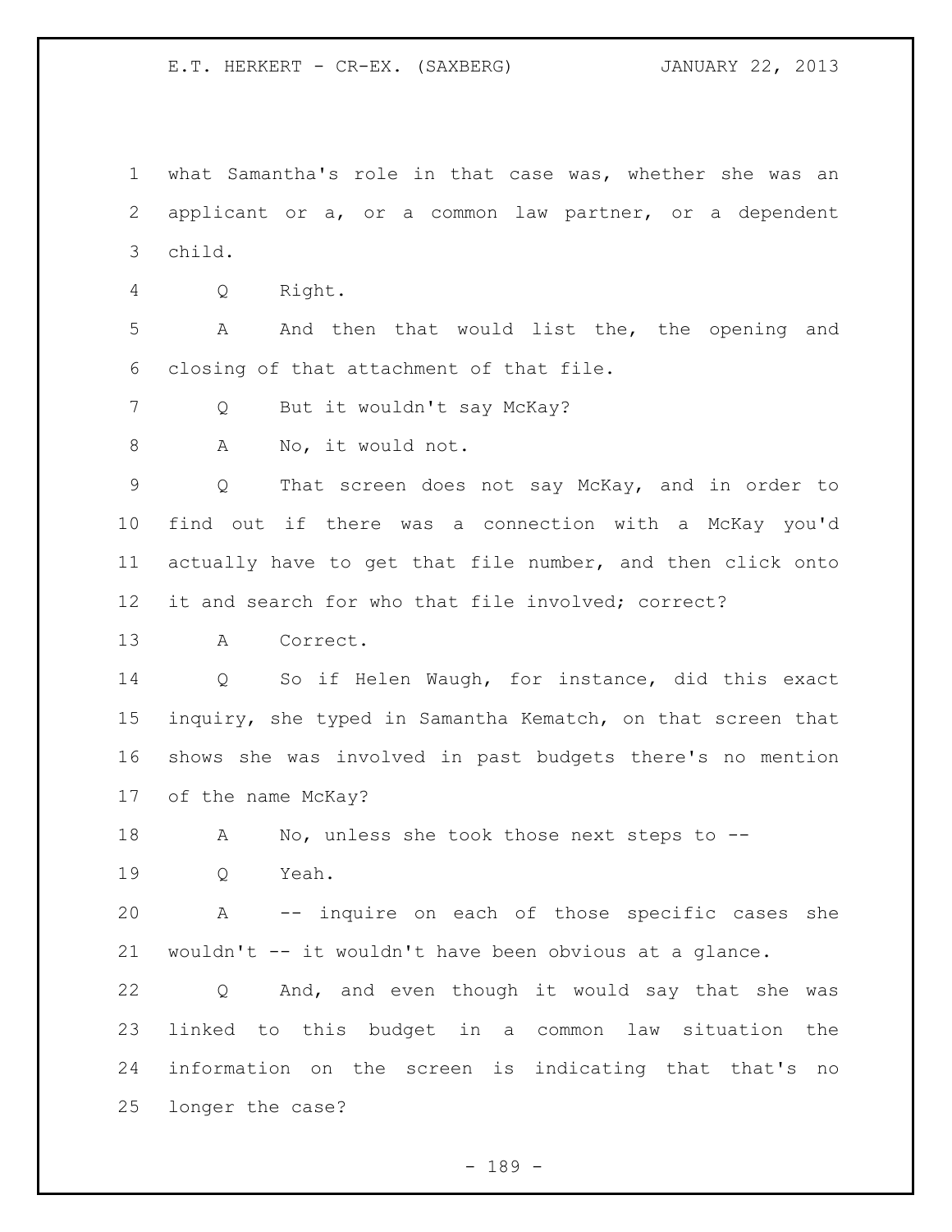what Samantha's role in that case was, whether she was an applicant or a, or a common law partner, or a dependent child.

Q Right.

A And then that would list the, the opening and closing of that attachment of that file.

Q But it wouldn't say McKay?

A No, it would not.

Q That screen does not say McKay, and in order to find out if there was a connection with a McKay you'd actually have to get that file number, and then click onto it and search for who that file involved; correct?

A Correct.

Q So if Helen Waugh, for instance, did this exact inquiry, she typed in Samantha Kematch, on that screen that shows she was involved in past budgets there's no mention of the name McKay?

A No, unless she took those next steps to --

Q Yeah.

A -- inquire on each of those specific cases she wouldn't -- it wouldn't have been obvious at a glance.

Q And, and even though it would say that she was linked to this budget in a common law situation the information on the screen is indicating that that's no longer the case?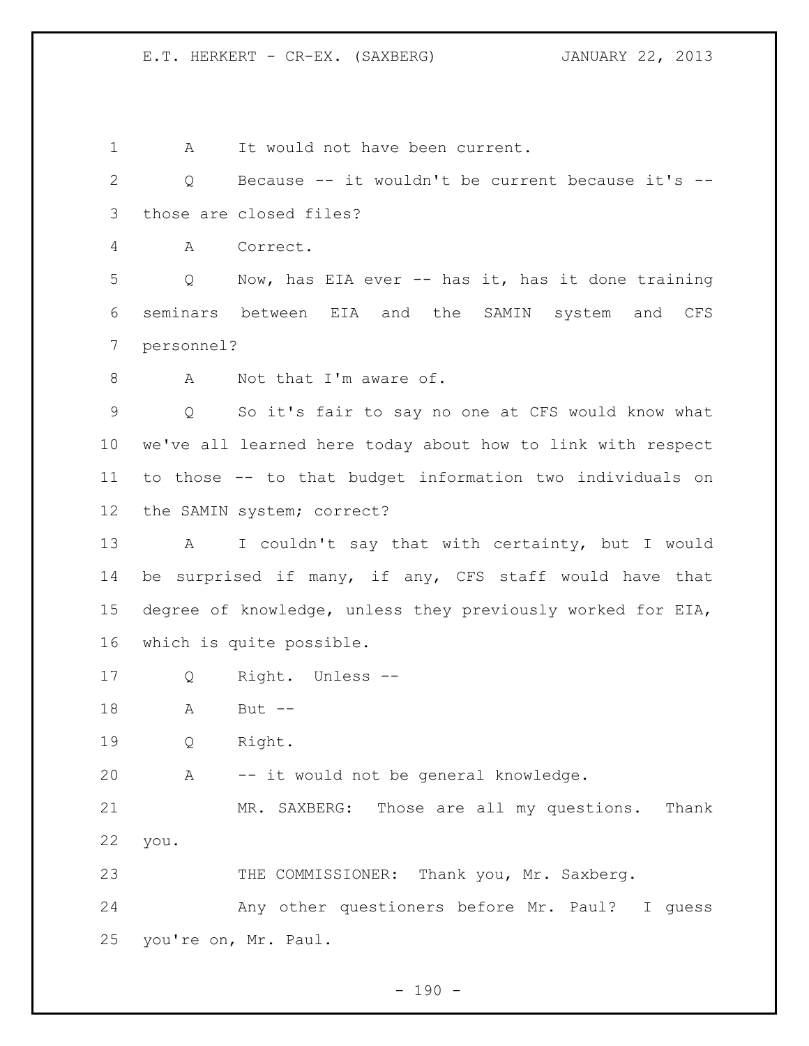A It would not have been current.

Q Because -- it wouldn't be current because it's -- those are closed files?

A Correct.

Q Now, has EIA ever -- has it, has it done training seminars between EIA and the SAMIN system and CFS personnel?

A Not that I'm aware of.

Q So it's fair to say no one at CFS would know what we've all learned here today about how to link with respect to those -- to that budget information two individuals on the SAMIN system; correct?

A I couldn't say that with certainty, but I would be surprised if many, if any, CFS staff would have that degree of knowledge, unless they previously worked for EIA, which is quite possible.

Q Right. Unless --

A But --

Q Right.

A -- it would not be general knowledge.

MR. SAXBERG: Those are all my questions. Thank you.

THE COMMISSIONER: Thank you, Mr. Saxberg.

Any other questioners before Mr. Paul? I guess you're on, Mr. Paul.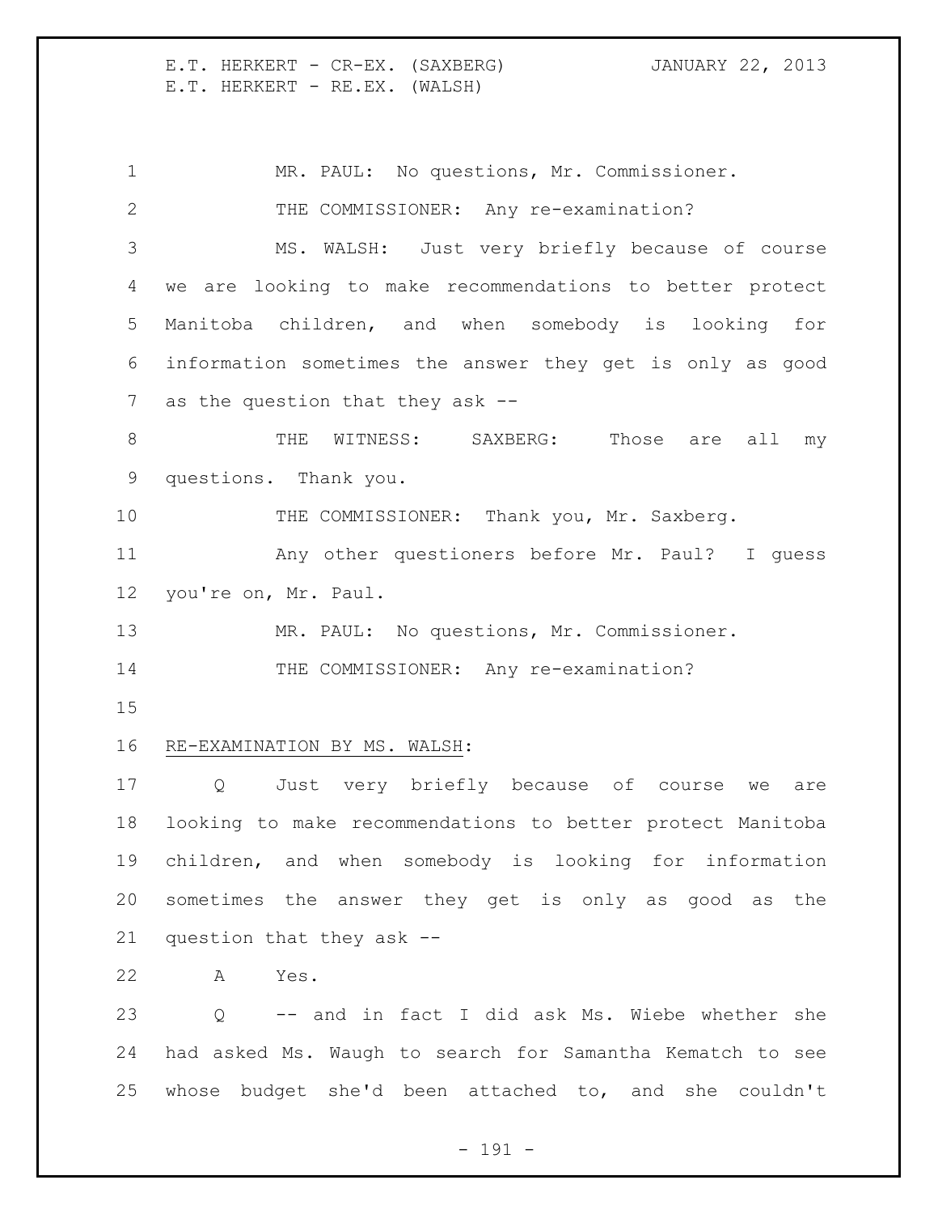MR. PAUL: No questions, Mr. Commissioner.

THE COMMISSIONER: Any re-examination?

MS. WALSH: Just very briefly because of course we are looking to make recommendations to better protect Manitoba children, and when somebody is looking for information sometimes the answer they get is only as good as the question that they ask --

THE WITNESS: SAXBERG: Those are all my questions. Thank you.

THE COMMISSIONER: Thank you, Mr. Saxberg.

Any other questioners before Mr. Paul? I guess you're on, Mr. Paul.

MR. PAUL: No questions, Mr. Commissioner.

THE COMMISSIONER: Any re-examination?

RE-EXAMINATION BY MS. WALSH:

Q Just very briefly because of course we are looking to make recommendations to better protect Manitoba children, and when somebody is looking for information sometimes the answer they get is only as good as the question that they ask --

A Yes.

Q -- and in fact I did ask Ms. Wiebe whether she had asked Ms. Waugh to search for Samantha Kematch to see whose budget she'd been attached to, and she couldn't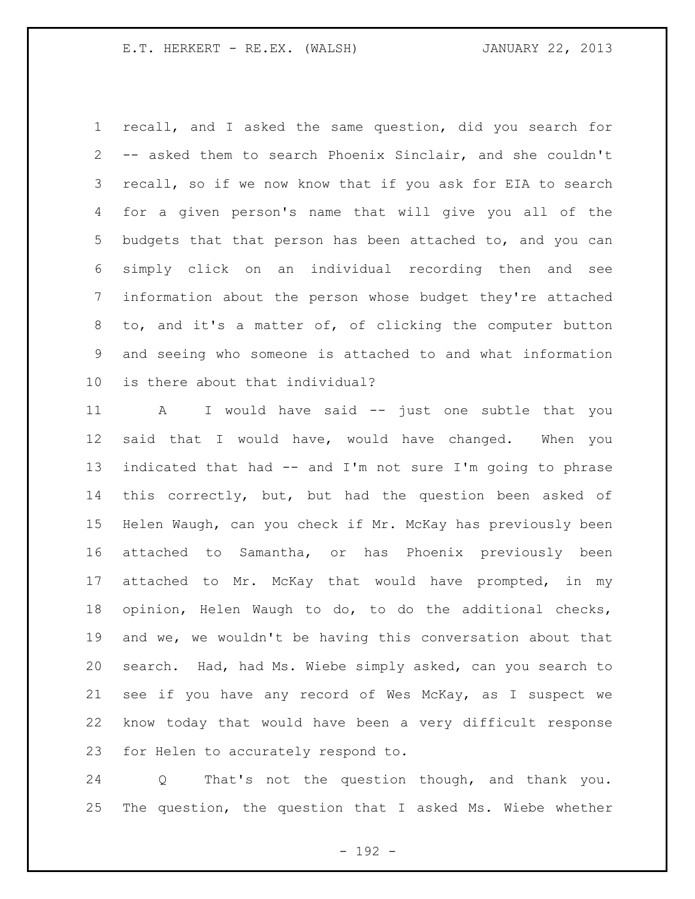recall, and I asked the same question, did you search for -- asked them to search Phoenix Sinclair, and she couldn't recall, so if we now know that if you ask for EIA to search for a given person's name that will give you all of the budgets that that person has been attached to, and you can simply click on an individual recording then and see information about the person whose budget they're attached to, and it's a matter of, of clicking the computer button and seeing who someone is attached to and what information is there about that individual?

A I would have said -- just one subtle that you said that I would have, would have changed. When you indicated that had -- and I'm not sure I'm going to phrase this correctly, but, but had the question been asked of Helen Waugh, can you check if Mr. McKay has previously been attached to Samantha, or has Phoenix previously been attached to Mr. McKay that would have prompted, in my opinion, Helen Waugh to do, to do the additional checks, and we, we wouldn't be having this conversation about that search. Had, had Ms. Wiebe simply asked, can you search to see if you have any record of Wes McKay, as I suspect we know today that would have been a very difficult response for Helen to accurately respond to.

Q That's not the question though, and thank you. The question, the question that I asked Ms. Wiebe whether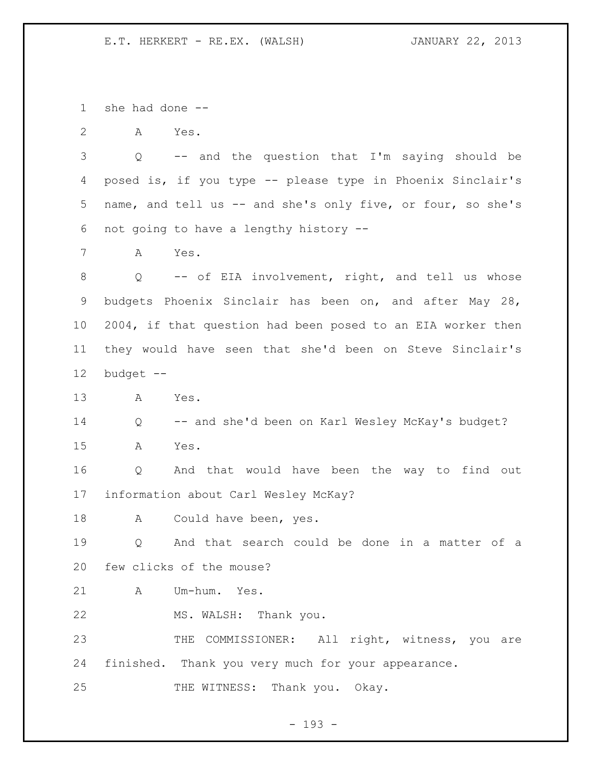she had done --

A Yes.

Q -- and the question that I'm saying should be posed is, if you type -- please type in Phoenix Sinclair's name, and tell us -- and she's only five, or four, so she's not going to have a lengthy history --

A Yes.

Q -- of EIA involvement, right, and tell us whose budgets Phoenix Sinclair has been on, and after May 28, 2004, if that question had been posed to an EIA worker then they would have seen that she'd been on Steve Sinclair's budget --

A Yes.

Q -- and she'd been on Karl Wesley McKay's budget?

A Yes.

Q And that would have been the way to find out information about Carl Wesley McKay?

A Could have been, yes.

Q And that search could be done in a matter of a few clicks of the mouse?

A Um-hum. Yes.

MS. WALSH: Thank you.

THE COMMISSIONER: All right, witness, you are finished. Thank you very much for your appearance.

THE WITNESS: Thank you. Okay.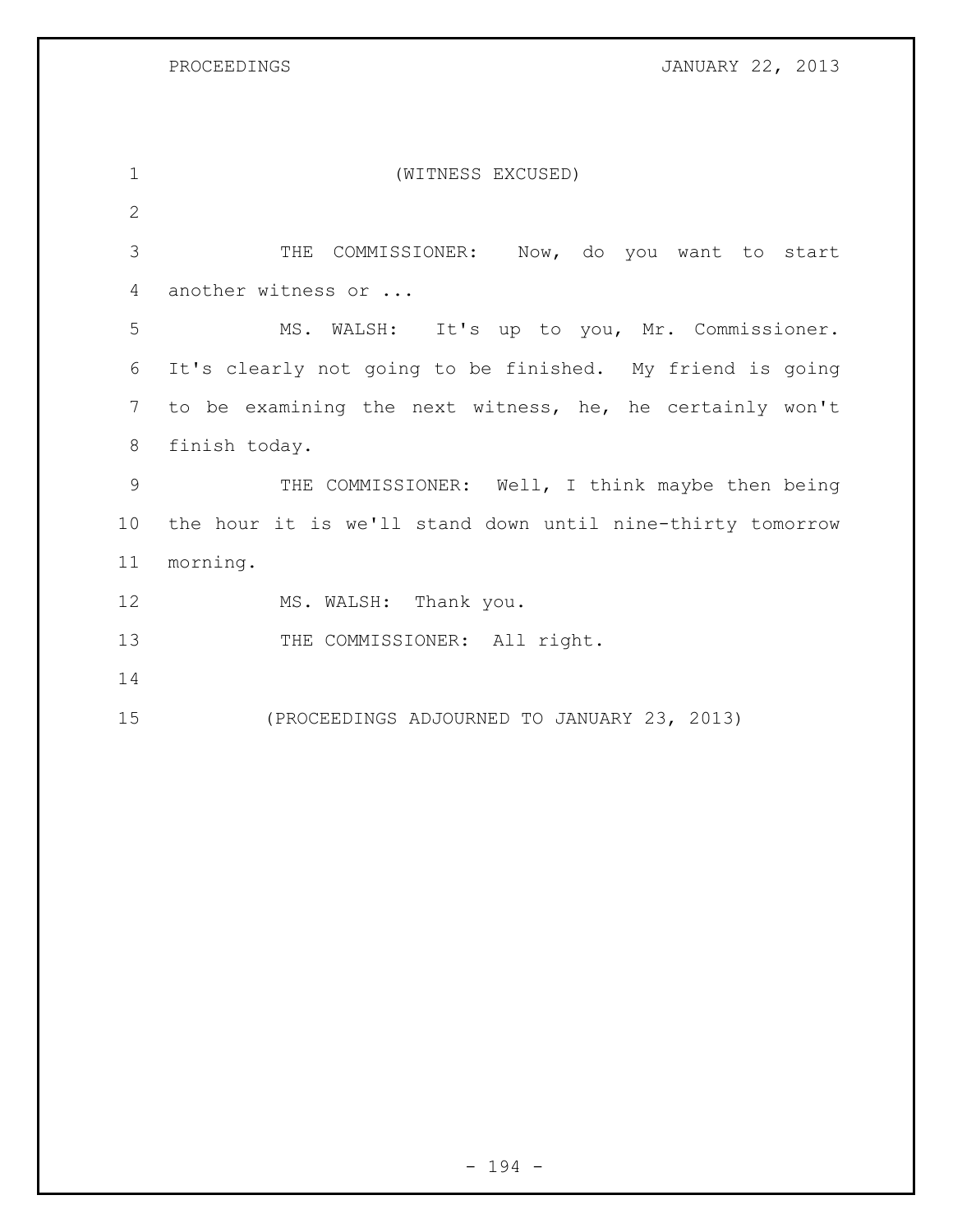(WITNESS EXCUSED)

THE COMMISSIONER: Now, do you want to start another witness or ...

MS. WALSH: It's up to you, Mr. Commissioner. It's clearly not going to be finished. My friend is going to be examining the next witness, he, he certainly won't finish today.

THE COMMISSIONER: Well, I think maybe then being the hour it is we'll stand down until nine-thirty tomorrow morning.

MS. WALSH: Thank you.

THE COMMISSIONER: All right.

(PROCEEDINGS ADJOURNED TO JANUARY 23, 2013)